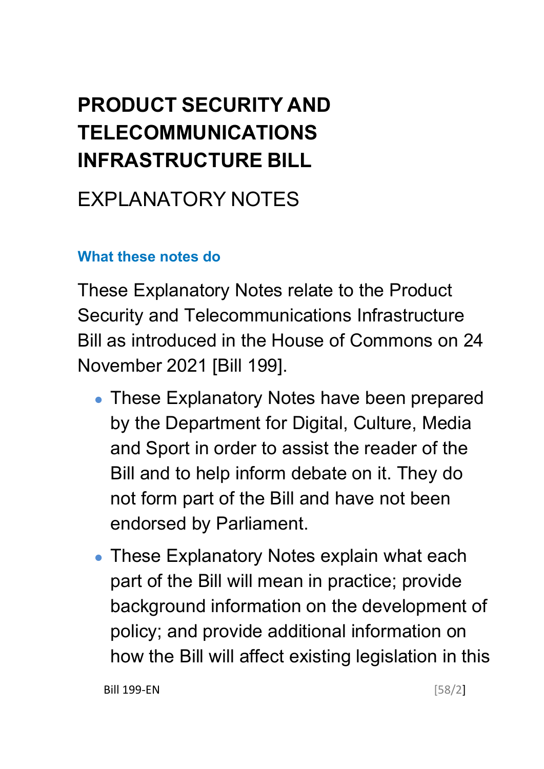# PRODUCT SECURITY AND TELECOMMUNICATIONS INFRASTRUCTURE BILL

## EXPLANATORY NOTES

### What these notes do

These Explanatory Notes relate to the Product Security and Telecommunications Infrastructure Bill as introduced in the House of Commons on 24 November 2021 [Bill 199].

- These Explanatory Notes have been prepared by the Department for Digital, Culture, Media and Sport in order to assist the reader of the Bill and to help inform debate on it. They do not form part of the Bill and have not been endorsed by Parliament.
- These Explanatory Notes explain what each part of the Bill will mean in practice; provide background information on the development of policy; and provide additional information on how the Bill will affect existing legislation in this

Bill 199-EN [58/2]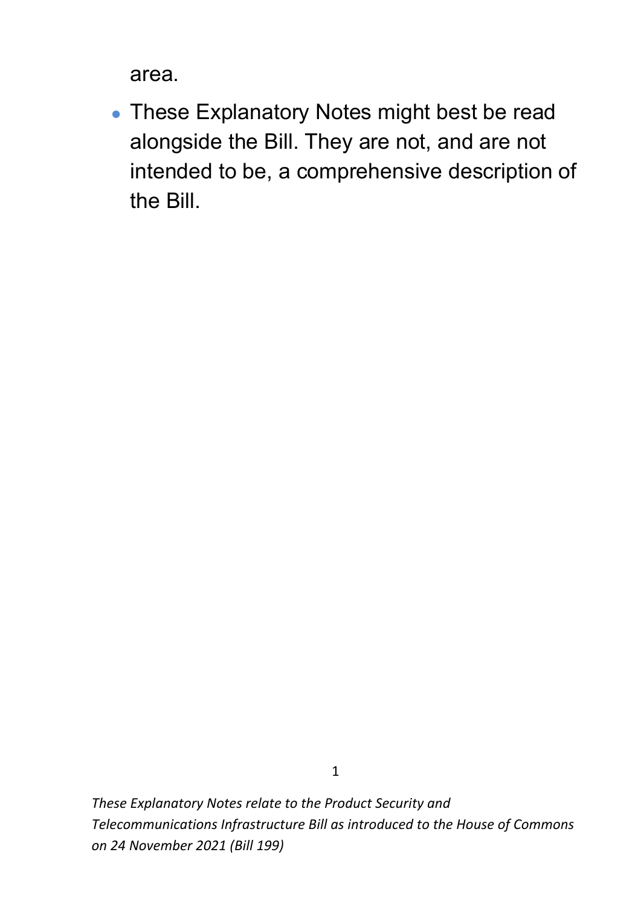area.

- These Explanatory Notes might best be read alongside the Bill. They are not, and are not intended to be, a comprehensive description of the Bill.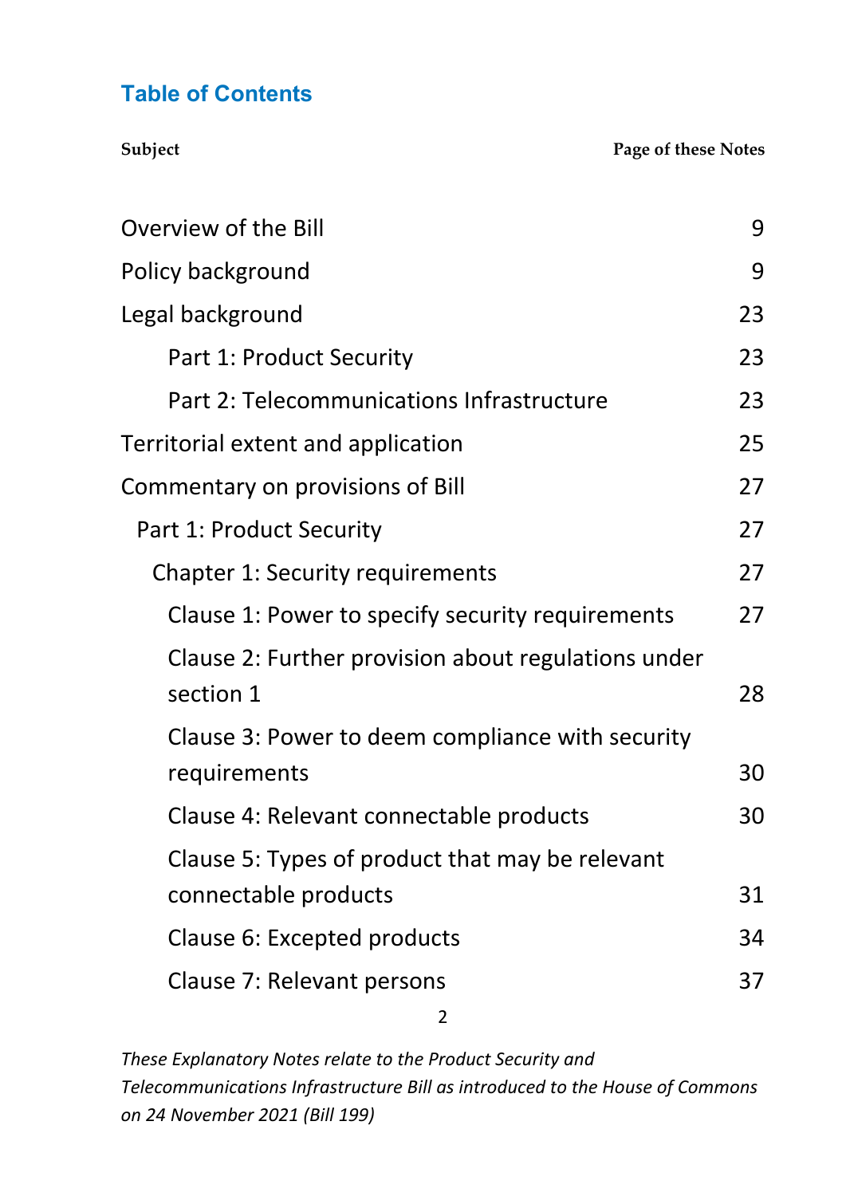## Table of Contents

| Subject | Page of these Notes |
| --- | --- |
| Overview of the Bill | 9 |
| Policy background | 9 |
| Legal background | 23 |
| Part 1: Product Security | 23 |
| Part 2: Telecommunications Infrastructure | 23 |
| Territorial extent and application | 25 |
| Commentary on provisions of Bill | 27 |
| Part 1: Product Security | 27 |
| Chapter 1: Security requirements | 27 |
| Clause 1: Power to specify security requirements | 27 |
| Clause 2: Further provision about regulations under section 1 | 28 |
| Clause 3: Power to deem compliance with security requirements | 30 |
| Clause 4: Relevant connectable products | 30 |
| Clause 5: Types of product that may be relevant connectable products | 31 |
| Clause 6: Excepted products | 34 |
| Clause 7: Relevant persons | 37 |

*These Explanatory Notes relate to the Product Security and Telecommunications Infrastructure Bill as introduced to the House of Commons on 24 November 2021 (Bill 199)*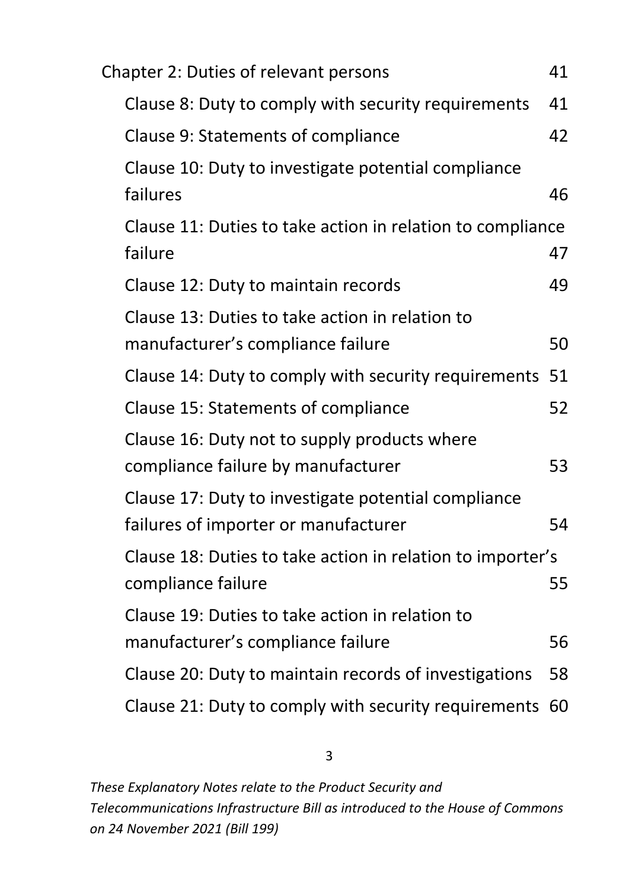Chapter 2: Duties of relevant persons 41

- Clause 8: Duty to comply with security requirements 41
- Clause 9: Statements of compliance 42
- Clause 10: Duty to investigate potential compliance failures 46
- Clause 11: Duties to take action in relation to compliance failure 47
- Clause 12: Duty to maintain records 49
- Clause 13: Duties to take action in relation to manufacturer's compliance failure 50
- Clause 14: Duty to comply with security requirements 51
- Clause 15: Statements of compliance 52
- Clause 16: Duty not to supply products where compliance failure by manufacturer 53
- Clause 17: Duty to investigate potential compliance failures of importer or manufacturer 54
- Clause 18: Duties to take action in relation to importer's compliance failure 55
- Clause 19: Duties to take action in relation to manufacturer's compliance failure 56
- Clause 20: Duty to maintain records of investigations 58
- Clause 21: Duty to comply with security requirements 60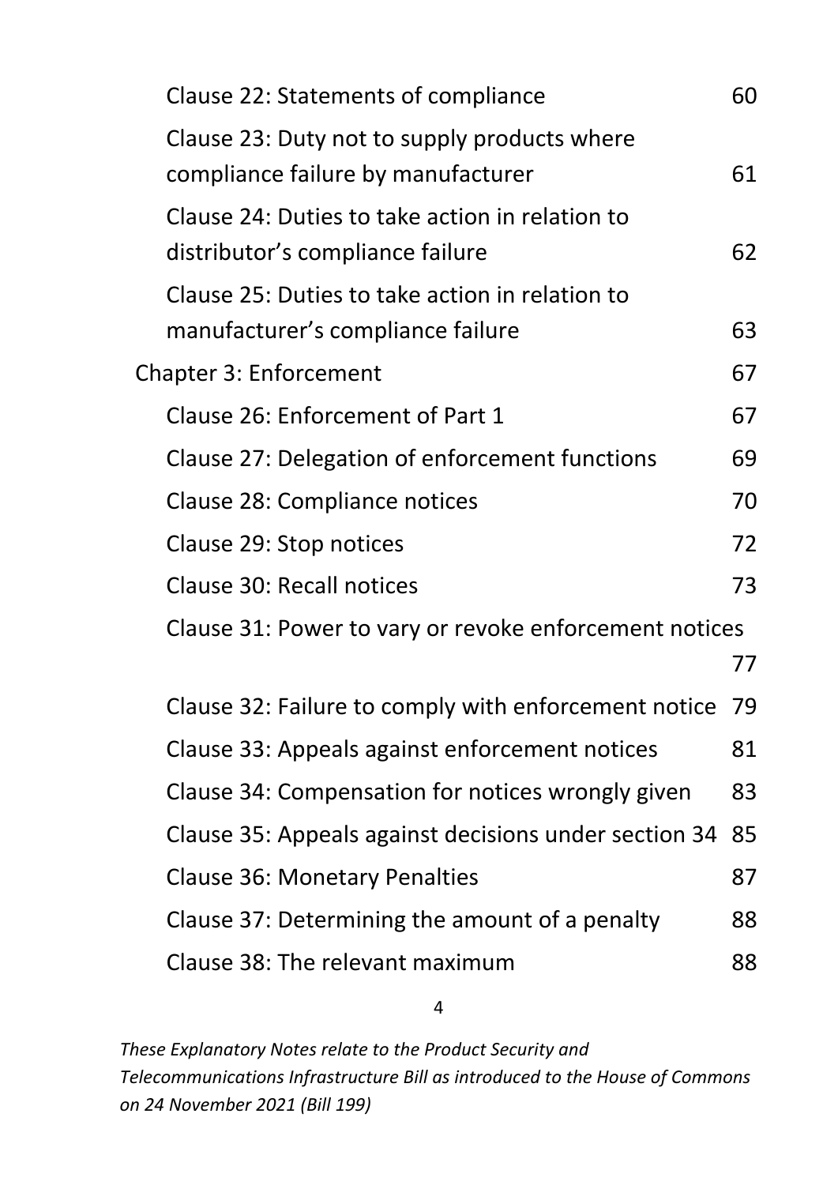| | |
|---|---|
| Clause 22: Statements of compliance | 60 |
| Clause 23: Duty not to supply products where compliance failure by manufacturer | 61 |
| Clause 24: Duties to take action in relation to distributor's compliance failure | 62 |
| Clause 25: Duties to take action in relation to manufacturer's compliance failure | 63 |
| Chapter 3: Enforcement | 67 |
| Clause 26: Enforcement of Part 1 | 67 |
| Clause 27: Delegation of enforcement functions | 69 |
| Clause 28: Compliance notices | 70 |
| Clause 29: Stop notices | 72 |
| Clause 30: Recall notices | 73 |
| Clause 31: Power to vary or revoke enforcement notices | 77 |
| Clause 32: Failure to comply with enforcement notice | 79 |
| Clause 33: Appeals against enforcement notices | 81 |
| Clause 34: Compensation for notices wrongly given | 83 |
| Clause 35: Appeals against decisions under section 34 | 85 |
| Clause 36: Monetary Penalties | 87 |
| Clause 37: Determining the amount of a penalty | 88 |
| Clause 38: The relevant maximum | 88 |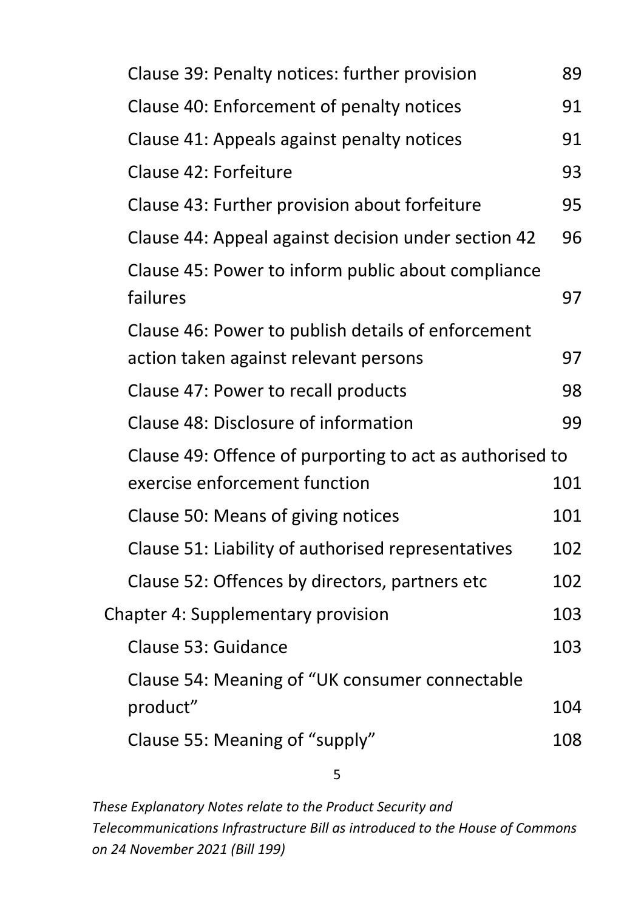Clause 39: Penalty notices: further provision 89

Clause 40: Enforcement of penalty notices 91

Clause 41: Appeals against penalty notices 91

Clause 42: Forfeiture 93

Clause 43: Further provision about forfeiture 95

Clause 44: Appeal against decision under section 42 96

Clause 45: Power to inform public about compliance failures 97

Clause 46: Power to publish details of enforcement action taken against relevant persons 97

Clause 47: Power to recall products 98

Clause 48: Disclosure of information 99

Clause 49: Offence of purporting to act as authorised to exercise enforcement function 101

Clause 50: Means of giving notices 101

Clause 51: Liability of authorised representatives 102

Clause 52: Offences by directors, partners etc 102

Chapter 4: Supplementary provision 103

Clause 53: Guidance 103

Clause 54: Meaning of "UK consumer connectable product" 104

Clause 55: Meaning of "supply" 108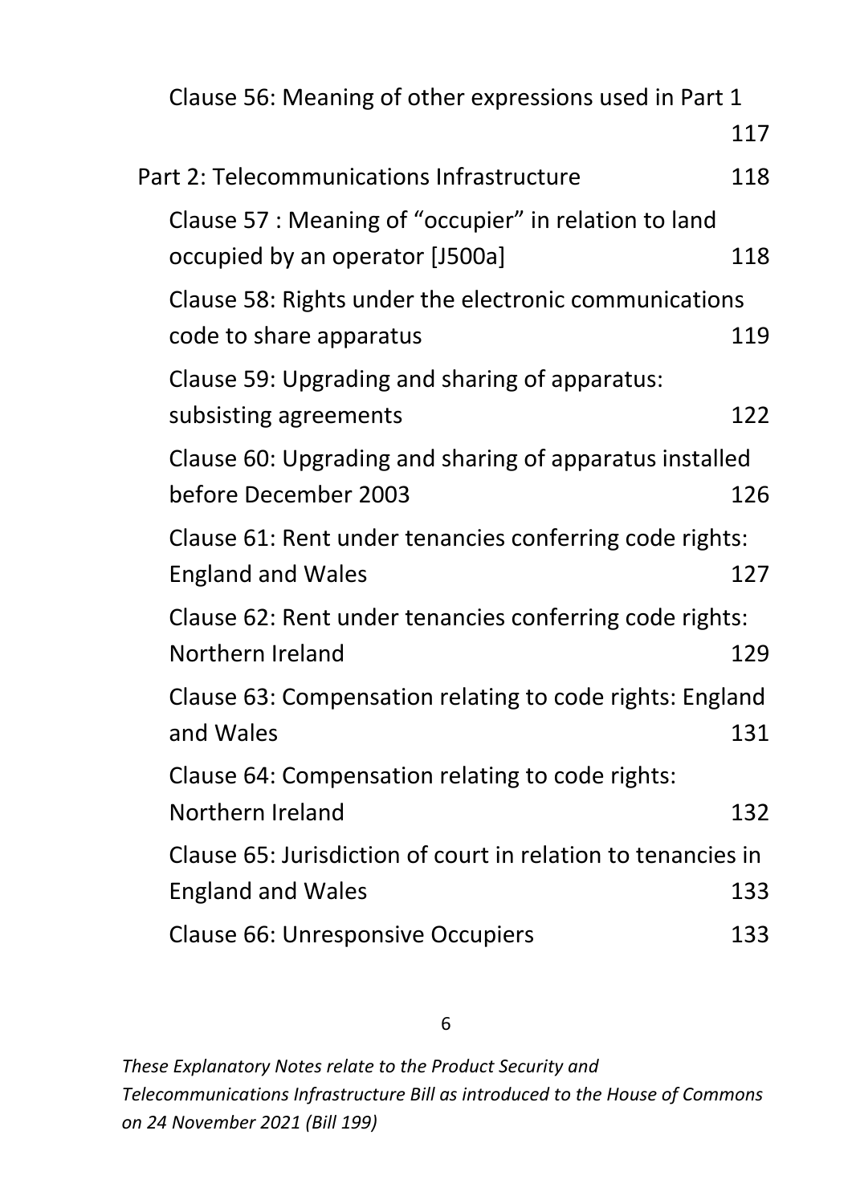Clause 56: Meaning of other expressions used in Part 1 117

Part 2: Telecommunications Infrastructure 118

Clause 57 : Meaning of "occupier" in relation to land occupied by an operator [J500a] 118

Clause 58: Rights under the electronic communications code to share apparatus 119

Clause 59: Upgrading and sharing of apparatus: subsisting agreements 122

Clause 60: Upgrading and sharing of apparatus installed before December 2003 126

Clause 61: Rent under tenancies conferring code rights: England and Wales 127

Clause 62: Rent under tenancies conferring code rights: Northern Ireland 129

Clause 63: Compensation relating to code rights: England and Wales 131

Clause 64: Compensation relating to code rights: Northern Ireland 132

Clause 65: Jurisdiction of court in relation to tenancies in England and Wales 133

Clause 66: Unresponsive Occupiers 133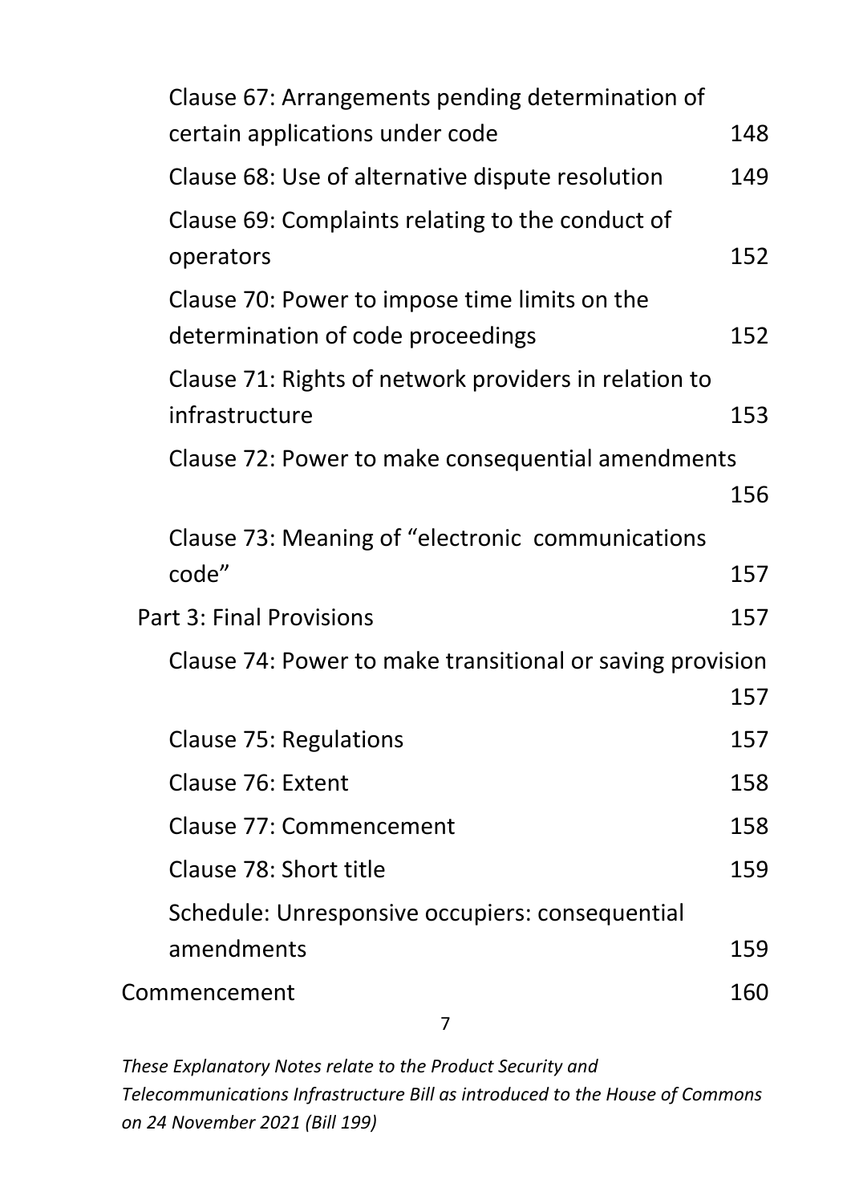Clause 67: Arrangements pending determination of certain applications under code 148

Clause 68: Use of alternative dispute resolution 149

Clause 69: Complaints relating to the conduct of operators 152

Clause 70: Power to impose time limits on the determination of code proceedings 152

Clause 71: Rights of network providers in relation to infrastructure 153

Clause 72: Power to make consequential amendments 156

Clause 73: Meaning of “electronic communications code” 157

Part 3: Final Provisions 157

Clause 74: Power to make transitional or saving provision 157

Clause 75: Regulations 157

Clause 76: Extent 158

Clause 77: Commencement 158

Clause 78: Short title 159

Schedule: Unresponsive occupiers: consequential amendments 159

Commencement 160

*These Explanatory Notes relate to the Product Security and Telecommunications Infrastructure Bill as introduced to the House of Commons on 24 November 2021 (Bill 199)*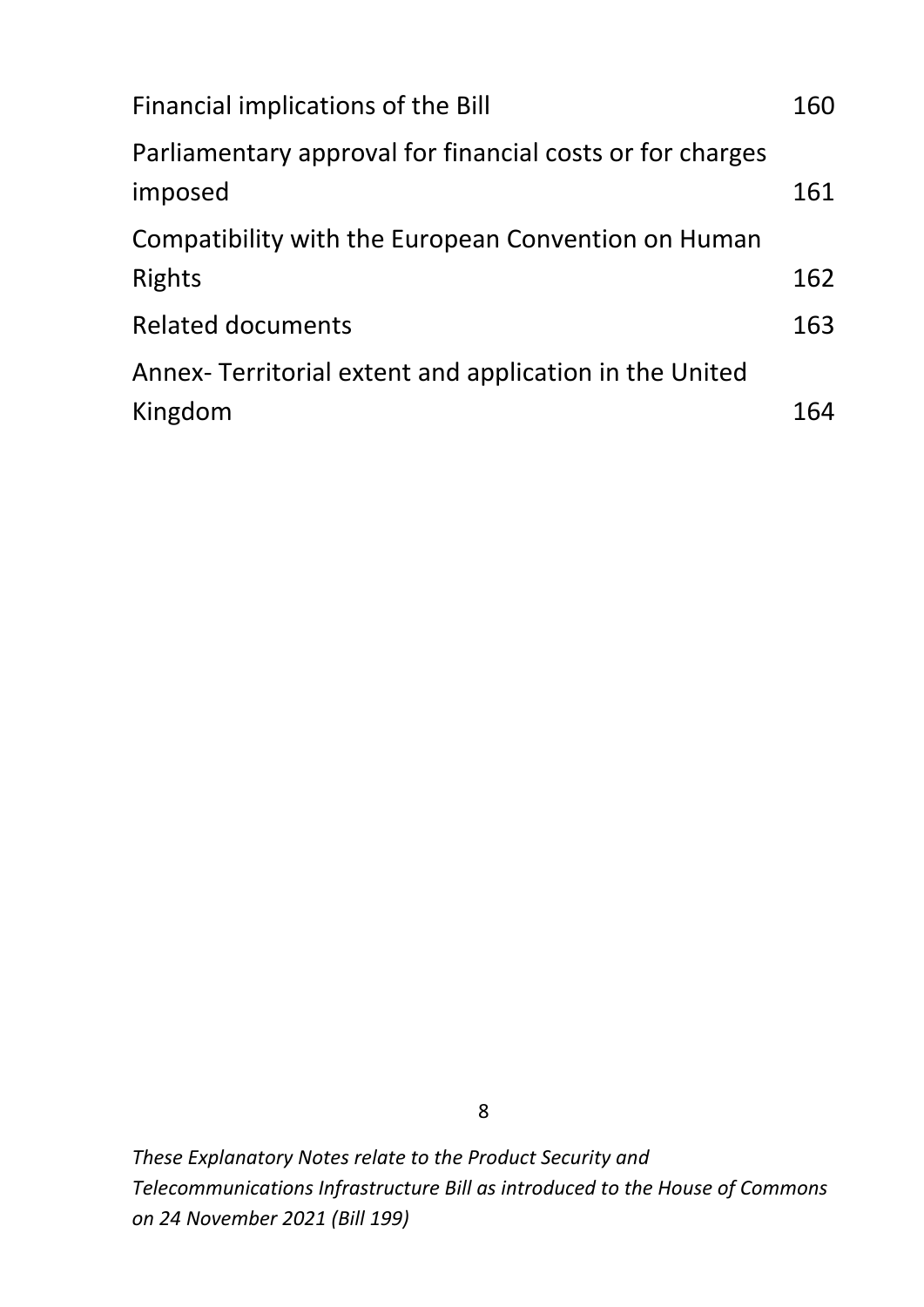| | |
|---|---|
| Financial implications of the Bill | 160 |
| Parliamentary approval for financial costs or for charges imposed | 161 |
| Compatibility with the European Convention on Human Rights | 162 |
| Related documents | 163 |
| Annex- Territorial extent and application in the United Kingdom | 164 |

*These Explanatory Notes relate to the Product Security and Telecommunications Infrastructure Bill as introduced to the House of Commons on 24 November 2021 (Bill 199)*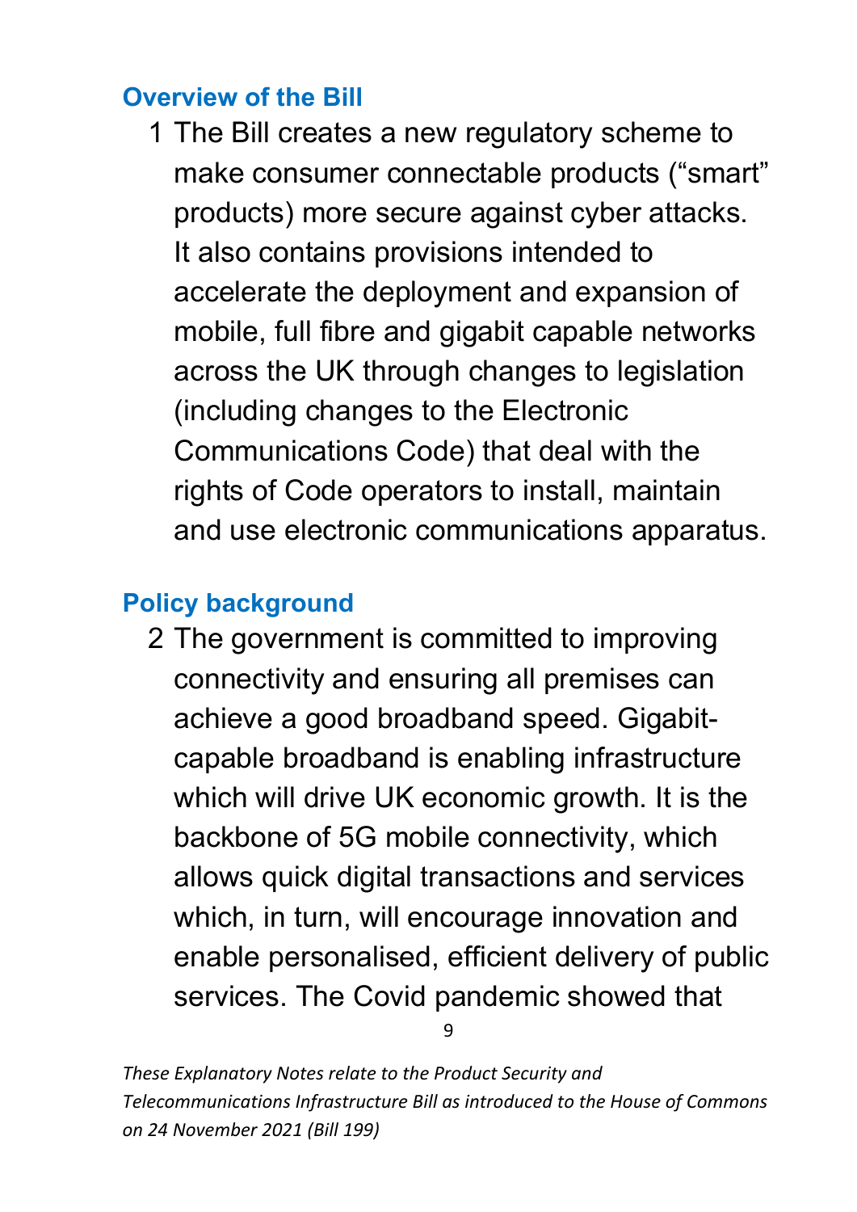## Overview of the Bill

1 The Bill creates a new regulatory scheme to make consumer connectable products ("smart" products) more secure against cyber attacks. It also contains provisions intended to accelerate the deployment and expansion of mobile, full fibre and gigabit capable networks across the UK through changes to legislation (including changes to the Electronic Communications Code) that deal with the rights of Code operators to install, maintain and use electronic communications apparatus.

## Policy background

2 The government is committed to improving connectivity and ensuring all premises can achieve a good broadband speed. Gigabit-capable broadband is enabling infrastructure which will drive UK economic growth. It is the backbone of 5G mobile connectivity, which allows quick digital transactions and services which, in turn, will encourage innovation and enable personalised, efficient delivery of public services. The Covid pandemic showed that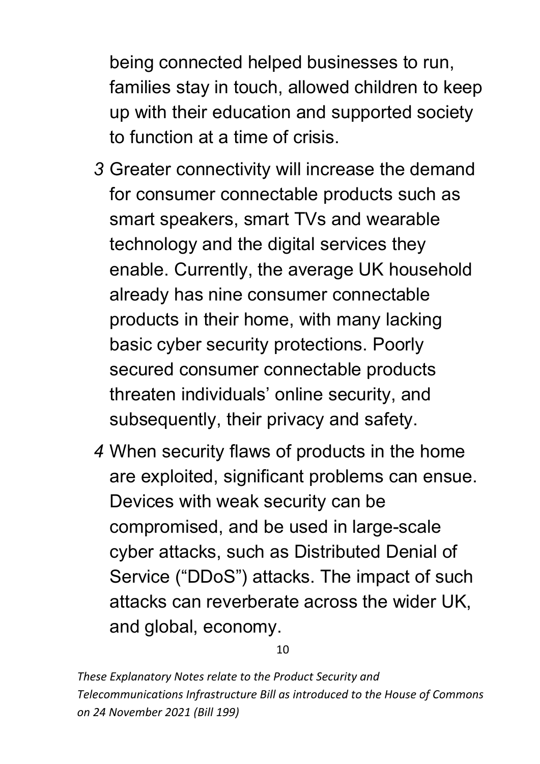being connected helped businesses to run, families stay in touch, allowed children to keep up with their education and supported society to function at a time of crisis.

*3* Greater connectivity will increase the demand for consumer connectable products such as smart speakers, smart TVs and wearable technology and the digital services they enable. Currently, the average UK household already has nine consumer connectable products in their home, with many lacking basic cyber security protections. Poorly secured consumer connectable products threaten individuals' online security, and subsequently, their privacy and safety.

*4* When security flaws of products in the home are exploited, significant problems can ensue. Devices with weak security can be compromised, and be used in large-scale cyber attacks, such as Distributed Denial of Service ("DDoS") attacks. The impact of such attacks can reverberate across the wider UK, and global, economy.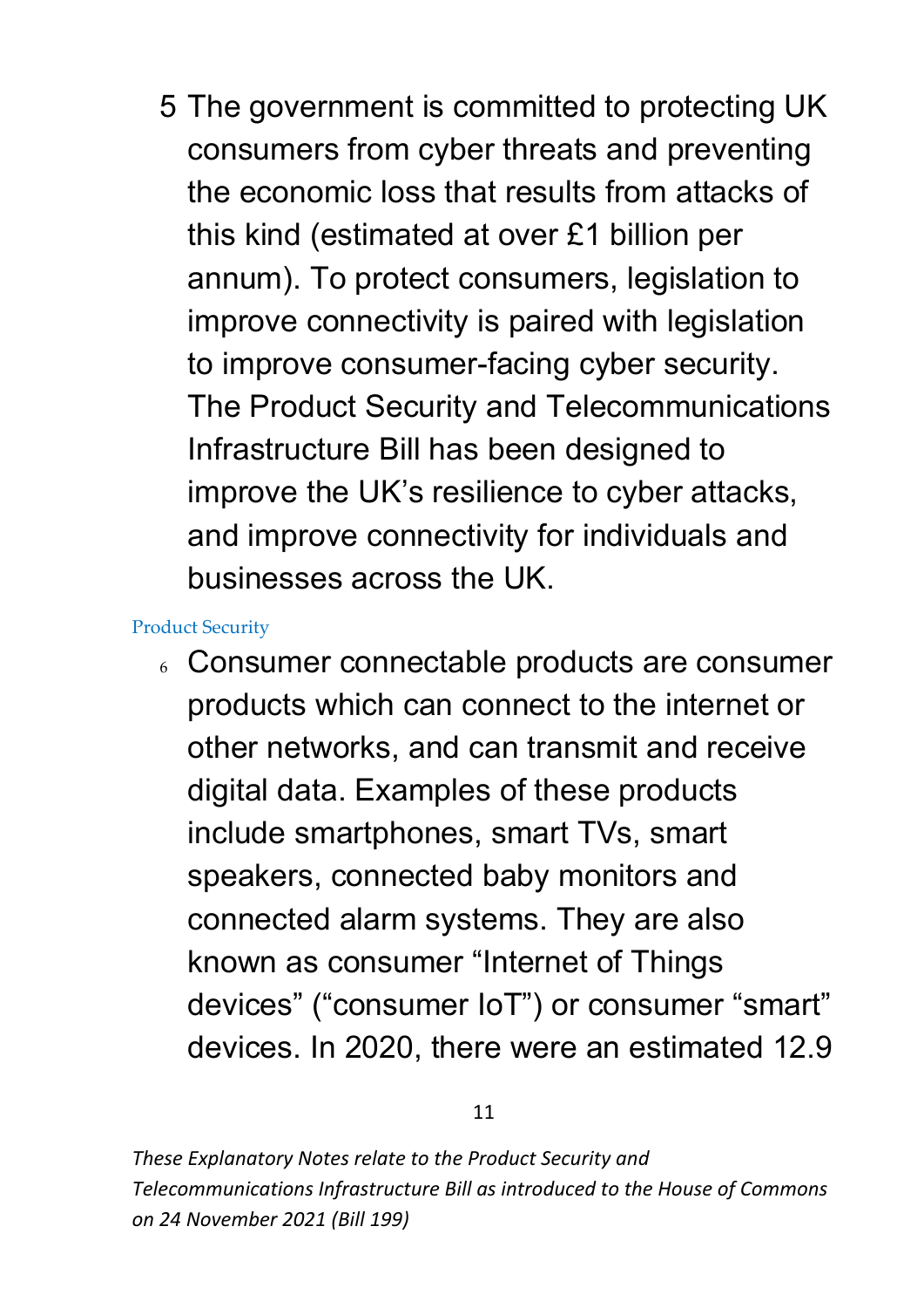5 The government is committed to protecting UK consumers from cyber threats and preventing the economic loss that results from attacks of this kind (estimated at over £1 billion per annum). To protect consumers, legislation to improve connectivity is paired with legislation to improve consumer-facing cyber security. The Product Security and Telecommunications Infrastructure Bill has been designed to improve the UK's resilience to cyber attacks, and improve connectivity for individuals and businesses across the UK.

### Product Security

6 Consumer connectable products are consumer products which can connect to the internet or other networks, and can transmit and receive digital data. Examples of these products include smartphones, smart TVs, smart speakers, connected baby monitors and connected alarm systems. They are also known as consumer "Internet of Things devices" ("consumer IoT") or consumer "smart" devices. In 2020, there were an estimated 12.9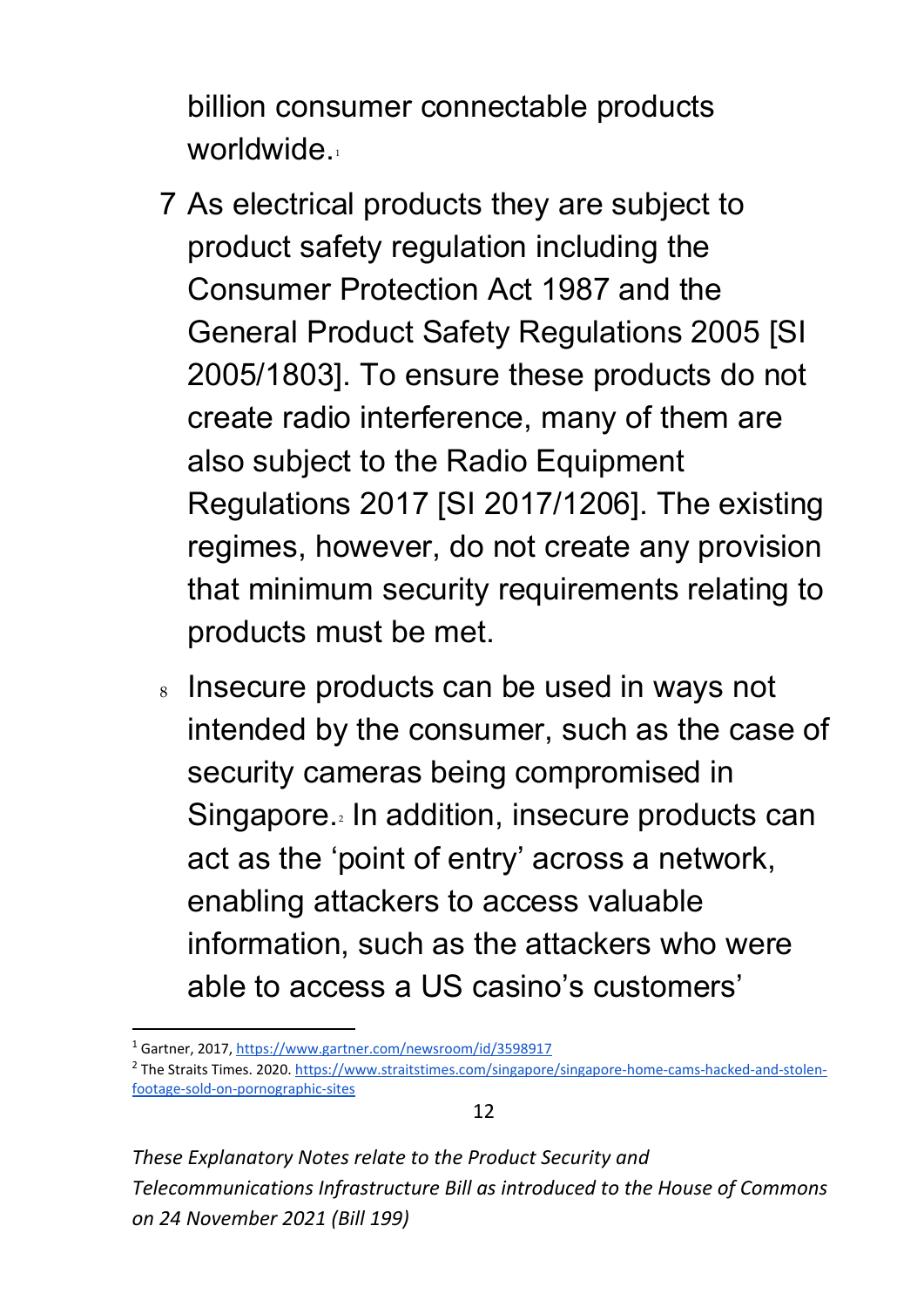billion consumer connectable products worldwide.[1]

7 As electrical products they are subject to product safety regulation including the Consumer Protection Act 1987 and the General Product Safety Regulations 2005 [SI 2005/1803]. To ensure these products do not create radio interference, many of them are also subject to the Radio Equipment Regulations 2017 [SI 2017/1206]. The existing regimes, however, do not create any provision that minimum security requirements relating to products must be met.

8 Insecure products can be used in ways not intended by the consumer, such as the case of security cameras being compromised in Singapore.[2] In addition, insecure products can act as the 'point of entry' across a network, enabling attackers to access valuable information, such as the attackers who were able to access a US casino's customers'

---

[1] Gartner, 2017, https://www.gartner.com/newsroom/id/3598917

[2] The Straits Times. 2020. https://www.straitstimes.com/singapore/singapore-home-cams-hacked-and-stolen-footage-sold-on-pornographic-sites

*These Explanatory Notes relate to the Product Security and Telecommunications Infrastructure Bill as introduced to the House of Commons on 24 November 2021 (Bill 199)*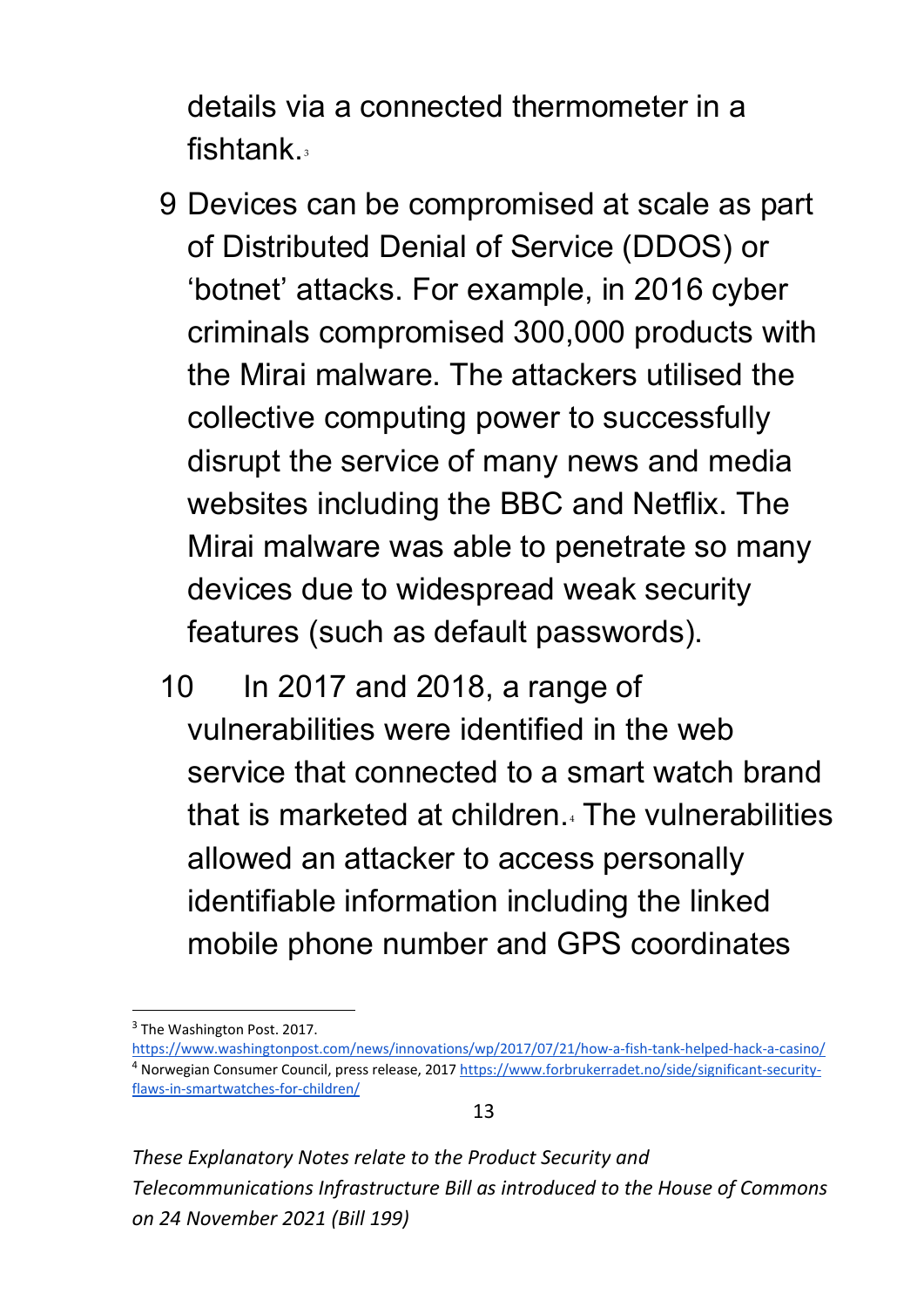details via a connected thermometer in a fishtank.[3]

9 Devices can be compromised at scale as part of Distributed Denial of Service (DDOS) or 'botnet' attacks. For example, in 2016 cyber criminals compromised 300,000 products with the Mirai malware. The attackers utilised the collective computing power to successfully disrupt the service of many news and media websites including the BBC and Netflix. The Mirai malware was able to penetrate so many devices due to widespread weak security features (such as default passwords).

10 In 2017 and 2018, a range of vulnerabilities were identified in the web service that connected to a smart watch brand that is marketed at children.[4] The vulnerabilities allowed an attacker to access personally identifiable information including the linked mobile phone number and GPS coordinates

---

[3] The Washington Post. 2017. https://www.washingtonpost.com/news/innovations/wp/2017/07/21/how-a-fish-tank-helped-hack-a-casino/

[4] Norwegian Consumer Council, press release, 2017 https://www.forbrukerradet.no/side/significant-security-flaws-in-smartwatches-for-children/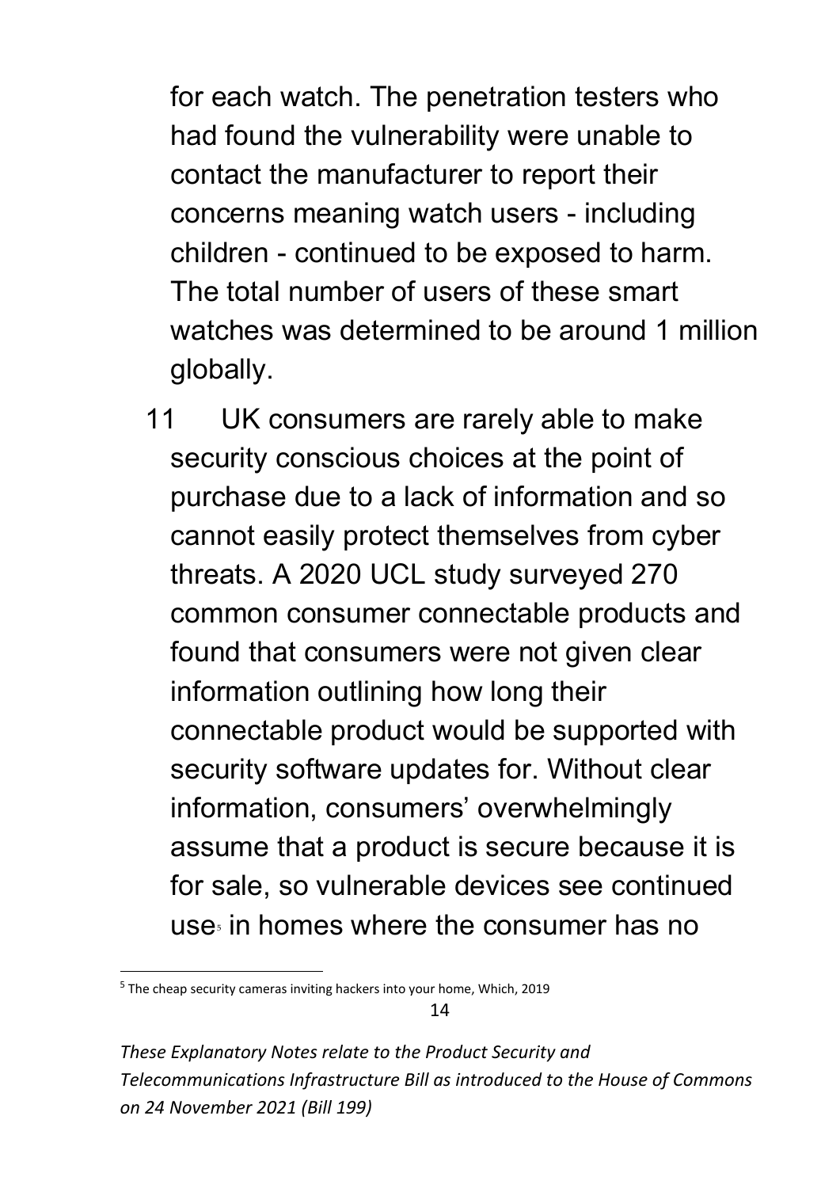for each watch. The penetration testers who had found the vulnerability were unable to contact the manufacturer to report their concerns meaning watch users - including children - continued to be exposed to harm. The total number of users of these smart watches was determined to be around 1 million globally.

11 UK consumers are rarely able to make security conscious choices at the point of purchase due to a lack of information and so cannot easily protect themselves from cyber threats. A 2020 UCL study surveyed 270 common consumer connectable products and found that consumers were not given clear information outlining how long their connectable product would be supported with security software updates for. Without clear information, consumers' overwhelmingly assume that a product is secure because it is for sale, so vulnerable devices see continued use[5] in homes where the consumer has no

[5] The cheap security cameras inviting hackers into your home, Which, 2019

*These Explanatory Notes relate to the Product Security and Telecommunications Infrastructure Bill as introduced to the House of Commons on 24 November 2021 (Bill 199)*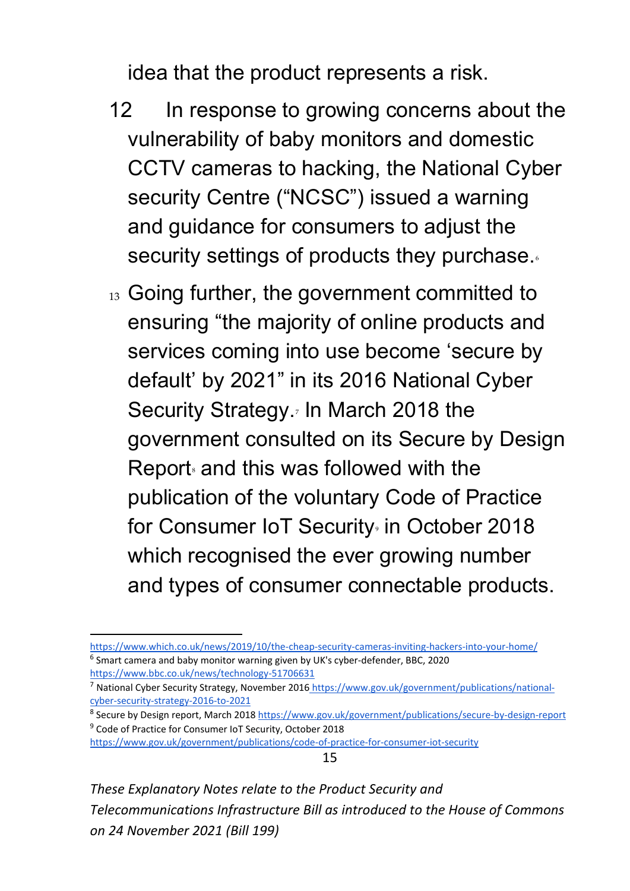idea that the product represents a risk.

12 In response to growing concerns about the vulnerability of baby monitors and domestic CCTV cameras to hacking, the National Cyber security Centre ("NCSC") issued a warning and guidance for consumers to adjust the security settings of products they purchase.[6]

13 Going further, the government committed to ensuring "the majority of online products and services coming into use become 'secure by default' by 2021" in its 2016 National Cyber Security Strategy.[7] In March 2018 the government consulted on its Secure by Design Report[8] and this was followed with the publication of the voluntary Code of Practice for Consumer IoT Security[9] in October 2018 which recognised the ever growing number and types of consumer connectable products.

---

https://www.which.co.uk/news/2019/10/the-cheap-security-cameras-inviting-hackers-into-your-home/

[6] Smart camera and baby monitor warning given by UK's cyber-defender, BBC, 2020 https://www.bbc.co.uk/news/technology-51706631

[7] National Cyber Security Strategy, November 2016 https://www.gov.uk/government/publications/national-cyber-security-strategy-2016-to-2021

[8] Secure by Design report, March 2018 https://www.gov.uk/government/publications/secure-by-design-report

[9] Code of Practice for Consumer IoT Security, October 2018 https://www.gov.uk/government/publications/code-of-practice-for-consumer-iot-security

*These Explanatory Notes relate to the Product Security and Telecommunications Infrastructure Bill as introduced to the House of Commons on 24 November 2021 (Bill 199)*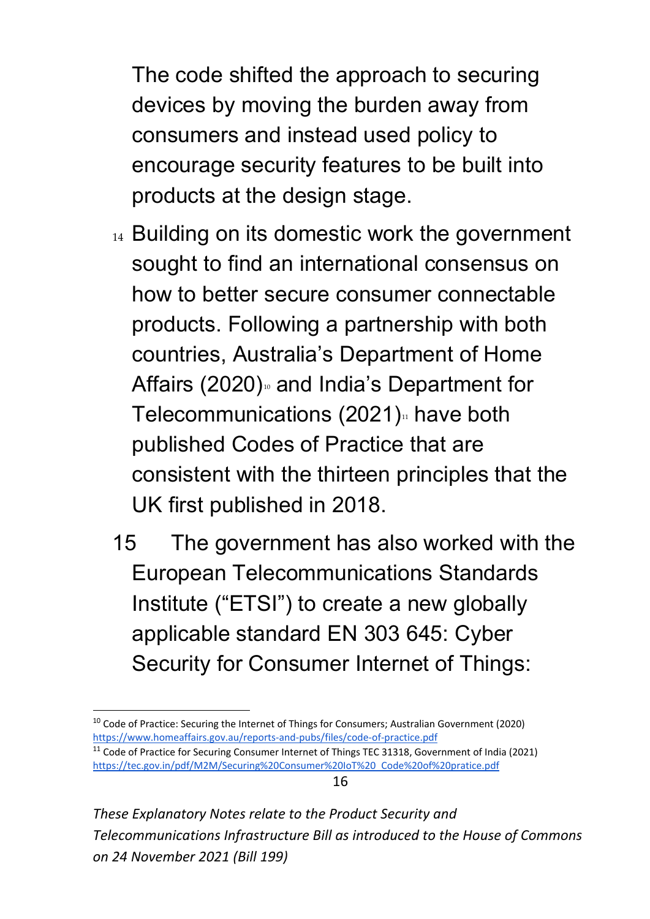The code shifted the approach to securing devices by moving the burden away from consumers and instead used policy to encourage security features to be built into products at the design stage.

14 Building on its domestic work the government sought to find an international consensus on how to better secure consumer connectable products. Following a partnership with both countries, Australia's Department of Home Affairs (2020)[10] and India's Department for Telecommunications (2021)[11] have both published Codes of Practice that are consistent with the thirteen principles that the UK first published in 2018.

15 The government has also worked with the European Telecommunications Standards Institute ("ETSI") to create a new globally applicable standard EN 303 645: Cyber Security for Consumer Internet of Things:

[10] Code of Practice: Securing the Internet of Things for Consumers; Australian Government (2020) https://www.homeaffairs.gov.au/reports-and-pubs/files/code-of-practice.pdf

[11] Code of Practice for Securing Consumer Internet of Things TEC 31318, Government of India (2021) https://tec.gov.in/pdf/M2M/Securing%20Consumer%20IoT%20_Code%20of%20pratice.pdf

*These Explanatory Notes relate to the Product Security and Telecommunications Infrastructure Bill as introduced to the House of Commons on 24 November 2021 (Bill 199)*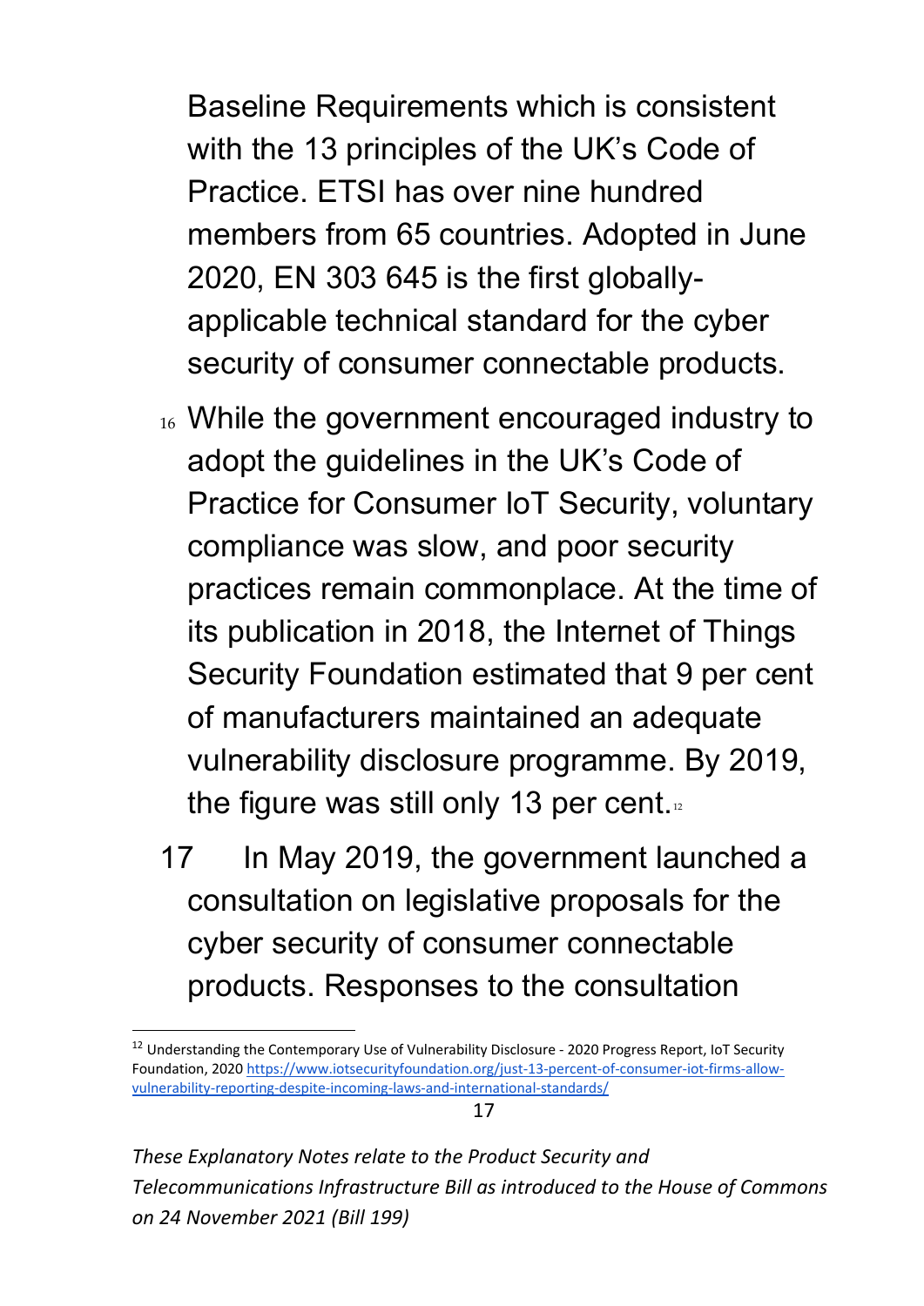Baseline Requirements which is consistent with the 13 principles of the UK's Code of Practice. ETSI has over nine hundred members from 65 countries. Adopted in June 2020, EN 303 645 is the first globally-applicable technical standard for the cyber security of consumer connectable products.

16 While the government encouraged industry to adopt the guidelines in the UK's Code of Practice for Consumer IoT Security, voluntary compliance was slow, and poor security practices remain commonplace. At the time of its publication in 2018, the Internet of Things Security Foundation estimated that 9 per cent of manufacturers maintained an adequate vulnerability disclosure programme. By 2019, the figure was still only 13 per cent.[12]

17 In May 2019, the government launched a consultation on legislative proposals for the cyber security of consumer connectable products. Responses to the consultation

---

[12] Understanding the Contemporary Use of Vulnerability Disclosure - 2020 Progress Report, IoT Security Foundation, 2020 https://www.iotsecurityfoundation.org/just-13-percent-of-consumer-iot-firms-allow-vulnerability-reporting-despite-incoming-laws-and-international-standards/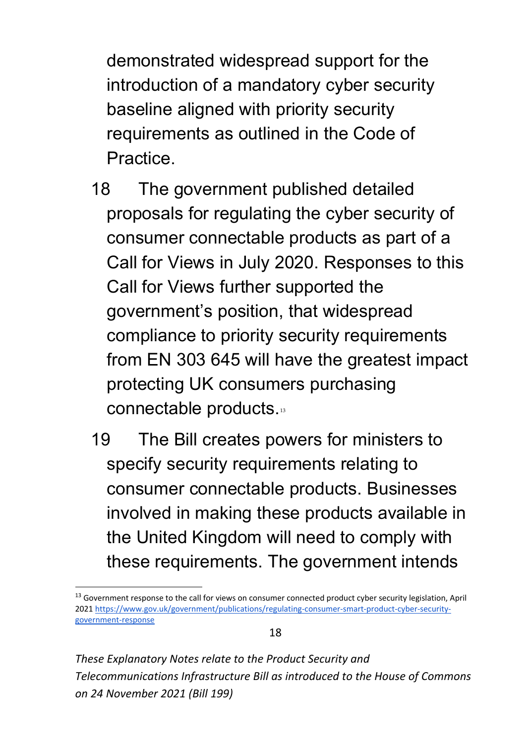demonstrated widespread support for the introduction of a mandatory cyber security baseline aligned with priority security requirements as outlined in the Code of Practice.

18 The government published detailed proposals for regulating the cyber security of consumer connectable products as part of a Call for Views in July 2020. Responses to this Call for Views further supported the government's position, that widespread compliance to priority security requirements from EN 303 645 will have the greatest impact protecting UK consumers purchasing connectable products.[13]

19 The Bill creates powers for ministers to specify security requirements relating to consumer connectable products. Businesses involved in making these products available in the United Kingdom will need to comply with these requirements. The government intends

[13] Government response to the call for views on consumer connected product cyber security legislation, April 2021 https://www.gov.uk/government/publications/regulating-consumer-smart-product-cyber-security-government-response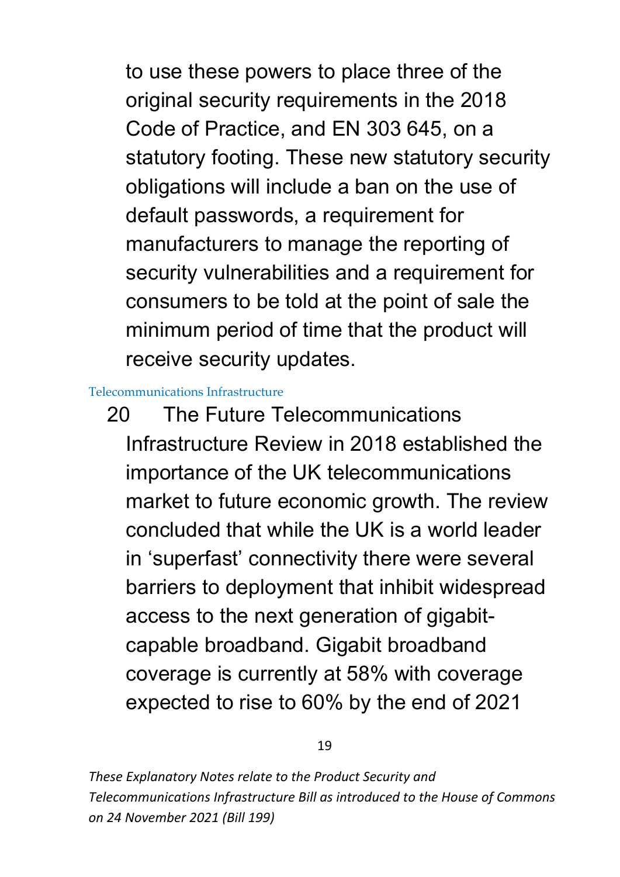to use these powers to place three of the original security requirements in the 2018 Code of Practice, and EN 303 645, on a statutory footing. These new statutory security obligations will include a ban on the use of default passwords, a requirement for manufacturers to manage the reporting of security vulnerabilities and a requirement for consumers to be told at the point of sale the minimum period of time that the product will receive security updates.

### Telecommunications Infrastructure

20 The Future Telecommunications Infrastructure Review in 2018 established the importance of the UK telecommunications market to future economic growth. The review concluded that while the UK is a world leader in 'superfast' connectivity there were several barriers to deployment that inhibit widespread access to the next generation of gigabit-capable broadband. Gigabit broadband coverage is currently at 58% with coverage expected to rise to 60% by the end of 2021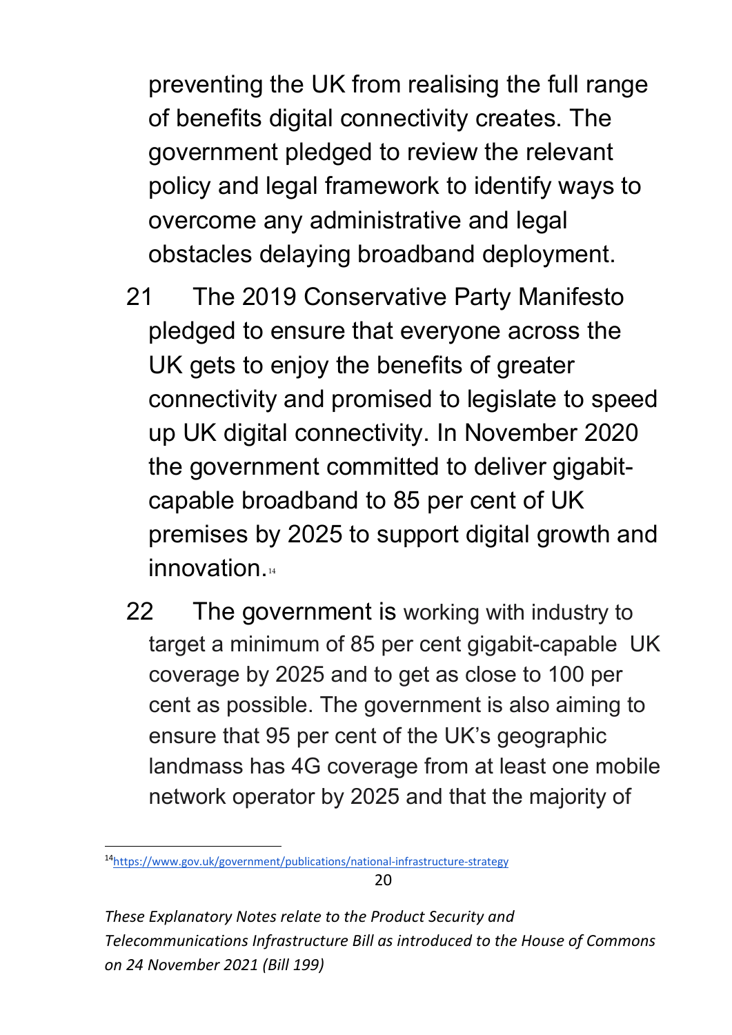preventing the UK from realising the full range of benefits digital connectivity creates. The government pledged to review the relevant policy and legal framework to identify ways to overcome any administrative and legal obstacles delaying broadband deployment.

21 The 2019 Conservative Party Manifesto pledged to ensure that everyone across the UK gets to enjoy the benefits of greater connectivity and promised to legislate to speed up UK digital connectivity. In November 2020 the government committed to deliver gigabit-capable broadband to 85 per cent of UK premises by 2025 to support digital growth and innovation.[14]

22 The government is working with industry to target a minimum of 85 per cent gigabit-capable UK coverage by 2025 and to get as close to 100 per cent as possible. The government is also aiming to ensure that 95 per cent of the UK's geographic landmass has 4G coverage from at least one mobile network operator by 2025 and that the majority of

[14] https://www.gov.uk/government/publications/national-infrastructure-strategy

*These Explanatory Notes relate to the Product Security and Telecommunications Infrastructure Bill as introduced to the House of Commons on 24 November 2021 (Bill 199)*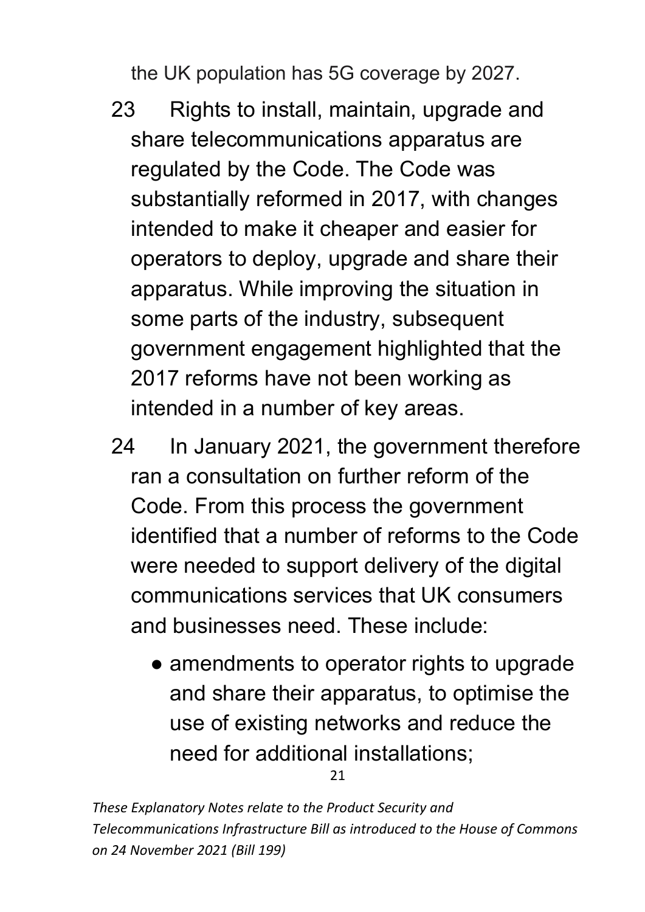the UK population has 5G coverage by 2027.

23 Rights to install, maintain, upgrade and share telecommunications apparatus are regulated by the Code. The Code was substantially reformed in 2017, with changes intended to make it cheaper and easier for operators to deploy, upgrade and share their apparatus. While improving the situation in some parts of the industry, subsequent government engagement highlighted that the 2017 reforms have not been working as intended in a number of key areas.

24 In January 2021, the government therefore ran a consultation on further reform of the Code. From this process the government identified that a number of reforms to the Code were needed to support delivery of the digital communications services that UK consumers and businesses need. These include:

- amendments to operator rights to upgrade and share their apparatus, to optimise the use of existing networks and reduce the need for additional installations;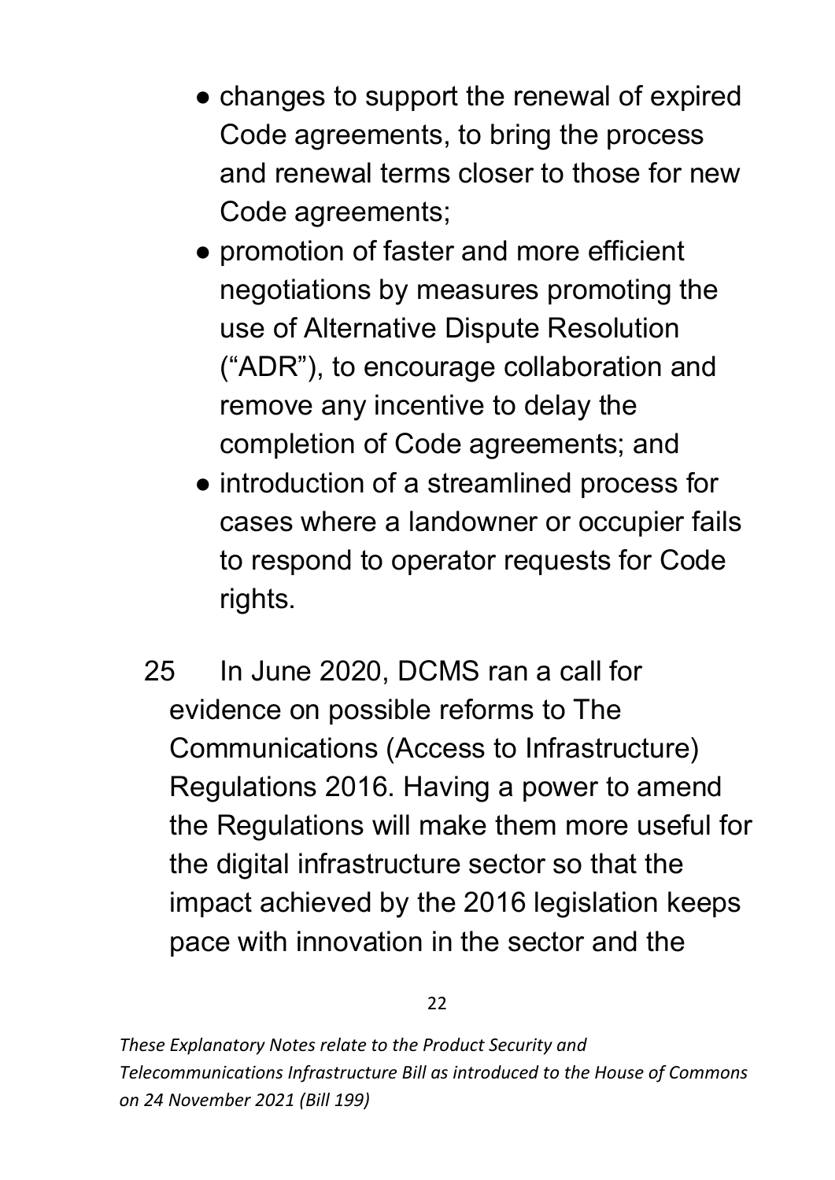- changes to support the renewal of expired Code agreements, to bring the process and renewal terms closer to those for new Code agreements;
- promotion of faster and more efficient negotiations by measures promoting the use of Alternative Dispute Resolution ("ADR"), to encourage collaboration and remove any incentive to delay the completion of Code agreements; and
- introduction of a streamlined process for cases where a landowner or occupier fails to respond to operator requests for Code rights.

25 In June 2020, DCMS ran a call for evidence on possible reforms to The Communications (Access to Infrastructure) Regulations 2016. Having a power to amend the Regulations will make them more useful for the digital infrastructure sector so that the impact achieved by the 2016 legislation keeps pace with innovation in the sector and the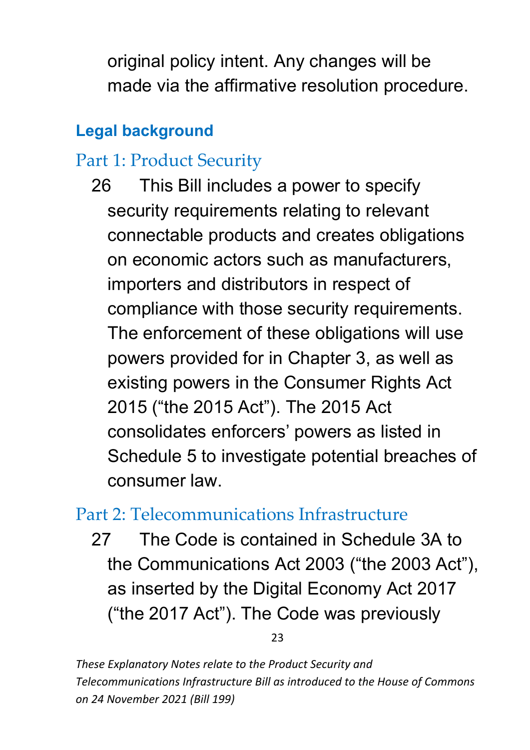original policy intent. Any changes will be made via the affirmative resolution procedure.

## Legal background

### Part 1: Product Security

26 This Bill includes a power to specify security requirements relating to relevant connectable products and creates obligations on economic actors such as manufacturers, importers and distributors in respect of compliance with those security requirements. The enforcement of these obligations will use powers provided for in Chapter 3, as well as existing powers in the Consumer Rights Act 2015 ("the 2015 Act"). The 2015 Act consolidates enforcers' powers as listed in Schedule 5 to investigate potential breaches of consumer law.

### Part 2: Telecommunications Infrastructure

27 The Code is contained in Schedule 3A to the Communications Act 2003 ("the 2003 Act"), as inserted by the Digital Economy Act 2017 ("the 2017 Act"). The Code was previously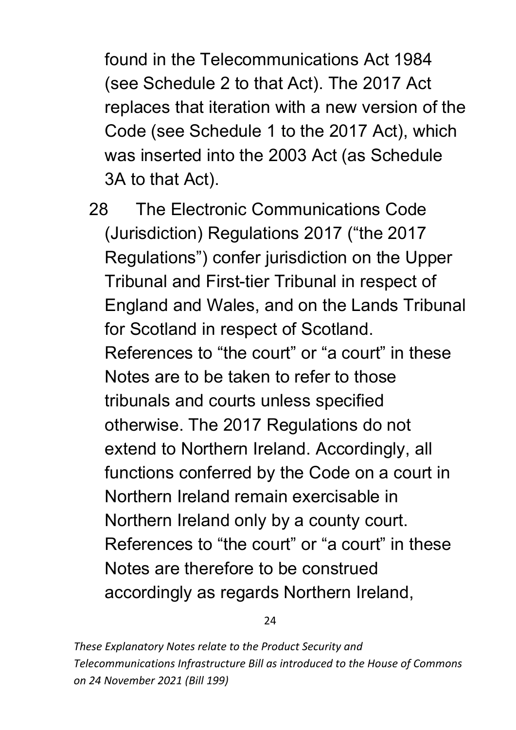found in the Telecommunications Act 1984 (see Schedule 2 to that Act). The 2017 Act replaces that iteration with a new version of the Code (see Schedule 1 to the 2017 Act), which was inserted into the 2003 Act (as Schedule 3A to that Act).

28 The Electronic Communications Code (Jurisdiction) Regulations 2017 ("the 2017 Regulations") confer jurisdiction on the Upper Tribunal and First-tier Tribunal in respect of England and Wales, and on the Lands Tribunal for Scotland in respect of Scotland. References to "the court" or "a court" in these Notes are to be taken to refer to those tribunals and courts unless specified otherwise. The 2017 Regulations do not extend to Northern Ireland. Accordingly, all functions conferred by the Code on a court in Northern Ireland remain exercisable in Northern Ireland only by a county court. References to "the court" or "a court" in these Notes are therefore to be construed accordingly as regards Northern Ireland,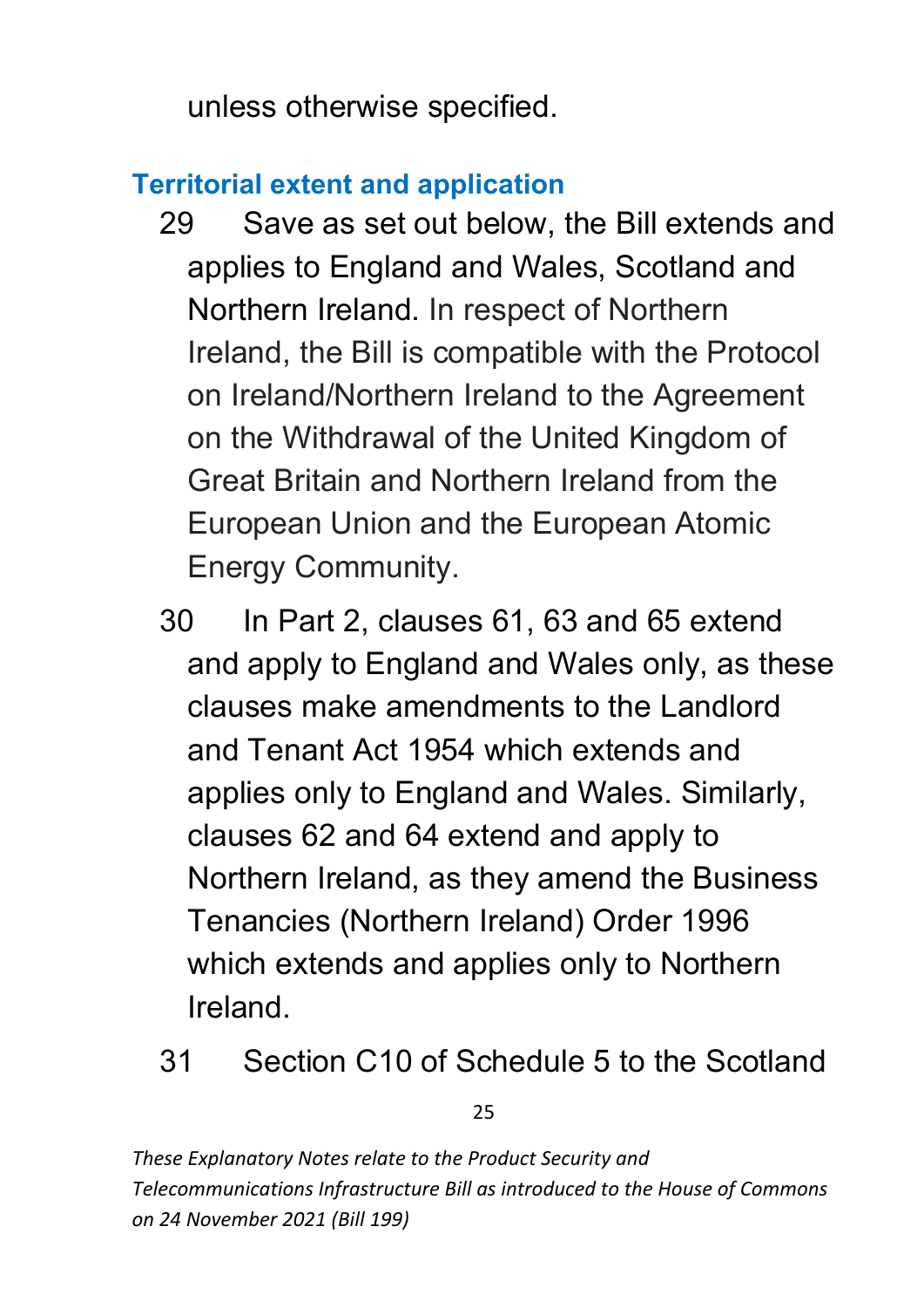unless otherwise specified.

## Territorial extent and application

29 Save as set out below, the Bill extends and applies to England and Wales, Scotland and Northern Ireland. In respect of Northern Ireland, the Bill is compatible with the Protocol on Ireland/Northern Ireland to the Agreement on the Withdrawal of the United Kingdom of Great Britain and Northern Ireland from the European Union and the European Atomic Energy Community.

30 In Part 2, clauses 61, 63 and 65 extend and apply to England and Wales only, as these clauses make amendments to the Landlord and Tenant Act 1954 which extends and applies only to England and Wales. Similarly, clauses 62 and 64 extend and apply to Northern Ireland, as they amend the Business Tenancies (Northern Ireland) Order 1996 which extends and applies only to Northern Ireland.

31 Section C10 of Schedule 5 to the Scotland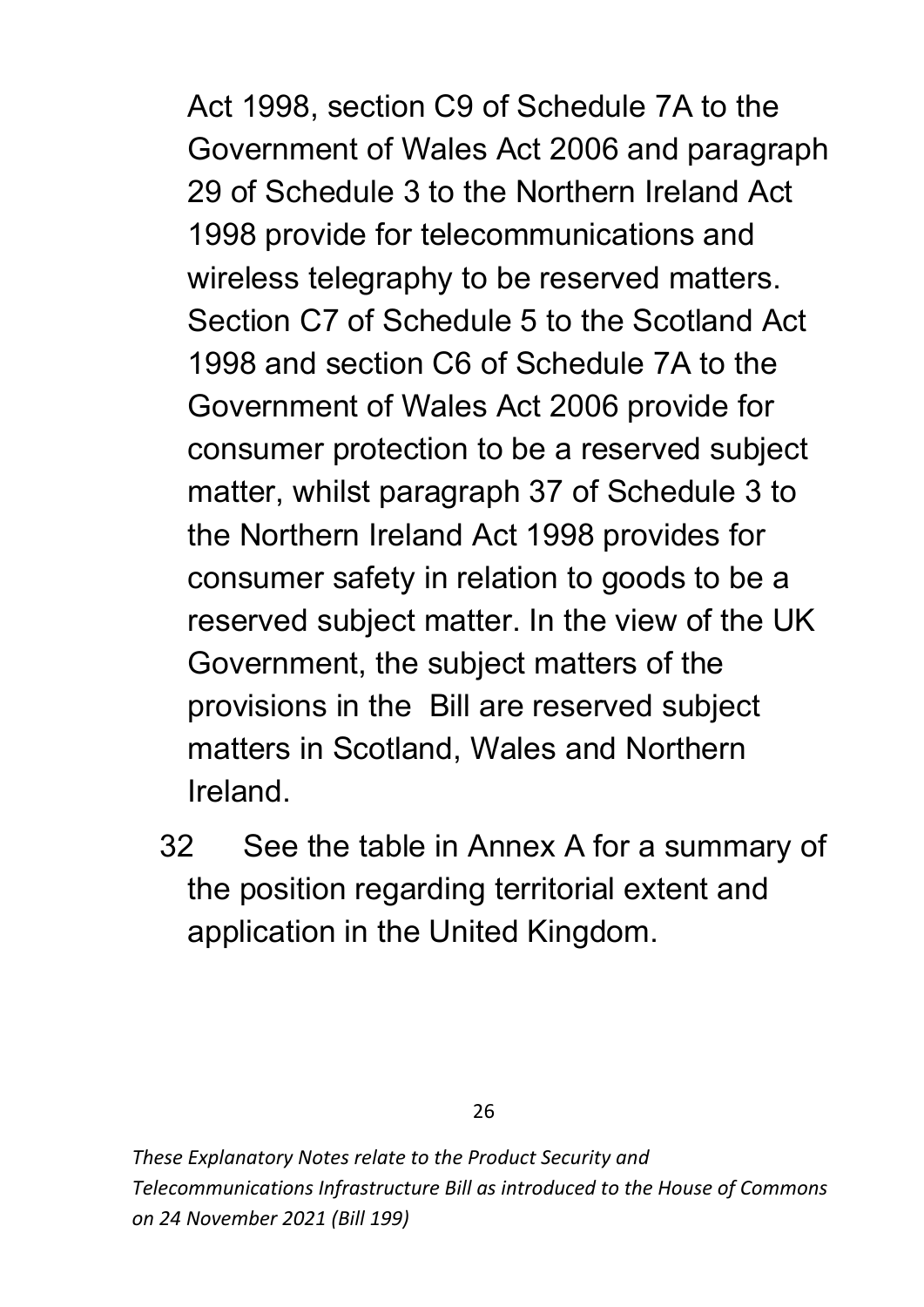Act 1998, section C9 of Schedule 7A to the Government of Wales Act 2006 and paragraph 29 of Schedule 3 to the Northern Ireland Act 1998 provide for telecommunications and wireless telegraphy to be reserved matters. Section C7 of Schedule 5 to the Scotland Act 1998 and section C6 of Schedule 7A to the Government of Wales Act 2006 provide for consumer protection to be a reserved subject matter, whilst paragraph 37 of Schedule 3 to the Northern Ireland Act 1998 provides for consumer safety in relation to goods to be a reserved subject matter. In the view of the UK Government, the subject matters of the provisions in the Bill are reserved subject matters in Scotland, Wales and Northern Ireland.

32 See the table in Annex A for a summary of the position regarding territorial extent and application in the United Kingdom.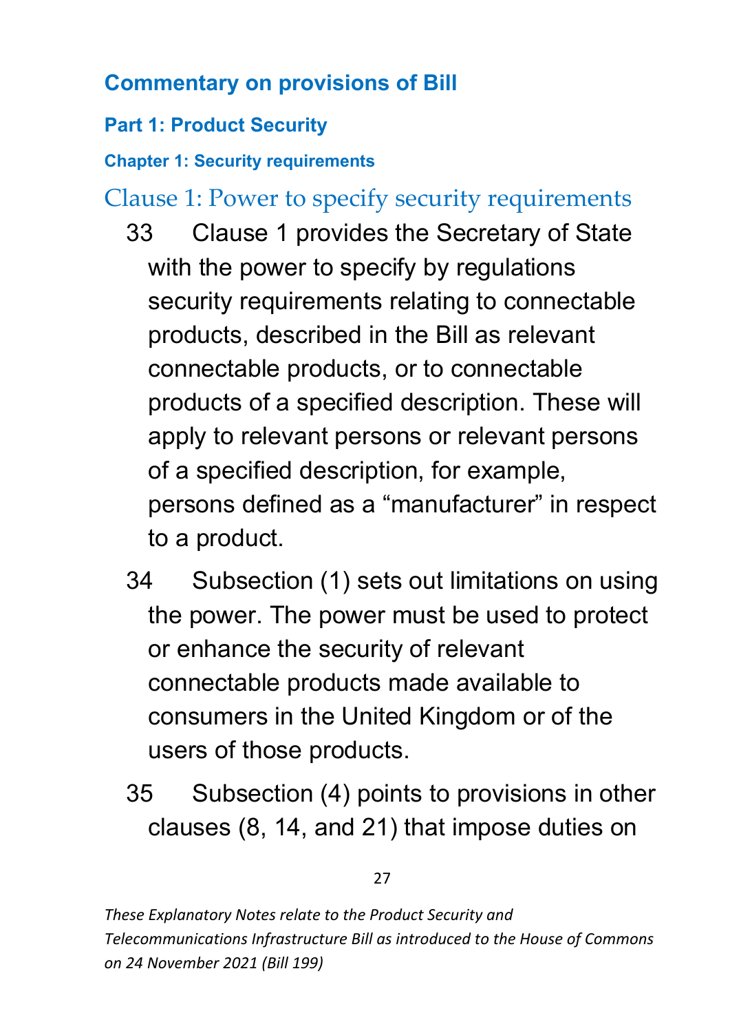## Commentary on provisions of Bill

### Part 1: Product Security

#### Chapter 1: Security requirements

#### Clause 1: Power to specify security requirements

33 Clause 1 provides the Secretary of State with the power to specify by regulations security requirements relating to connectable products, described in the Bill as relevant connectable products, or to connectable products of a specified description. These will apply to relevant persons or relevant persons of a specified description, for example, persons defined as a "manufacturer" in respect to a product.

34 Subsection (1) sets out limitations on using the power. The power must be used to protect or enhance the security of relevant connectable products made available to consumers in the United Kingdom or of the users of those products.

35 Subsection (4) points to provisions in other clauses (8, 14, and 21) that impose duties on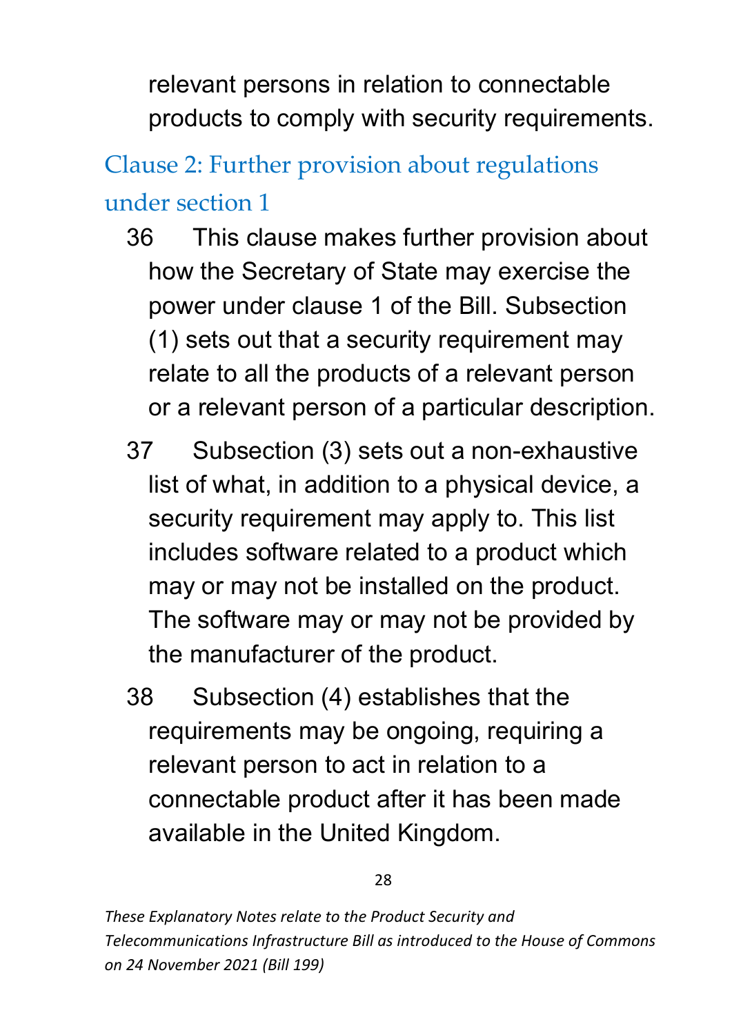relevant persons in relation to connectable products to comply with security requirements.

## Clause 2: Further provision about regulations under section 1

36 This clause makes further provision about how the Secretary of State may exercise the power under clause 1 of the Bill. Subsection (1) sets out that a security requirement may relate to all the products of a relevant person or a relevant person of a particular description.

37 Subsection (3) sets out a non-exhaustive list of what, in addition to a physical device, a security requirement may apply to. This list includes software related to a product which may or may not be installed on the product. The software may or may not be provided by the manufacturer of the product.

38 Subsection (4) establishes that the requirements may be ongoing, requiring a relevant person to act in relation to a connectable product after it has been made available in the United Kingdom.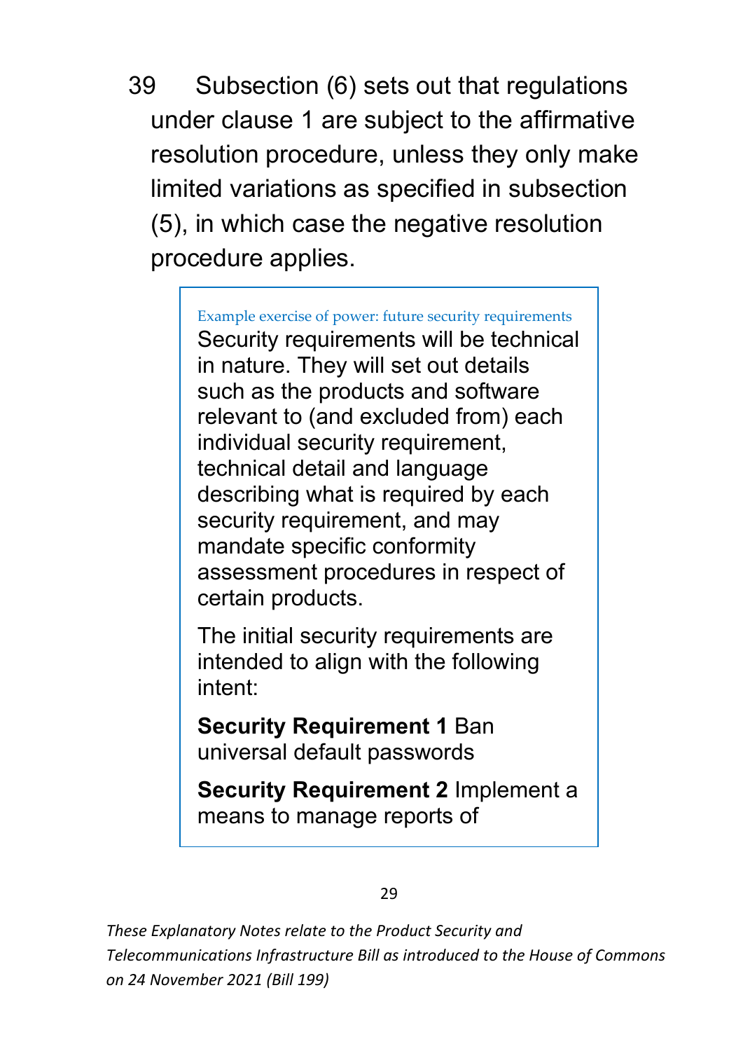39 Subsection (6) sets out that regulations under clause 1 are subject to the affirmative resolution procedure, unless they only make limited variations as specified in subsection (5), in which case the negative resolution procedure applies.

> Example exercise of power: future security requirements
>
> Security requirements will be technical in nature. They will set out details such as the products and software relevant to (and excluded from) each individual security requirement, technical detail and language describing what is required by each security requirement, and may mandate specific conformity assessment procedures in respect of certain products.
>
> The initial security requirements are intended to align with the following intent:
>
> **Security Requirement 1** Ban universal default passwords
>
> **Security Requirement 2** Implement a means to manage reports of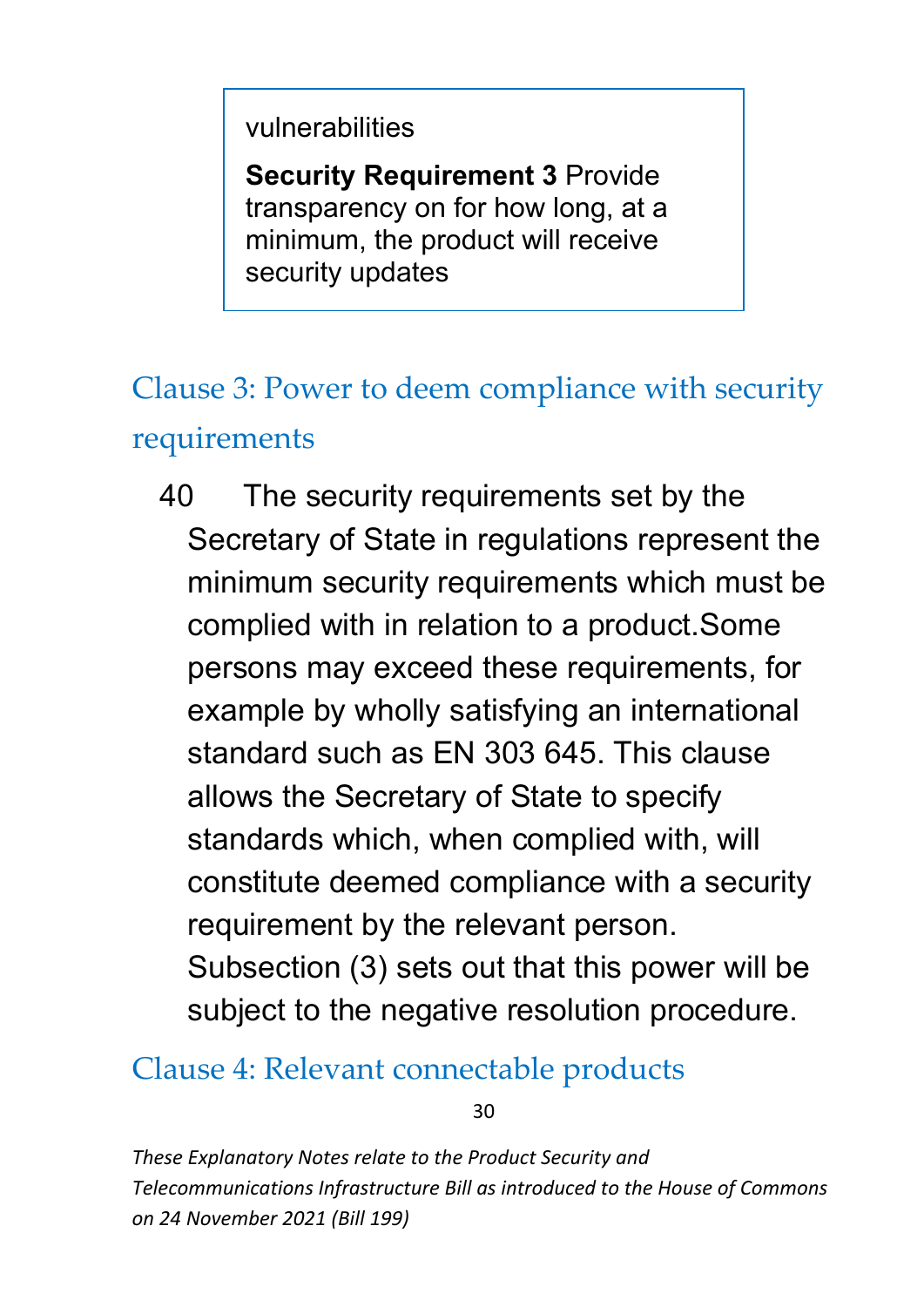vulnerabilities

**Security Requirement 3** Provide transparency on for how long, at a minimum, the product will receive security updates

## Clause 3: Power to deem compliance with security requirements

40 The security requirements set by the Secretary of State in regulations represent the minimum security requirements which must be complied with in relation to a product.Some persons may exceed these requirements, for example by wholly satisfying an international standard such as EN 303 645. This clause allows the Secretary of State to specify standards which, when complied with, will constitute deemed compliance with a security requirement by the relevant person. Subsection (3) sets out that this power will be subject to the negative resolution procedure.

## Clause 4: Relevant connectable products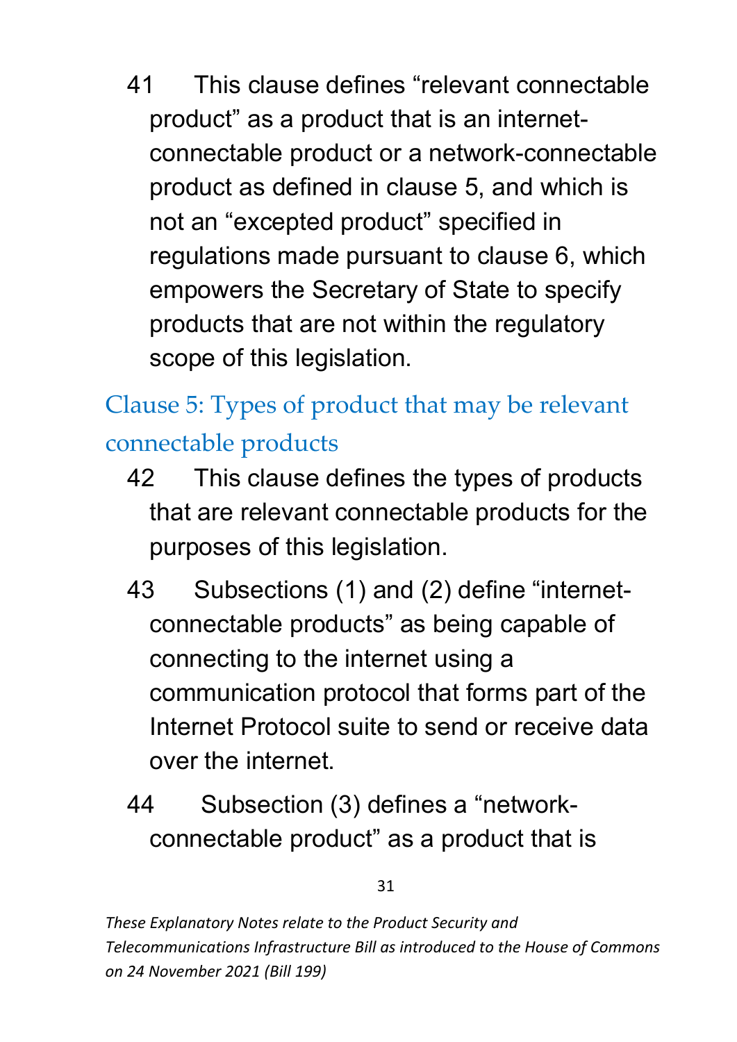41 This clause defines “relevant connectable product” as a product that is an internet-connectable product or a network-connectable product as defined in clause 5, and which is not an “excepted product” specified in regulations made pursuant to clause 6, which empowers the Secretary of State to specify products that are not within the regulatory scope of this legislation.

## Clause 5: Types of product that may be relevant connectable products

42 This clause defines the types of products that are relevant connectable products for the purposes of this legislation.

43 Subsections (1) and (2) define “internet-connectable products” as being capable of connecting to the internet using a communication protocol that forms part of the Internet Protocol suite to send or receive data over the internet.

44 Subsection (3) defines a “network-connectable product” as a product that is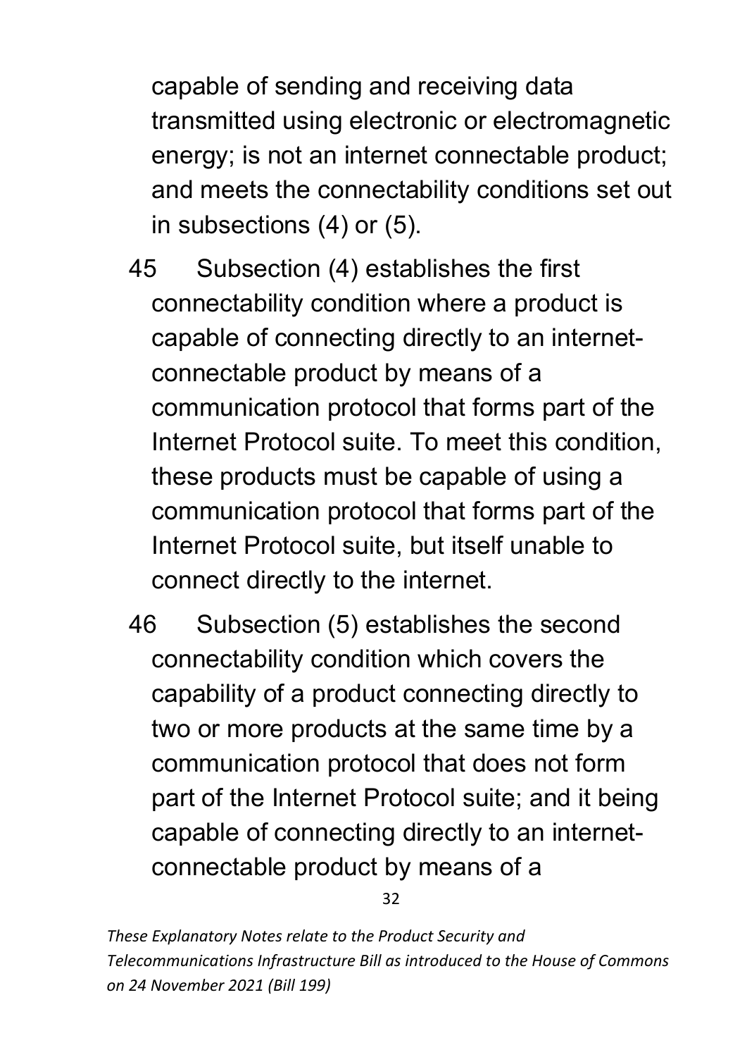capable of sending and receiving data transmitted using electronic or electromagnetic energy; is not an internet connectable product; and meets the connectability conditions set out in subsections (4) or (5).

45 Subsection (4) establishes the first connectability condition where a product is capable of connecting directly to an internet-connectable product by means of a communication protocol that forms part of the Internet Protocol suite. To meet this condition, these products must be capable of using a communication protocol that forms part of the Internet Protocol suite, but itself unable to connect directly to the internet.

46 Subsection (5) establishes the second connectability condition which covers the capability of a product connecting directly to two or more products at the same time by a communication protocol that does not form part of the Internet Protocol suite; and it being capable of connecting directly to an internet-connectable product by means of a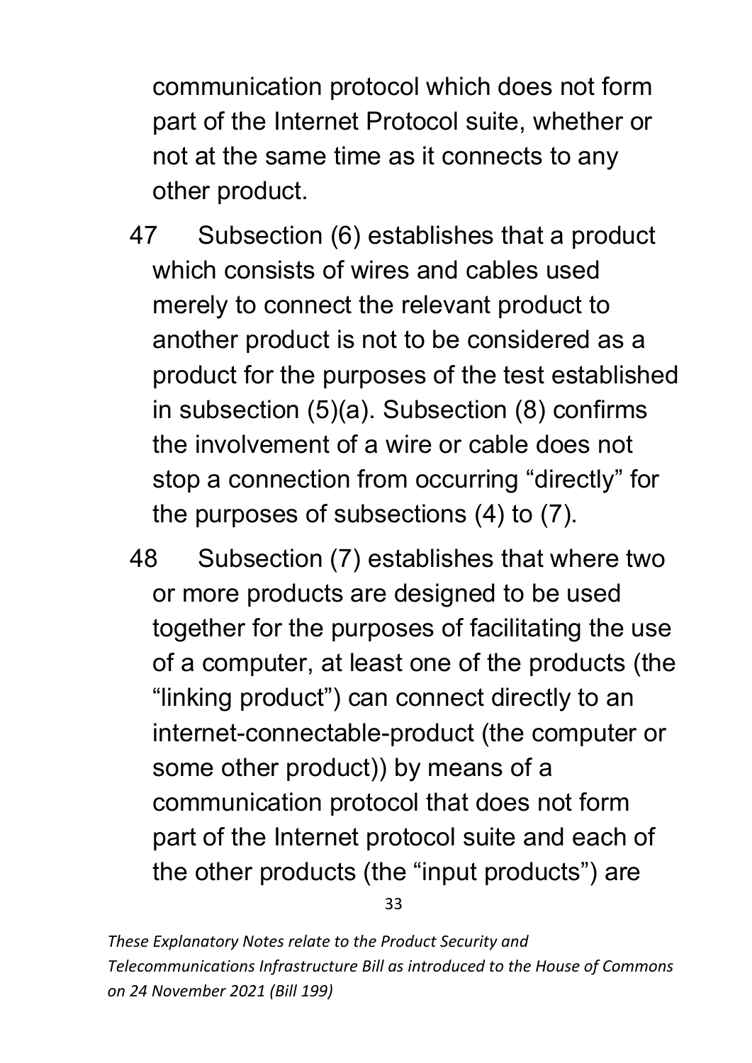communication protocol which does not form part of the Internet Protocol suite, whether or not at the same time as it connects to any other product.

47 Subsection (6) establishes that a product which consists of wires and cables used merely to connect the relevant product to another product is not to be considered as a product for the purposes of the test established in subsection (5)(a). Subsection (8) confirms the involvement of a wire or cable does not stop a connection from occurring "directly" for the purposes of subsections (4) to (7).

48 Subsection (7) establishes that where two or more products are designed to be used together for the purposes of facilitating the use of a computer, at least one of the products (the "linking product") can connect directly to an internet-connectable-product (the computer or some other product)) by means of a communication protocol that does not form part of the Internet protocol suite and each of the other products (the "input products") are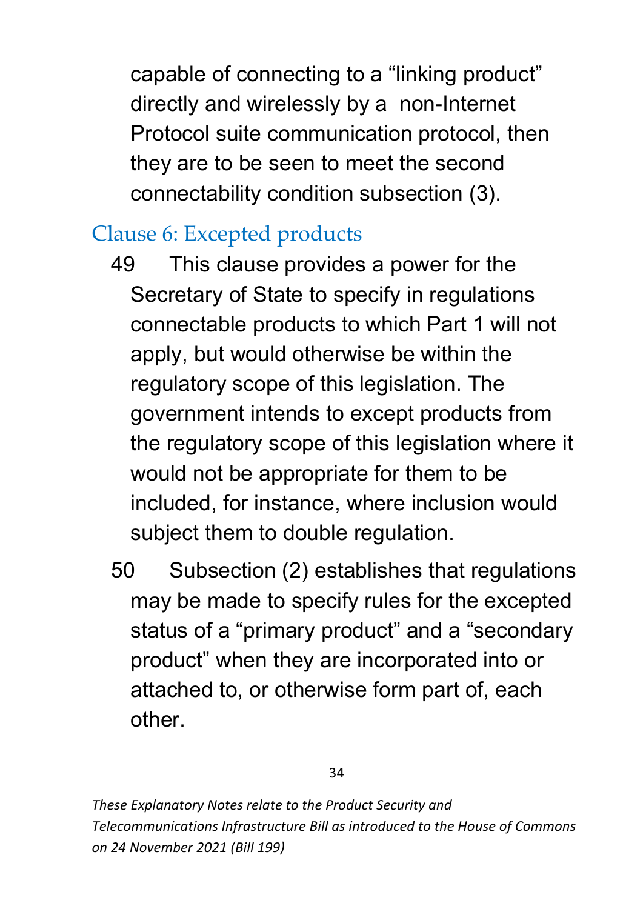capable of connecting to a “linking product” directly and wirelessly by a  non-Internet Protocol suite communication protocol, then they are to be seen to meet the second connectability condition subsection (3).

## Clause 6: Excepted products

49 This clause provides a power for the Secretary of State to specify in regulations connectable products to which Part 1 will not apply, but would otherwise be within the regulatory scope of this legislation. The government intends to except products from the regulatory scope of this legislation where it would not be appropriate for them to be included, for instance, where inclusion would subject them to double regulation.

50 Subsection (2) establishes that regulations may be made to specify rules for the excepted status of a “primary product” and a “secondary product” when they are incorporated into or attached to, or otherwise form part of, each other.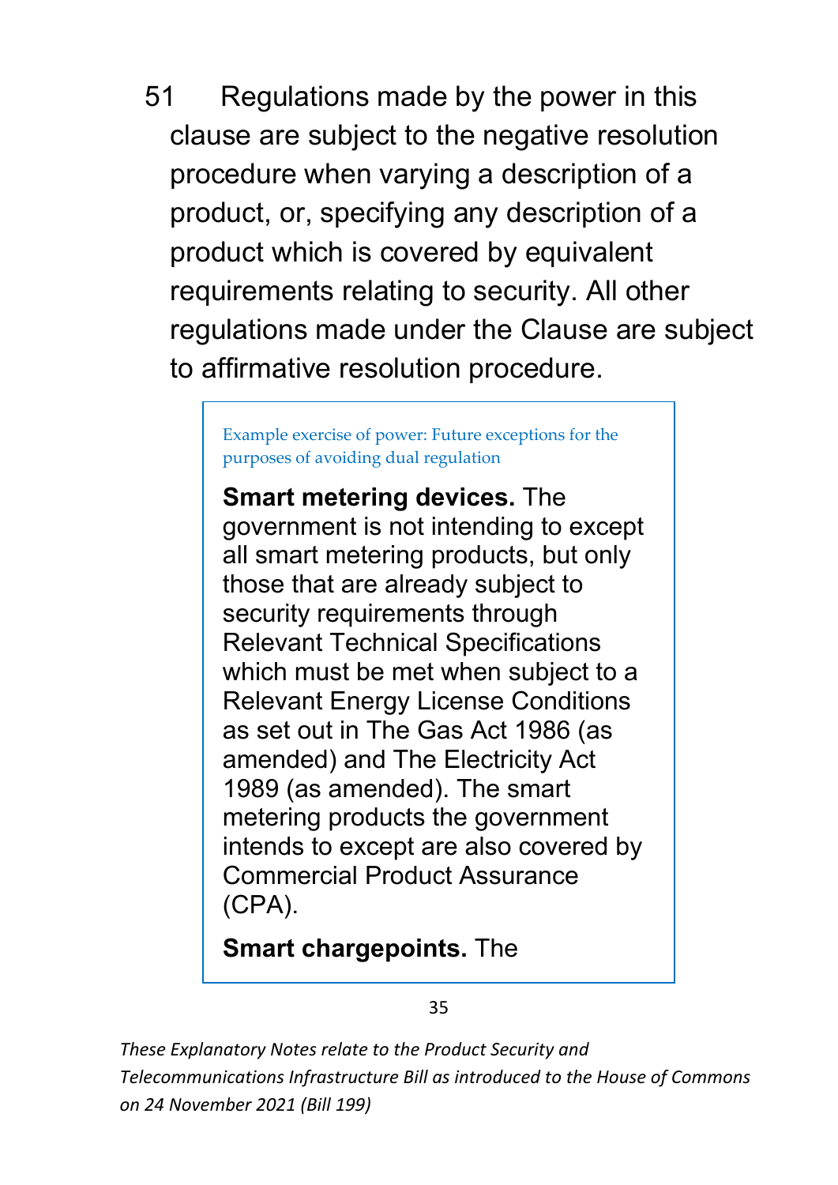51 Regulations made by the power in this clause are subject to the negative resolution procedure when varying a description of a product, or, specifying any description of a product which is covered by equivalent requirements relating to security. All other regulations made under the Clause are subject to affirmative resolution procedure.

> Example exercise of power: Future exceptions for the purposes of avoiding dual regulation
>
> **Smart metering devices.** The government is not intending to except all smart metering products, but only those that are already subject to security requirements through Relevant Technical Specifications which must be met when subject to a Relevant Energy License Conditions as set out in The Gas Act 1986 (as amended) and The Electricity Act 1989 (as amended). The smart metering products the government intends to except are also covered by Commercial Product Assurance (CPA).
>
> **Smart chargepoints.** The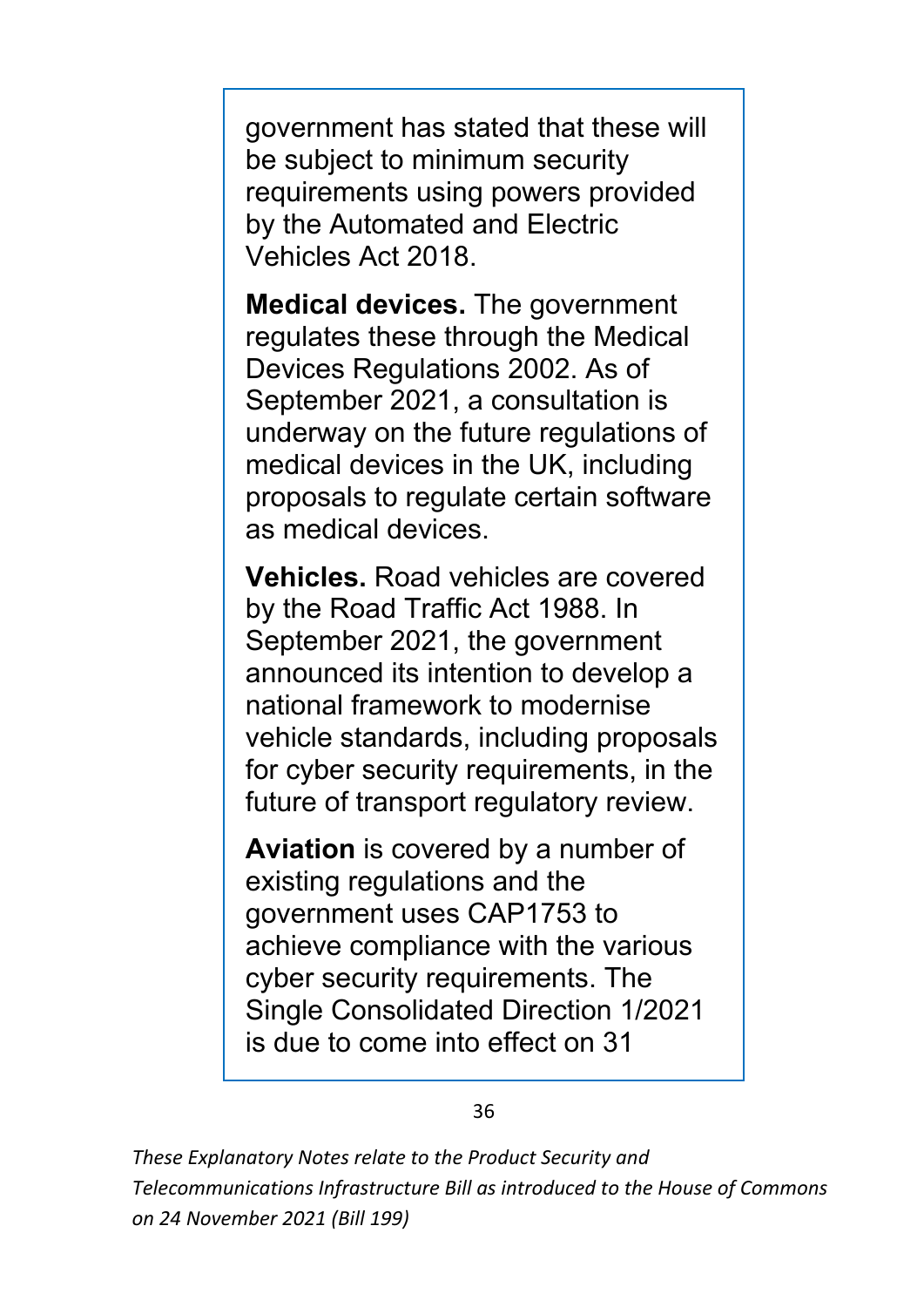government has stated that these will be subject to minimum security requirements using powers provided by the Automated and Electric Vehicles Act 2018.

**Medical devices.** The government regulates these through the Medical Devices Regulations 2002. As of September 2021, a consultation is underway on the future regulations of medical devices in the UK, including proposals to regulate certain software as medical devices.

**Vehicles.** Road vehicles are covered by the Road Traffic Act 1988. In September 2021, the government announced its intention to develop a national framework to modernise vehicle standards, including proposals for cyber security requirements, in the future of transport regulatory review.

**Aviation** is covered by a number of existing regulations and the government uses CAP1753 to achieve compliance with the various cyber security requirements. The Single Consolidated Direction 1/2021 is due to come into effect on 31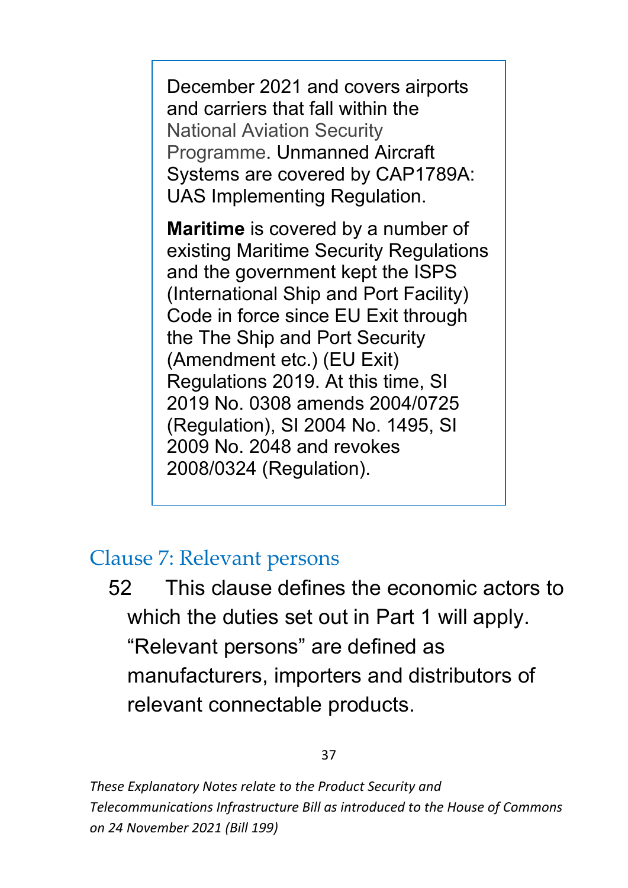December 2021 and covers airports and carriers that fall within the National Aviation Security Programme. Unmanned Aircraft Systems are covered by CAP1789A: UAS Implementing Regulation.

**Maritime** is covered by a number of existing Maritime Security Regulations and the government kept the ISPS (International Ship and Port Facility) Code in force since EU Exit through the The Ship and Port Security (Amendment etc.) (EU Exit) Regulations 2019. At this time, SI 2019 No. 0308 amends 2004/0725 (Regulation), SI 2004 No. 1495, SI 2009 No. 2048 and revokes 2008/0324 (Regulation).

## Clause 7: Relevant persons

52 This clause defines the economic actors to which the duties set out in Part 1 will apply. “Relevant persons” are defined as manufacturers, importers and distributors of relevant connectable products.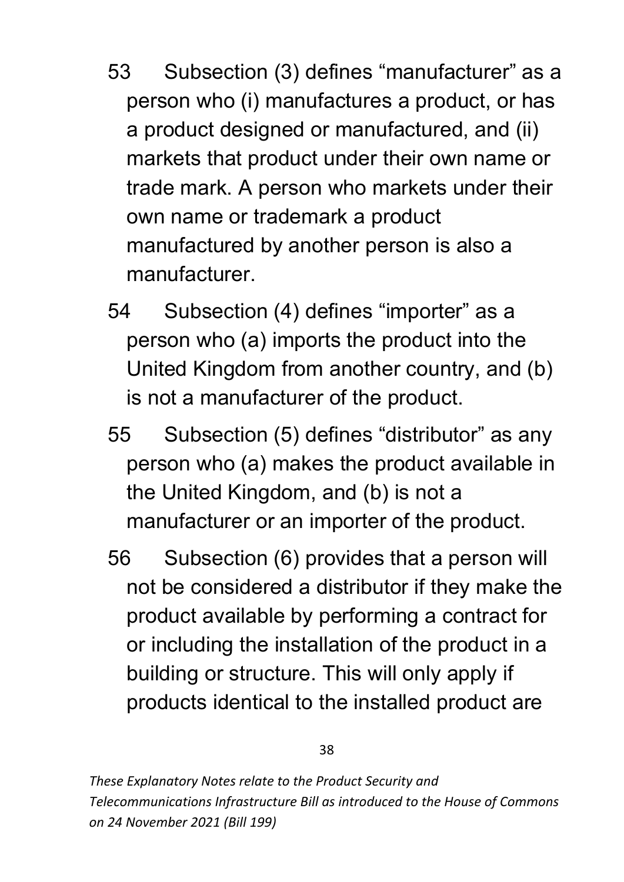53 Subsection (3) defines "manufacturer" as a person who (i) manufactures a product, or has a product designed or manufactured, and (ii) markets that product under their own name or trade mark. A person who markets under their own name or trademark a product manufactured by another person is also a manufacturer.

54 Subsection (4) defines "importer" as a person who (a) imports the product into the United Kingdom from another country, and (b) is not a manufacturer of the product.

55 Subsection (5) defines "distributor" as any person who (a) makes the product available in the United Kingdom, and (b) is not a manufacturer or an importer of the product.

56 Subsection (6) provides that a person will not be considered a distributor if they make the product available by performing a contract for or including the installation of the product in a building or structure. This will only apply if products identical to the installed product are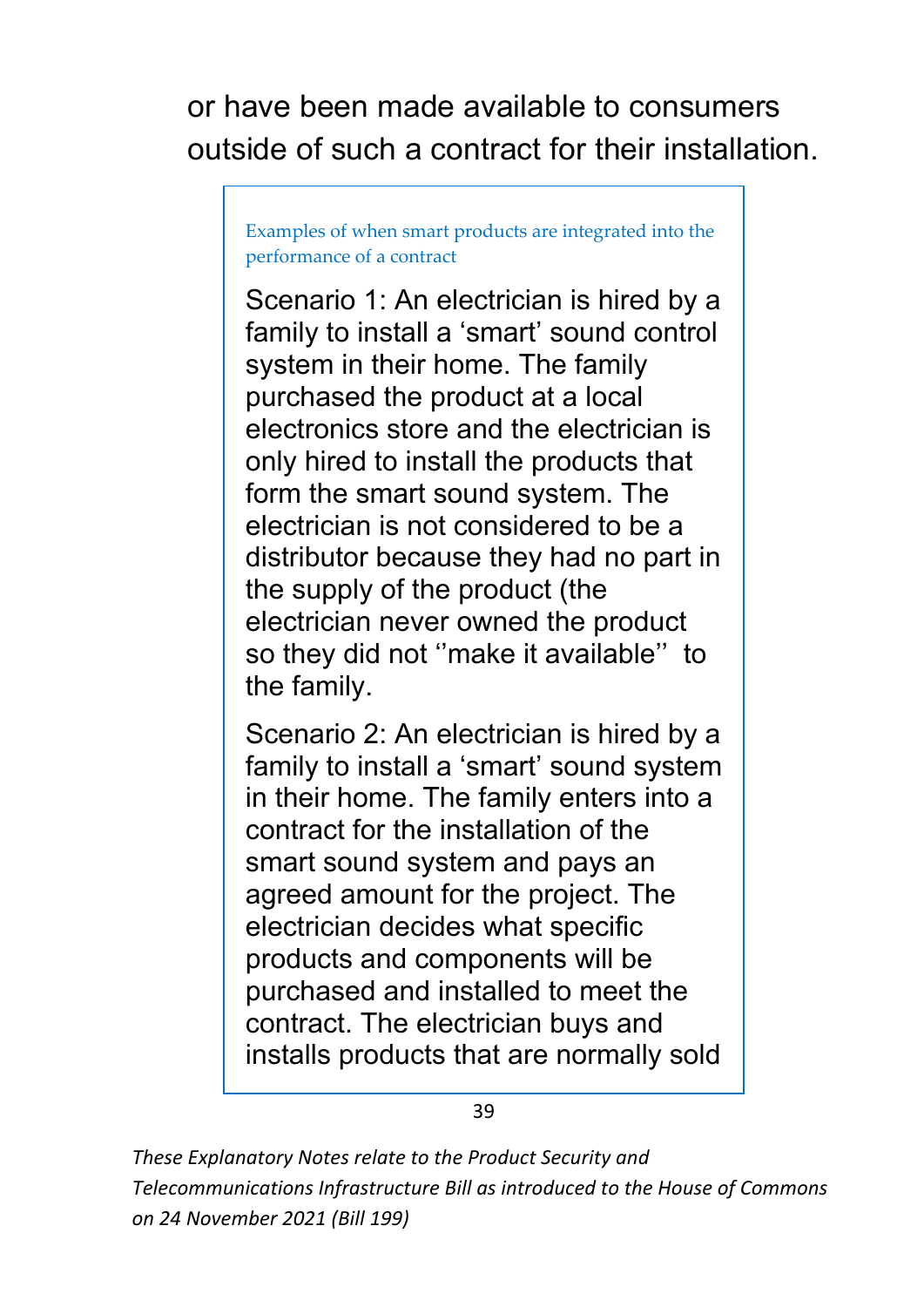or have been made available to consumers outside of such a contract for their installation.

> Examples of when smart products are integrated into the performance of a contract
>
> Scenario 1: An electrician is hired by a family to install a 'smart' sound control system in their home. The family purchased the product at a local electronics store and the electrician is only hired to install the products that form the smart sound system. The electrician is not considered to be a distributor because they had no part in the supply of the product (the electrician never owned the product so they did not ''make it available'' to the family.
>
> Scenario 2: An electrician is hired by a family to install a 'smart' sound system in their home. The family enters into a contract for the installation of the smart sound system and pays an agreed amount for the project. The electrician decides what specific products and components will be purchased and installed to meet the contract. The electrician buys and installs products that are normally sold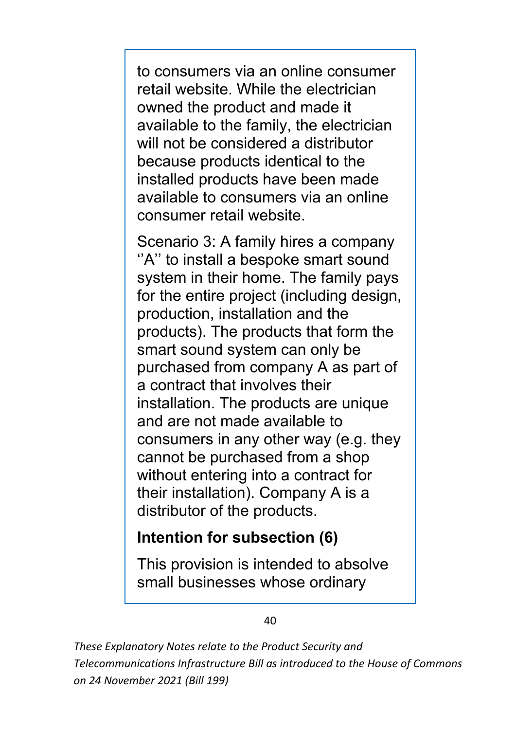to consumers via an online consumer retail website. While the electrician owned the product and made it available to the family, the electrician will not be considered a distributor because products identical to the installed products have been made available to consumers via an online consumer retail website.

Scenario 3: A family hires a company ''A'' to install a bespoke smart sound system in their home. The family pays for the entire project (including design, production, installation and the products). The products that form the smart sound system can only be purchased from company A as part of a contract that involves their installation. The products are unique and are not made available to consumers in any other way (e.g. they cannot be purchased from a shop without entering into a contract for their installation). Company A is a distributor of the products.

**Intention for subsection (6)**

This provision is intended to absolve small businesses whose ordinary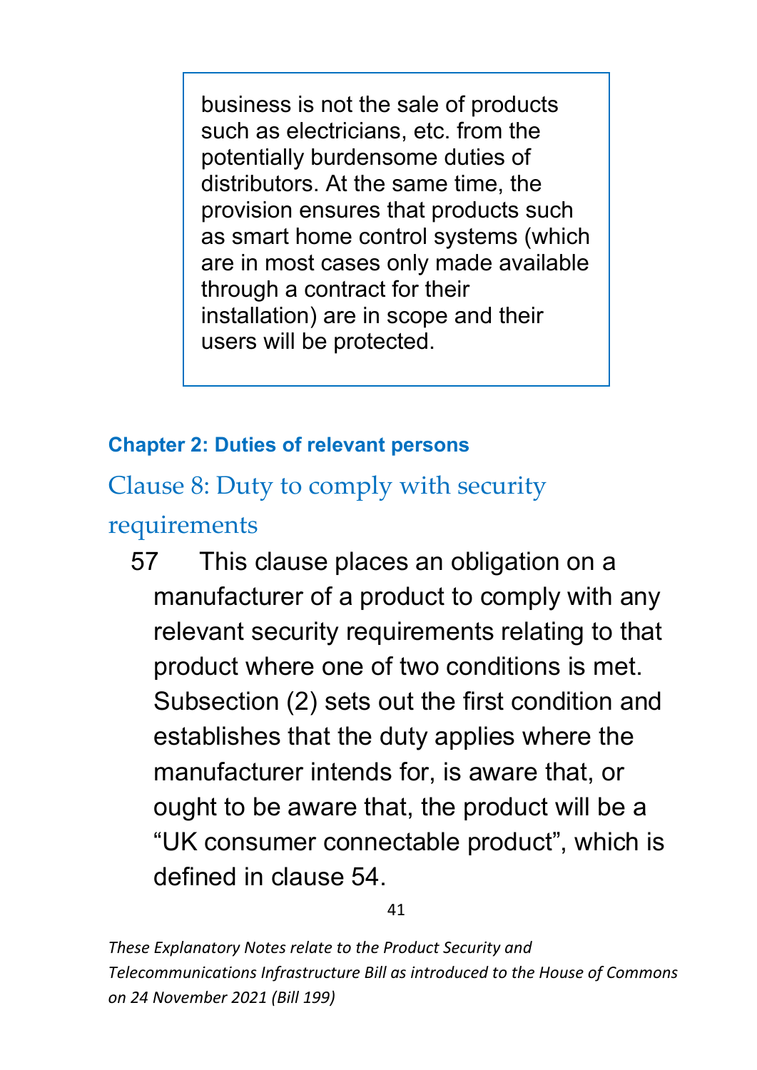> business is not the sale of products such as electricians, etc. from the potentially burdensome duties of distributors. At the same time, the provision ensures that products such as smart home control systems (which are in most cases only made available through a contract for their installation) are in scope and their users will be protected.

### Chapter 2: Duties of relevant persons

## Clause 8: Duty to comply with security requirements

57 This clause places an obligation on a manufacturer of a product to comply with any relevant security requirements relating to that product where one of two conditions is met. Subsection (2) sets out the first condition and establishes that the duty applies where the manufacturer intends for, is aware that, or ought to be aware that, the product will be a "UK consumer connectable product", which is defined in clause 54.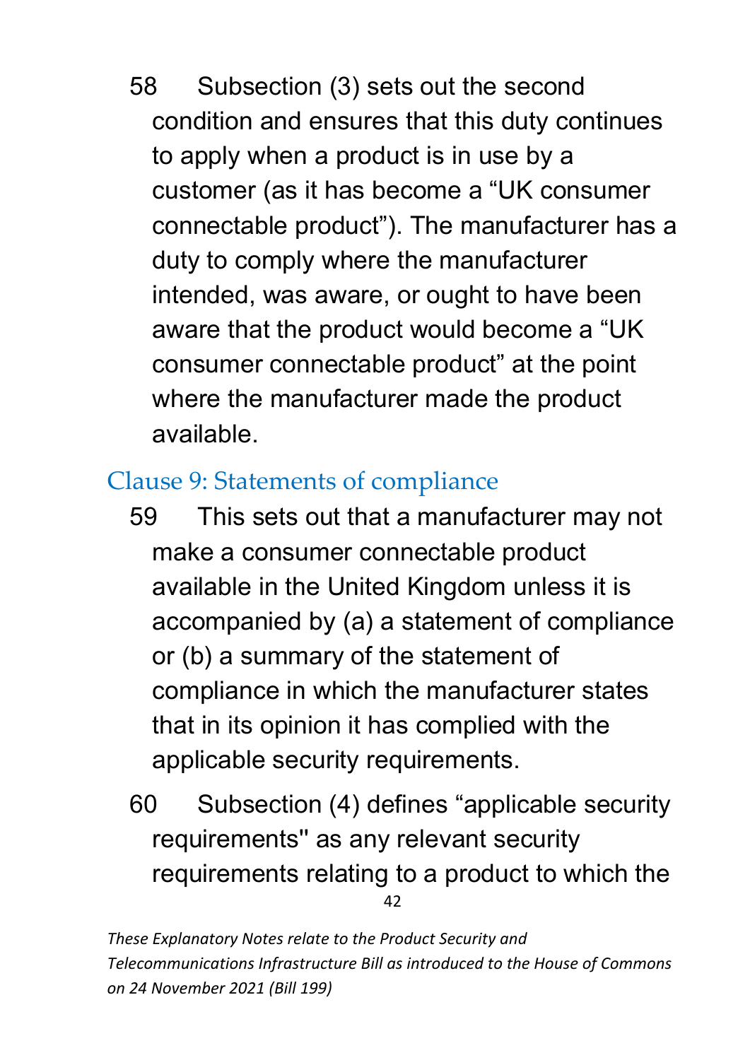58 Subsection (3) sets out the second condition and ensures that this duty continues to apply when a product is in use by a customer (as it has become a "UK consumer connectable product"). The manufacturer has a duty to comply where the manufacturer intended, was aware, or ought to have been aware that the product would become a "UK consumer connectable product" at the point where the manufacturer made the product available.

## Clause 9: Statements of compliance

59 This sets out that a manufacturer may not make a consumer connectable product available in the United Kingdom unless it is accompanied by (a) a statement of compliance or (b) a summary of the statement of compliance in which the manufacturer states that in its opinion it has complied with the applicable security requirements.

60 Subsection (4) defines "applicable security requirements" as any relevant security requirements relating to a product to which the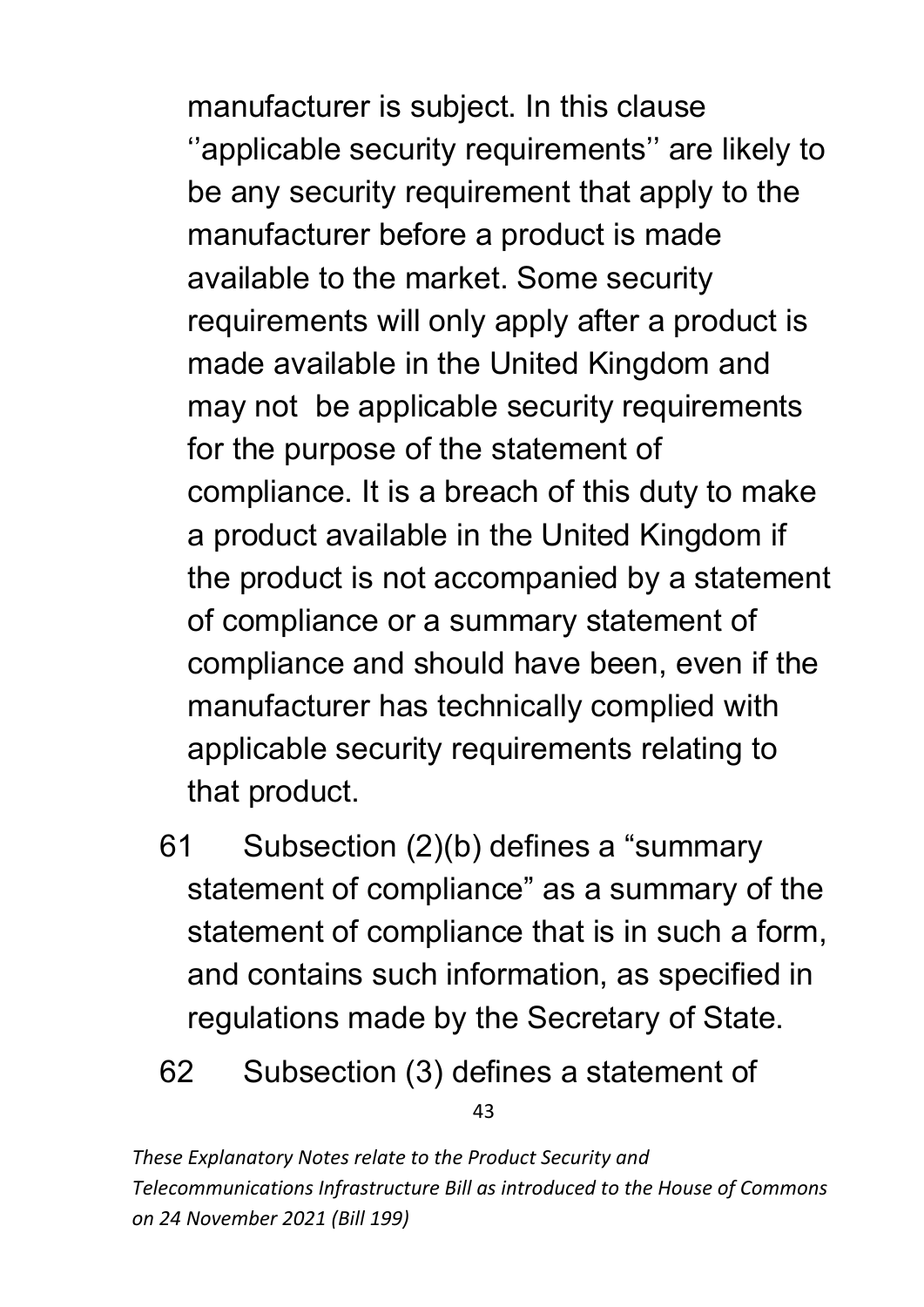manufacturer is subject. In this clause ''applicable security requirements'' are likely to be any security requirement that apply to the manufacturer before a product is made available to the market. Some security requirements will only apply after a product is made available in the United Kingdom and may not be applicable security requirements for the purpose of the statement of compliance. It is a breach of this duty to make a product available in the United Kingdom if the product is not accompanied by a statement of compliance or a summary statement of compliance and should have been, even if the manufacturer has technically complied with applicable security requirements relating to that product.

61 Subsection (2)(b) defines a "summary statement of compliance" as a summary of the statement of compliance that is in such a form, and contains such information, as specified in regulations made by the Secretary of State.

62 Subsection (3) defines a statement of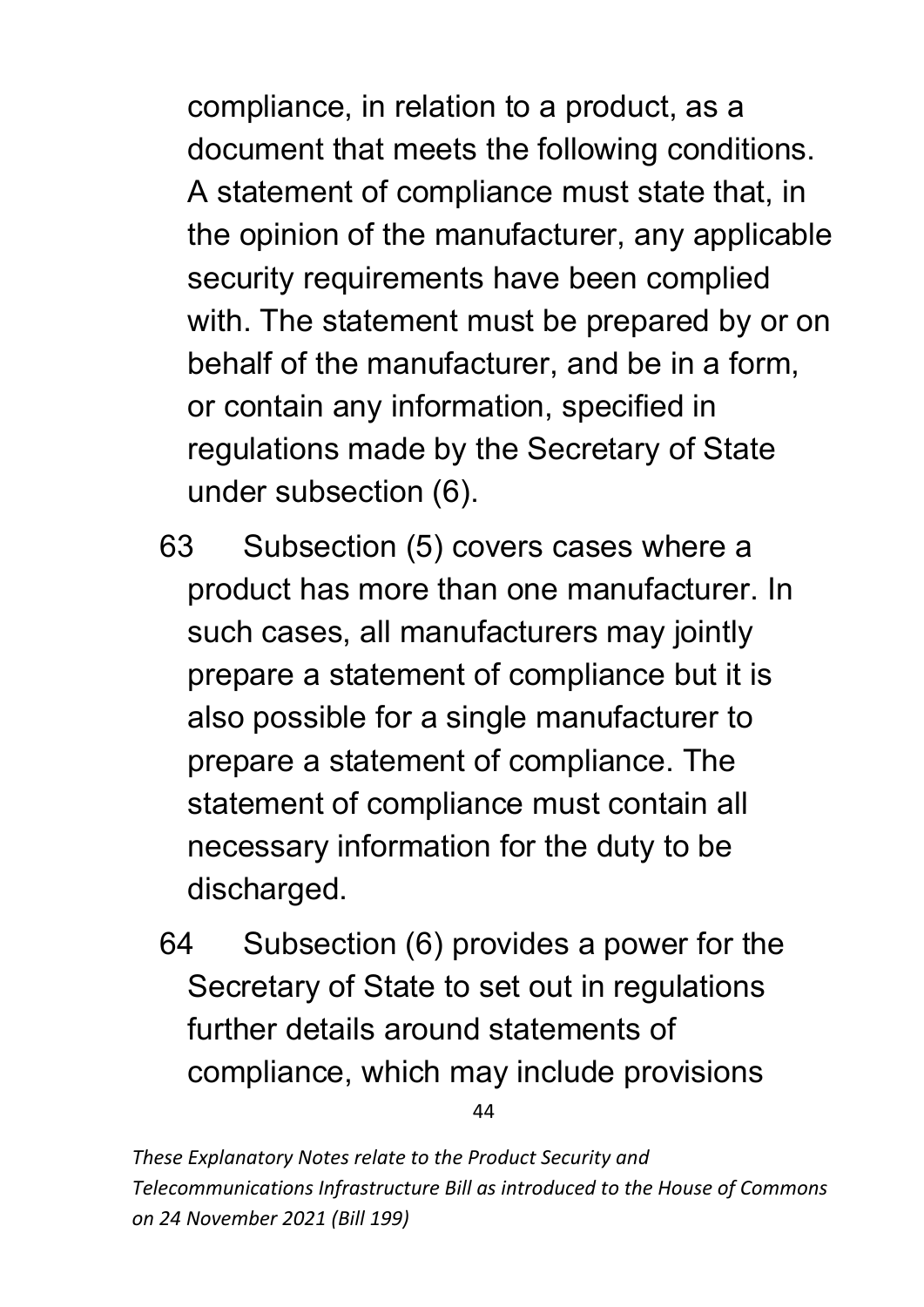compliance, in relation to a product, as a document that meets the following conditions. A statement of compliance must state that, in the opinion of the manufacturer, any applicable security requirements have been complied with. The statement must be prepared by or on behalf of the manufacturer, and be in a form, or contain any information, specified in regulations made by the Secretary of State under subsection (6).

63 Subsection (5) covers cases where a product has more than one manufacturer. In such cases, all manufacturers may jointly prepare a statement of compliance but it is also possible for a single manufacturer to prepare a statement of compliance. The statement of compliance must contain all necessary information for the duty to be discharged.

64 Subsection (6) provides a power for the Secretary of State to set out in regulations further details around statements of compliance, which may include provisions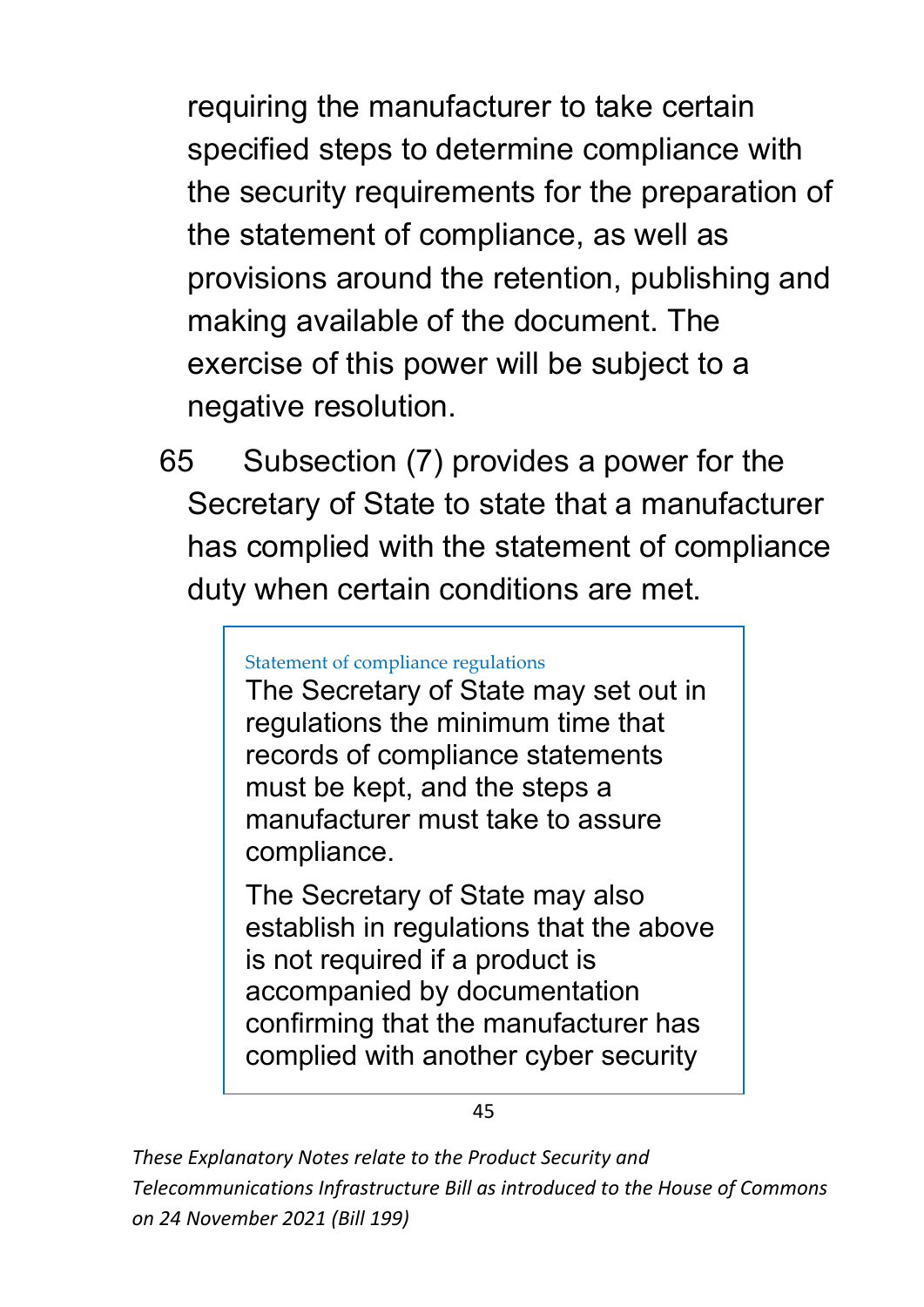requiring the manufacturer to take certain specified steps to determine compliance with the security requirements for the preparation of the statement of compliance, as well as provisions around the retention, publishing and making available of the document. The exercise of this power will be subject to a negative resolution.

65 Subsection (7) provides a power for the Secretary of State to state that a manufacturer has complied with the statement of compliance duty when certain conditions are met.

> Statement of compliance regulations
>
> The Secretary of State may set out in regulations the minimum time that records of compliance statements must be kept, and the steps a manufacturer must take to assure compliance.
>
> The Secretary of State may also establish in regulations that the above is not required if a product is accompanied by documentation confirming that the manufacturer has complied with another cyber security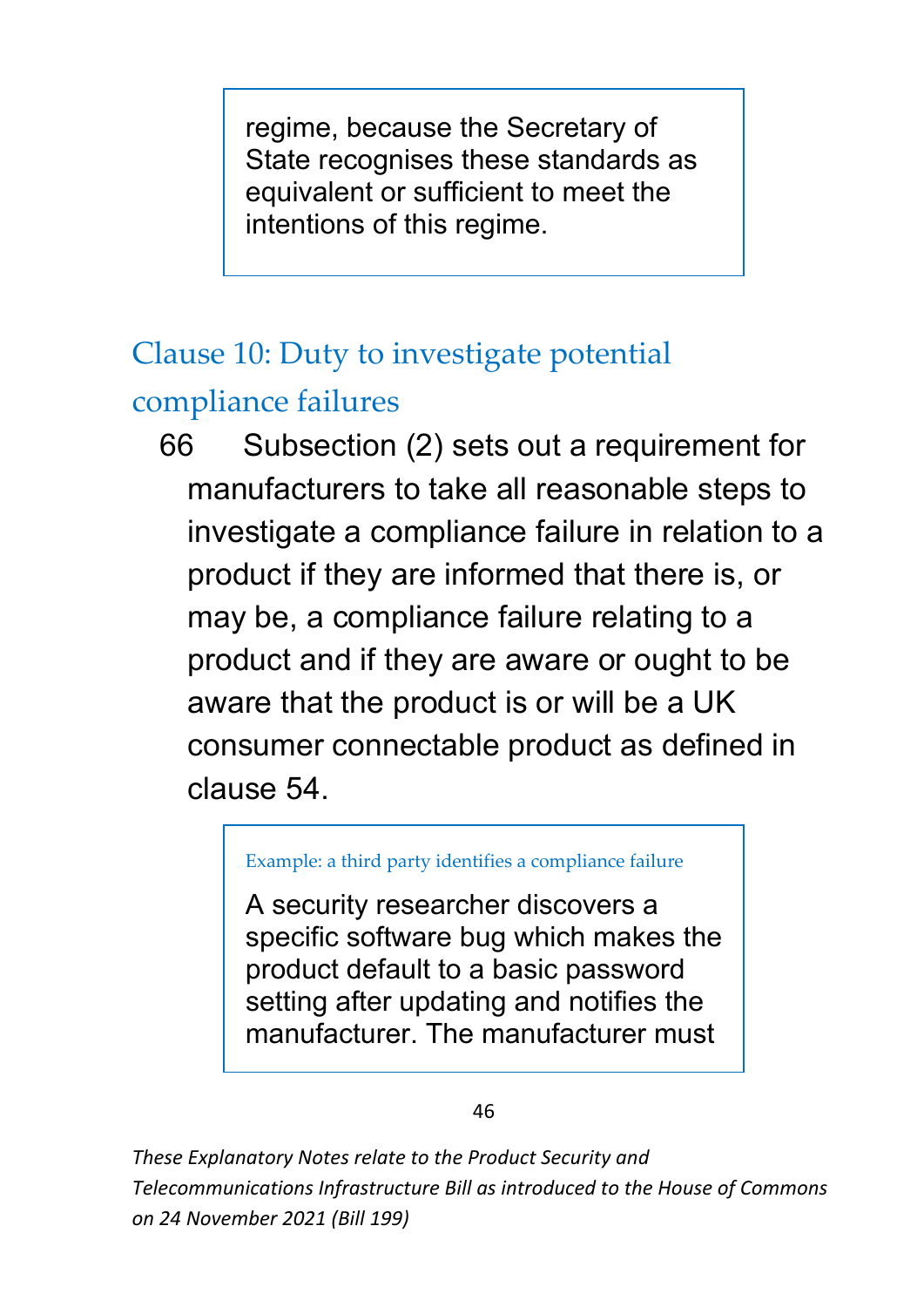> regime, because the Secretary of State recognises these standards as equivalent or sufficient to meet the intentions of this regime.

## Clause 10: Duty to investigate potential compliance failures

66 Subsection (2) sets out a requirement for manufacturers to take all reasonable steps to investigate a compliance failure in relation to a product if they are informed that there is, or may be, a compliance failure relating to a product and if they are aware or ought to be aware that the product is or will be a UK consumer connectable product as defined in clause 54.

> Example: a third party identifies a compliance failure
>
> A security researcher discovers a specific software bug which makes the product default to a basic password setting after updating and notifies the manufacturer. The manufacturer must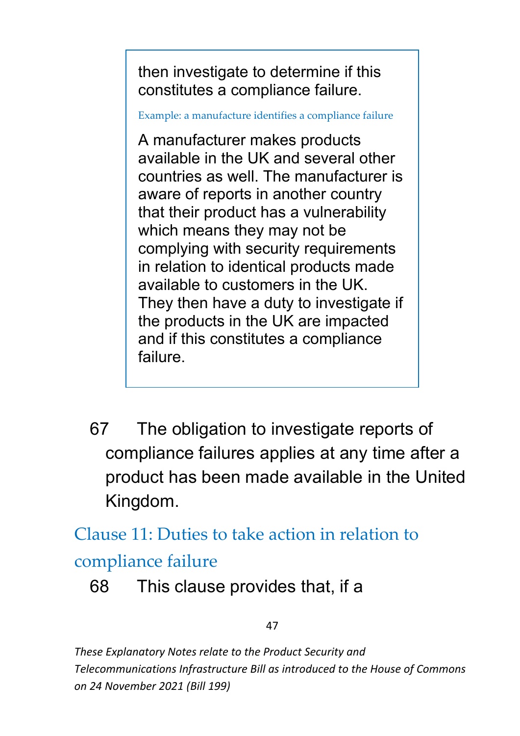then investigate to determine if this constitutes a compliance failure.

Example: a manufacture identifies a compliance failure

A manufacturer makes products available in the UK and several other countries as well. The manufacturer is aware of reports in another country that their product has a vulnerability which means they may not be complying with security requirements in relation to identical products made available to customers in the UK. They then have a duty to investigate if the products in the UK are impacted and if this constitutes a compliance failure.

67 The obligation to investigate reports of compliance failures applies at any time after a product has been made available in the United Kingdom.

## Clause 11: Duties to take action in relation to compliance failure

68 This clause provides that, if a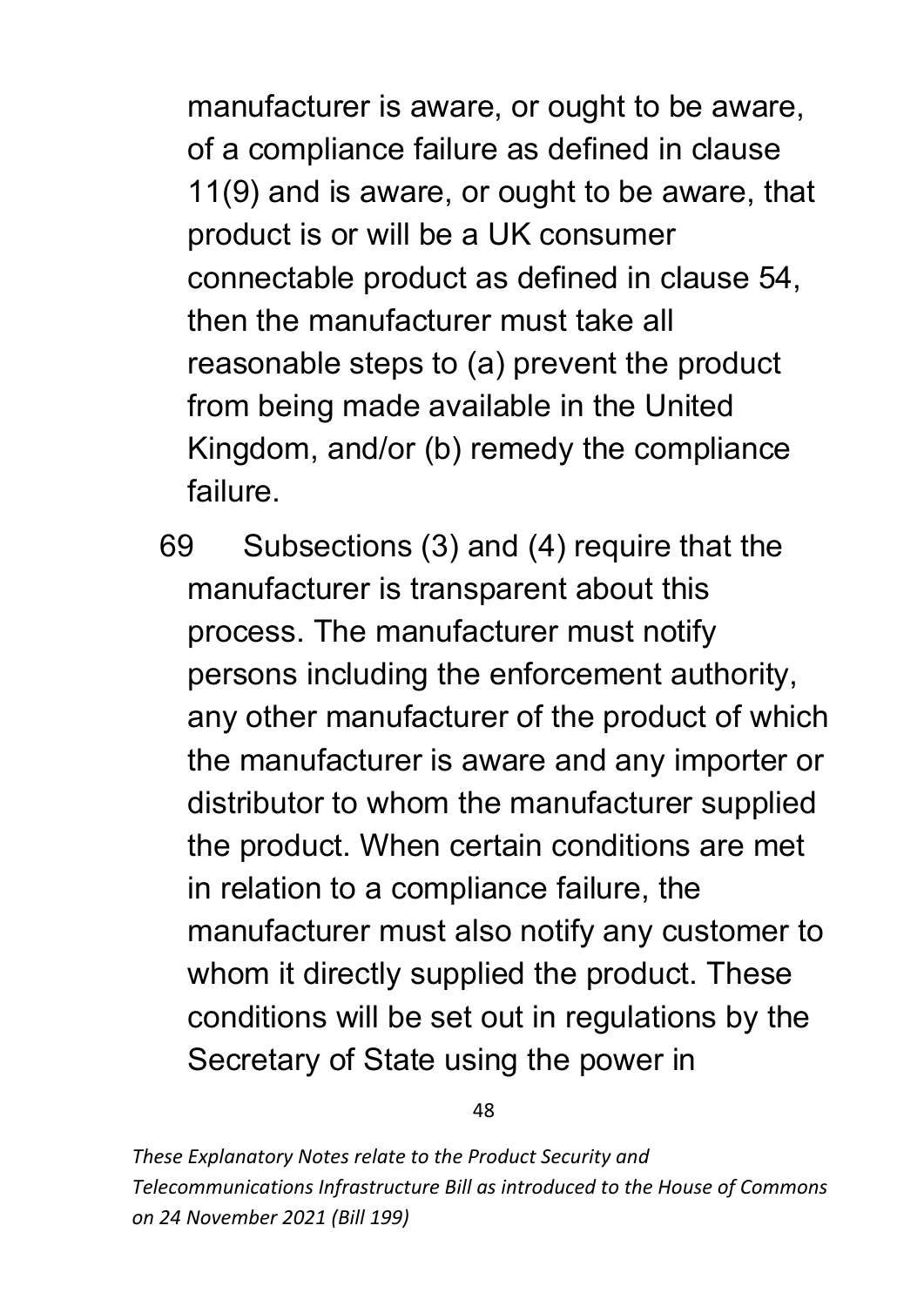manufacturer is aware, or ought to be aware, of a compliance failure as defined in clause 11(9) and is aware, or ought to be aware, that product is or will be a UK consumer connectable product as defined in clause 54, then the manufacturer must take all reasonable steps to (a) prevent the product from being made available in the United Kingdom, and/or (b) remedy the compliance failure.

69 Subsections (3) and (4) require that the manufacturer is transparent about this process. The manufacturer must notify persons including the enforcement authority, any other manufacturer of the product of which the manufacturer is aware and any importer or distributor to whom the manufacturer supplied the product. When certain conditions are met in relation to a compliance failure, the manufacturer must also notify any customer to whom it directly supplied the product. These conditions will be set out in regulations by the Secretary of State using the power in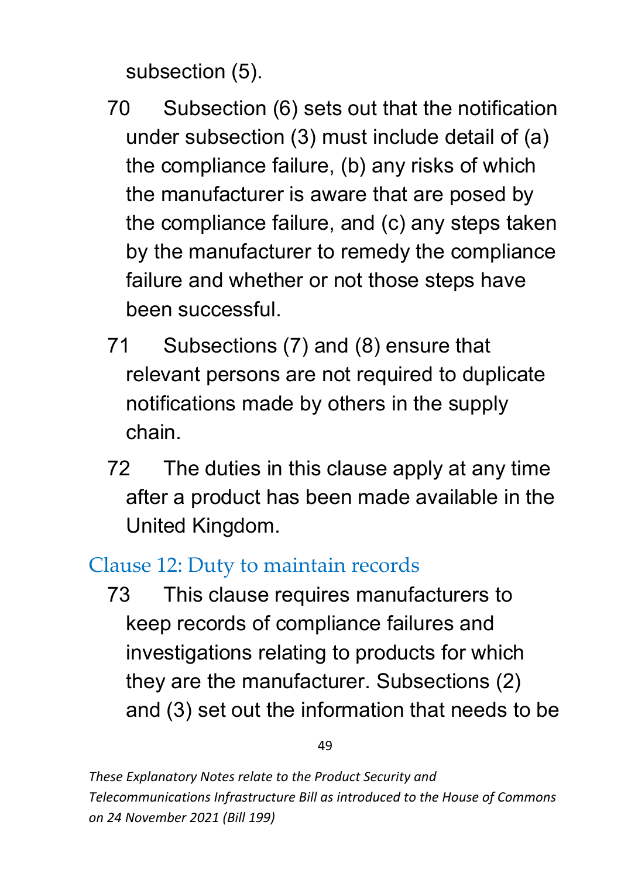subsection (5).

70 Subsection (6) sets out that the notification under subsection (3) must include detail of (a) the compliance failure, (b) any risks of which the manufacturer is aware that are posed by the compliance failure, and (c) any steps taken by the manufacturer to remedy the compliance failure and whether or not those steps have been successful.

71 Subsections (7) and (8) ensure that relevant persons are not required to duplicate notifications made by others in the supply chain.

72 The duties in this clause apply at any time after a product has been made available in the United Kingdom.

## Clause 12: Duty to maintain records

73 This clause requires manufacturers to keep records of compliance failures and investigations relating to products for which they are the manufacturer. Subsections (2) and (3) set out the information that needs to be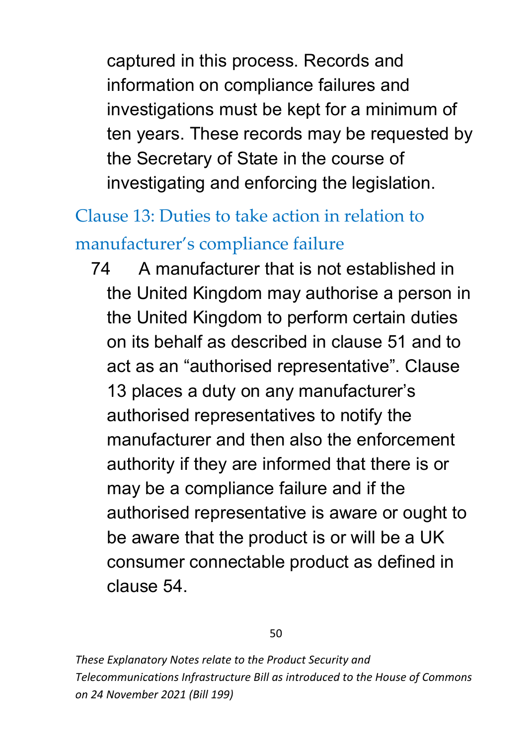captured in this process. Records and information on compliance failures and investigations must be kept for a minimum of ten years. These records may be requested by the Secretary of State in the course of investigating and enforcing the legislation.

## Clause 13: Duties to take action in relation to manufacturer's compliance failure

74 A manufacturer that is not established in the United Kingdom may authorise a person in the United Kingdom to perform certain duties on its behalf as described in clause 51 and to act as an "authorised representative". Clause 13 places a duty on any manufacturer's authorised representatives to notify the manufacturer and then also the enforcement authority if they are informed that there is or may be a compliance failure and if the authorised representative is aware or ought to be aware that the product is or will be a UK consumer connectable product as defined in clause 54.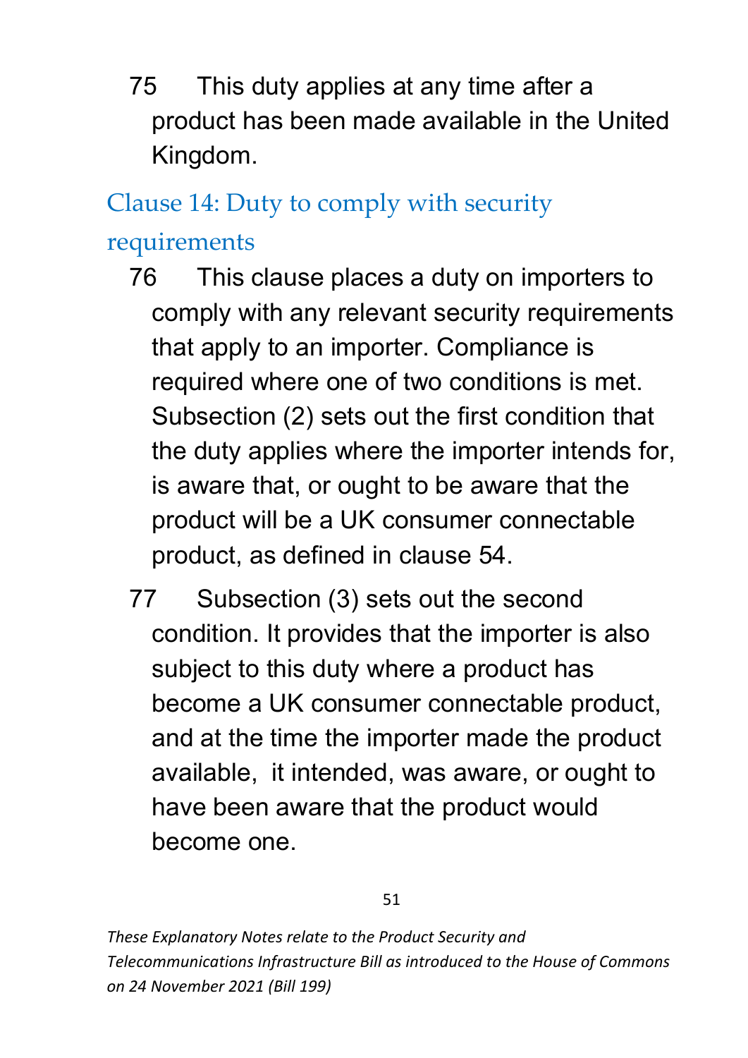75 This duty applies at any time after a product has been made available in the United Kingdom.

## Clause 14: Duty to comply with security requirements

76 This clause places a duty on importers to comply with any relevant security requirements that apply to an importer. Compliance is required where one of two conditions is met. Subsection (2) sets out the first condition that the duty applies where the importer intends for, is aware that, or ought to be aware that the product will be a UK consumer connectable product, as defined in clause 54.

77 Subsection (3) sets out the second condition. It provides that the importer is also subject to this duty where a product has become a UK consumer connectable product, and at the time the importer made the product available, it intended, was aware, or ought to have been aware that the product would become one.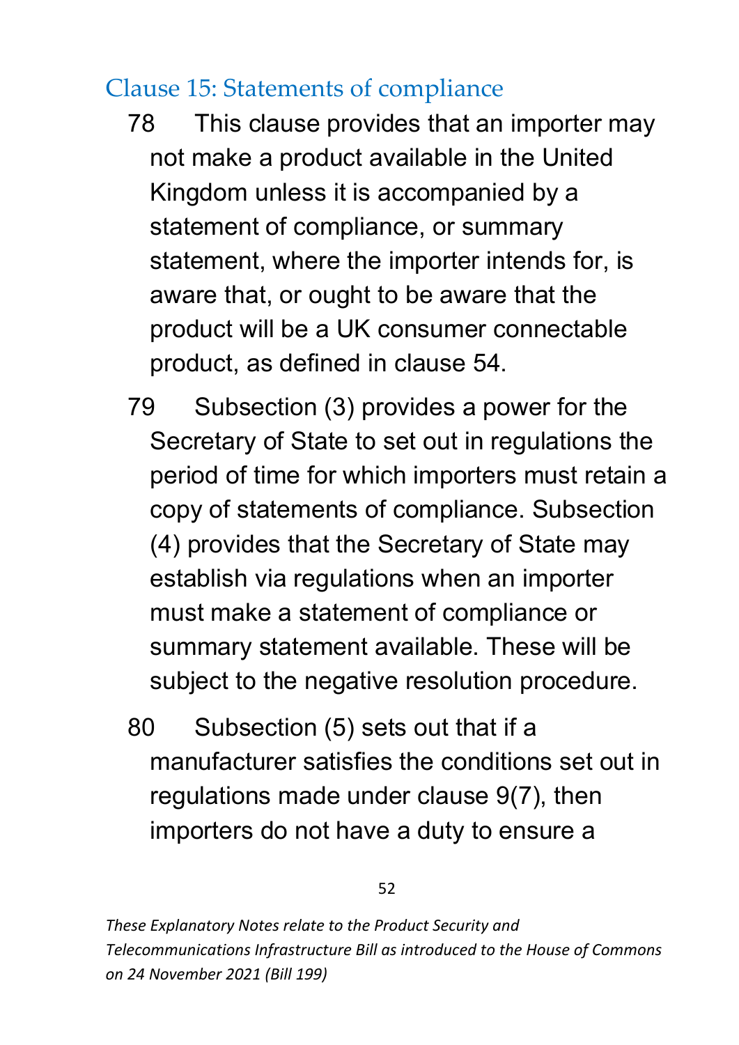## Clause 15: Statements of compliance

78 This clause provides that an importer may not make a product available in the United Kingdom unless it is accompanied by a statement of compliance, or summary statement, where the importer intends for, is aware that, or ought to be aware that the product will be a UK consumer connectable product, as defined in clause 54.

79 Subsection (3) provides a power for the Secretary of State to set out in regulations the period of time for which importers must retain a copy of statements of compliance. Subsection (4) provides that the Secretary of State may establish via regulations when an importer must make a statement of compliance or summary statement available. These will be subject to the negative resolution procedure.

80 Subsection (5) sets out that if a manufacturer satisfies the conditions set out in regulations made under clause 9(7), then importers do not have a duty to ensure a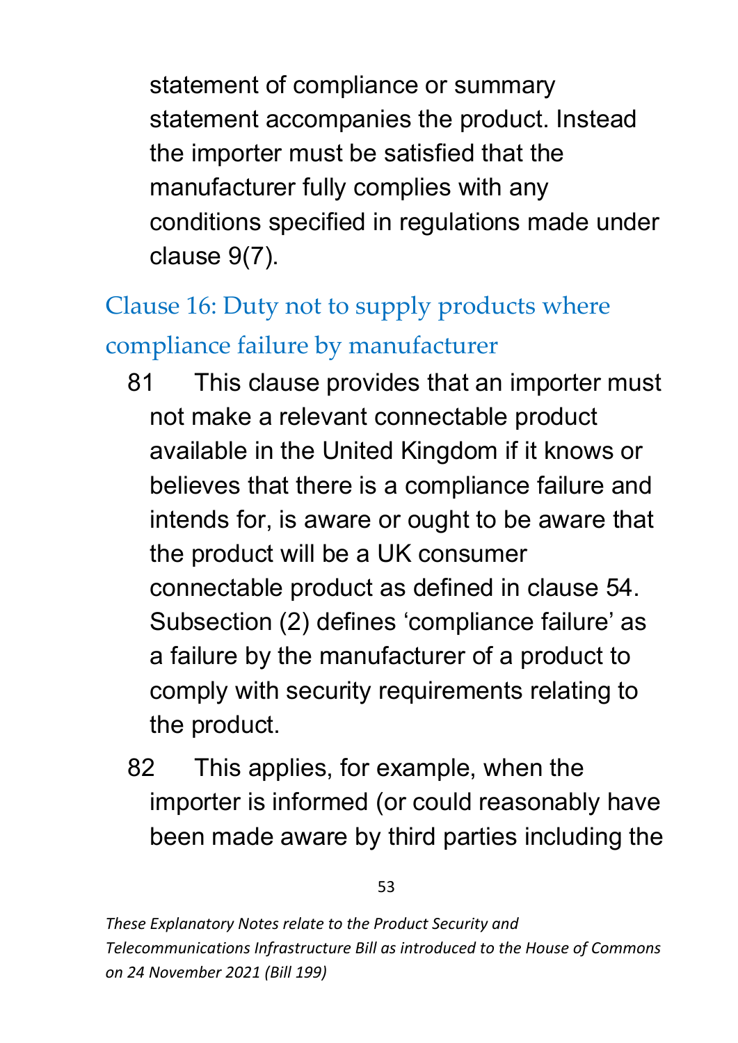statement of compliance or summary statement accompanies the product. Instead the importer must be satisfied that the manufacturer fully complies with any conditions specified in regulations made under clause 9(7).

## Clause 16: Duty not to supply products where compliance failure by manufacturer

81 This clause provides that an importer must not make a relevant connectable product available in the United Kingdom if it knows or believes that there is a compliance failure and intends for, is aware or ought to be aware that the product will be a UK consumer connectable product as defined in clause 54. Subsection (2) defines 'compliance failure' as a failure by the manufacturer of a product to comply with security requirements relating to the product.

82 This applies, for example, when the importer is informed (or could reasonably have been made aware by third parties including the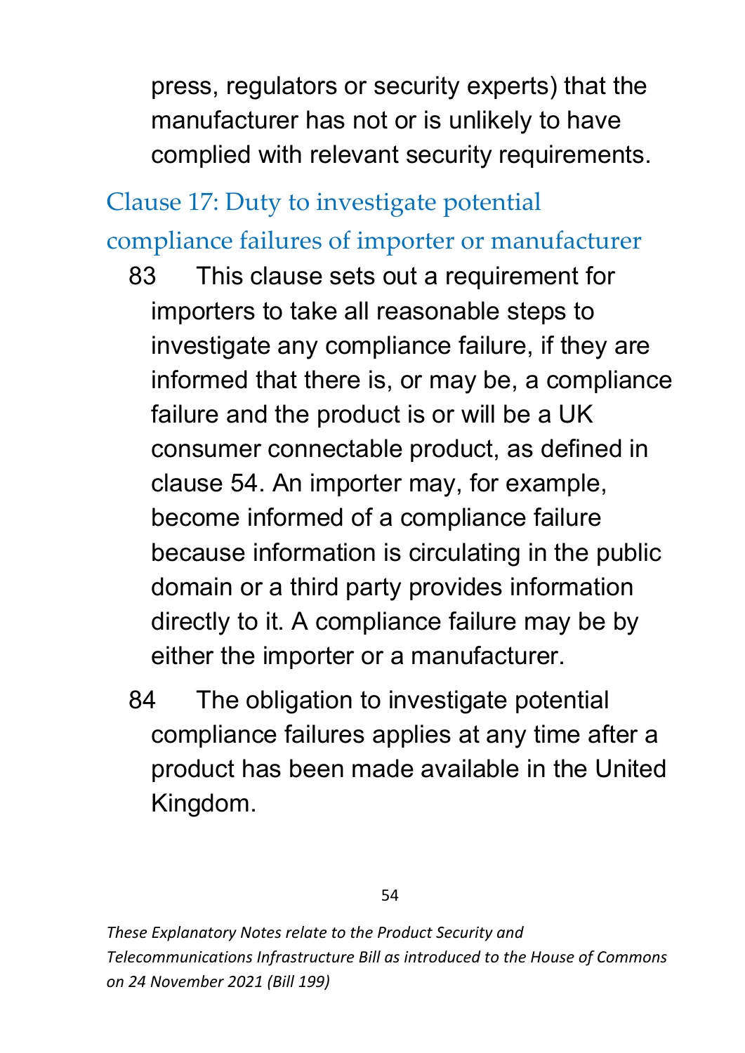press, regulators or security experts) that the manufacturer has not or is unlikely to have complied with relevant security requirements.

## Clause 17: Duty to investigate potential compliance failures of importer or manufacturer

83 This clause sets out a requirement for importers to take all reasonable steps to investigate any compliance failure, if they are informed that there is, or may be, a compliance failure and the product is or will be a UK consumer connectable product, as defined in clause 54. An importer may, for example, become informed of a compliance failure because information is circulating in the public domain or a third party provides information directly to it. A compliance failure may be by either the importer or a manufacturer.

84 The obligation to investigate potential compliance failures applies at any time after a product has been made available in the United Kingdom.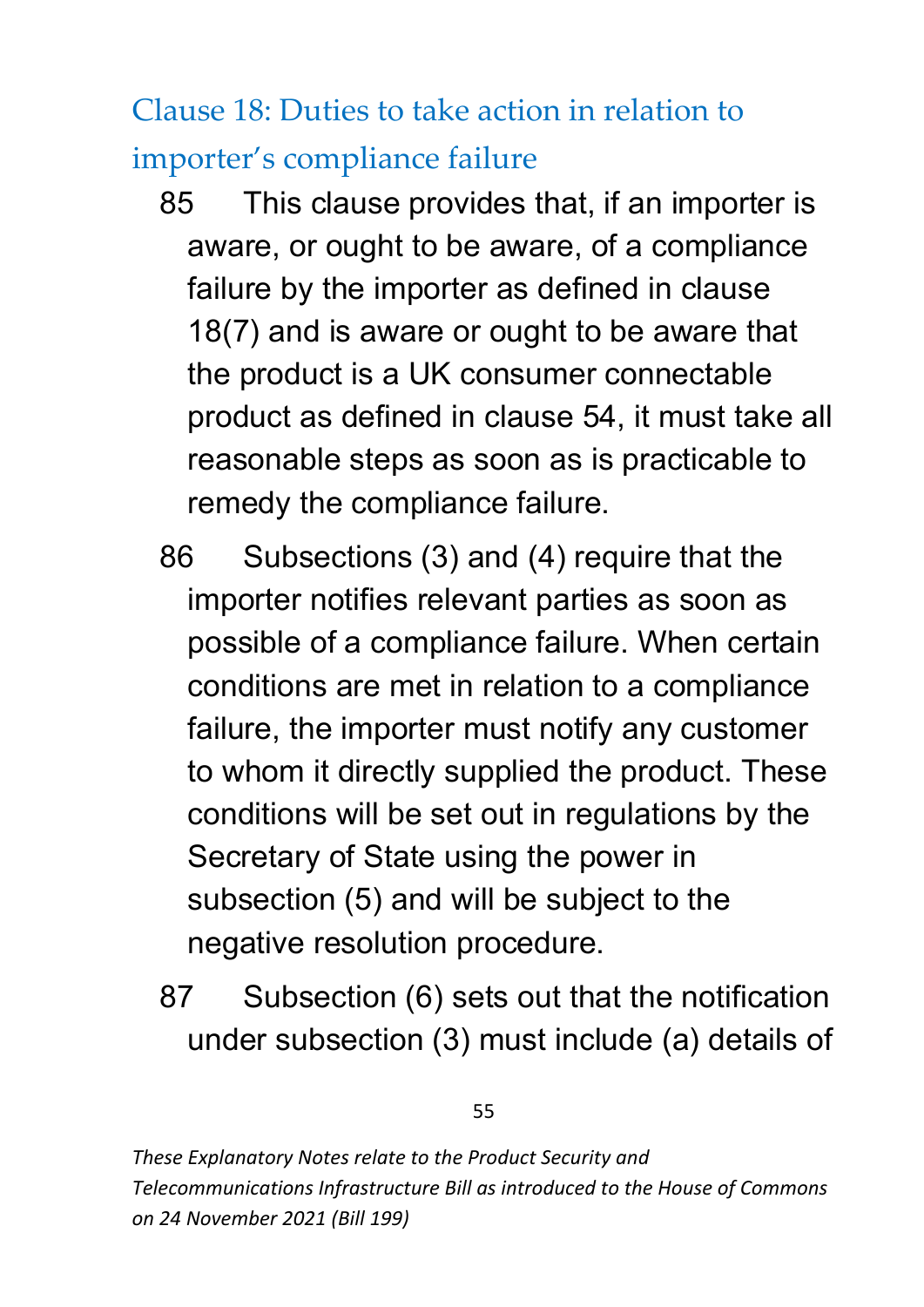## Clause 18: Duties to take action in relation to importer's compliance failure

85 This clause provides that, if an importer is aware, or ought to be aware, of a compliance failure by the importer as defined in clause 18(7) and is aware or ought to be aware that the product is a UK consumer connectable product as defined in clause 54, it must take all reasonable steps as soon as is practicable to remedy the compliance failure.

86 Subsections (3) and (4) require that the importer notifies relevant parties as soon as possible of a compliance failure. When certain conditions are met in relation to a compliance failure, the importer must notify any customer to whom it directly supplied the product. These conditions will be set out in regulations by the Secretary of State using the power in subsection (5) and will be subject to the negative resolution procedure.

87 Subsection (6) sets out that the notification under subsection (3) must include (a) details of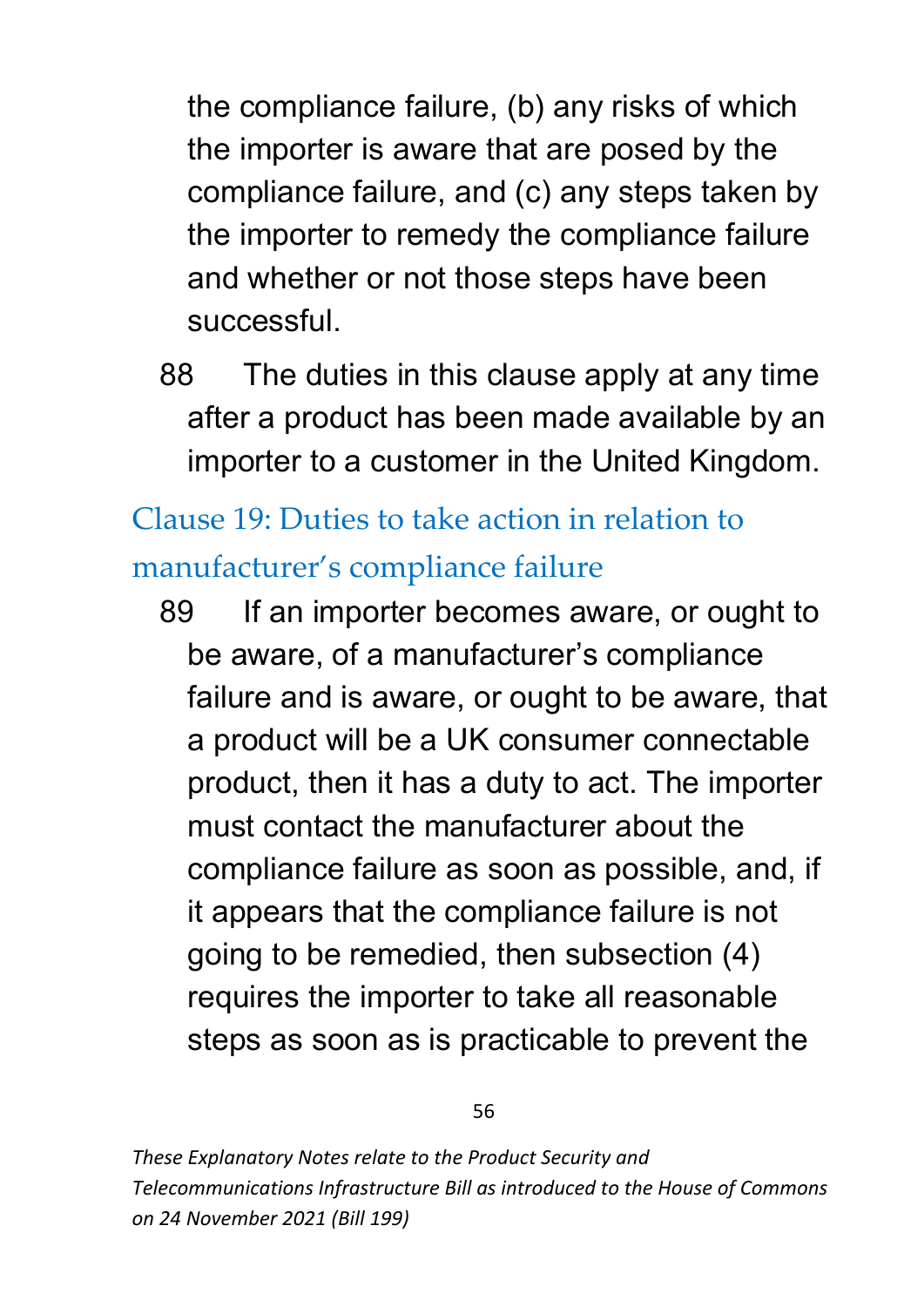the compliance failure, (b) any risks of which the importer is aware that are posed by the compliance failure, and (c) any steps taken by the importer to remedy the compliance failure and whether or not those steps have been successful.

88 The duties in this clause apply at any time after a product has been made available by an importer to a customer in the United Kingdom.

## Clause 19: Duties to take action in relation to manufacturer's compliance failure

89 If an importer becomes aware, or ought to be aware, of a manufacturer's compliance failure and is aware, or ought to be aware, that a product will be a UK consumer connectable product, then it has a duty to act. The importer must contact the manufacturer about the compliance failure as soon as possible, and, if it appears that the compliance failure is not going to be remedied, then subsection (4) requires the importer to take all reasonable steps as soon as is practicable to prevent the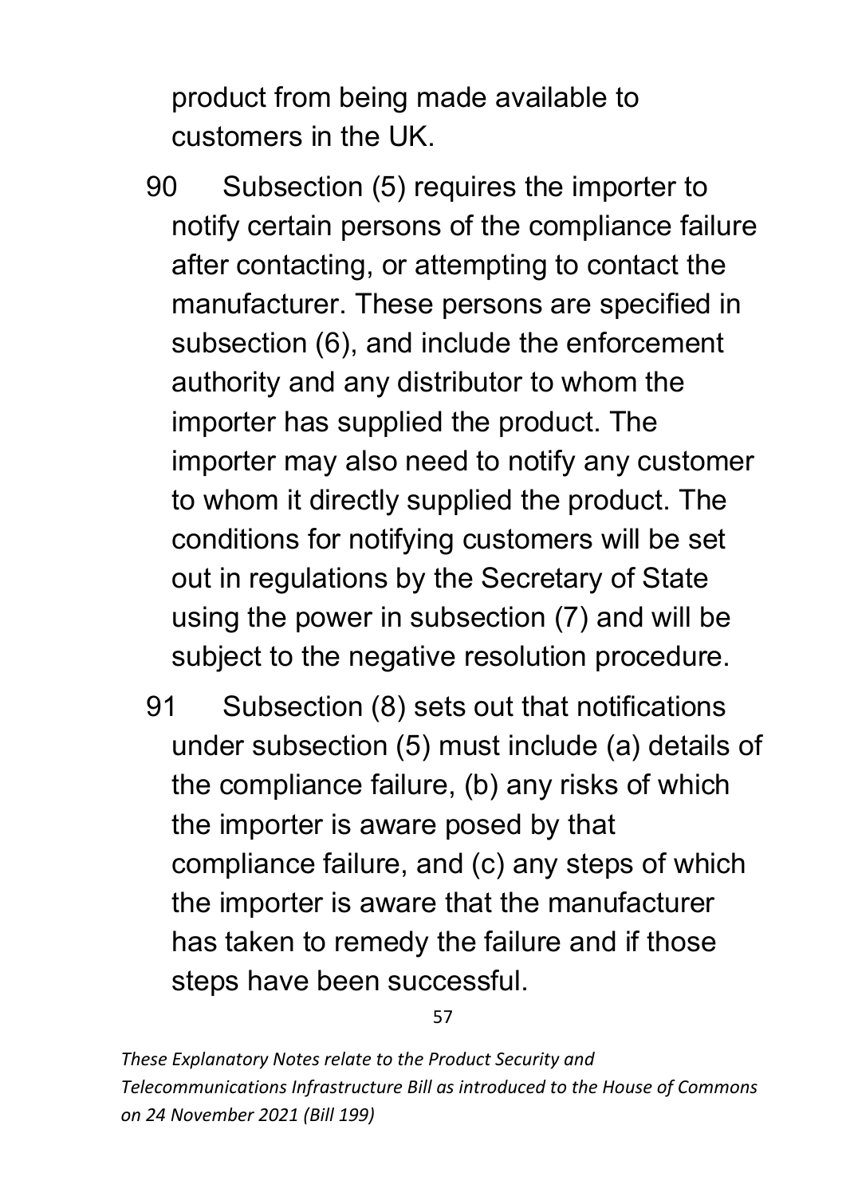product from being made available to customers in the UK.

90 Subsection (5) requires the importer to notify certain persons of the compliance failure after contacting, or attempting to contact the manufacturer. These persons are specified in subsection (6), and include the enforcement authority and any distributor to whom the importer has supplied the product. The importer may also need to notify any customer to whom it directly supplied the product. The conditions for notifying customers will be set out in regulations by the Secretary of State using the power in subsection (7) and will be subject to the negative resolution procedure.

91 Subsection (8) sets out that notifications under subsection (5) must include (a) details of the compliance failure, (b) any risks of which the importer is aware posed by that compliance failure, and (c) any steps of which the importer is aware that the manufacturer has taken to remedy the failure and if those steps have been successful.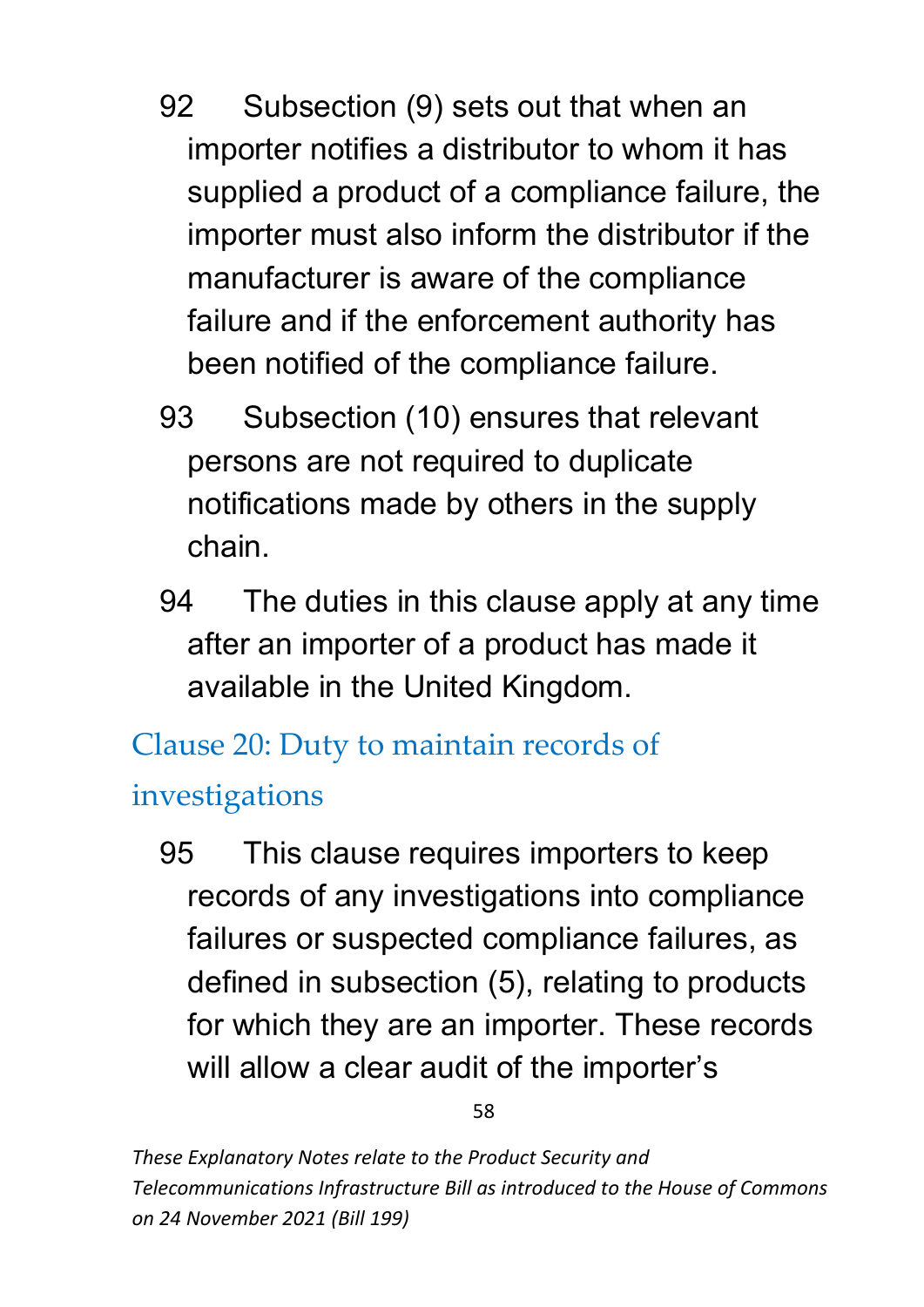92 Subsection (9) sets out that when an importer notifies a distributor to whom it has supplied a product of a compliance failure, the importer must also inform the distributor if the manufacturer is aware of the compliance failure and if the enforcement authority has been notified of the compliance failure.

93 Subsection (10) ensures that relevant persons are not required to duplicate notifications made by others in the supply chain.

94 The duties in this clause apply at any time after an importer of a product has made it available in the United Kingdom.

## Clause 20: Duty to maintain records of investigations

95 This clause requires importers to keep records of any investigations into compliance failures or suspected compliance failures, as defined in subsection (5), relating to products for which they are an importer. These records will allow a clear audit of the importer's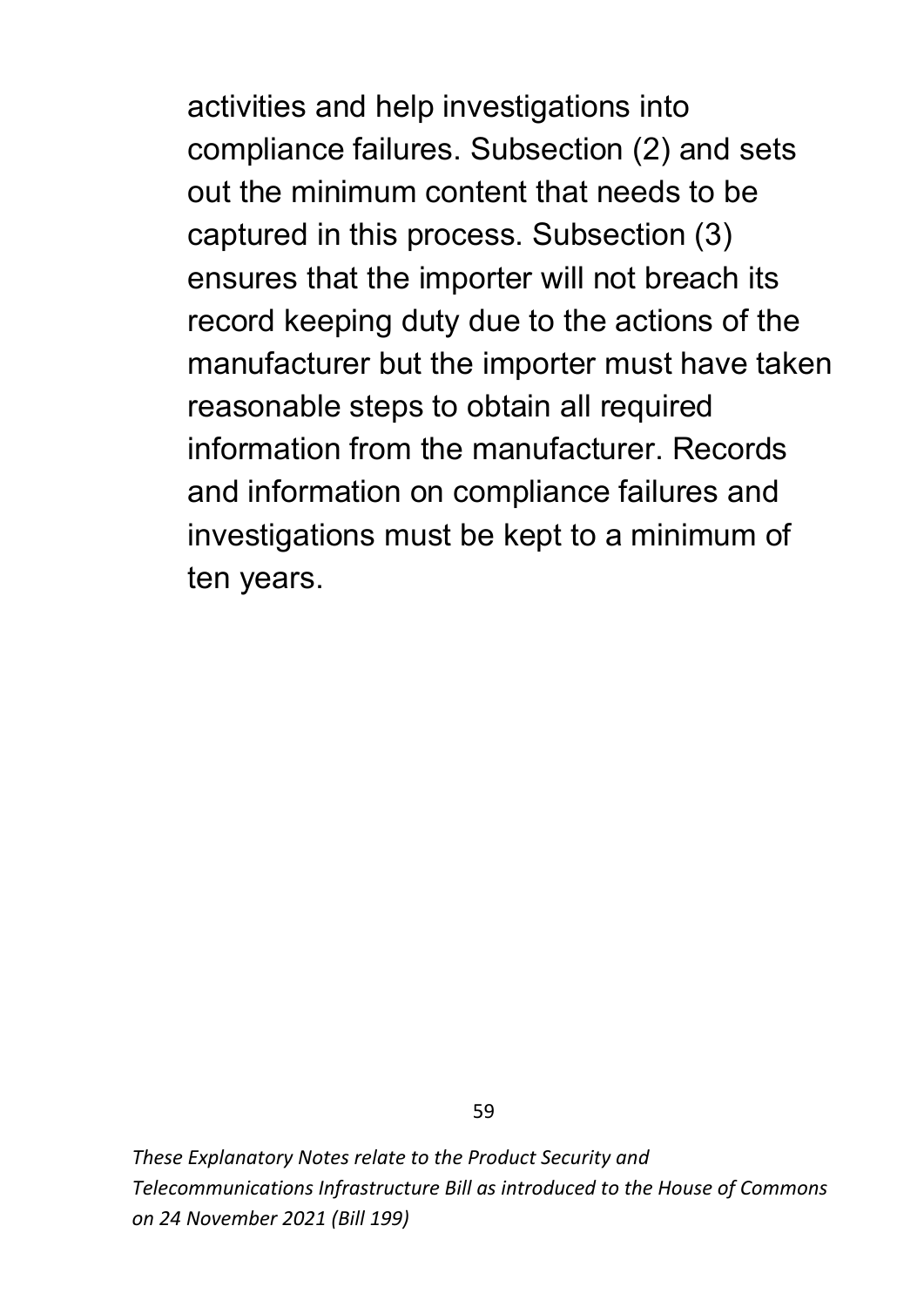activities and help investigations into compliance failures. Subsection (2) and sets out the minimum content that needs to be captured in this process. Subsection (3) ensures that the importer will not breach its record keeping duty due to the actions of the manufacturer but the importer must have taken reasonable steps to obtain all required information from the manufacturer. Records and information on compliance failures and investigations must be kept to a minimum of ten years.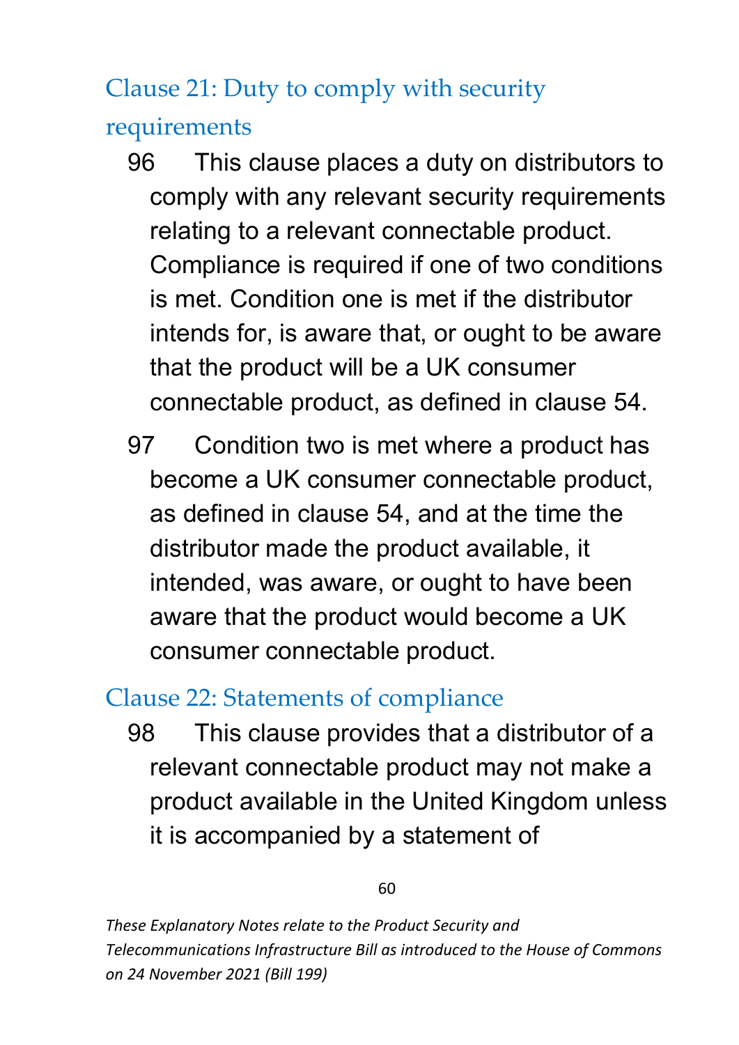## Clause 21: Duty to comply with security requirements

96 This clause places a duty on distributors to comply with any relevant security requirements relating to a relevant connectable product. Compliance is required if one of two conditions is met. Condition one is met if the distributor intends for, is aware that, or ought to be aware that the product will be a UK consumer connectable product, as defined in clause 54.

97 Condition two is met where a product has become a UK consumer connectable product, as defined in clause 54, and at the time the distributor made the product available, it intended, was aware, or ought to have been aware that the product would become a UK consumer connectable product.

## Clause 22: Statements of compliance

98 This clause provides that a distributor of a relevant connectable product may not make a product available in the United Kingdom unless it is accompanied by a statement of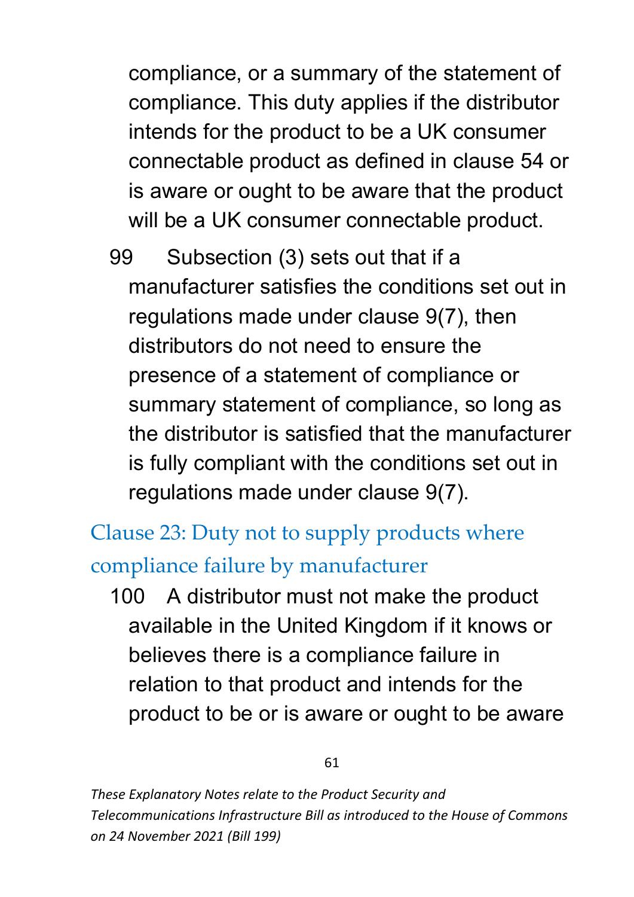compliance, or a summary of the statement of compliance. This duty applies if the distributor intends for the product to be a UK consumer connectable product as defined in clause 54 or is aware or ought to be aware that the product will be a UK consumer connectable product.

99 Subsection (3) sets out that if a manufacturer satisfies the conditions set out in regulations made under clause 9(7), then distributors do not need to ensure the presence of a statement of compliance or summary statement of compliance, so long as the distributor is satisfied that the manufacturer is fully compliant with the conditions set out in regulations made under clause 9(7).

## Clause 23: Duty not to supply products where compliance failure by manufacturer

100 A distributor must not make the product available in the United Kingdom if it knows or believes there is a compliance failure in relation to that product and intends for the product to be or is aware or ought to be aware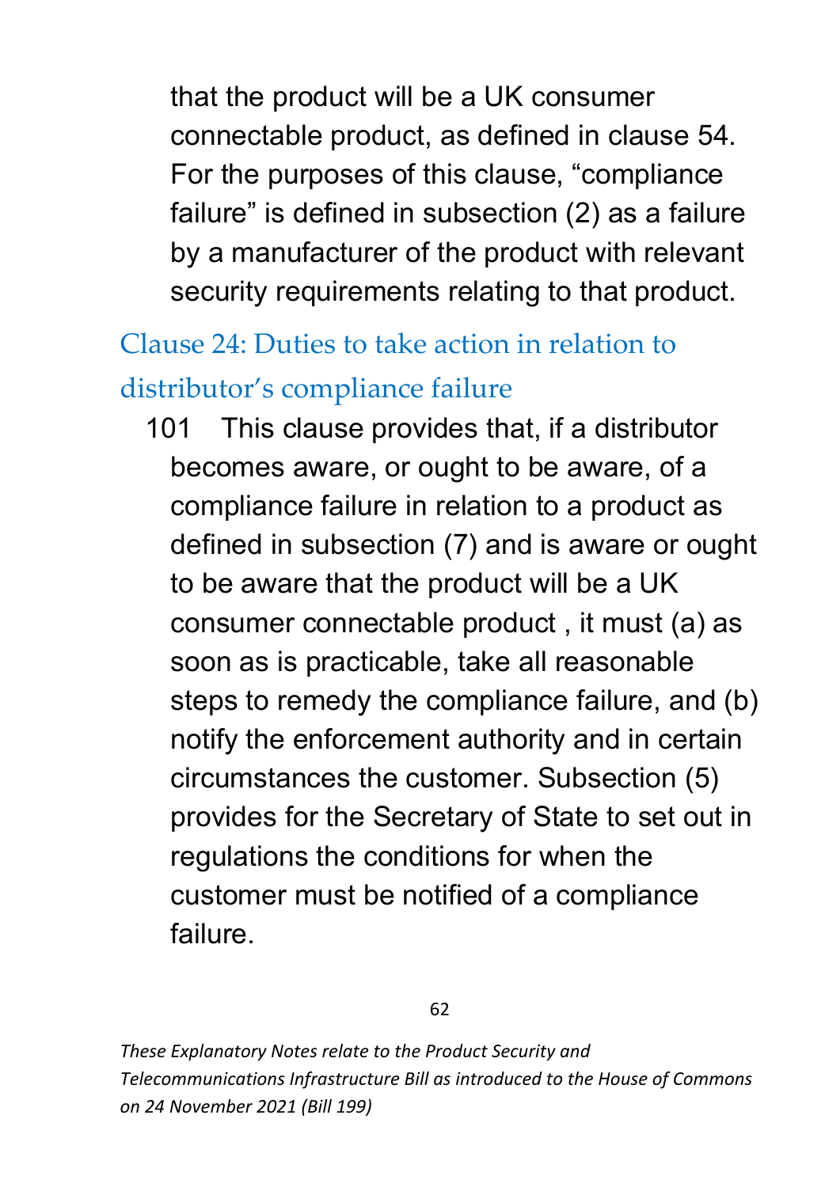that the product will be a UK consumer connectable product, as defined in clause 54. For the purposes of this clause, “compliance failure” is defined in subsection (2) as a failure by a manufacturer of the product with relevant security requirements relating to that product.

## Clause 24: Duties to take action in relation to distributor’s compliance failure

101 This clause provides that, if a distributor becomes aware, or ought to be aware, of a compliance failure in relation to a product as defined in subsection (7) and is aware or ought to be aware that the product will be a UK consumer connectable product , it must (a) as soon as is practicable, take all reasonable steps to remedy the compliance failure, and (b) notify the enforcement authority and in certain circumstances the customer. Subsection (5) provides for the Secretary of State to set out in regulations the conditions for when the customer must be notified of a compliance failure.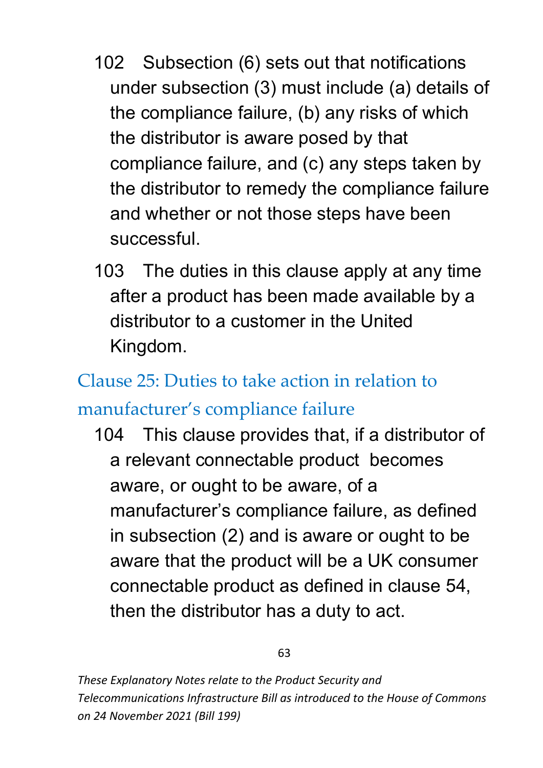102 Subsection (6) sets out that notifications under subsection (3) must include (a) details of the compliance failure, (b) any risks of which the distributor is aware posed by that compliance failure, and (c) any steps taken by the distributor to remedy the compliance failure and whether or not those steps have been successful.

103 The duties in this clause apply at any time after a product has been made available by a distributor to a customer in the United Kingdom.

## Clause 25: Duties to take action in relation to manufacturer's compliance failure

104 This clause provides that, if a distributor of a relevant connectable product becomes aware, or ought to be aware, of a manufacturer's compliance failure, as defined in subsection (2) and is aware or ought to be aware that the product will be a UK consumer connectable product as defined in clause 54, then the distributor has a duty to act.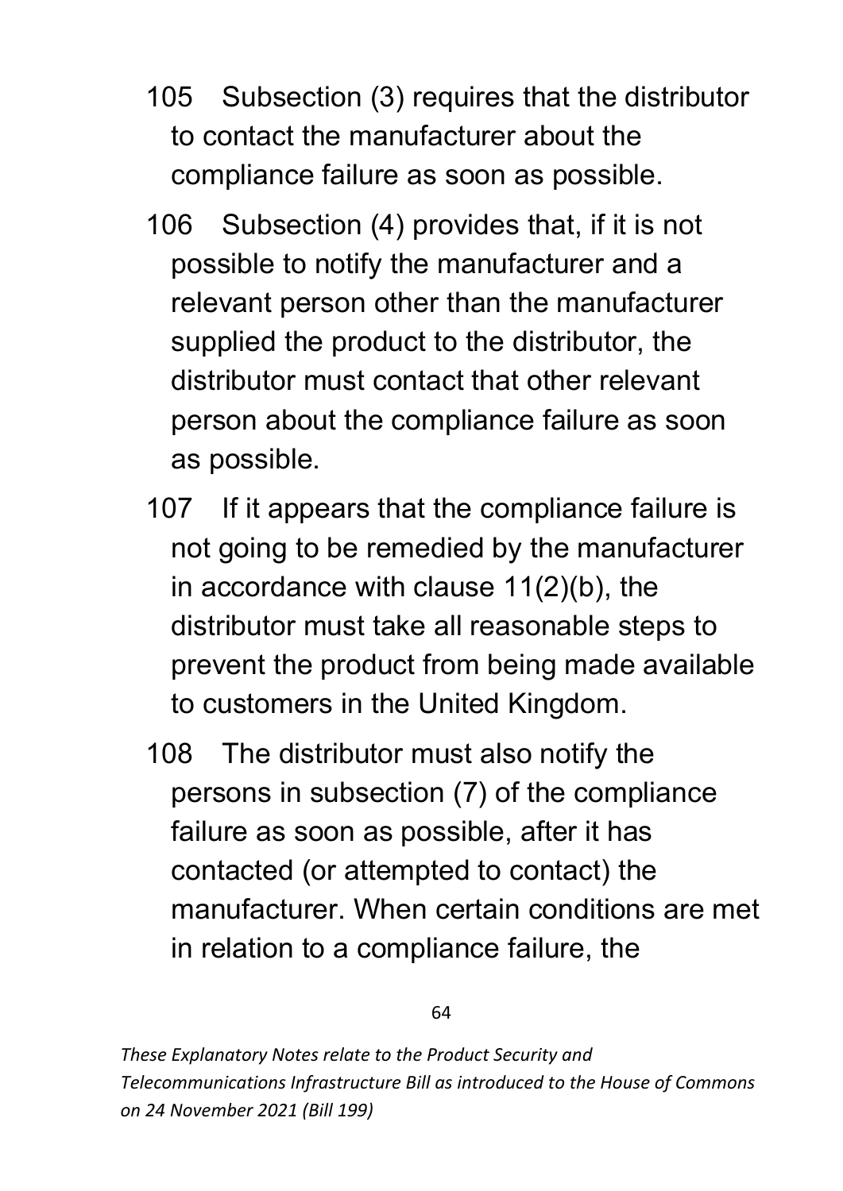105 Subsection (3) requires that the distributor to contact the manufacturer about the compliance failure as soon as possible.

106 Subsection (4) provides that, if it is not possible to notify the manufacturer and a relevant person other than the manufacturer supplied the product to the distributor, the distributor must contact that other relevant person about the compliance failure as soon as possible.

107 If it appears that the compliance failure is not going to be remedied by the manufacturer in accordance with clause 11(2)(b), the distributor must take all reasonable steps to prevent the product from being made available to customers in the United Kingdom.

108 The distributor must also notify the persons in subsection (7) of the compliance failure as soon as possible, after it has contacted (or attempted to contact) the manufacturer. When certain conditions are met in relation to a compliance failure, the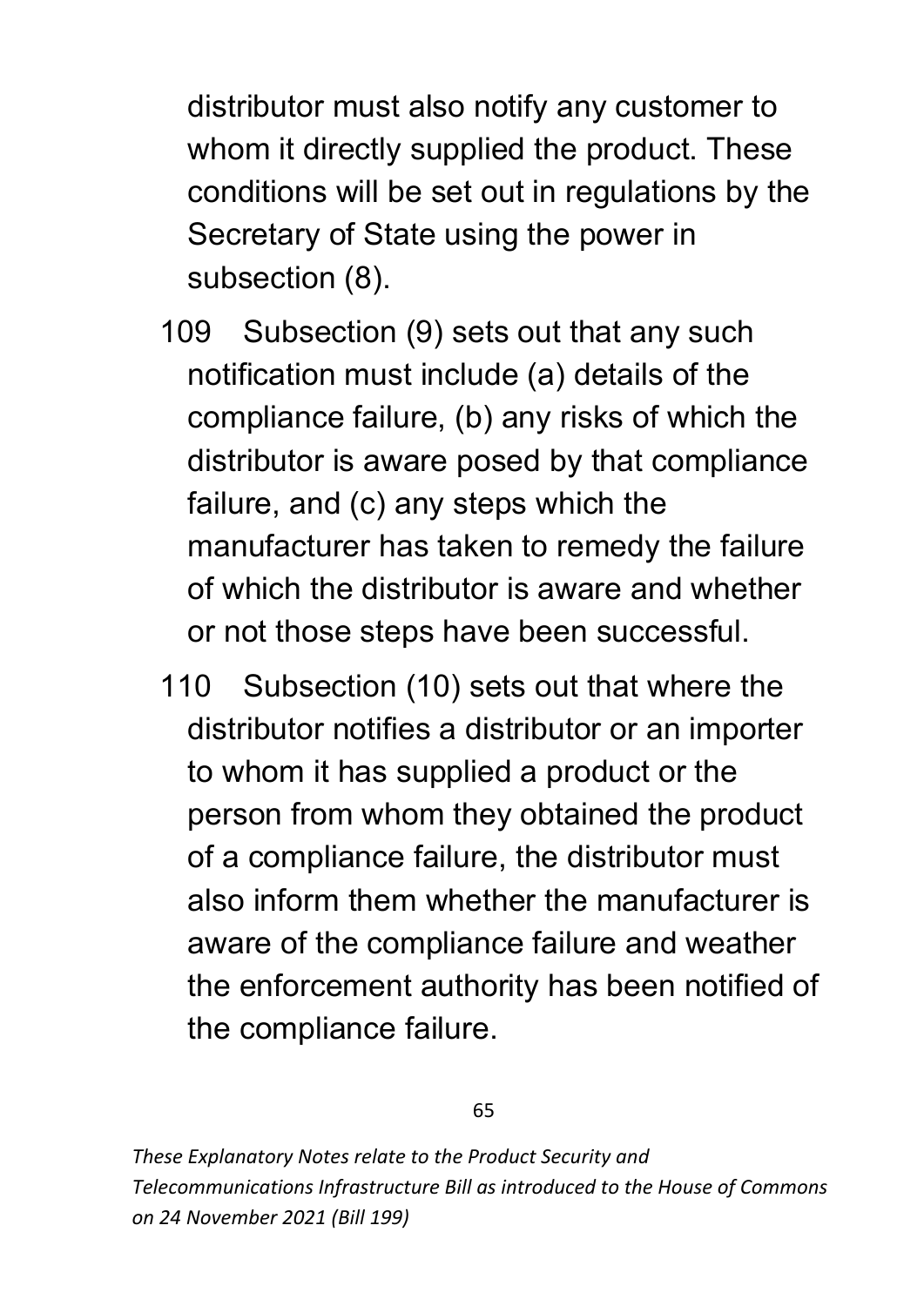distributor must also notify any customer to whom it directly supplied the product. These conditions will be set out in regulations by the Secretary of State using the power in subsection (8).

109 Subsection (9) sets out that any such notification must include (a) details of the compliance failure, (b) any risks of which the distributor is aware posed by that compliance failure, and (c) any steps which the manufacturer has taken to remedy the failure of which the distributor is aware and whether or not those steps have been successful.

110 Subsection (10) sets out that where the distributor notifies a distributor or an importer to whom it has supplied a product or the person from whom they obtained the product of a compliance failure, the distributor must also inform them whether the manufacturer is aware of the compliance failure and weather the enforcement authority has been notified of the compliance failure.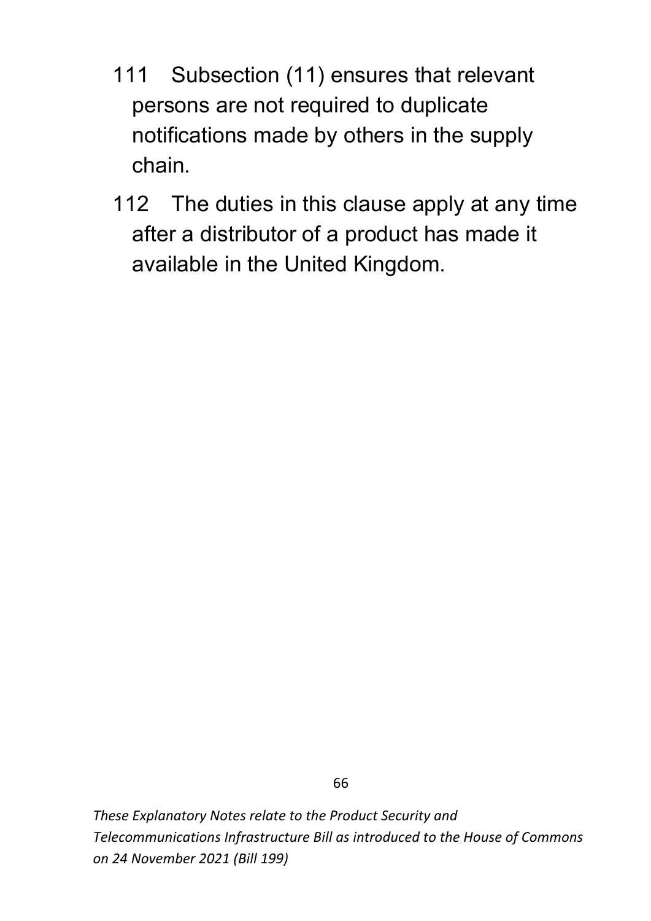111 Subsection (11) ensures that relevant persons are not required to duplicate notifications made by others in the supply chain.

112 The duties in this clause apply at any time after a distributor of a product has made it available in the United Kingdom.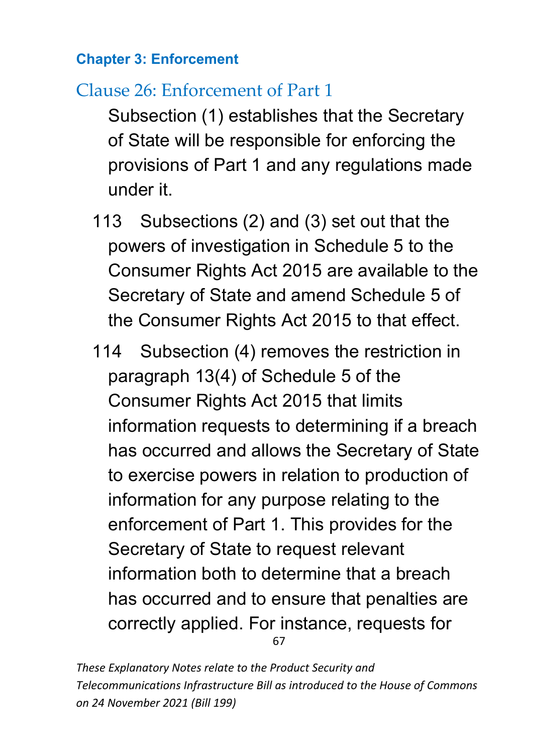### Chapter 3: Enforcement

## Clause 26: Enforcement of Part 1

Subsection (1) establishes that the Secretary of State will be responsible for enforcing the provisions of Part 1 and any regulations made under it.

113 Subsections (2) and (3) set out that the powers of investigation in Schedule 5 to the Consumer Rights Act 2015 are available to the Secretary of State and amend Schedule 5 of the Consumer Rights Act 2015 to that effect.

114 Subsection (4) removes the restriction in paragraph 13(4) of Schedule 5 of the Consumer Rights Act 2015 that limits information requests to determining if a breach has occurred and allows the Secretary of State to exercise powers in relation to production of information for any purpose relating to the enforcement of Part 1. This provides for the Secretary of State to request relevant information both to determine that a breach has occurred and to ensure that penalties are correctly applied. For instance, requests for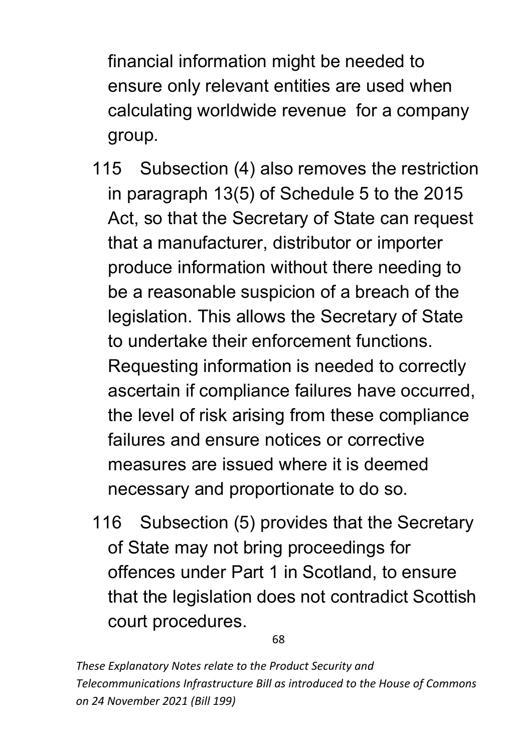financial information might be needed to ensure only relevant entities are used when calculating worldwide revenue for a company group.

115 Subsection (4) also removes the restriction in paragraph 13(5) of Schedule 5 to the 2015 Act, so that the Secretary of State can request that a manufacturer, distributor or importer produce information without there needing to be a reasonable suspicion of a breach of the legislation. This allows the Secretary of State to undertake their enforcement functions. Requesting information is needed to correctly ascertain if compliance failures have occurred, the level of risk arising from these compliance failures and ensure notices or corrective measures are issued where it is deemed necessary and proportionate to do so.

116 Subsection (5) provides that the Secretary of State may not bring proceedings for offences under Part 1 in Scotland, to ensure that the legislation does not contradict Scottish court procedures.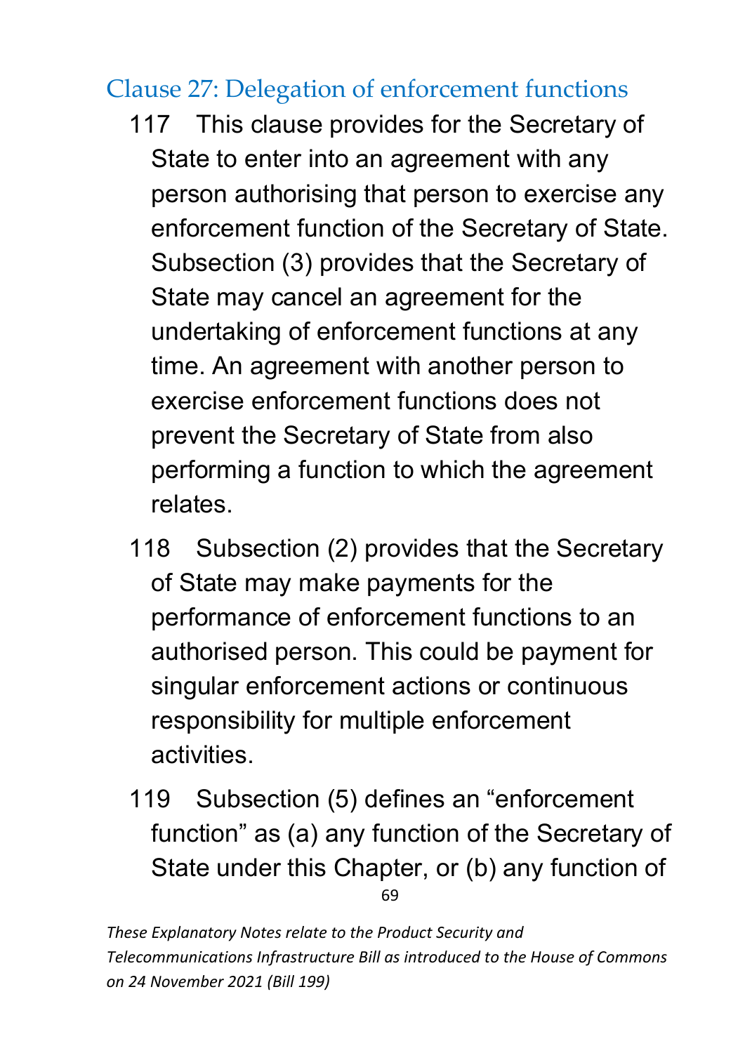## Clause 27: Delegation of enforcement functions

117 This clause provides for the Secretary of State to enter into an agreement with any person authorising that person to exercise any enforcement function of the Secretary of State. Subsection (3) provides that the Secretary of State may cancel an agreement for the undertaking of enforcement functions at any time. An agreement with another person to exercise enforcement functions does not prevent the Secretary of State from also performing a function to which the agreement relates.

118 Subsection (2) provides that the Secretary of State may make payments for the performance of enforcement functions to an authorised person. This could be payment for singular enforcement actions or continuous responsibility for multiple enforcement activities.

119 Subsection (5) defines an “enforcement function” as (a) any function of the Secretary of State under this Chapter, or (b) any function of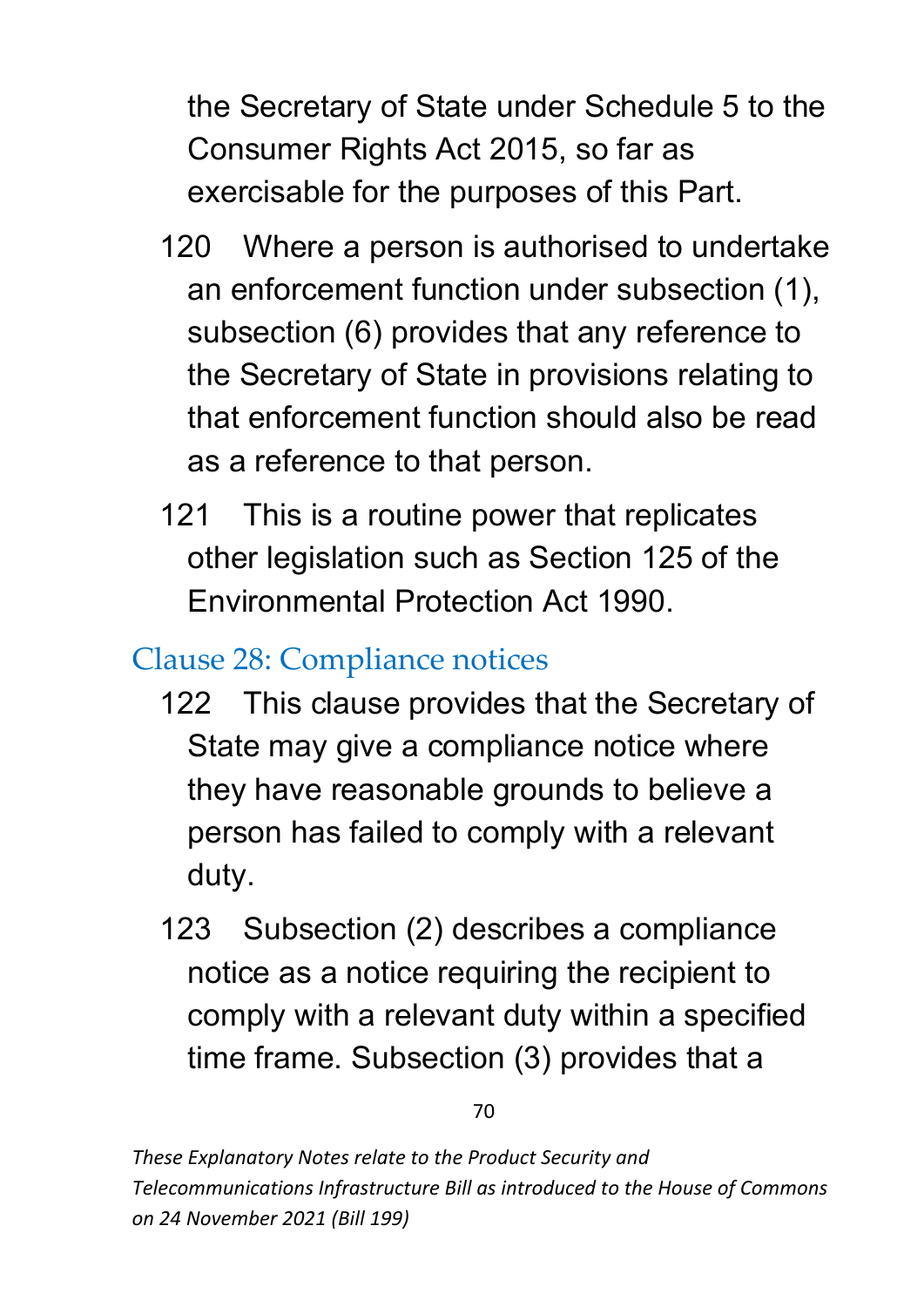the Secretary of State under Schedule 5 to the Consumer Rights Act 2015, so far as exercisable for the purposes of this Part.

120 Where a person is authorised to undertake an enforcement function under subsection (1), subsection (6) provides that any reference to the Secretary of State in provisions relating to that enforcement function should also be read as a reference to that person.

121 This is a routine power that replicates other legislation such as Section 125 of the Environmental Protection Act 1990.

## Clause 28: Compliance notices

122 This clause provides that the Secretary of State may give a compliance notice where they have reasonable grounds to believe a person has failed to comply with a relevant duty.

123 Subsection (2) describes a compliance notice as a notice requiring the recipient to comply with a relevant duty within a specified time frame. Subsection (3) provides that a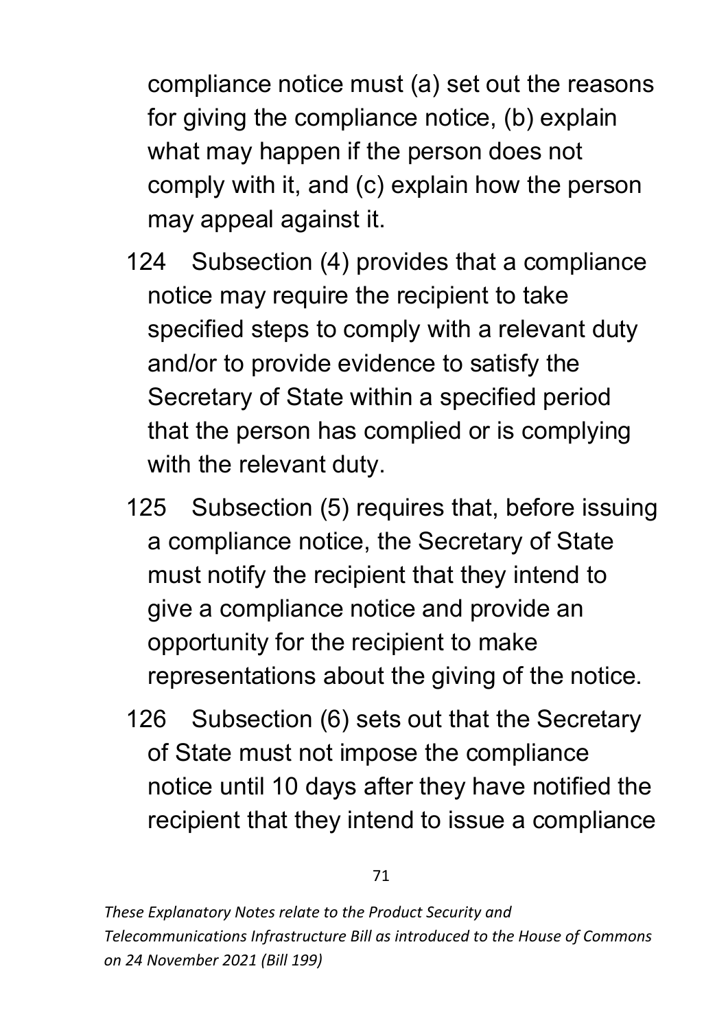compliance notice must (a) set out the reasons for giving the compliance notice, (b) explain what may happen if the person does not comply with it, and (c) explain how the person may appeal against it.

124 Subsection (4) provides that a compliance notice may require the recipient to take specified steps to comply with a relevant duty and/or to provide evidence to satisfy the Secretary of State within a specified period that the person has complied or is complying with the relevant duty.

125 Subsection (5) requires that, before issuing a compliance notice, the Secretary of State must notify the recipient that they intend to give a compliance notice and provide an opportunity for the recipient to make representations about the giving of the notice.

126 Subsection (6) sets out that the Secretary of State must not impose the compliance notice until 10 days after they have notified the recipient that they intend to issue a compliance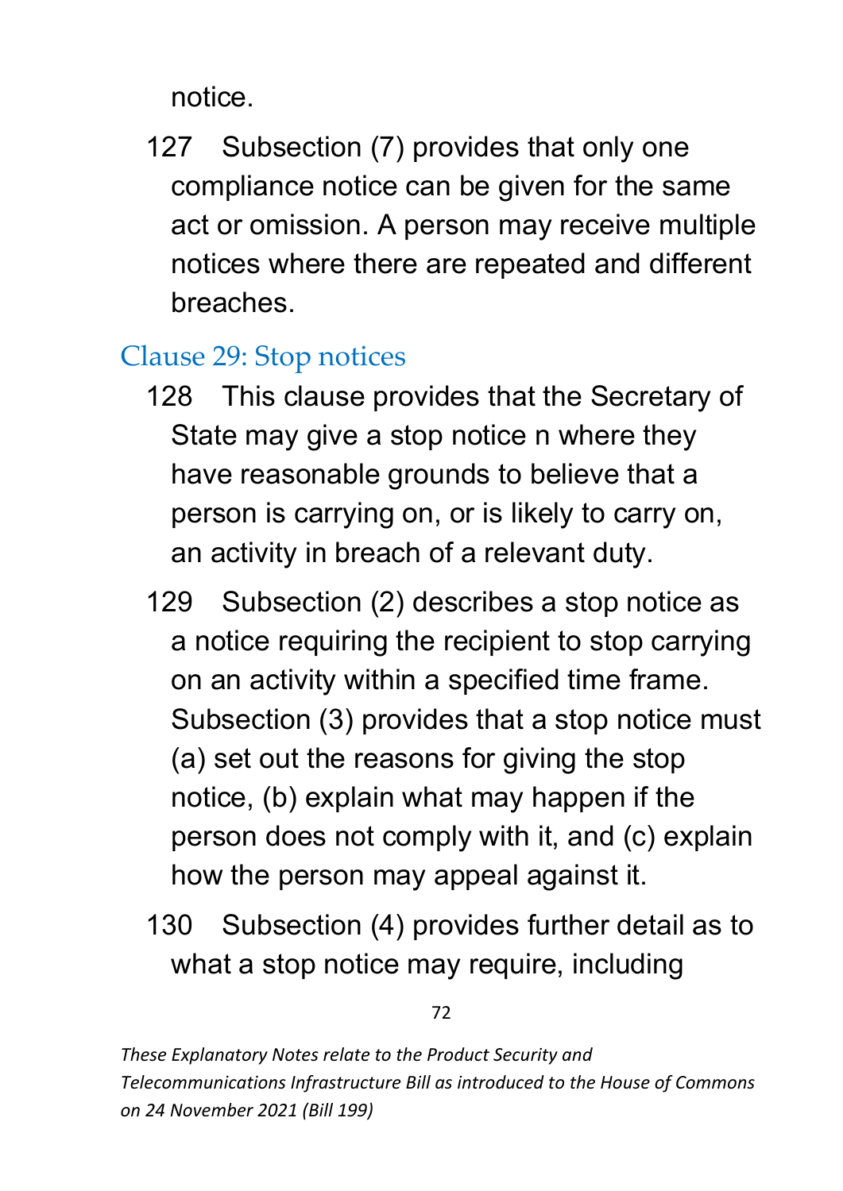notice.

127 Subsection (7) provides that only one compliance notice can be given for the same act or omission. A person may receive multiple notices where there are repeated and different breaches.

## Clause 29: Stop notices

128 This clause provides that the Secretary of State may give a stop notice n where they have reasonable grounds to believe that a person is carrying on, or is likely to carry on, an activity in breach of a relevant duty.

129 Subsection (2) describes a stop notice as a notice requiring the recipient to stop carrying on an activity within a specified time frame. Subsection (3) provides that a stop notice must (a) set out the reasons for giving the stop notice, (b) explain what may happen if the person does not comply with it, and (c) explain how the person may appeal against it.

130 Subsection (4) provides further detail as to what a stop notice may require, including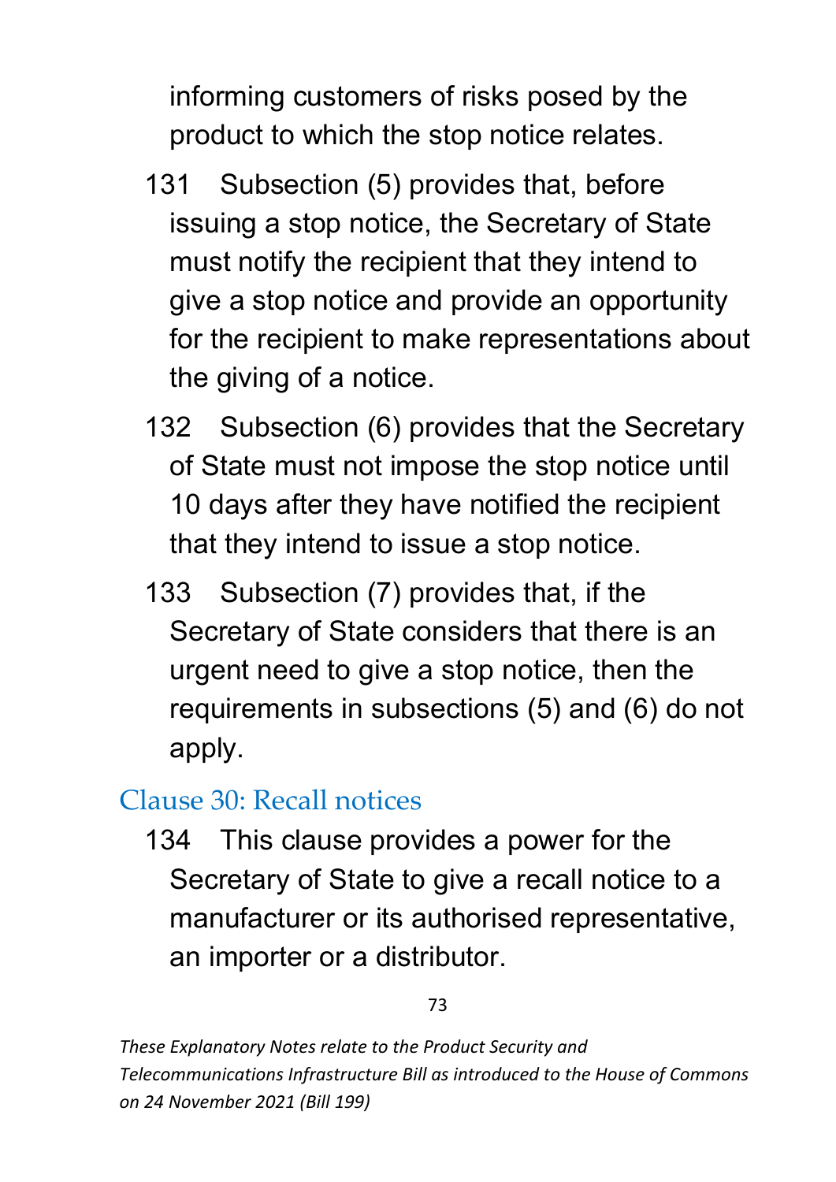informing customers of risks posed by the product to which the stop notice relates.

131 Subsection (5) provides that, before issuing a stop notice, the Secretary of State must notify the recipient that they intend to give a stop notice and provide an opportunity for the recipient to make representations about the giving of a notice.

132 Subsection (6) provides that the Secretary of State must not impose the stop notice until 10 days after they have notified the recipient that they intend to issue a stop notice.

133 Subsection (7) provides that, if the Secretary of State considers that there is an urgent need to give a stop notice, then the requirements in subsections (5) and (6) do not apply.

## Clause 30: Recall notices

134 This clause provides a power for the Secretary of State to give a recall notice to a manufacturer or its authorised representative, an importer or a distributor.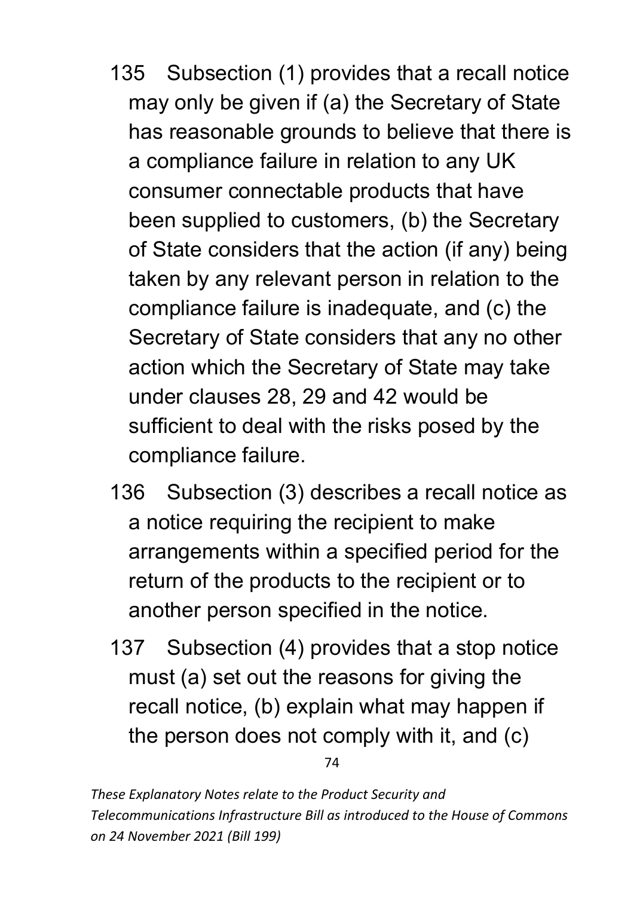135 Subsection (1) provides that a recall notice may only be given if (a) the Secretary of State has reasonable grounds to believe that there is a compliance failure in relation to any UK consumer connectable products that have been supplied to customers, (b) the Secretary of State considers that the action (if any) being taken by any relevant person in relation to the compliance failure is inadequate, and (c) the Secretary of State considers that any no other action which the Secretary of State may take under clauses 28, 29 and 42 would be sufficient to deal with the risks posed by the compliance failure.

136 Subsection (3) describes a recall notice as a notice requiring the recipient to make arrangements within a specified period for the return of the products to the recipient or to another person specified in the notice.

137 Subsection (4) provides that a stop notice must (a) set out the reasons for giving the recall notice, (b) explain what may happen if the person does not comply with it, and (c)

*These Explanatory Notes relate to the Product Security and Telecommunications Infrastructure Bill as introduced to the House of Commons on 24 November 2021 (Bill 199)*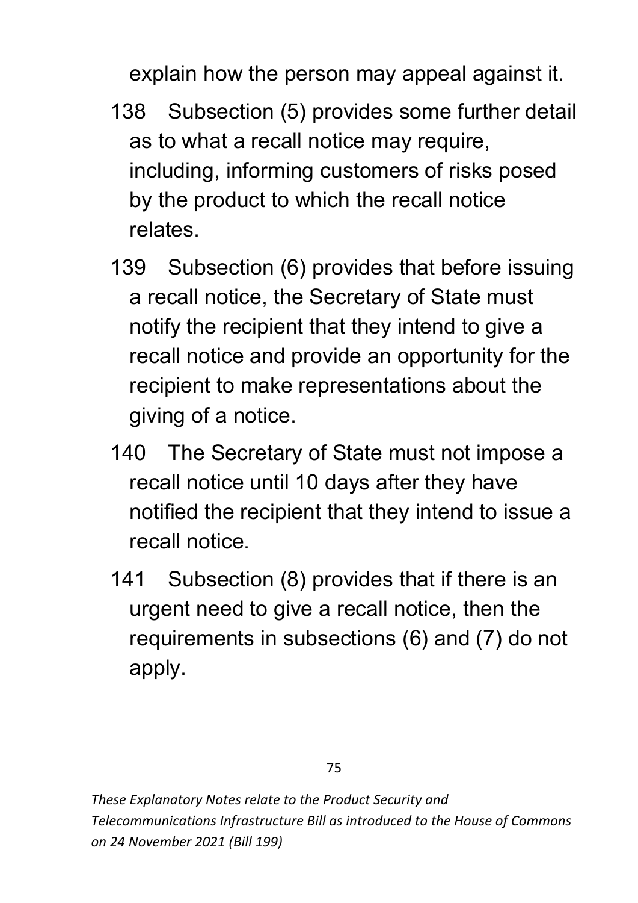explain how the person may appeal against it.

138 Subsection (5) provides some further detail as to what a recall notice may require, including, informing customers of risks posed by the product to which the recall notice relates.

139 Subsection (6) provides that before issuing a recall notice, the Secretary of State must notify the recipient that they intend to give a recall notice and provide an opportunity for the recipient to make representations about the giving of a notice.

140 The Secretary of State must not impose a recall notice until 10 days after they have notified the recipient that they intend to issue a recall notice.

141 Subsection (8) provides that if there is an urgent need to give a recall notice, then the requirements in subsections (6) and (7) do not apply.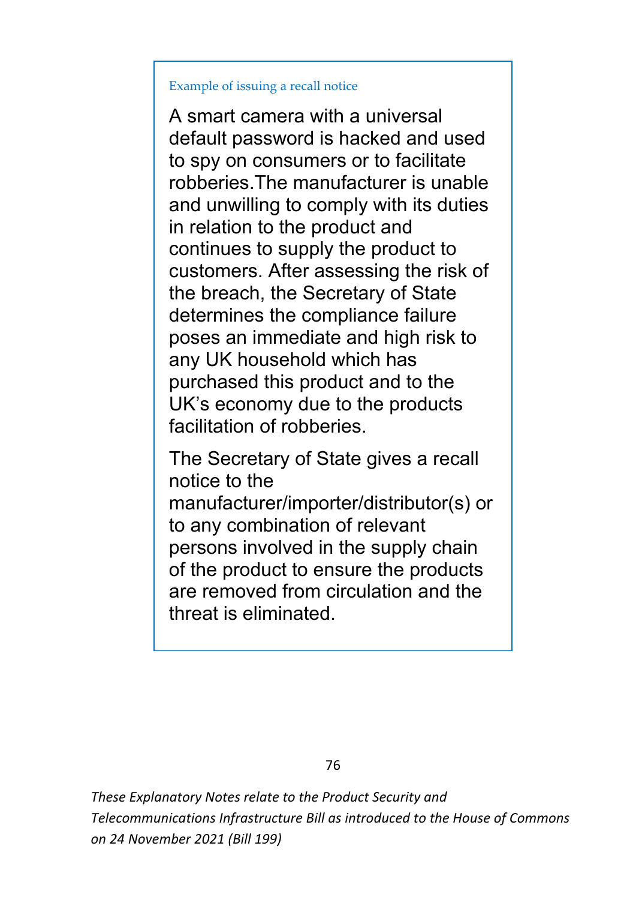Example of issuing a recall notice

A smart camera with a universal default password is hacked and used to spy on consumers or to facilitate robberies.The manufacturer is unable and unwilling to comply with its duties in relation to the product and continues to supply the product to customers. After assessing the risk of the breach, the Secretary of State determines the compliance failure poses an immediate and high risk to any UK household which has purchased this product and to the UK's economy due to the products facilitation of robberies.

The Secretary of State gives a recall notice to the manufacturer/importer/distributor(s) or to any combination of relevant persons involved in the supply chain of the product to ensure the products are removed from circulation and the threat is eliminated.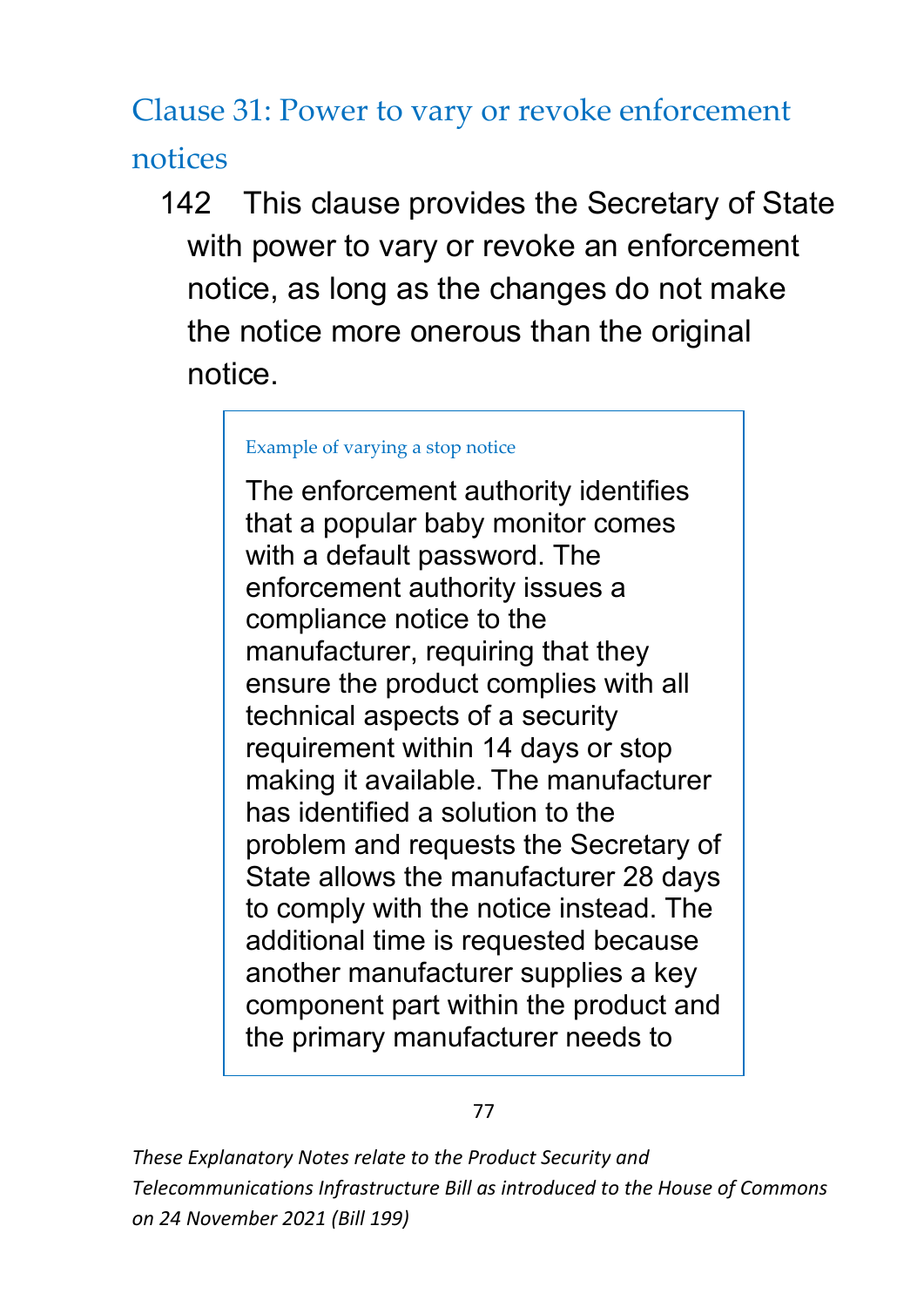## Clause 31: Power to vary or revoke enforcement notices

142 This clause provides the Secretary of State with power to vary or revoke an enforcement notice, as long as the changes do not make the notice more onerous than the original notice.

> Example of varying a stop notice
>
> The enforcement authority identifies that a popular baby monitor comes with a default password. The enforcement authority issues a compliance notice to the manufacturer, requiring that they ensure the product complies with all technical aspects of a security requirement within 14 days or stop making it available. The manufacturer has identified a solution to the problem and requests the Secretary of State allows the manufacturer 28 days to comply with the notice instead. The additional time is requested because another manufacturer supplies a key component part within the product and the primary manufacturer needs to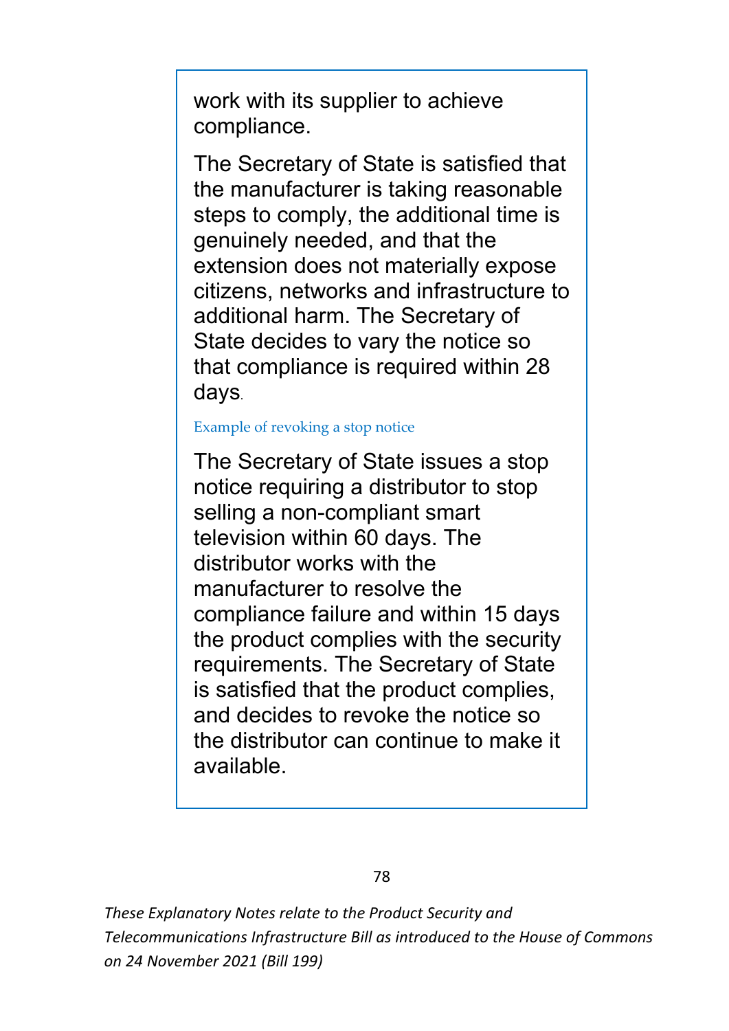work with its supplier to achieve compliance.

The Secretary of State is satisfied that the manufacturer is taking reasonable steps to comply, the additional time is genuinely needed, and that the extension does not materially expose citizens, networks and infrastructure to additional harm. The Secretary of State decides to vary the notice so that compliance is required within 28 days.

Example of revoking a stop notice

The Secretary of State issues a stop notice requiring a distributor to stop selling a non-compliant smart television within 60 days. The distributor works with the manufacturer to resolve the compliance failure and within 15 days the product complies with the security requirements. The Secretary of State is satisfied that the product complies, and decides to revoke the notice so the distributor can continue to make it available.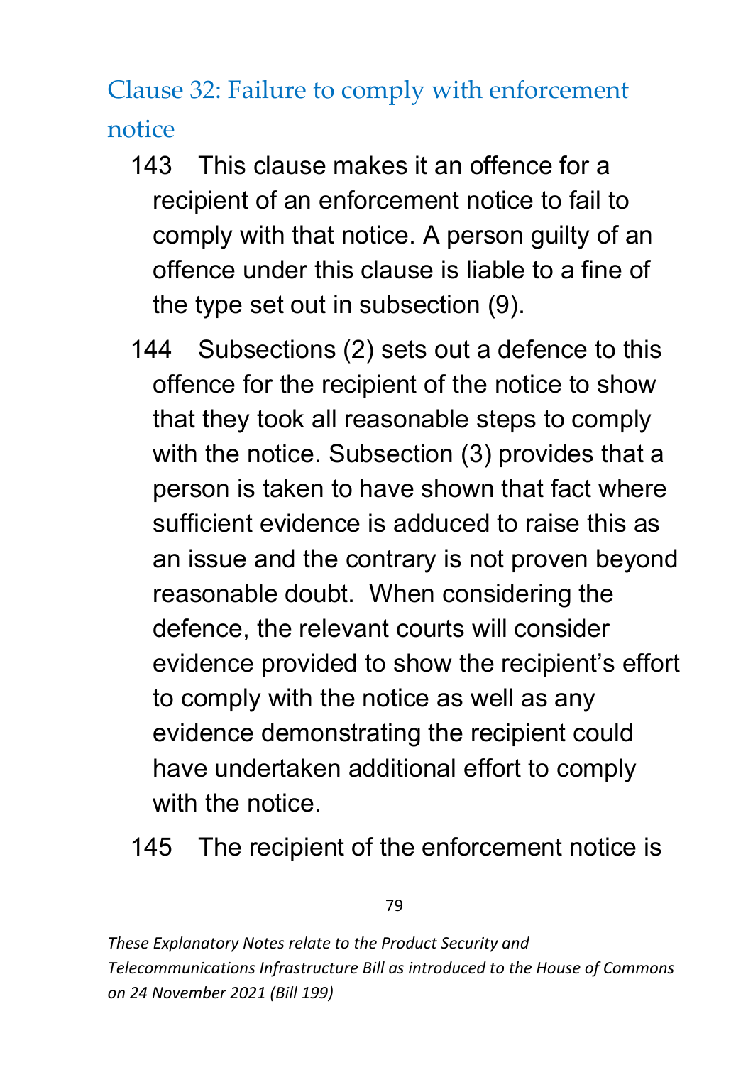## Clause 32: Failure to comply with enforcement notice

143 This clause makes it an offence for a recipient of an enforcement notice to fail to comply with that notice. A person guilty of an offence under this clause is liable to a fine of the type set out in subsection (9).

144 Subsections (2) sets out a defence to this offence for the recipient of the notice to show that they took all reasonable steps to comply with the notice. Subsection (3) provides that a person is taken to have shown that fact where sufficient evidence is adduced to raise this as an issue and the contrary is not proven beyond reasonable doubt. When considering the defence, the relevant courts will consider evidence provided to show the recipient's effort to comply with the notice as well as any evidence demonstrating the recipient could have undertaken additional effort to comply with the notice.

145 The recipient of the enforcement notice is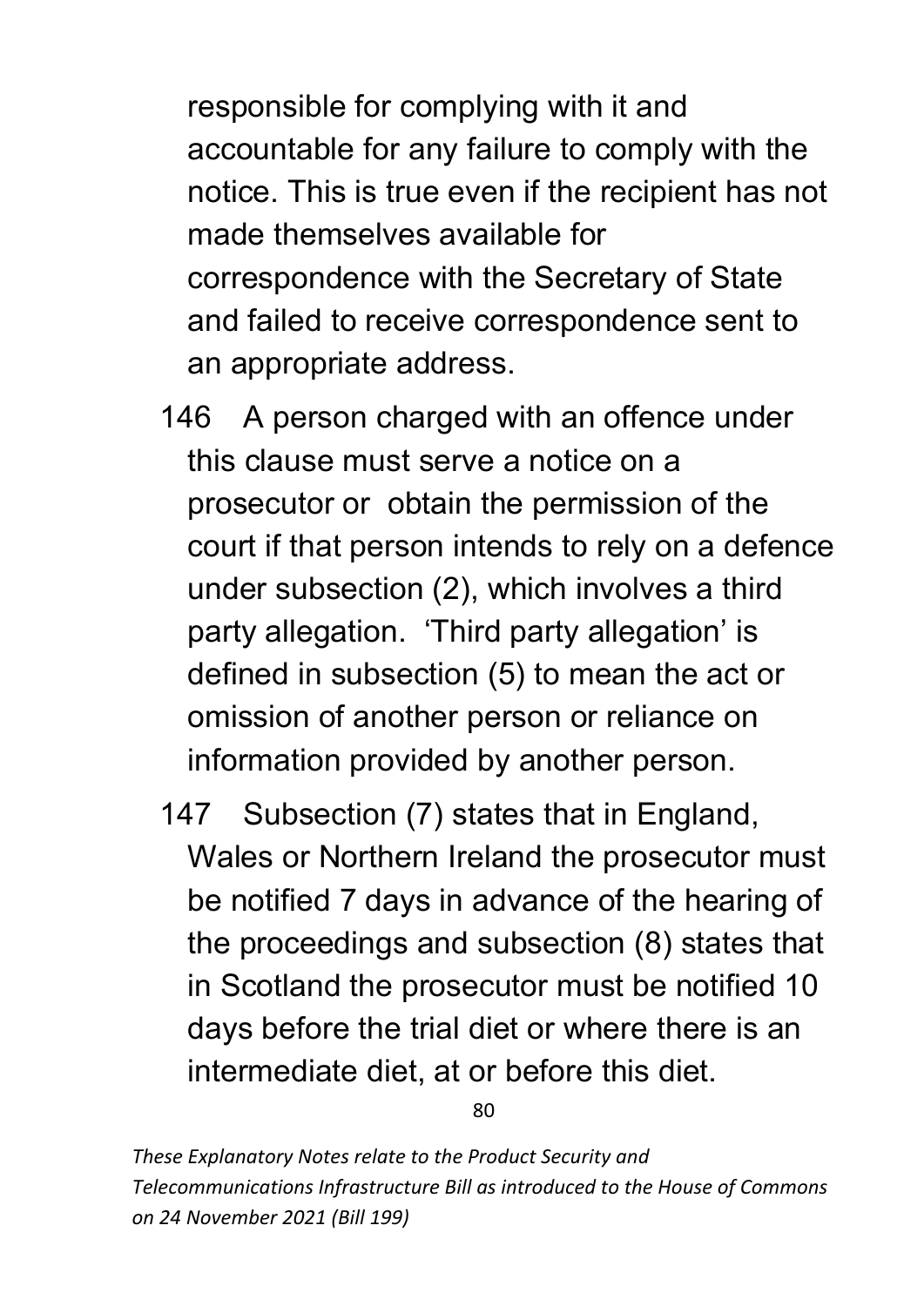responsible for complying with it and accountable for any failure to comply with the notice. This is true even if the recipient has not made themselves available for correspondence with the Secretary of State and failed to receive correspondence sent to an appropriate address.

146 A person charged with an offence under this clause must serve a notice on a prosecutor or obtain the permission of the court if that person intends to rely on a defence under subsection (2), which involves a third party allegation. 'Third party allegation' is defined in subsection (5) to mean the act or omission of another person or reliance on information provided by another person.

147 Subsection (7) states that in England, Wales or Northern Ireland the prosecutor must be notified 7 days in advance of the hearing of the proceedings and subsection (8) states that in Scotland the prosecutor must be notified 10 days before the trial diet or where there is an intermediate diet, at or before this diet.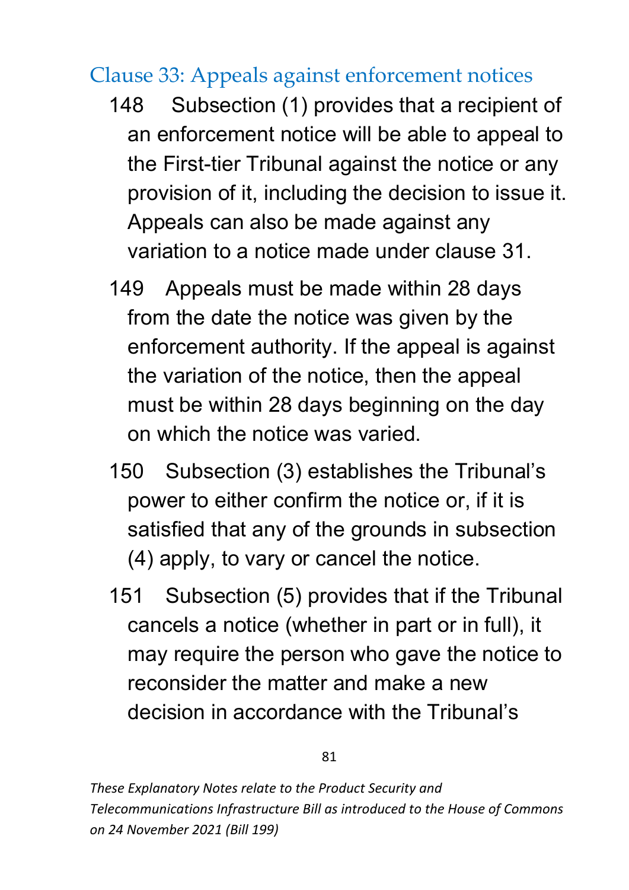## Clause 33: Appeals against enforcement notices

148 Subsection (1) provides that a recipient of an enforcement notice will be able to appeal to the First-tier Tribunal against the notice or any provision of it, including the decision to issue it. Appeals can also be made against any variation to a notice made under clause 31.

149 Appeals must be made within 28 days from the date the notice was given by the enforcement authority. If the appeal is against the variation of the notice, then the appeal must be within 28 days beginning on the day on which the notice was varied.

150 Subsection (3) establishes the Tribunal's power to either confirm the notice or, if it is satisfied that any of the grounds in subsection (4) apply, to vary or cancel the notice.

151 Subsection (5) provides that if the Tribunal cancels a notice (whether in part or in full), it may require the person who gave the notice to reconsider the matter and make a new decision in accordance with the Tribunal's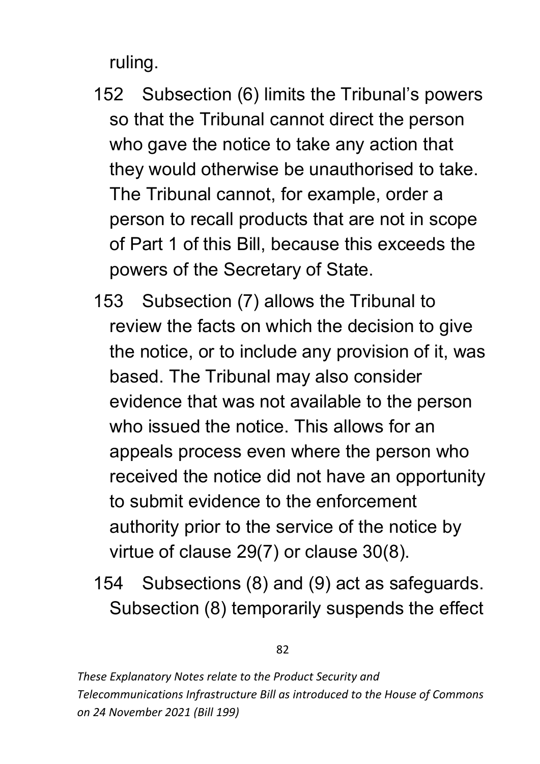ruling.

152 Subsection (6) limits the Tribunal's powers so that the Tribunal cannot direct the person who gave the notice to take any action that they would otherwise be unauthorised to take. The Tribunal cannot, for example, order a person to recall products that are not in scope of Part 1 of this Bill, because this exceeds the powers of the Secretary of State.

153 Subsection (7) allows the Tribunal to review the facts on which the decision to give the notice, or to include any provision of it, was based. The Tribunal may also consider evidence that was not available to the person who issued the notice. This allows for an appeals process even where the person who received the notice did not have an opportunity to submit evidence to the enforcement authority prior to the service of the notice by virtue of clause 29(7) or clause 30(8).

154 Subsections (8) and (9) act as safeguards. Subsection (8) temporarily suspends the effect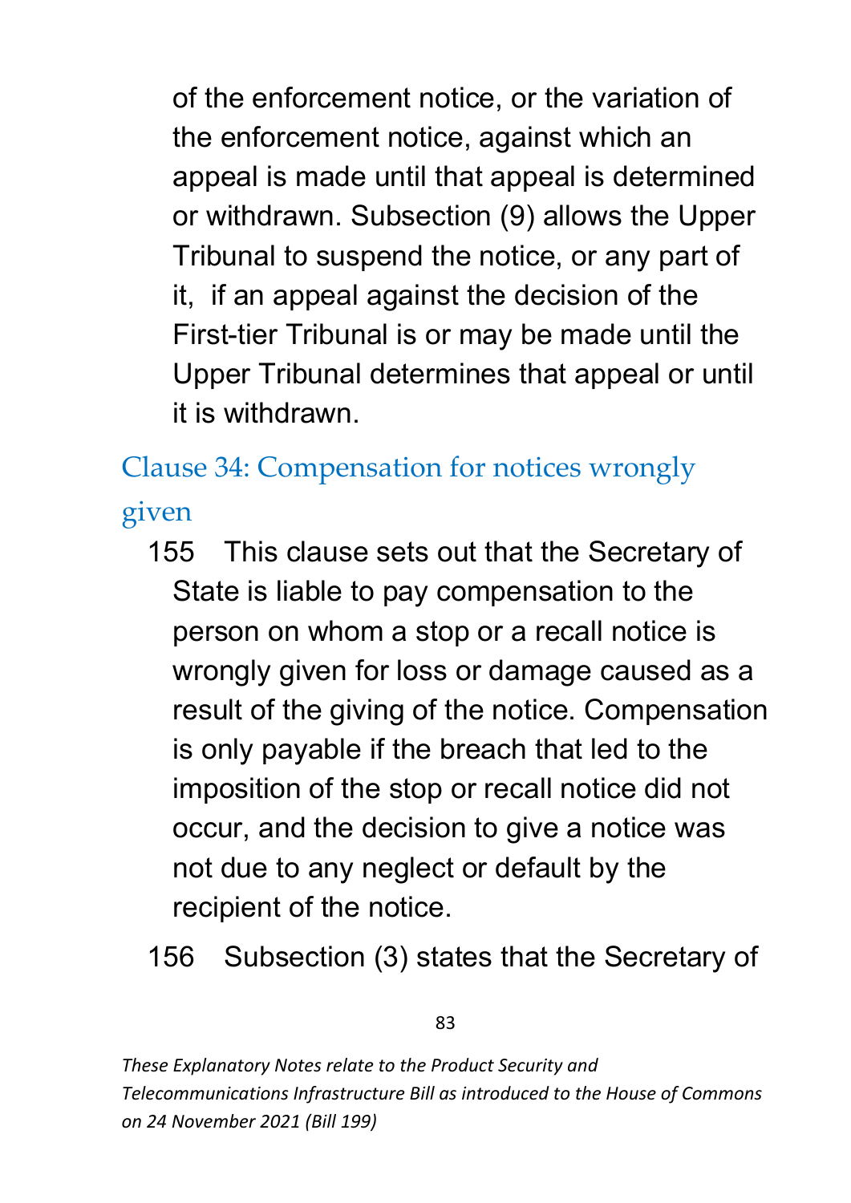of the enforcement notice, or the variation of the enforcement notice, against which an appeal is made until that appeal is determined or withdrawn. Subsection (9) allows the Upper Tribunal to suspend the notice, or any part of it, if an appeal against the decision of the First-tier Tribunal is or may be made until the Upper Tribunal determines that appeal or until it is withdrawn.

## Clause 34: Compensation for notices wrongly given

155 This clause sets out that the Secretary of State is liable to pay compensation to the person on whom a stop or a recall notice is wrongly given for loss or damage caused as a result of the giving of the notice. Compensation is only payable if the breach that led to the imposition of the stop or recall notice did not occur, and the decision to give a notice was not due to any neglect or default by the recipient of the notice.

156 Subsection (3) states that the Secretary of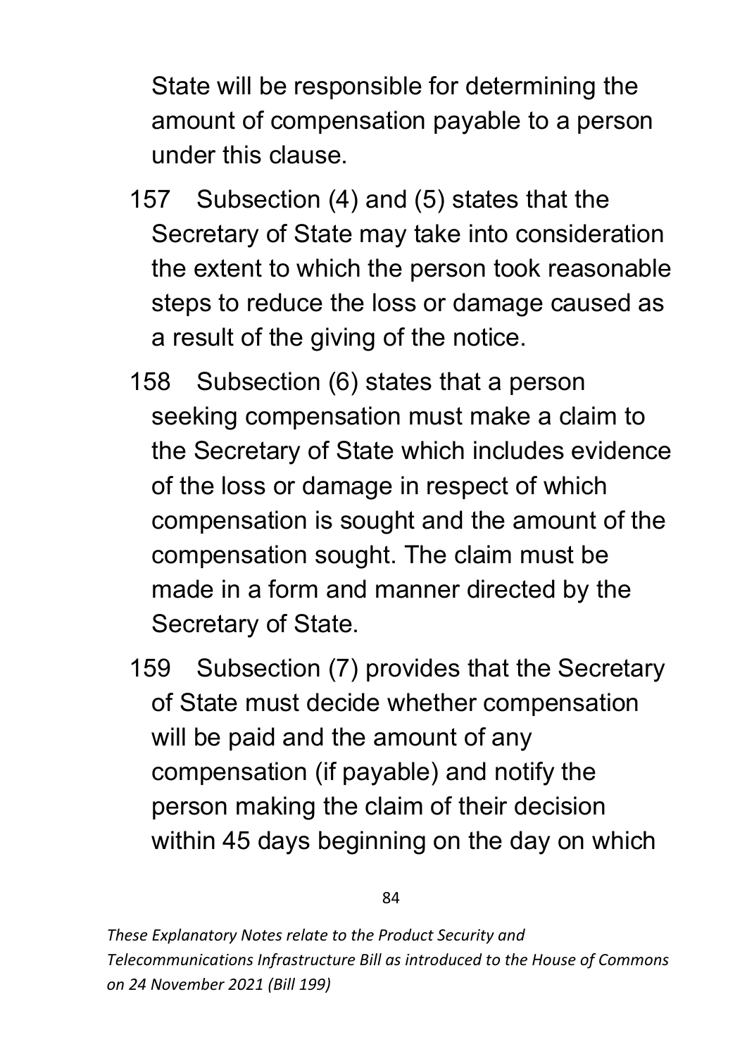State will be responsible for determining the amount of compensation payable to a person under this clause.

157 Subsection (4) and (5) states that the Secretary of State may take into consideration the extent to which the person took reasonable steps to reduce the loss or damage caused as a result of the giving of the notice.

158 Subsection (6) states that a person seeking compensation must make a claim to the Secretary of State which includes evidence of the loss or damage in respect of which compensation is sought and the amount of the compensation sought. The claim must be made in a form and manner directed by the Secretary of State.

159 Subsection (7) provides that the Secretary of State must decide whether compensation will be paid and the amount of any compensation (if payable) and notify the person making the claim of their decision within 45 days beginning on the day on which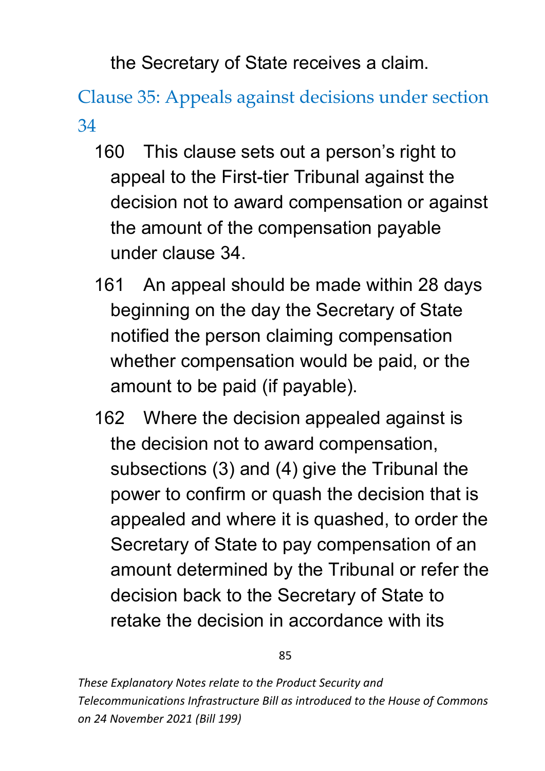the Secretary of State receives a claim.

## Clause 35: Appeals against decisions under section 34

160 This clause sets out a person's right to appeal to the First-tier Tribunal against the decision not to award compensation or against the amount of the compensation payable under clause 34.

161 An appeal should be made within 28 days beginning on the day the Secretary of State notified the person claiming compensation whether compensation would be paid, or the amount to be paid (if payable).

162 Where the decision appealed against is the decision not to award compensation, subsections (3) and (4) give the Tribunal the power to confirm or quash the decision that is appealed and where it is quashed, to order the Secretary of State to pay compensation of an amount determined by the Tribunal or refer the decision back to the Secretary of State to retake the decision in accordance with its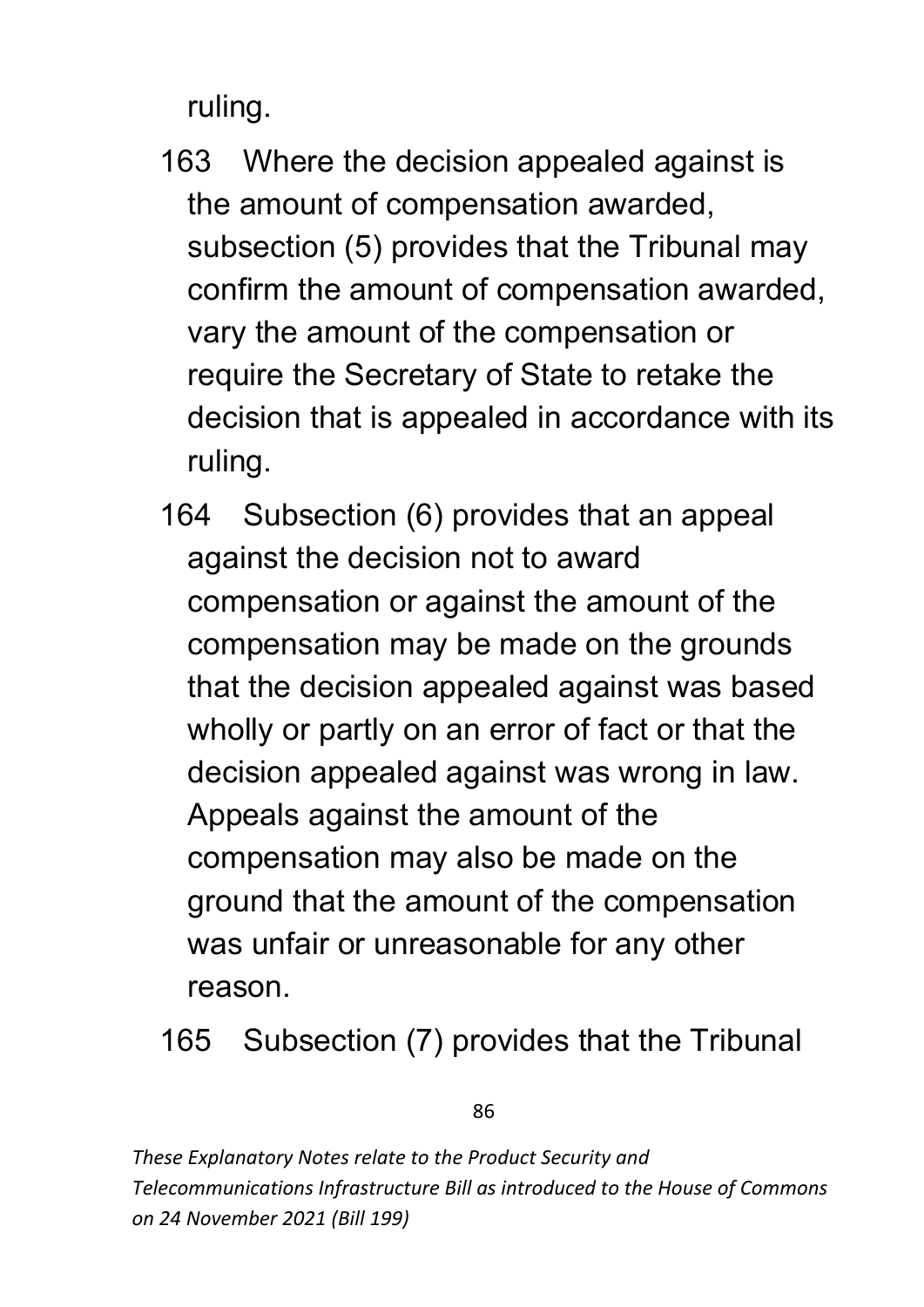ruling.

163 Where the decision appealed against is the amount of compensation awarded, subsection (5) provides that the Tribunal may confirm the amount of compensation awarded, vary the amount of the compensation or require the Secretary of State to retake the decision that is appealed in accordance with its ruling.

164 Subsection (6) provides that an appeal against the decision not to award compensation or against the amount of the compensation may be made on the grounds that the decision appealed against was based wholly or partly on an error of fact or that the decision appealed against was wrong in law. Appeals against the amount of the compensation may also be made on the ground that the amount of the compensation was unfair or unreasonable for any other reason.

165 Subsection (7) provides that the Tribunal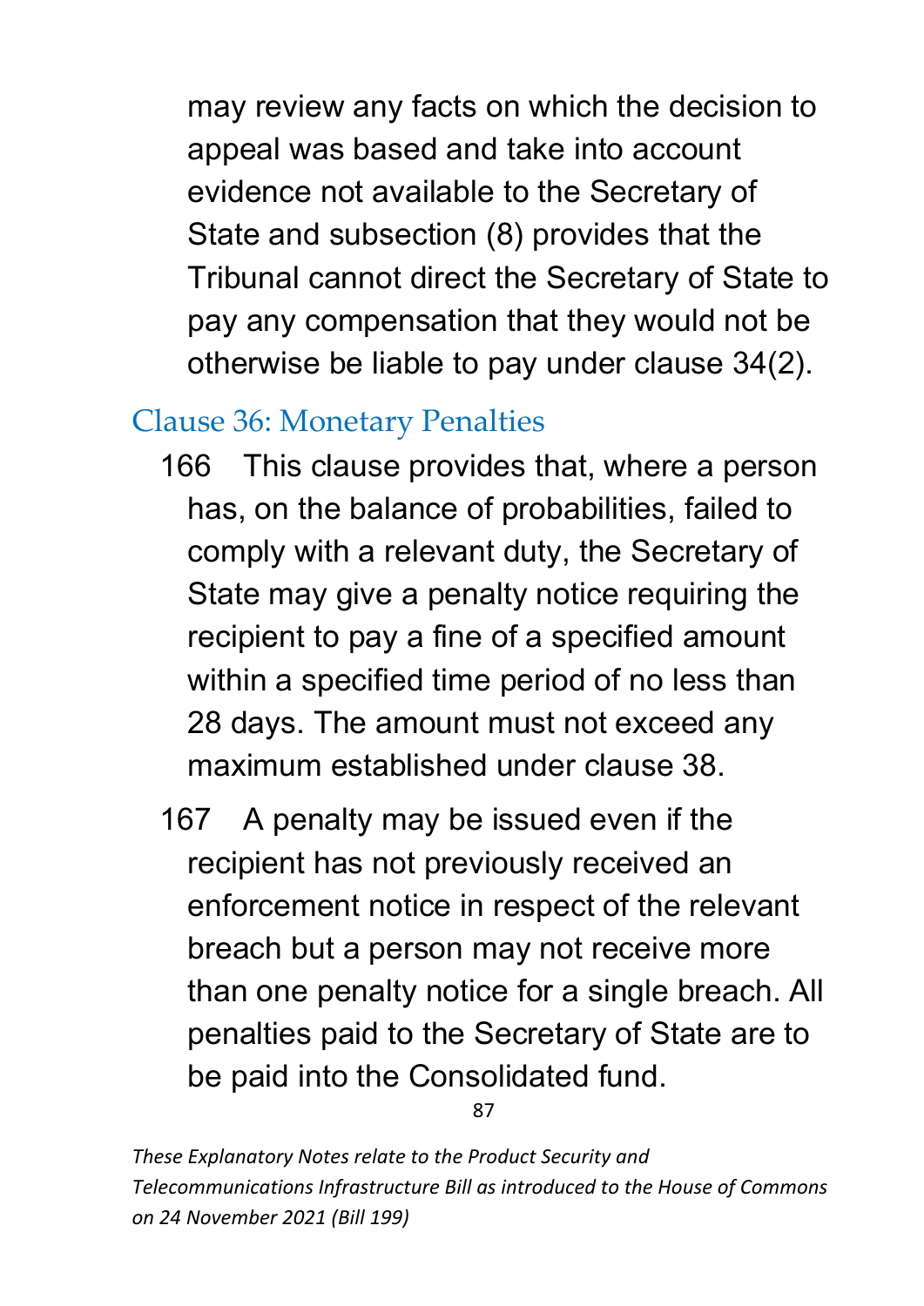may review any facts on which the decision to appeal was based and take into account evidence not available to the Secretary of State and subsection (8) provides that the Tribunal cannot direct the Secretary of State to pay any compensation that they would not be otherwise be liable to pay under clause 34(2).

## Clause 36: Monetary Penalties

166 This clause provides that, where a person has, on the balance of probabilities, failed to comply with a relevant duty, the Secretary of State may give a penalty notice requiring the recipient to pay a fine of a specified amount within a specified time period of no less than 28 days. The amount must not exceed any maximum established under clause 38.

167 A penalty may be issued even if the recipient has not previously received an enforcement notice in respect of the relevant breach but a person may not receive more than one penalty notice for a single breach. All penalties paid to the Secretary of State are to be paid into the Consolidated fund.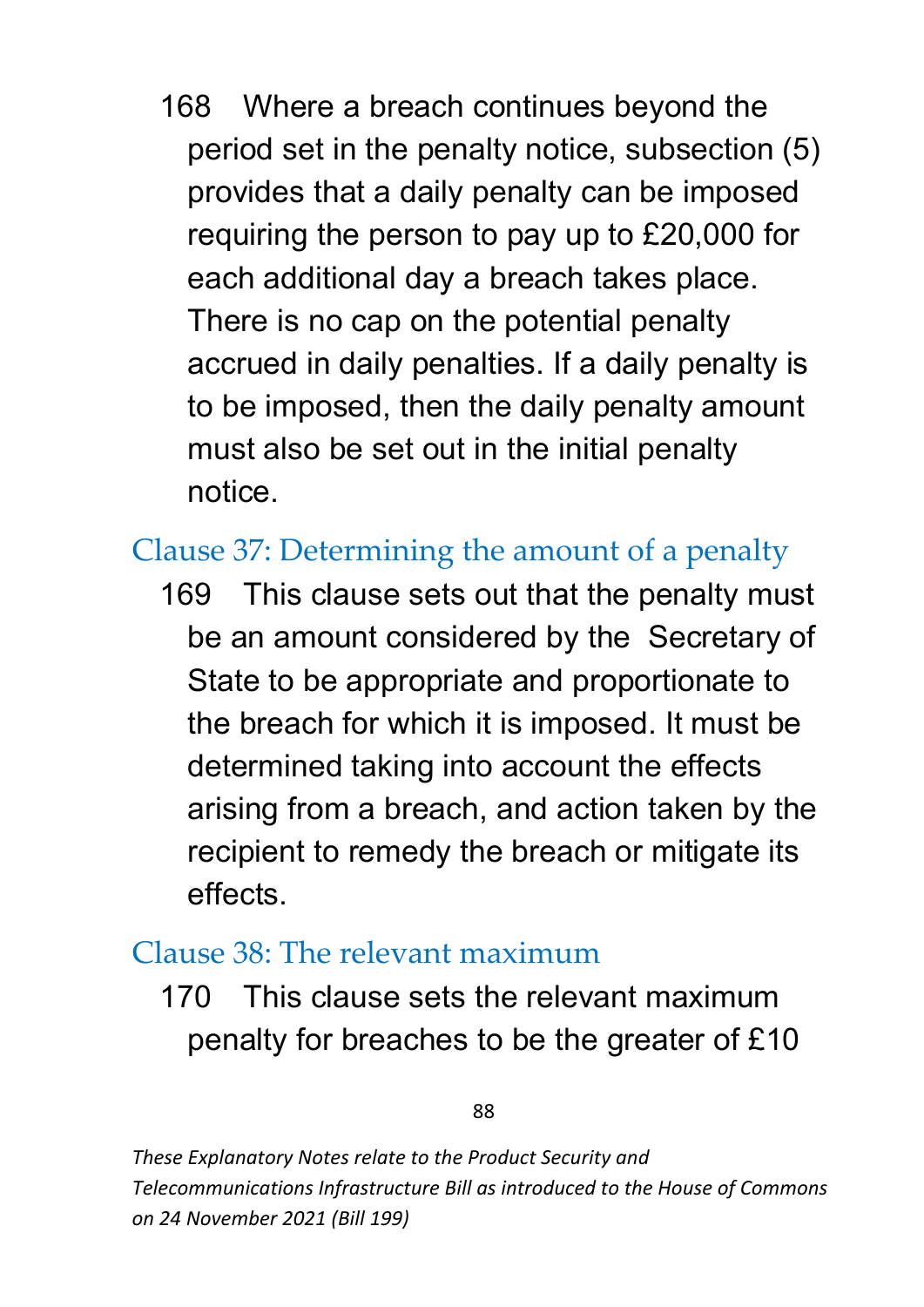168 Where a breach continues beyond the period set in the penalty notice, subsection (5) provides that a daily penalty can be imposed requiring the person to pay up to £20,000 for each additional day a breach takes place. There is no cap on the potential penalty accrued in daily penalties. If a daily penalty is to be imposed, then the daily penalty amount must also be set out in the initial penalty notice.

## Clause 37: Determining the amount of a penalty

169 This clause sets out that the penalty must be an amount considered by the Secretary of State to be appropriate and proportionate to the breach for which it is imposed. It must be determined taking into account the effects arising from a breach, and action taken by the recipient to remedy the breach or mitigate its effects.

## Clause 38: The relevant maximum

170 This clause sets the relevant maximum penalty for breaches to be the greater of £10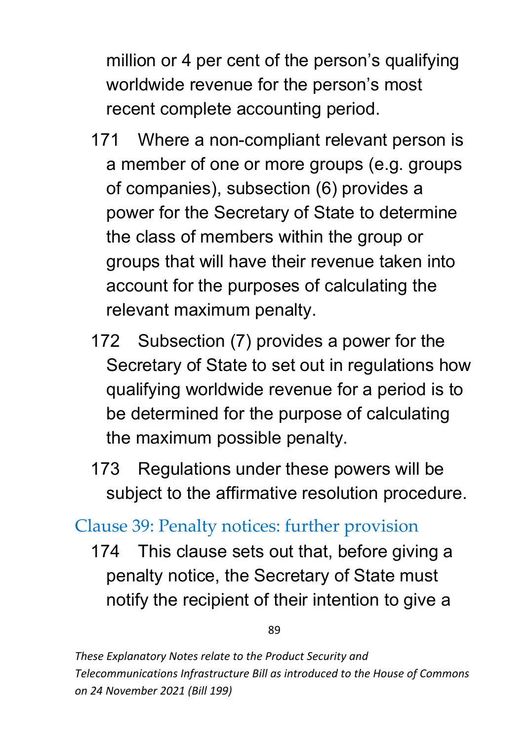million or 4 per cent of the person's qualifying worldwide revenue for the person's most recent complete accounting period.

171 Where a non-compliant relevant person is a member of one or more groups (e.g. groups of companies), subsection (6) provides a power for the Secretary of State to determine the class of members within the group or groups that will have their revenue taken into account for the purposes of calculating the relevant maximum penalty.

172 Subsection (7) provides a power for the Secretary of State to set out in regulations how qualifying worldwide revenue for a period is to be determined for the purpose of calculating the maximum possible penalty.

173 Regulations under these powers will be subject to the affirmative resolution procedure.

## Clause 39: Penalty notices: further provision

174 This clause sets out that, before giving a penalty notice, the Secretary of State must notify the recipient of their intention to give a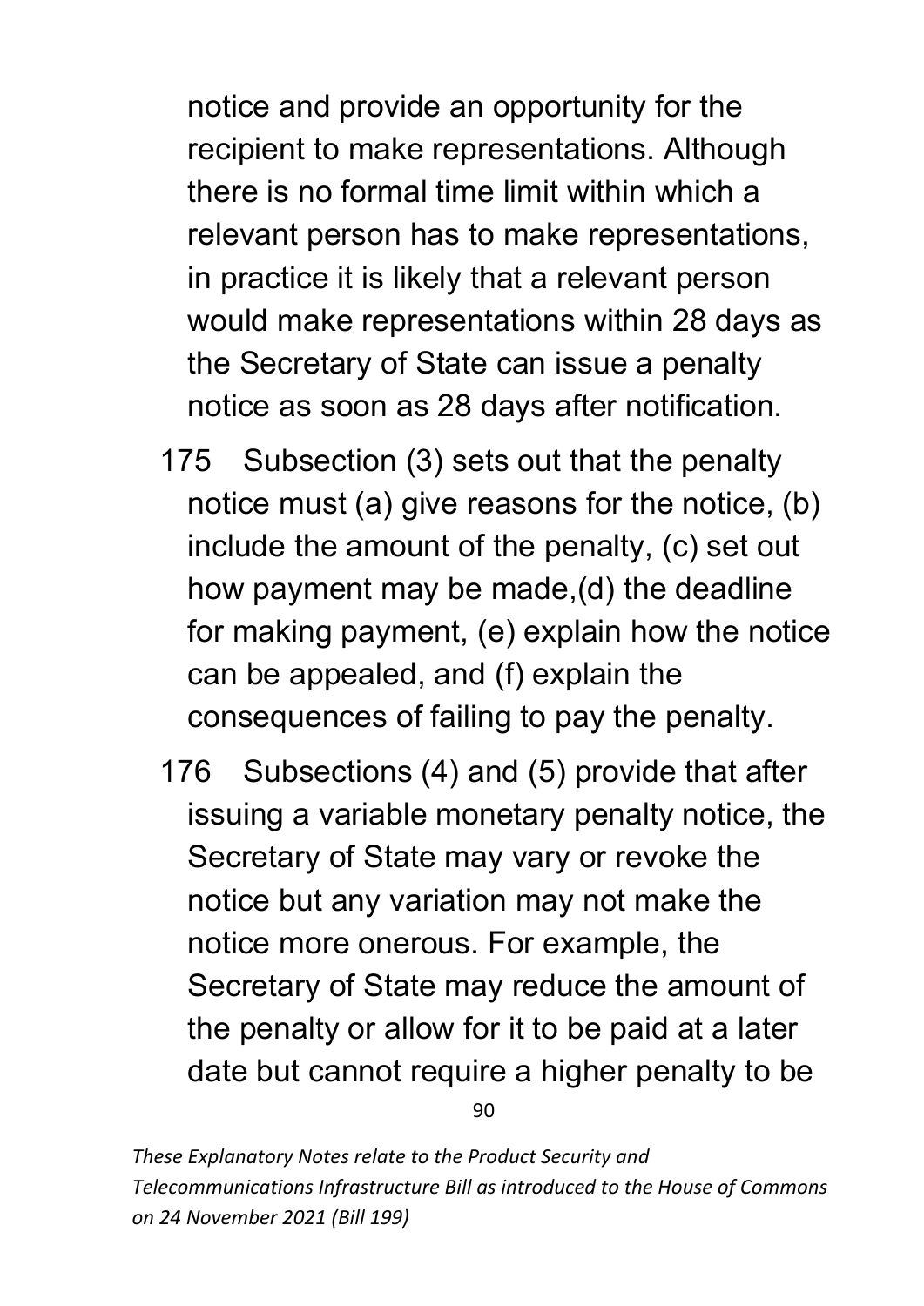notice and provide an opportunity for the recipient to make representations. Although there is no formal time limit within which a relevant person has to make representations, in practice it is likely that a relevant person would make representations within 28 days as the Secretary of State can issue a penalty notice as soon as 28 days after notification.

175 Subsection (3) sets out that the penalty notice must (a) give reasons for the notice, (b) include the amount of the penalty, (c) set out how payment may be made,(d) the deadline for making payment, (e) explain how the notice can be appealed, and (f) explain the consequences of failing to pay the penalty.

176 Subsections (4) and (5) provide that after issuing a variable monetary penalty notice, the Secretary of State may vary or revoke the notice but any variation may not make the notice more onerous. For example, the Secretary of State may reduce the amount of the penalty or allow for it to be paid at a later date but cannot require a higher penalty to be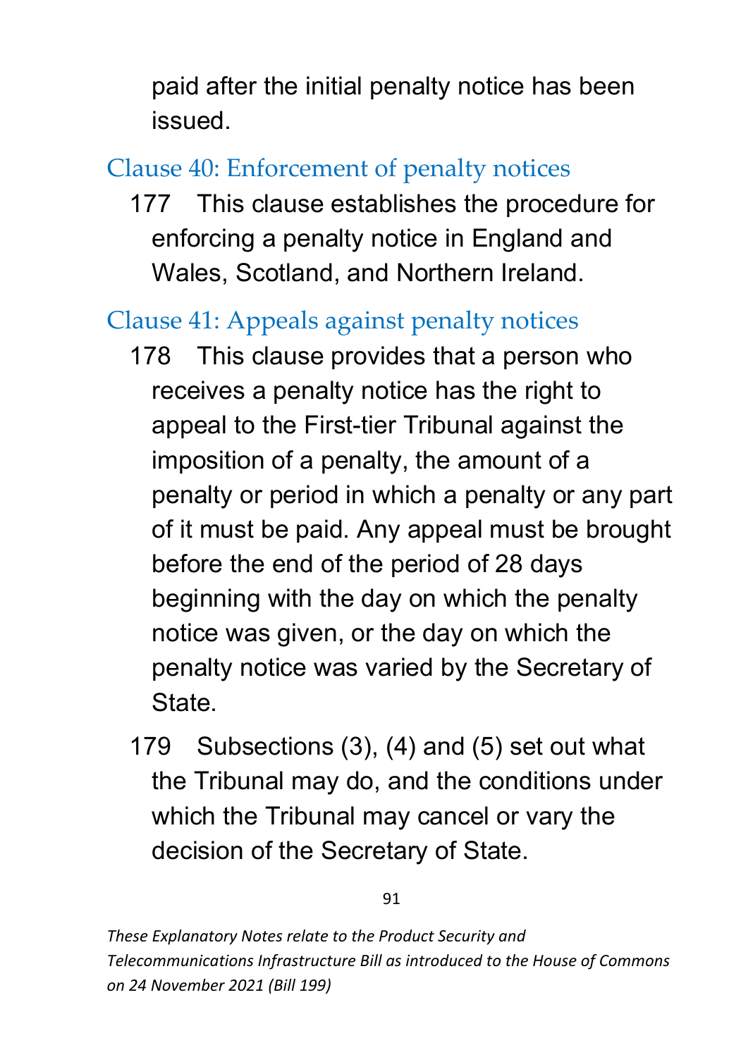paid after the initial penalty notice has been issued.

## Clause 40: Enforcement of penalty notices

177 This clause establishes the procedure for enforcing a penalty notice in England and Wales, Scotland, and Northern Ireland.

## Clause 41: Appeals against penalty notices

178 This clause provides that a person who receives a penalty notice has the right to appeal to the First-tier Tribunal against the imposition of a penalty, the amount of a penalty or period in which a penalty or any part of it must be paid. Any appeal must be brought before the end of the period of 28 days beginning with the day on which the penalty notice was given, or the day on which the penalty notice was varied by the Secretary of State.

179 Subsections (3), (4) and (5) set out what the Tribunal may do, and the conditions under which the Tribunal may cancel or vary the decision of the Secretary of State.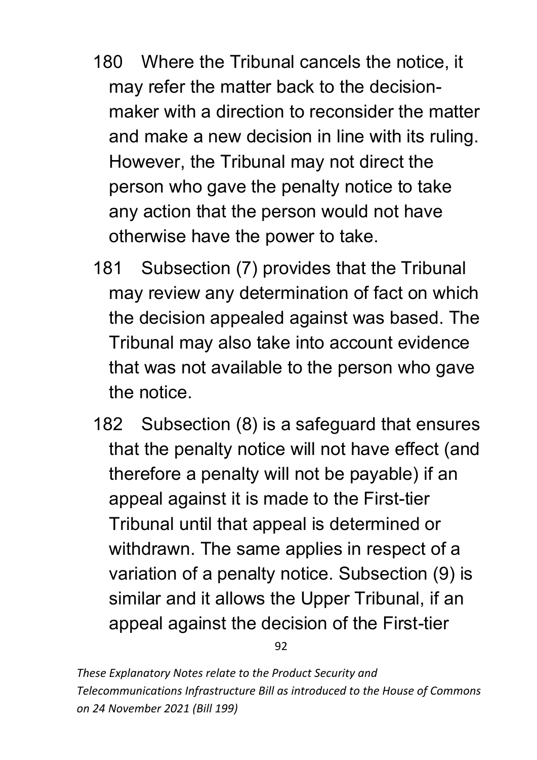180 Where the Tribunal cancels the notice, it may refer the matter back to the decision-maker with a direction to reconsider the matter and make a new decision in line with its ruling. However, the Tribunal may not direct the person who gave the penalty notice to take any action that the person would not have otherwise have the power to take.

181 Subsection (7) provides that the Tribunal may review any determination of fact on which the decision appealed against was based. The Tribunal may also take into account evidence that was not available to the person who gave the notice.

182 Subsection (8) is a safeguard that ensures that the penalty notice will not have effect (and therefore a penalty will not be payable) if an appeal against it is made to the First-tier Tribunal until that appeal is determined or withdrawn. The same applies in respect of a variation of a penalty notice. Subsection (9) is similar and it allows the Upper Tribunal, if an appeal against the decision of the First-tier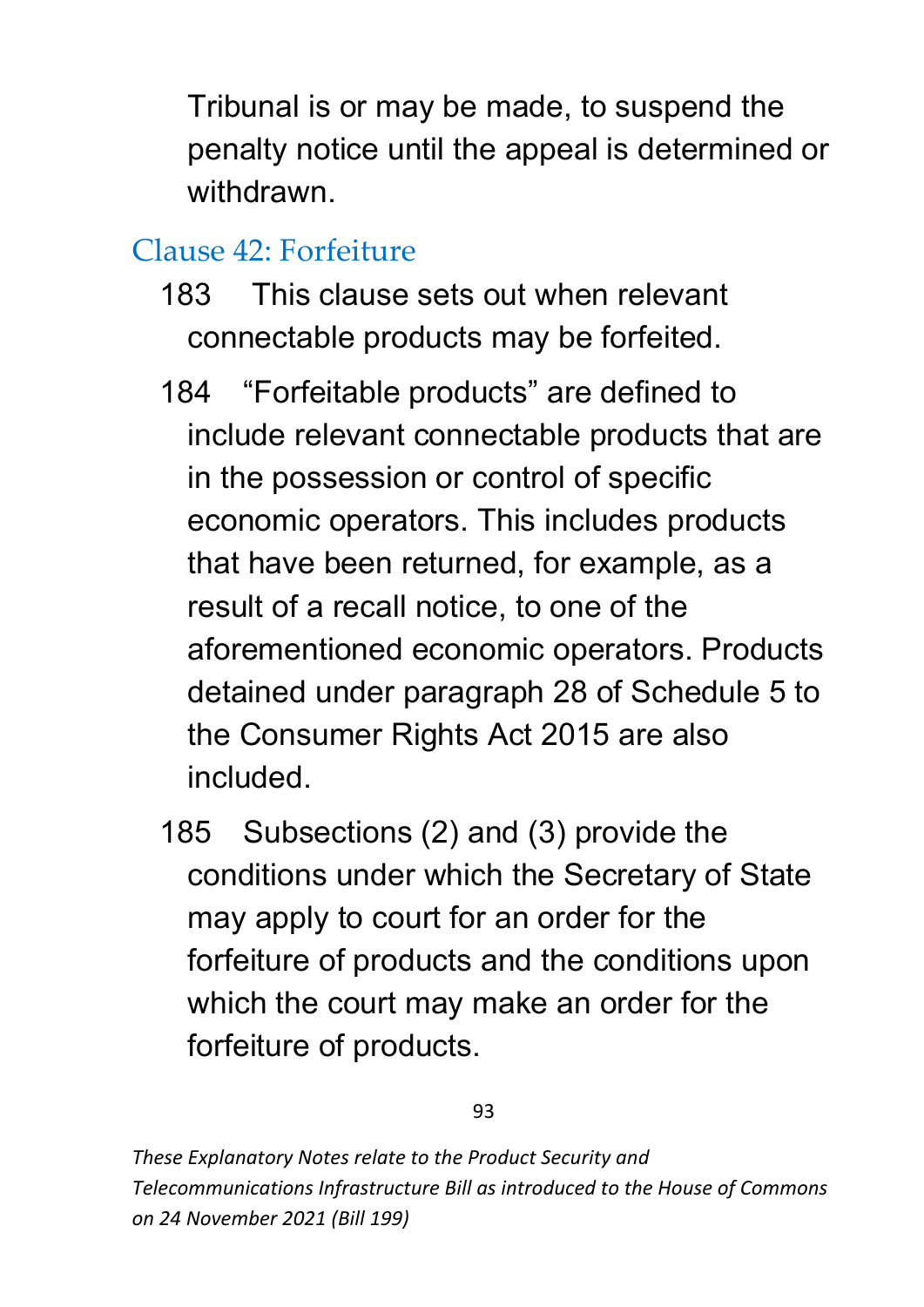Tribunal is or may be made, to suspend the penalty notice until the appeal is determined or withdrawn.

## Clause 42: Forfeiture

183 This clause sets out when relevant connectable products may be forfeited.

184 "Forfeitable products" are defined to include relevant connectable products that are in the possession or control of specific economic operators. This includes products that have been returned, for example, as a result of a recall notice, to one of the aforementioned economic operators. Products detained under paragraph 28 of Schedule 5 to the Consumer Rights Act 2015 are also included.

185 Subsections (2) and (3) provide the conditions under which the Secretary of State may apply to court for an order for the forfeiture of products and the conditions upon which the court may make an order for the forfeiture of products.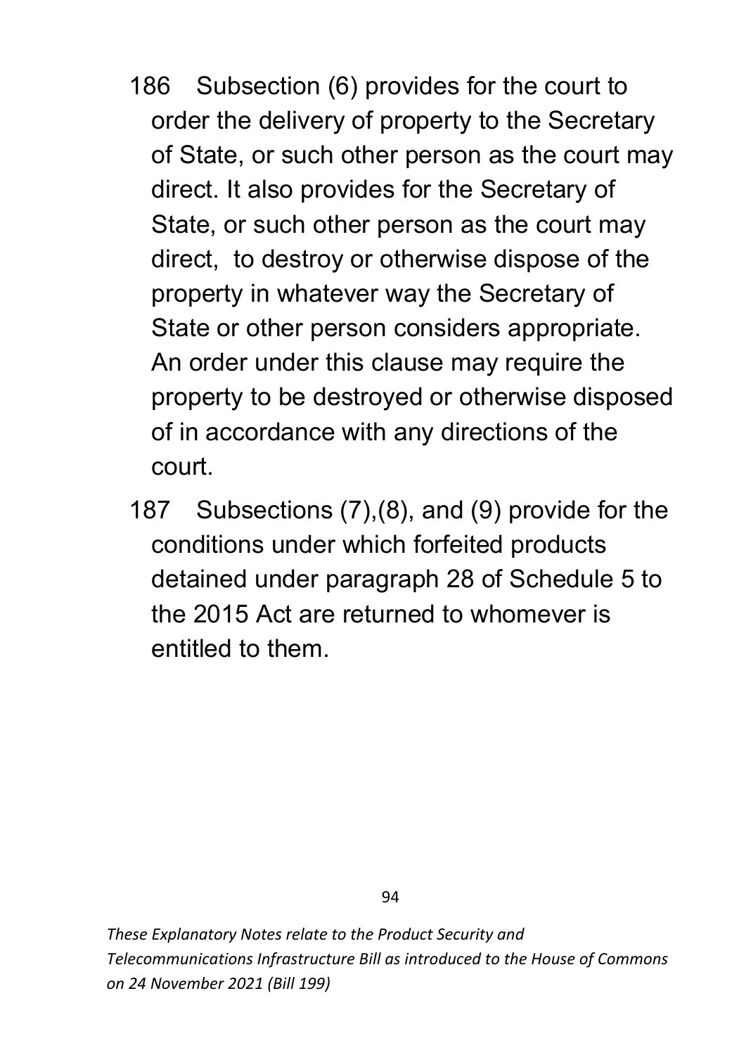186 Subsection (6) provides for the court to order the delivery of property to the Secretary of State, or such other person as the court may direct. It also provides for the Secretary of State, or such other person as the court may direct,  to destroy or otherwise dispose of the property in whatever way the Secretary of State or other person considers appropriate. An order under this clause may require the property to be destroyed or otherwise disposed of in accordance with any directions of the court.

187 Subsections (7),(8), and (9) provide for the conditions under which forfeited products detained under paragraph 28 of Schedule 5 to the 2015 Act are returned to whomever is entitled to them.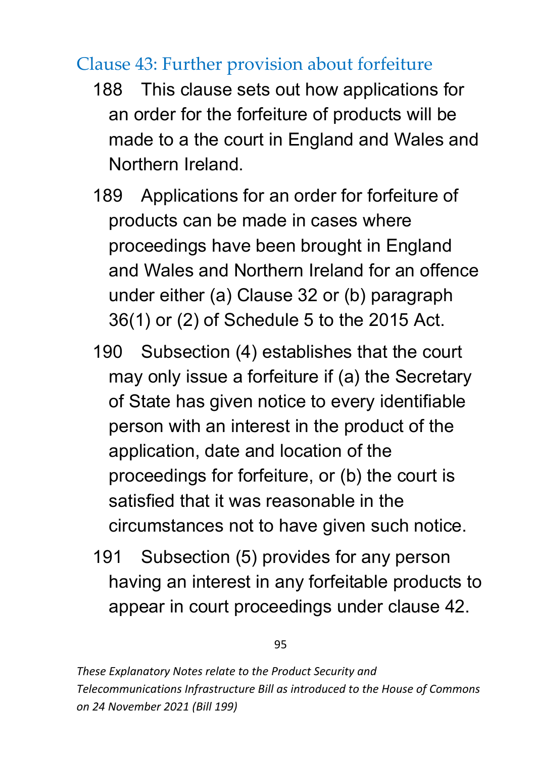## Clause 43: Further provision about forfeiture

188 This clause sets out how applications for an order for the forfeiture of products will be made to a the court in England and Wales and Northern Ireland.

189 Applications for an order for forfeiture of products can be made in cases where proceedings have been brought in England and Wales and Northern Ireland for an offence under either (a) Clause 32 or (b) paragraph 36(1) or (2) of Schedule 5 to the 2015 Act.

190 Subsection (4) establishes that the court may only issue a forfeiture if (a) the Secretary of State has given notice to every identifiable person with an interest in the product of the application, date and location of the proceedings for forfeiture, or (b) the court is satisfied that it was reasonable in the circumstances not to have given such notice.

191 Subsection (5) provides for any person having an interest in any forfeitable products to appear in court proceedings under clause 42.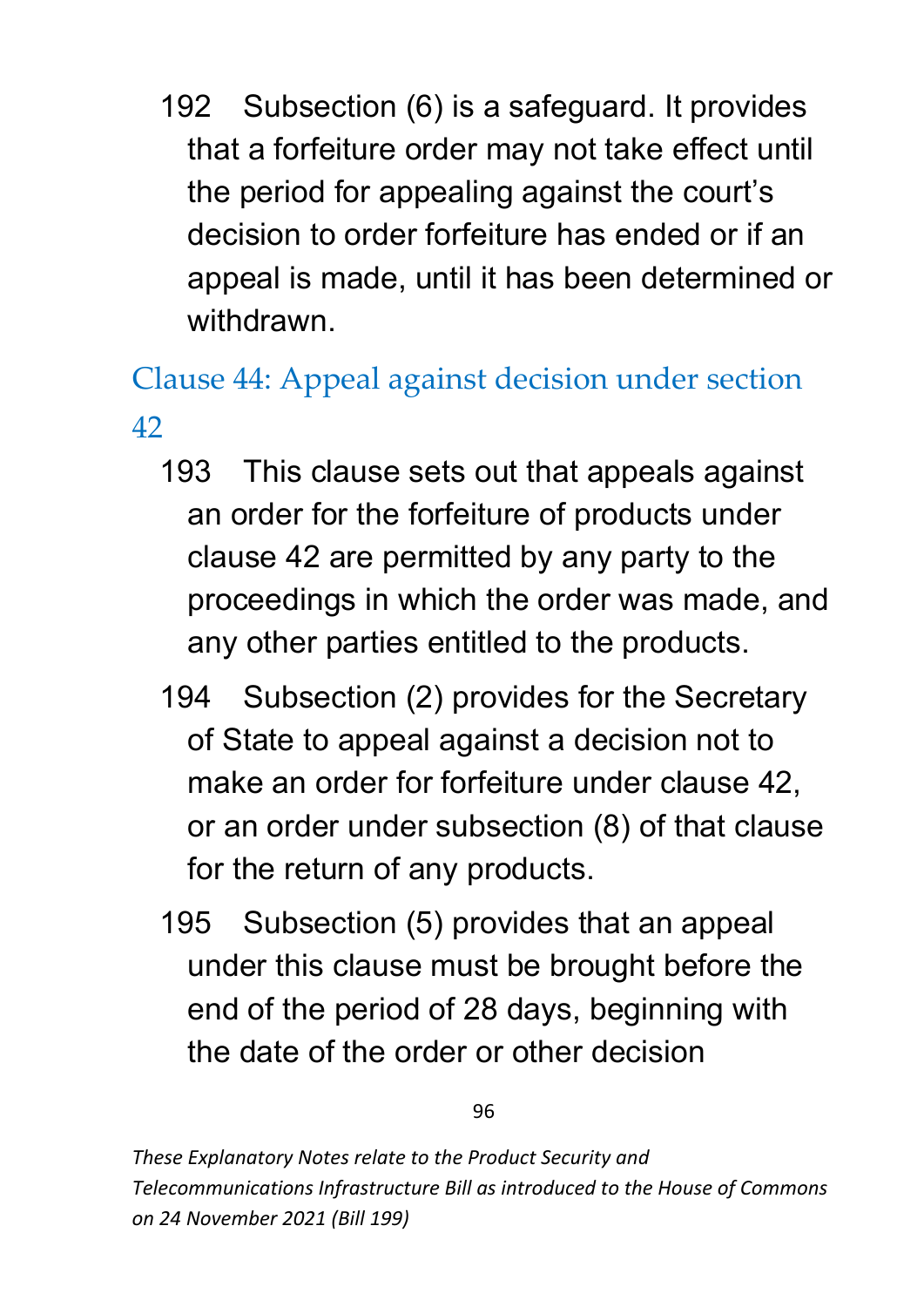192 Subsection (6) is a safeguard. It provides that a forfeiture order may not take effect until the period for appealing against the court's decision to order forfeiture has ended or if an appeal is made, until it has been determined or withdrawn.

## Clause 44: Appeal against decision under section 42

193 This clause sets out that appeals against an order for the forfeiture of products under clause 42 are permitted by any party to the proceedings in which the order was made, and any other parties entitled to the products.

194 Subsection (2) provides for the Secretary of State to appeal against a decision not to make an order for forfeiture under clause 42, or an order under subsection (8) of that clause for the return of any products.

195 Subsection (5) provides that an appeal under this clause must be brought before the end of the period of 28 days, beginning with the date of the order or other decision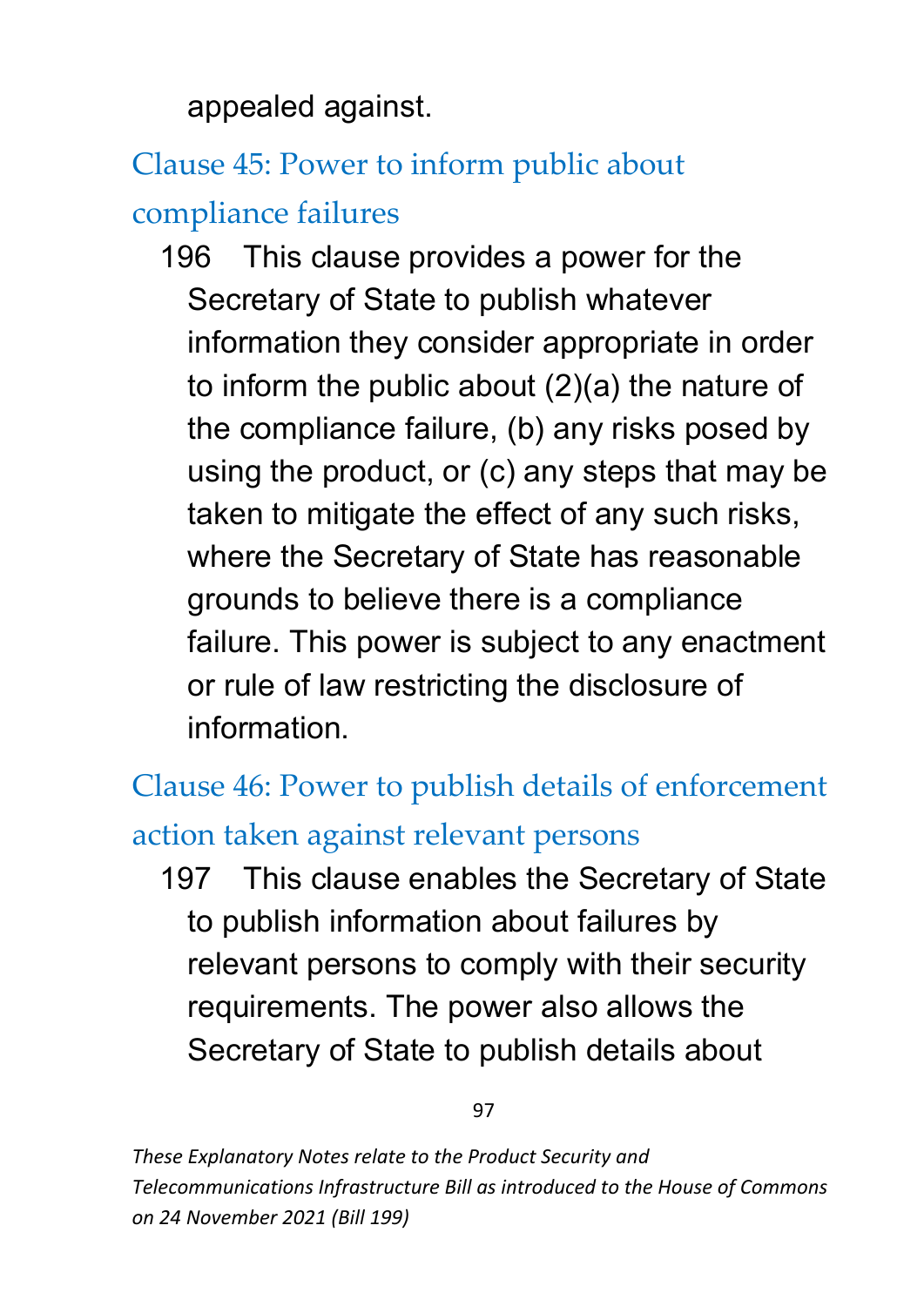appealed against.

## Clause 45: Power to inform public about compliance failures

196 This clause provides a power for the Secretary of State to publish whatever information they consider appropriate in order to inform the public about (2)(a) the nature of the compliance failure, (b) any risks posed by using the product, or (c) any steps that may be taken to mitigate the effect of any such risks, where the Secretary of State has reasonable grounds to believe there is a compliance failure. This power is subject to any enactment or rule of law restricting the disclosure of information.

## Clause 46: Power to publish details of enforcement action taken against relevant persons

197 This clause enables the Secretary of State to publish information about failures by relevant persons to comply with their security requirements. The power also allows the Secretary of State to publish details about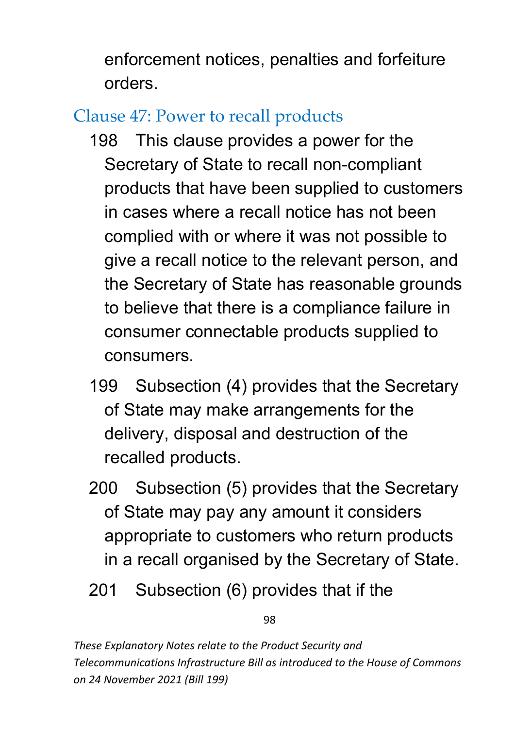enforcement notices, penalties and forfeiture orders.

## Clause 47: Power to recall products

198 This clause provides a power for the Secretary of State to recall non-compliant products that have been supplied to customers in cases where a recall notice has not been complied with or where it was not possible to give a recall notice to the relevant person, and the Secretary of State has reasonable grounds to believe that there is a compliance failure in consumer connectable products supplied to consumers.

199 Subsection (4) provides that the Secretary of State may make arrangements for the delivery, disposal and destruction of the recalled products.

200 Subsection (5) provides that the Secretary of State may pay any amount it considers appropriate to customers who return products in a recall organised by the Secretary of State.

201 Subsection (6) provides that if the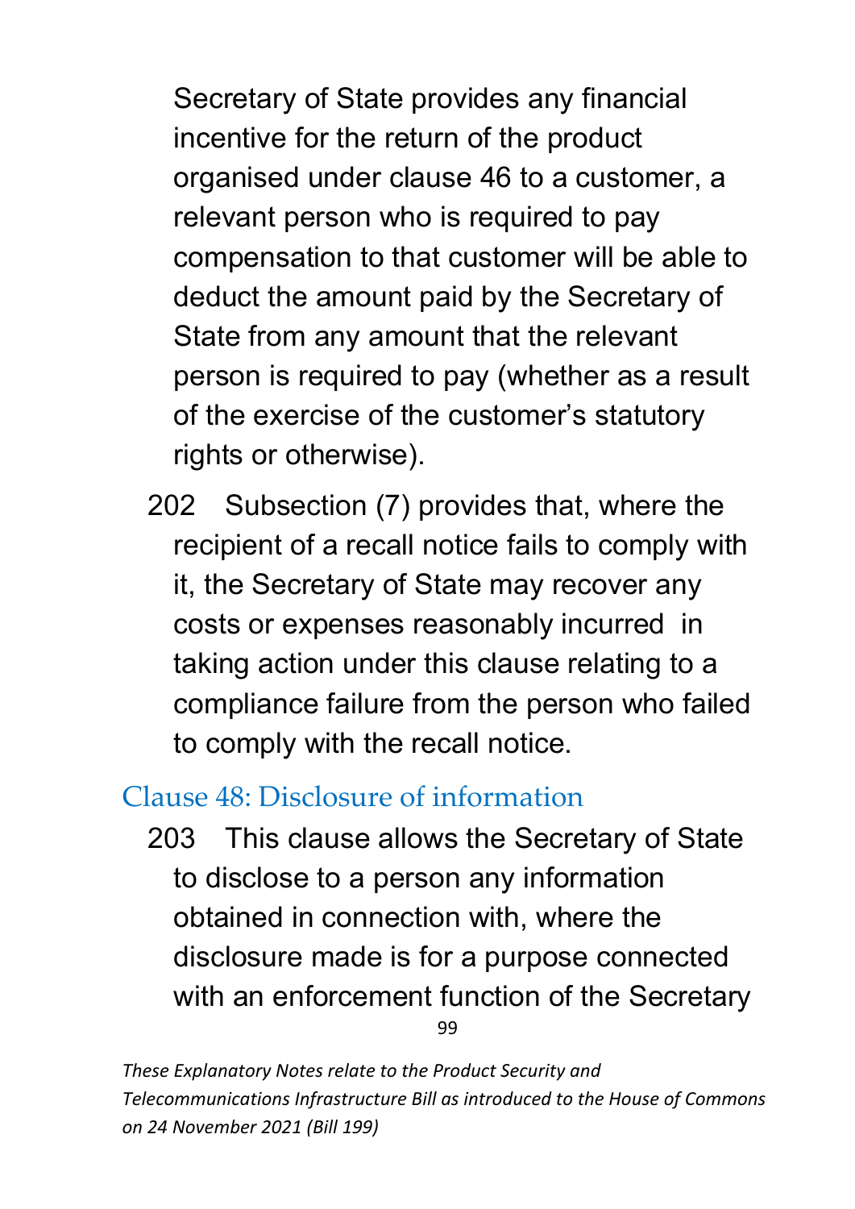Secretary of State provides any financial incentive for the return of the product organised under clause 46 to a customer, a relevant person who is required to pay compensation to that customer will be able to deduct the amount paid by the Secretary of State from any amount that the relevant person is required to pay (whether as a result of the exercise of the customer's statutory rights or otherwise).

202 Subsection (7) provides that, where the recipient of a recall notice fails to comply with it, the Secretary of State may recover any costs or expenses reasonably incurred in taking action under this clause relating to a compliance failure from the person who failed to comply with the recall notice.

## Clause 48: Disclosure of information

203 This clause allows the Secretary of State to disclose to a person any information obtained in connection with, where the disclosure made is for a purpose connected with an enforcement function of the Secretary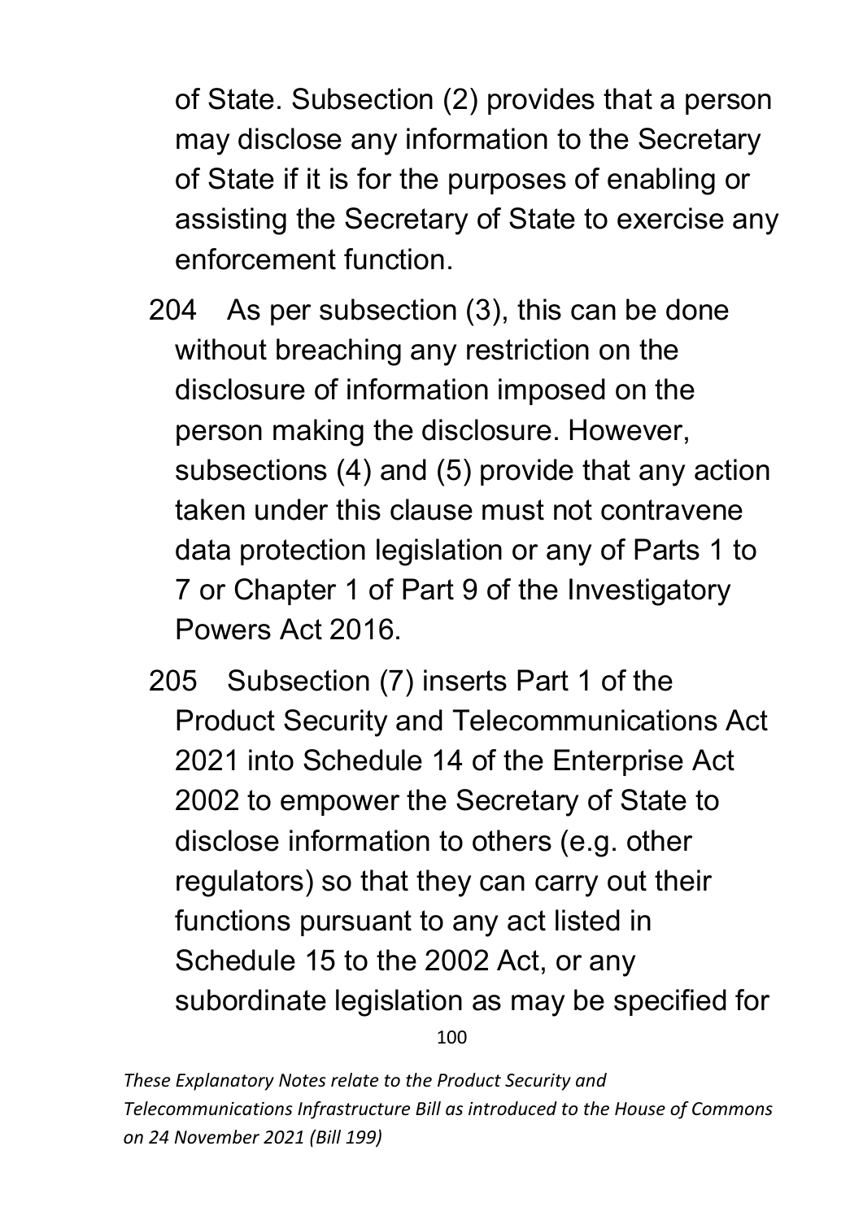of State. Subsection (2) provides that a person may disclose any information to the Secretary of State if it is for the purposes of enabling or assisting the Secretary of State to exercise any enforcement function.

204 As per subsection (3), this can be done without breaching any restriction on the disclosure of information imposed on the person making the disclosure. However, subsections (4) and (5) provide that any action taken under this clause must not contravene data protection legislation or any of Parts 1 to 7 or Chapter 1 of Part 9 of the Investigatory Powers Act 2016.

205 Subsection (7) inserts Part 1 of the Product Security and Telecommunications Act 2021 into Schedule 14 of the Enterprise Act 2002 to empower the Secretary of State to disclose information to others (e.g. other regulators) so that they can carry out their functions pursuant to any act listed in Schedule 15 to the 2002 Act, or any subordinate legislation as may be specified for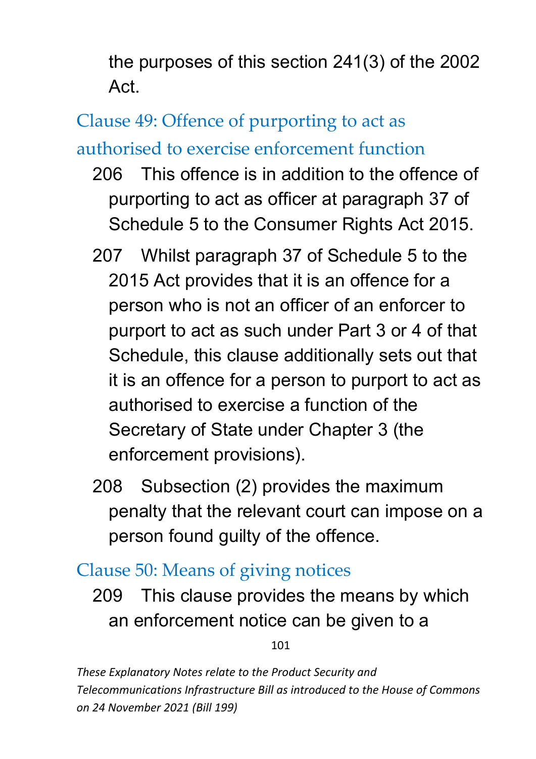the purposes of this section 241(3) of the 2002 Act.

## Clause 49: Offence of purporting to act as authorised to exercise enforcement function

206 This offence is in addition to the offence of purporting to act as officer at paragraph 37 of Schedule 5 to the Consumer Rights Act 2015.

207 Whilst paragraph 37 of Schedule 5 to the 2015 Act provides that it is an offence for a person who is not an officer of an enforcer to purport to act as such under Part 3 or 4 of that Schedule, this clause additionally sets out that it is an offence for a person to purport to act as authorised to exercise a function of the Secretary of State under Chapter 3 (the enforcement provisions).

208 Subsection (2) provides the maximum penalty that the relevant court can impose on a person found guilty of the offence.

## Clause 50: Means of giving notices

209 This clause provides the means by which an enforcement notice can be given to a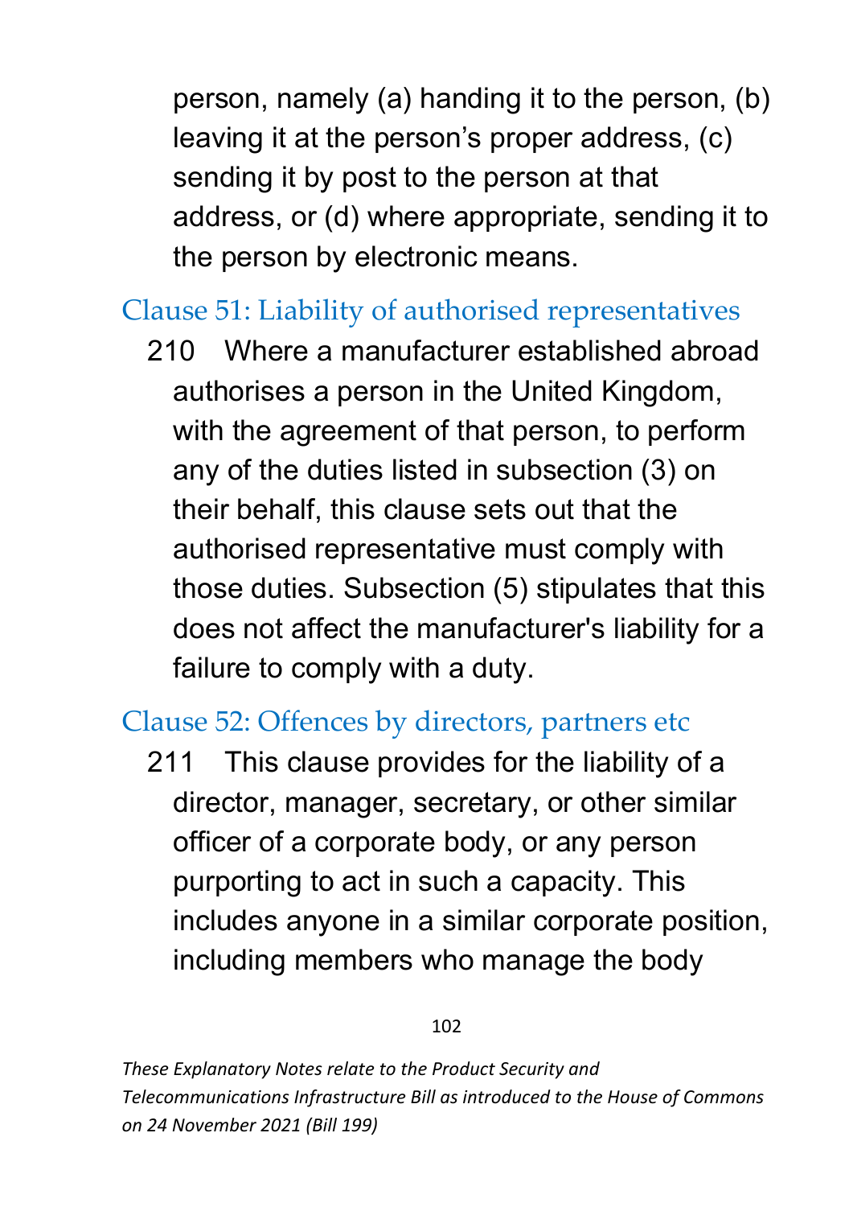person, namely (a) handing it to the person, (b) leaving it at the person's proper address, (c) sending it by post to the person at that address, or (d) where appropriate, sending it to the person by electronic means.

### Clause 51: Liability of authorised representatives

210 Where a manufacturer established abroad authorises a person in the United Kingdom, with the agreement of that person, to perform any of the duties listed in subsection (3) on their behalf, this clause sets out that the authorised representative must comply with those duties. Subsection (5) stipulates that this does not affect the manufacturer's liability for a failure to comply with a duty.

### Clause 52: Offences by directors, partners etc

211 This clause provides for the liability of a director, manager, secretary, or other similar officer of a corporate body, or any person purporting to act in such a capacity. This includes anyone in a similar corporate position, including members who manage the body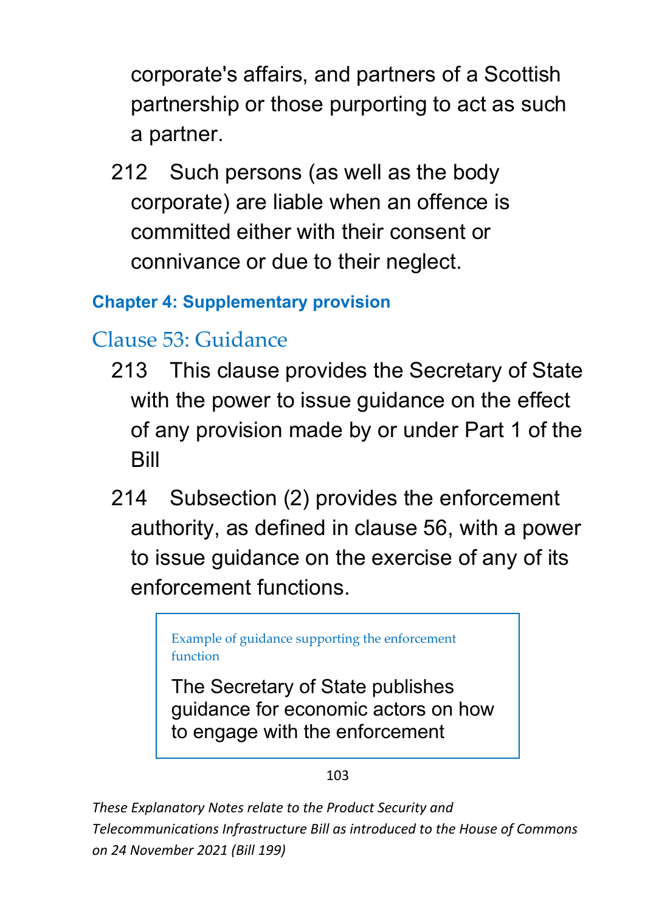corporate's affairs, and partners of a Scottish partnership or those purporting to act as such a partner.

212 Such persons (as well as the body corporate) are liable when an offence is committed either with their consent or connivance or due to their neglect.

### Chapter 4: Supplementary provision

## Clause 53: Guidance

213 This clause provides the Secretary of State with the power to issue guidance on the effect of any provision made by or under Part 1 of the Bill

214 Subsection (2) provides the enforcement authority, as defined in clause 56, with a power to issue guidance on the exercise of any of its enforcement functions.

> Example of guidance supporting the enforcement function
>
> The Secretary of State publishes guidance for economic actors on how to engage with the enforcement

*These Explanatory Notes relate to the Product Security and Telecommunications Infrastructure Bill as introduced to the House of Commons on 24 November 2021 (Bill 199)*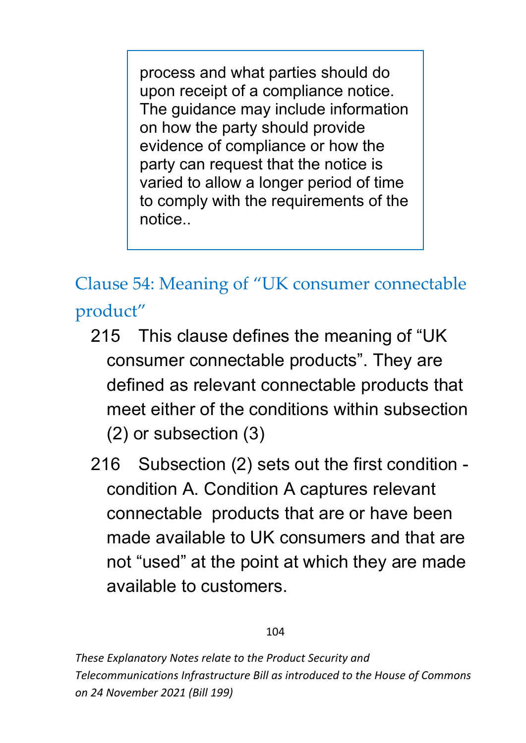> process and what parties should do upon receipt of a compliance notice. The guidance may include information on how the party should provide evidence of compliance or how the party can request that the notice is varied to allow a longer period of time to comply with the requirements of the notice..

## Clause 54: Meaning of "UK consumer connectable product"

215 This clause defines the meaning of "UK consumer connectable products". They are defined as relevant connectable products that meet either of the conditions within subsection (2) or subsection (3)

216 Subsection (2) sets out the first condition - condition A. Condition A captures relevant connectable products that are or have been made available to UK consumers and that are not "used" at the point at which they are made available to customers.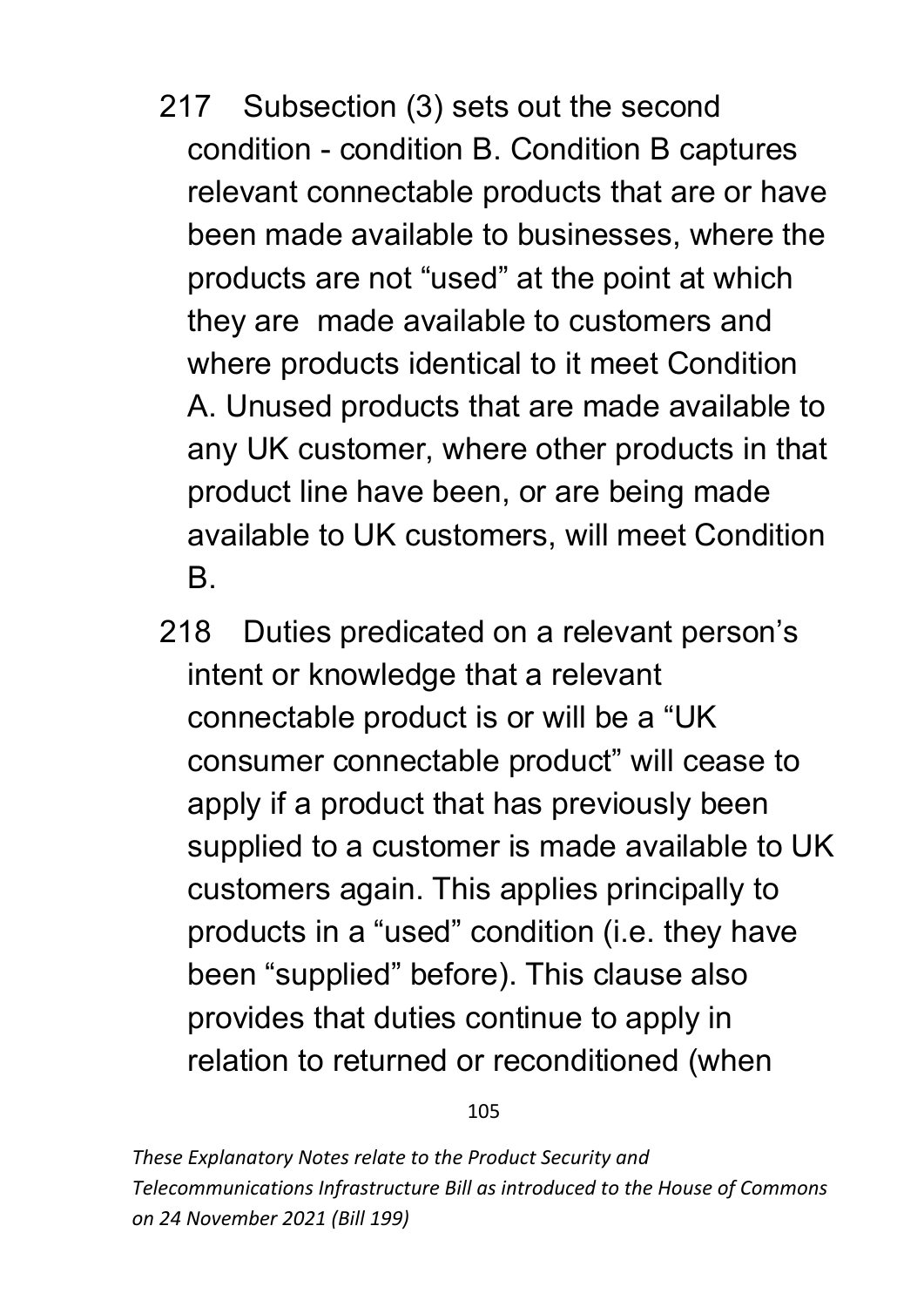217 Subsection (3) sets out the second condition - condition B. Condition B captures relevant connectable products that are or have been made available to businesses, where the products are not "used" at the point at which they are made available to customers and where products identical to it meet Condition A. Unused products that are made available to any UK customer, where other products in that product line have been, or are being made available to UK customers, will meet Condition B.

218 Duties predicated on a relevant person's intent or knowledge that a relevant connectable product is or will be a "UK consumer connectable product" will cease to apply if a product that has previously been supplied to a customer is made available to UK customers again. This applies principally to products in a "used" condition (i.e. they have been "supplied" before). This clause also provides that duties continue to apply in relation to returned or reconditioned (when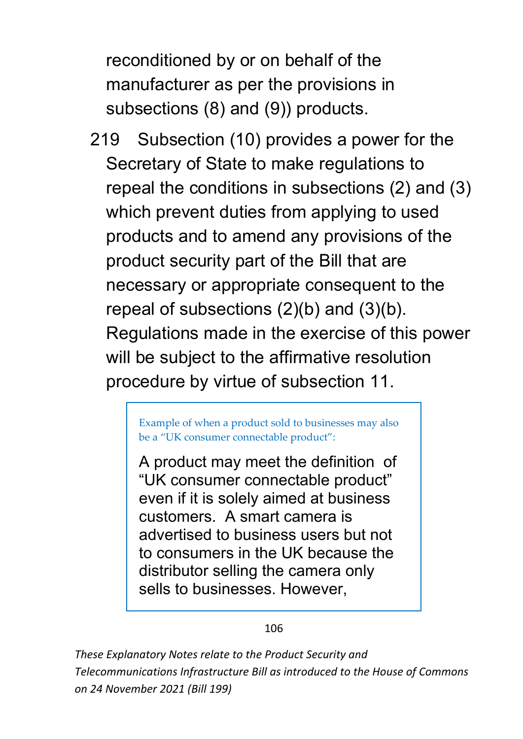reconditioned by or on behalf of the manufacturer as per the provisions in subsections (8) and (9)) products.

219 Subsection (10) provides a power for the Secretary of State to make regulations to repeal the conditions in subsections (2) and (3) which prevent duties from applying to used products and to amend any provisions of the product security part of the Bill that are necessary or appropriate consequent to the repeal of subsections (2)(b) and (3)(b). Regulations made in the exercise of this power will be subject to the affirmative resolution procedure by virtue of subsection 11.

> Example of when a product sold to businesses may also be a "UK consumer connectable product":
>
> A product may meet the definition of "UK consumer connectable product" even if it is solely aimed at business customers. A smart camera is advertised to business users but not to consumers in the UK because the distributor selling the camera only sells to businesses. However,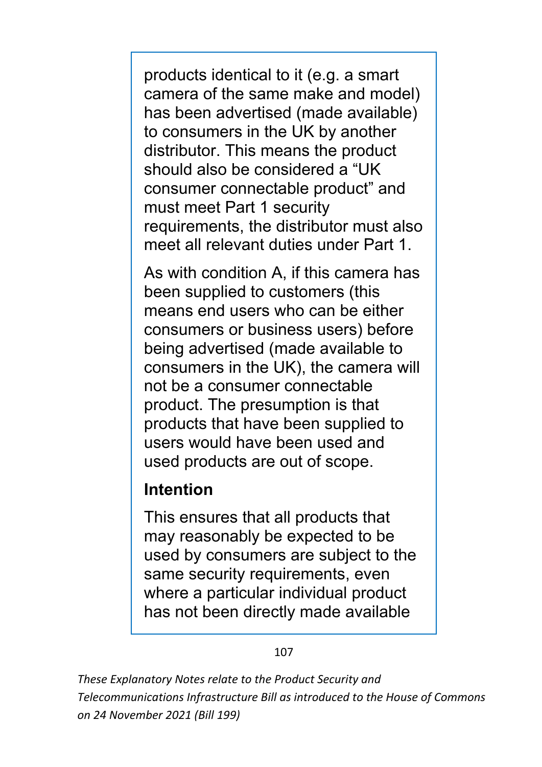products identical to it (e.g. a smart camera of the same make and model) has been advertised (made available) to consumers in the UK by another distributor. This means the product should also be considered a "UK consumer connectable product" and must meet Part 1 security requirements, the distributor must also meet all relevant duties under Part 1.

As with condition A, if this camera has been supplied to customers (this means end users who can be either consumers or business users) before being advertised (made available to consumers in the UK), the camera will not be a consumer connectable product. The presumption is that products that have been supplied to users would have been used and used products are out of scope.

**Intention**

This ensures that all products that may reasonably be expected to be used by consumers are subject to the same security requirements, even where a particular individual product has not been directly made available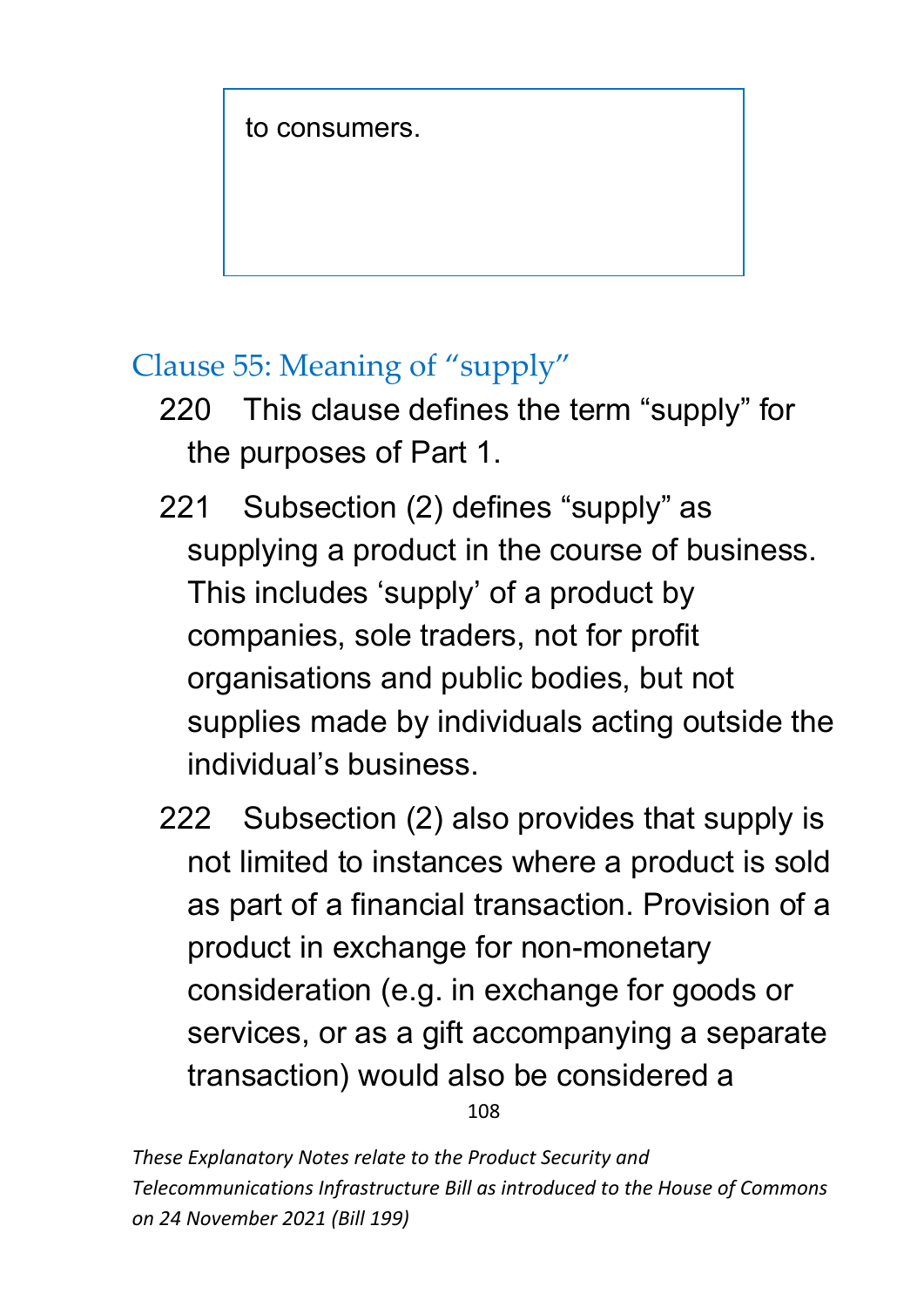to consumers.

## Clause 55: Meaning of "supply"

220 This clause defines the term "supply" for the purposes of Part 1.

221 Subsection (2) defines "supply" as supplying a product in the course of business. This includes 'supply' of a product by companies, sole traders, not for profit organisations and public bodies, but not supplies made by individuals acting outside the individual's business.

222 Subsection (2) also provides that supply is not limited to instances where a product is sold as part of a financial transaction. Provision of a product in exchange for non-monetary consideration (e.g. in exchange for goods or services, or as a gift accompanying a separate transaction) would also be considered a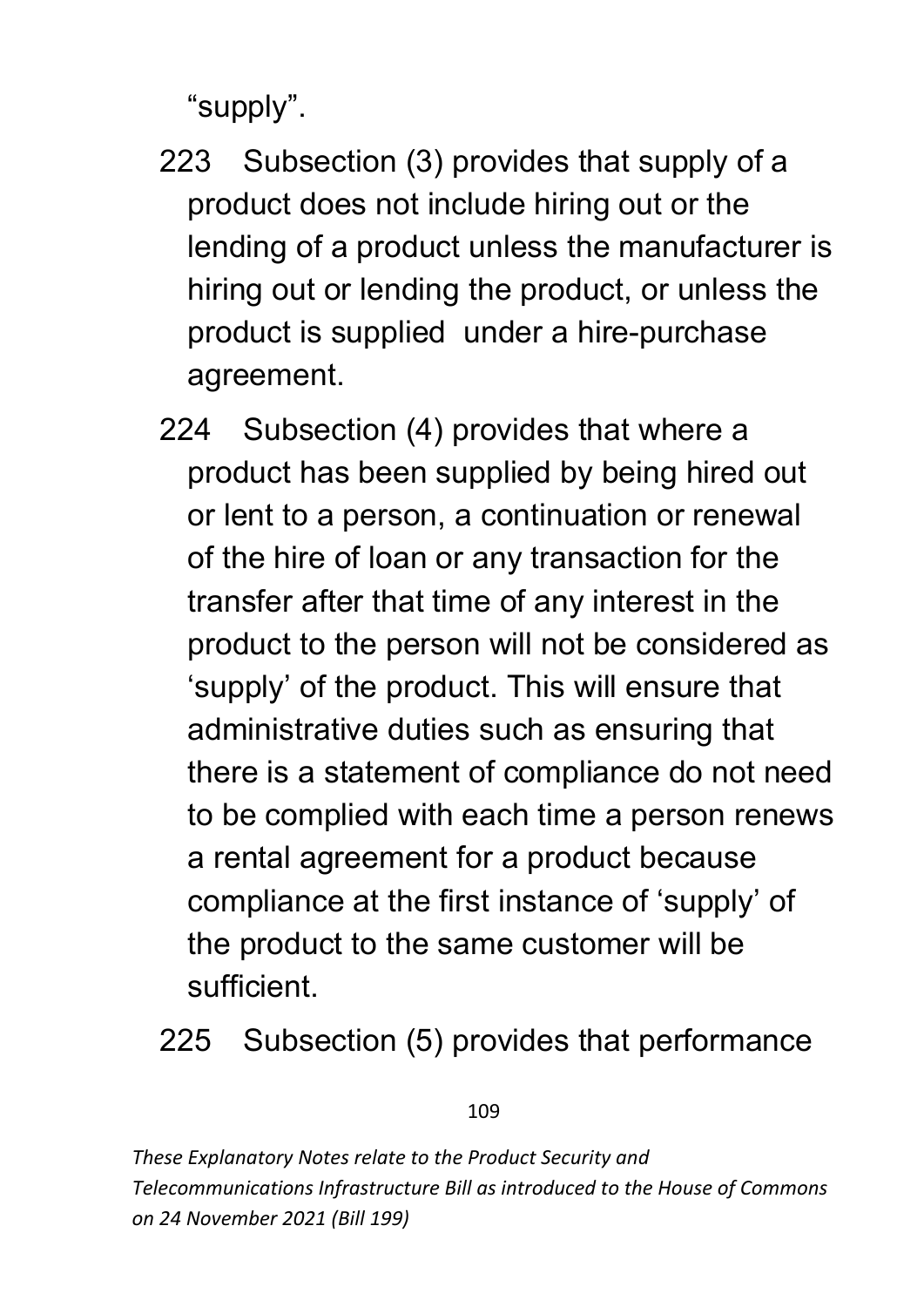"supply".

223 Subsection (3) provides that supply of a product does not include hiring out or the lending of a product unless the manufacturer is hiring out or lending the product, or unless the product is supplied under a hire-purchase agreement.

224 Subsection (4) provides that where a product has been supplied by being hired out or lent to a person, a continuation or renewal of the hire of loan or any transaction for the transfer after that time of any interest in the product to the person will not be considered as 'supply' of the product. This will ensure that administrative duties such as ensuring that there is a statement of compliance do not need to be complied with each time a person renews a rental agreement for a product because compliance at the first instance of 'supply' of the product to the same customer will be sufficient.

225 Subsection (5) provides that performance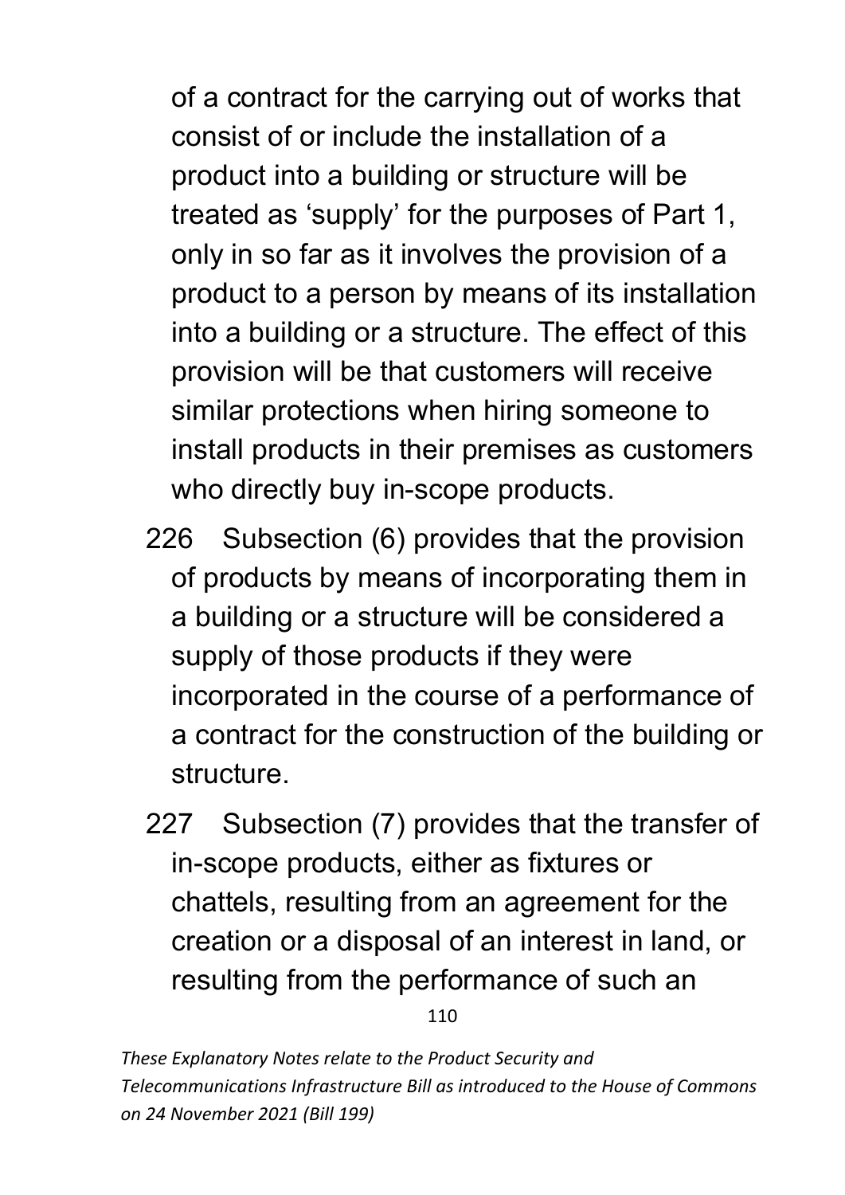of a contract for the carrying out of works that consist of or include the installation of a product into a building or structure will be treated as 'supply' for the purposes of Part 1, only in so far as it involves the provision of a product to a person by means of its installation into a building or a structure. The effect of this provision will be that customers will receive similar protections when hiring someone to install products in their premises as customers who directly buy in-scope products.

226 Subsection (6) provides that the provision of products by means of incorporating them in a building or a structure will be considered a supply of those products if they were incorporated in the course of a performance of a contract for the construction of the building or structure.

227 Subsection (7) provides that the transfer of in-scope products, either as fixtures or chattels, resulting from an agreement for the creation or a disposal of an interest in land, or resulting from the performance of such an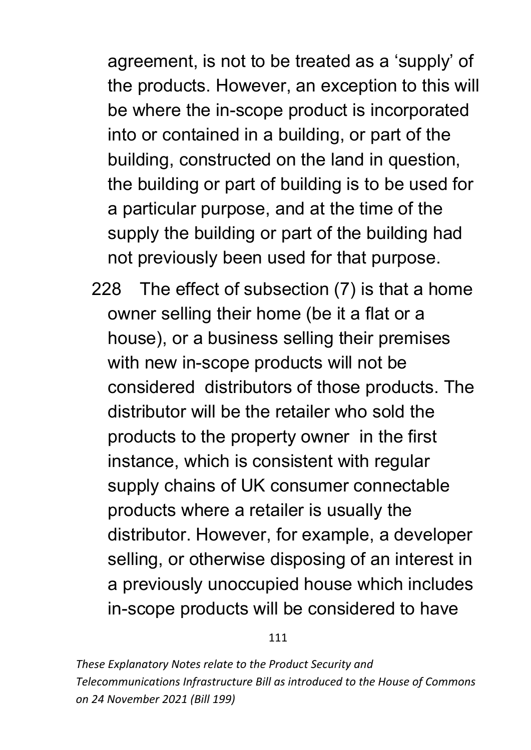agreement, is not to be treated as a 'supply' of the products. However, an exception to this will be where the in-scope product is incorporated into or contained in a building, or part of the building, constructed on the land in question, the building or part of building is to be used for a particular purpose, and at the time of the supply the building or part of the building had not previously been used for that purpose.

228 The effect of subsection (7) is that a home owner selling their home (be it a flat or a house), or a business selling their premises with new in-scope products will not be considered distributors of those products. The distributor will be the retailer who sold the products to the property owner in the first instance, which is consistent with regular supply chains of UK consumer connectable products where a retailer is usually the distributor. However, for example, a developer selling, or otherwise disposing of an interest in a previously unoccupied house which includes in-scope products will be considered to have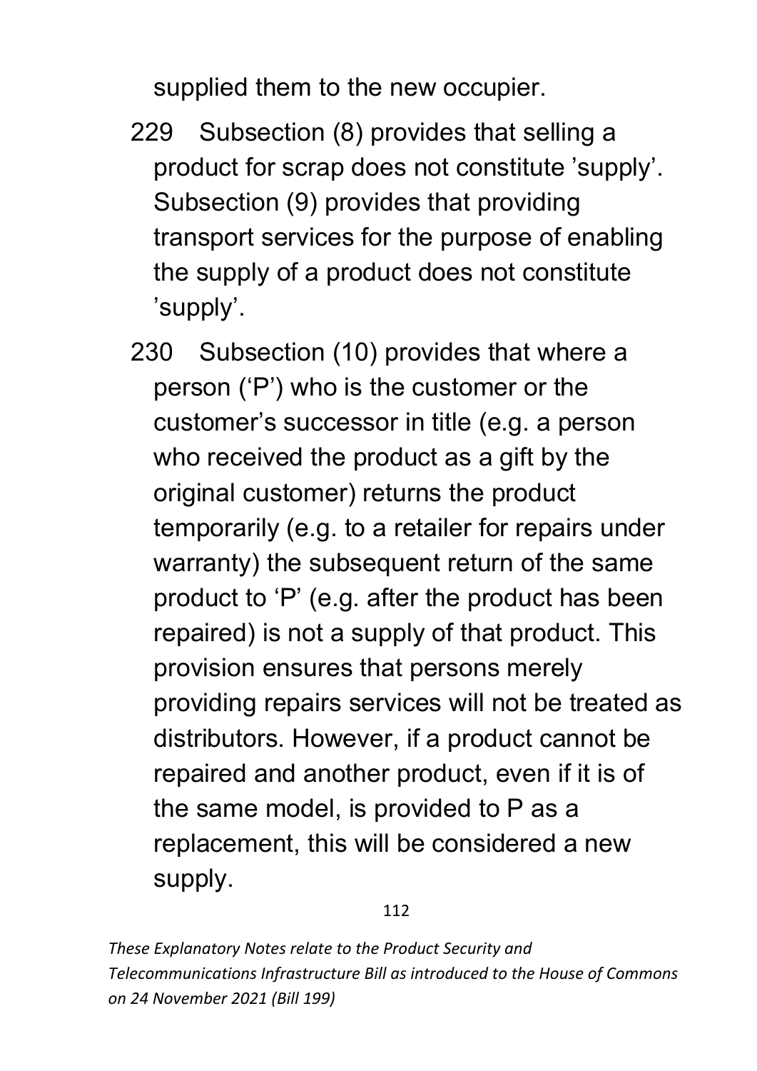supplied them to the new occupier.

229 Subsection (8) provides that selling a product for scrap does not constitute 'supply'. Subsection (9) provides that providing transport services for the purpose of enabling the supply of a product does not constitute 'supply'.

230 Subsection (10) provides that where a person ('P') who is the customer or the customer's successor in title (e.g. a person who received the product as a gift by the original customer) returns the product temporarily (e.g. to a retailer for repairs under warranty) the subsequent return of the same product to 'P' (e.g. after the product has been repaired) is not a supply of that product. This provision ensures that persons merely providing repairs services will not be treated as distributors. However, if a product cannot be repaired and another product, even if it is of the same model, is provided to P as a replacement, this will be considered a new supply.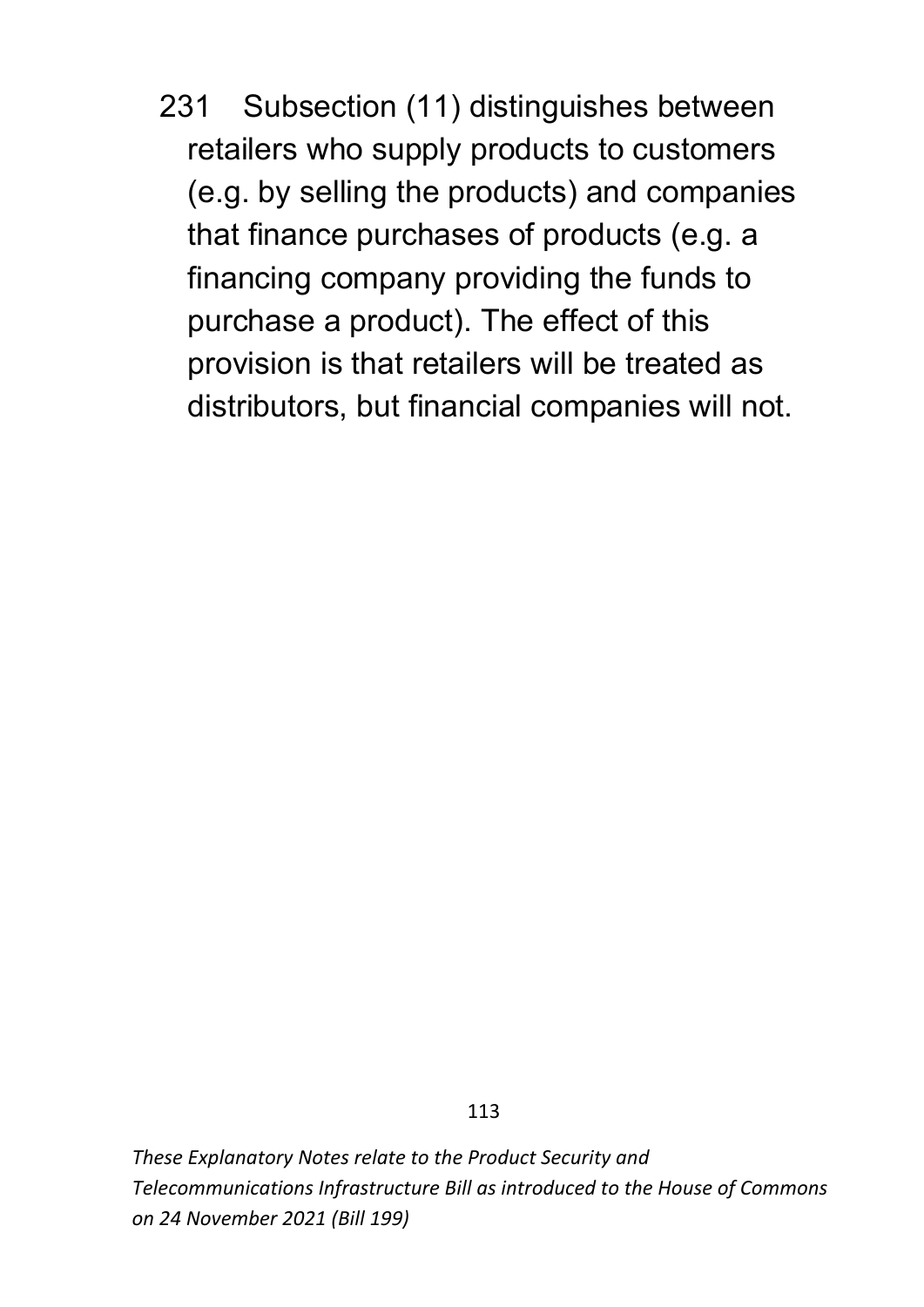231 Subsection (11) distinguishes between retailers who supply products to customers (e.g. by selling the products) and companies that finance purchases of products (e.g. a financing company providing the funds to purchase a product). The effect of this provision is that retailers will be treated as distributors, but financial companies will not.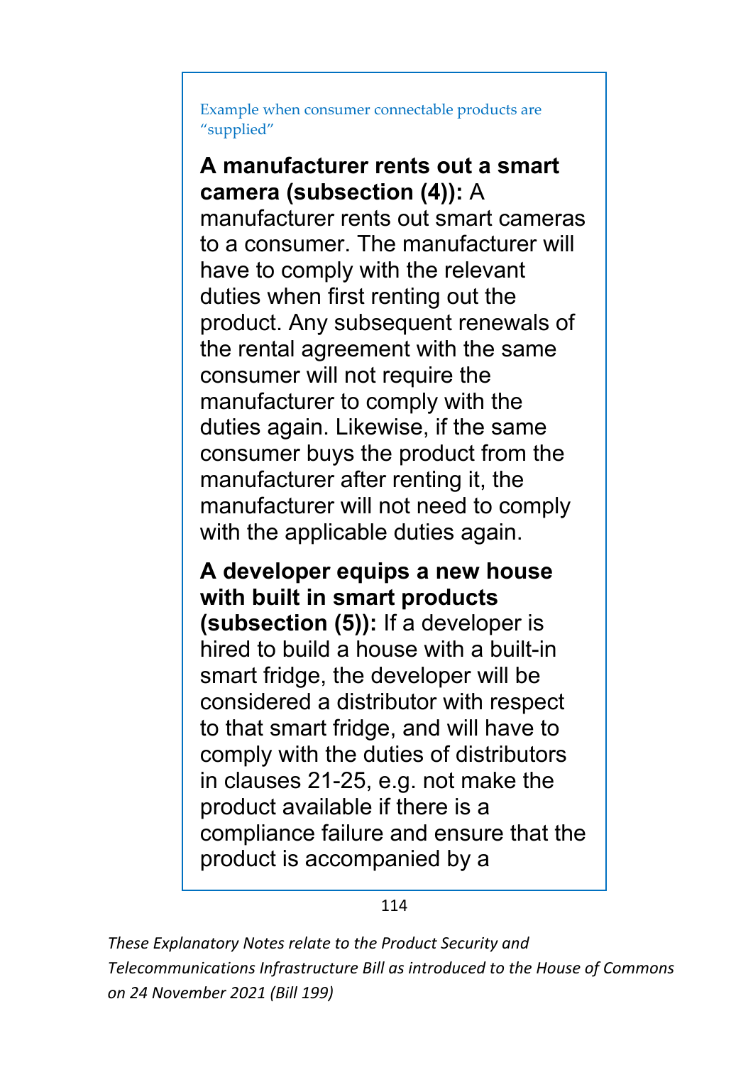Example when consumer connectable products are "supplied"

**A manufacturer rents out a smart camera (subsection (4)):** A manufacturer rents out smart cameras to a consumer. The manufacturer will have to comply with the relevant duties when first renting out the product. Any subsequent renewals of the rental agreement with the same consumer will not require the manufacturer to comply with the duties again. Likewise, if the same consumer buys the product from the manufacturer after renting it, the manufacturer will not need to comply with the applicable duties again.

**A developer equips a new house with built in smart products (subsection (5)):** If a developer is hired to build a house with a built-in smart fridge, the developer will be considered a distributor with respect to that smart fridge, and will have to comply with the duties of distributors in clauses 21-25, e.g. not make the product available if there is a compliance failure and ensure that the product is accompanied by a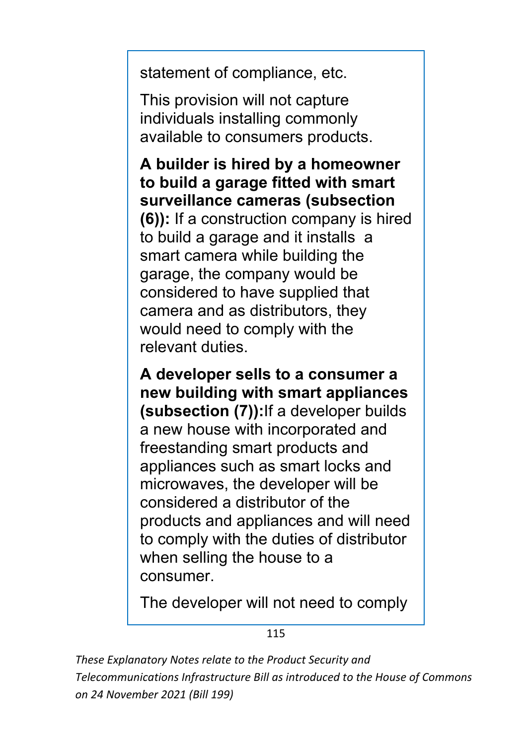statement of compliance, etc.

This provision will not capture individuals installing commonly available to consumers products.

**A builder is hired by a homeowner to build a garage fitted with smart surveillance cameras (subsection (6)):** If a construction company is hired to build a garage and it installs a smart camera while building the garage, the company would be considered to have supplied that camera and as distributors, they would need to comply with the relevant duties.

**A developer sells to a consumer a new building with smart appliances (subsection (7)):** If a developer builds a new house with incorporated and freestanding smart products and appliances such as smart locks and microwaves, the developer will be considered a distributor of the products and appliances and will need to comply with the duties of distributor when selling the house to a consumer.

The developer will not need to comply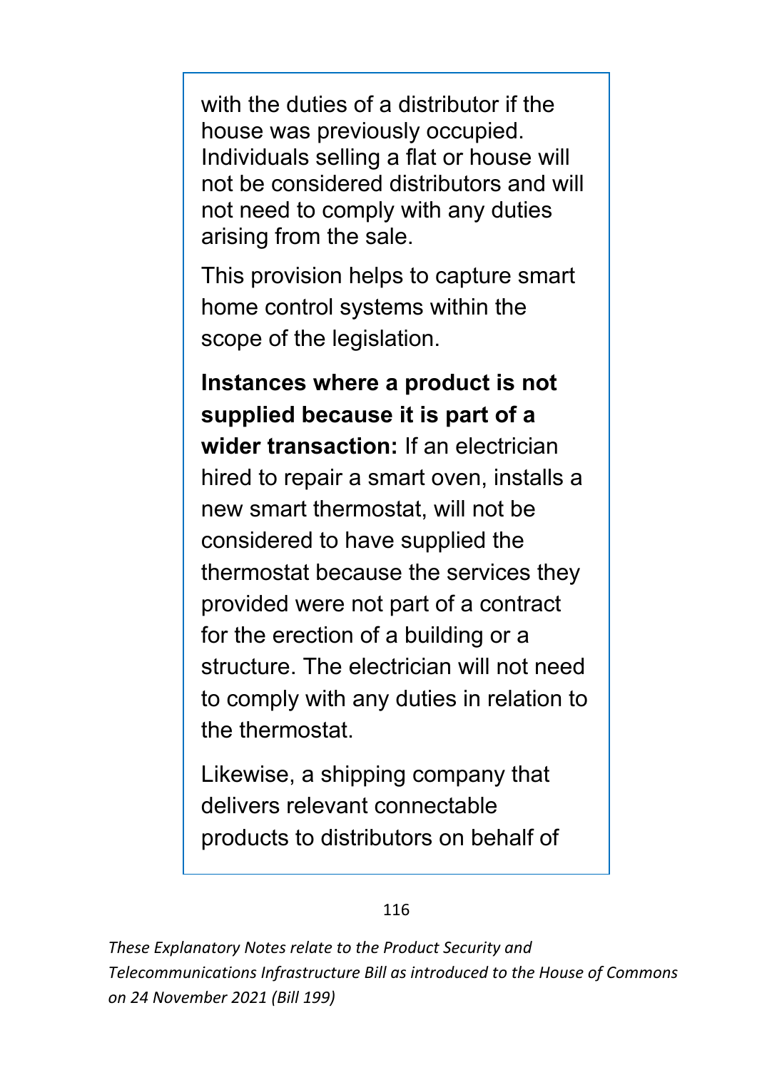with the duties of a distributor if the house was previously occupied. Individuals selling a flat or house will not be considered distributors and will not need to comply with any duties arising from the sale.

This provision helps to capture smart home control systems within the scope of the legislation.

**Instances where a product is not supplied because it is part of a wider transaction:** If an electrician hired to repair a smart oven, installs a new smart thermostat, will not be considered to have supplied the thermostat because the services they provided were not part of a contract for the erection of a building or a structure. The electrician will not need to comply with any duties in relation to the thermostat.

Likewise, a shipping company that delivers relevant connectable products to distributors on behalf of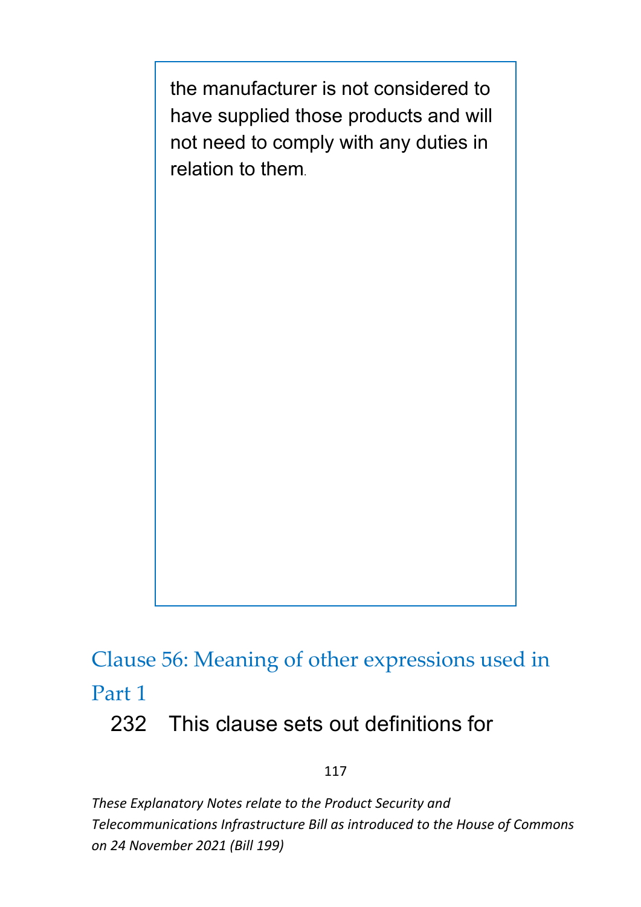> the manufacturer is not considered to have supplied those products and will not need to comply with any duties in relation to them.

## Clause 56: Meaning of other expressions used in Part 1

232 This clause sets out definitions for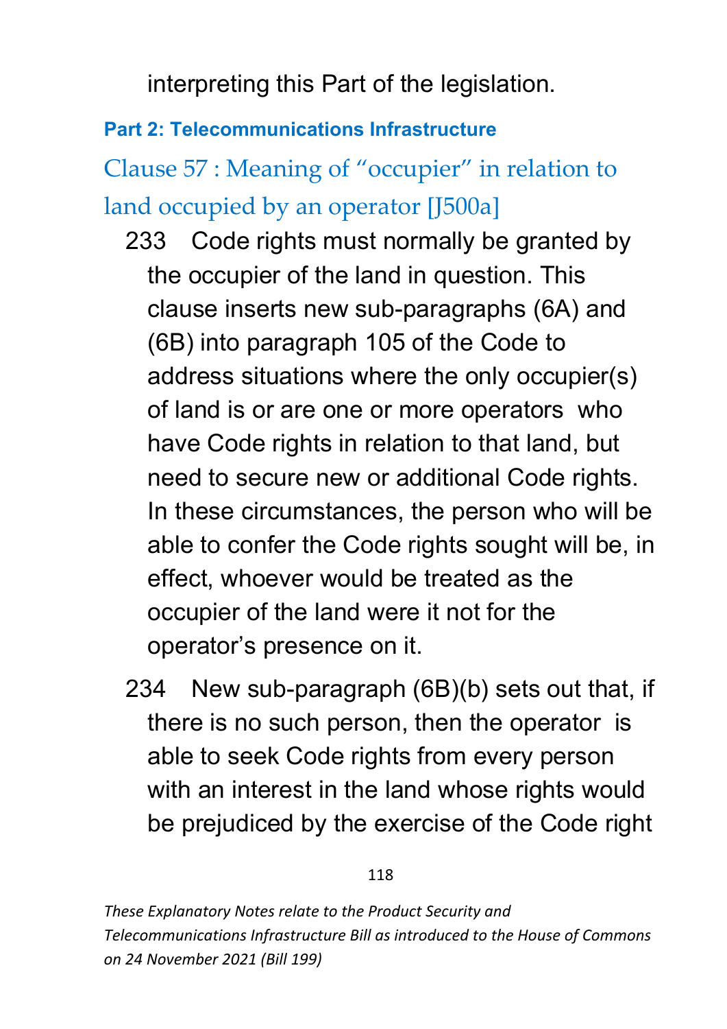interpreting this Part of the legislation.

## Part 2: Telecommunications Infrastructure

### Clause 57 : Meaning of "occupier" in relation to land occupied by an operator [J500a]

233 Code rights must normally be granted by the occupier of the land in question. This clause inserts new sub-paragraphs (6A) and (6B) into paragraph 105 of the Code to address situations where the only occupier(s) of land is or are one or more operators who have Code rights in relation to that land, but need to secure new or additional Code rights. In these circumstances, the person who will be able to confer the Code rights sought will be, in effect, whoever would be treated as the occupier of the land were it not for the operator's presence on it.

234 New sub-paragraph (6B)(b) sets out that, if there is no such person, then the operator is able to seek Code rights from every person with an interest in the land whose rights would be prejudiced by the exercise of the Code right

*These Explanatory Notes relate to the Product Security and Telecommunications Infrastructure Bill as introduced to the House of Commons on 24 November 2021 (Bill 199)*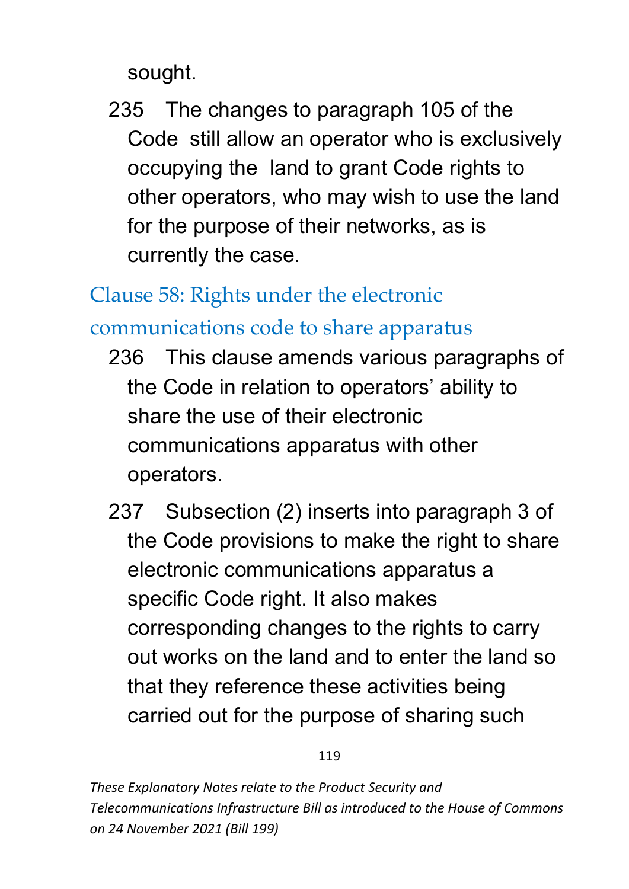sought.

235 The changes to paragraph 105 of the Code still allow an operator who is exclusively occupying the land to grant Code rights to other operators, who may wish to use the land for the purpose of their networks, as is currently the case.

## Clause 58: Rights under the electronic communications code to share apparatus

236 This clause amends various paragraphs of the Code in relation to operators' ability to share the use of their electronic communications apparatus with other operators.

237 Subsection (2) inserts into paragraph 3 of the Code provisions to make the right to share electronic communications apparatus a specific Code right. It also makes corresponding changes to the rights to carry out works on the land and to enter the land so that they reference these activities being carried out for the purpose of sharing such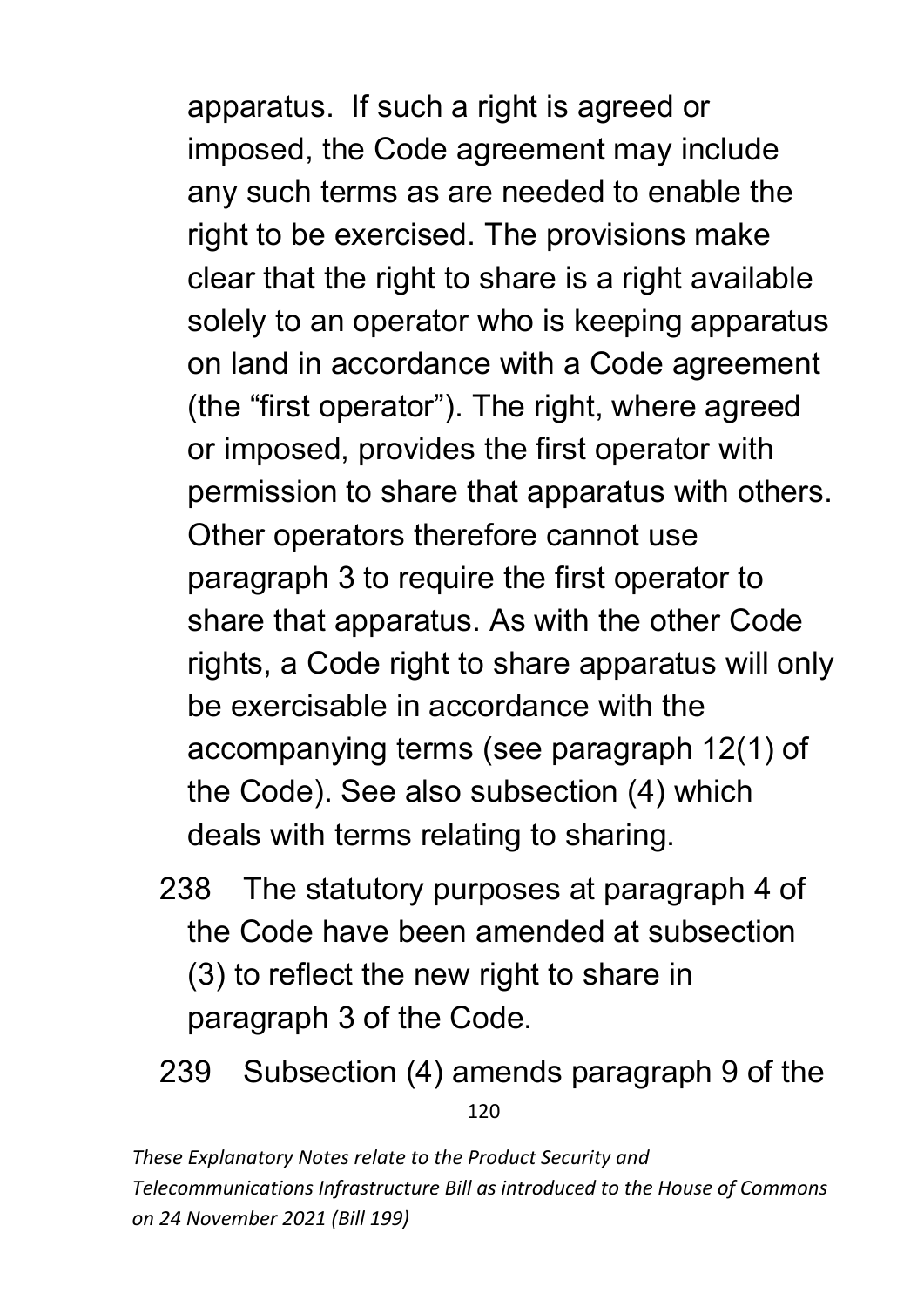apparatus. If such a right is agreed or imposed, the Code agreement may include any such terms as are needed to enable the right to be exercised. The provisions make clear that the right to share is a right available solely to an operator who is keeping apparatus on land in accordance with a Code agreement (the "first operator"). The right, where agreed or imposed, provides the first operator with permission to share that apparatus with others. Other operators therefore cannot use paragraph 3 to require the first operator to share that apparatus. As with the other Code rights, a Code right to share apparatus will only be exercisable in accordance with the accompanying terms (see paragraph 12(1) of the Code). See also subsection (4) which deals with terms relating to sharing.

238 The statutory purposes at paragraph 4 of the Code have been amended at subsection (3) to reflect the new right to share in paragraph 3 of the Code.

239 Subsection (4) amends paragraph 9 of the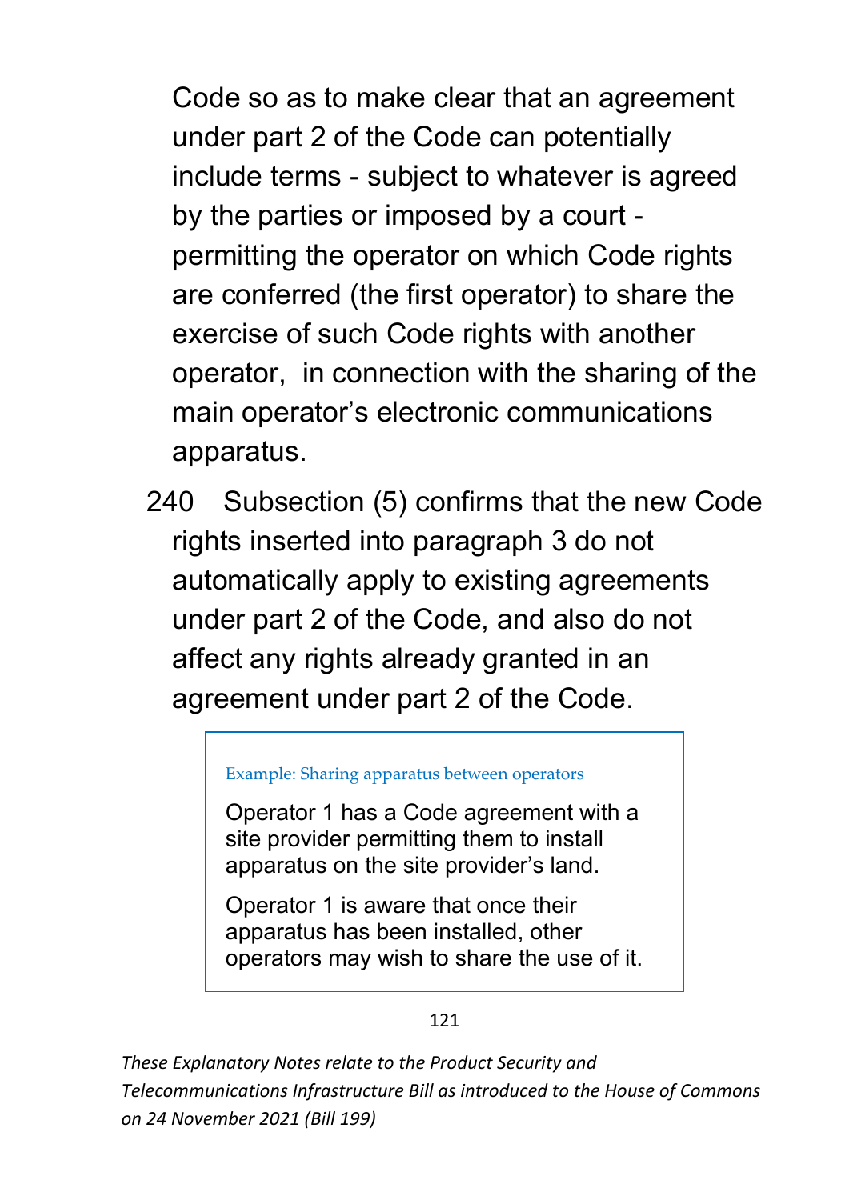Code so as to make clear that an agreement under part 2 of the Code can potentially include terms - subject to whatever is agreed by the parties or imposed by a court - permitting the operator on which Code rights are conferred (the first operator) to share the exercise of such Code rights with another operator, in connection with the sharing of the main operator's electronic communications apparatus.

240 Subsection (5) confirms that the new Code rights inserted into paragraph 3 do not automatically apply to existing agreements under part 2 of the Code, and also do not affect any rights already granted in an agreement under part 2 of the Code.

> Example: Sharing apparatus between operators
>
> Operator 1 has a Code agreement with a site provider permitting them to install apparatus on the site provider's land.
>
> Operator 1 is aware that once their apparatus has been installed, other operators may wish to share the use of it.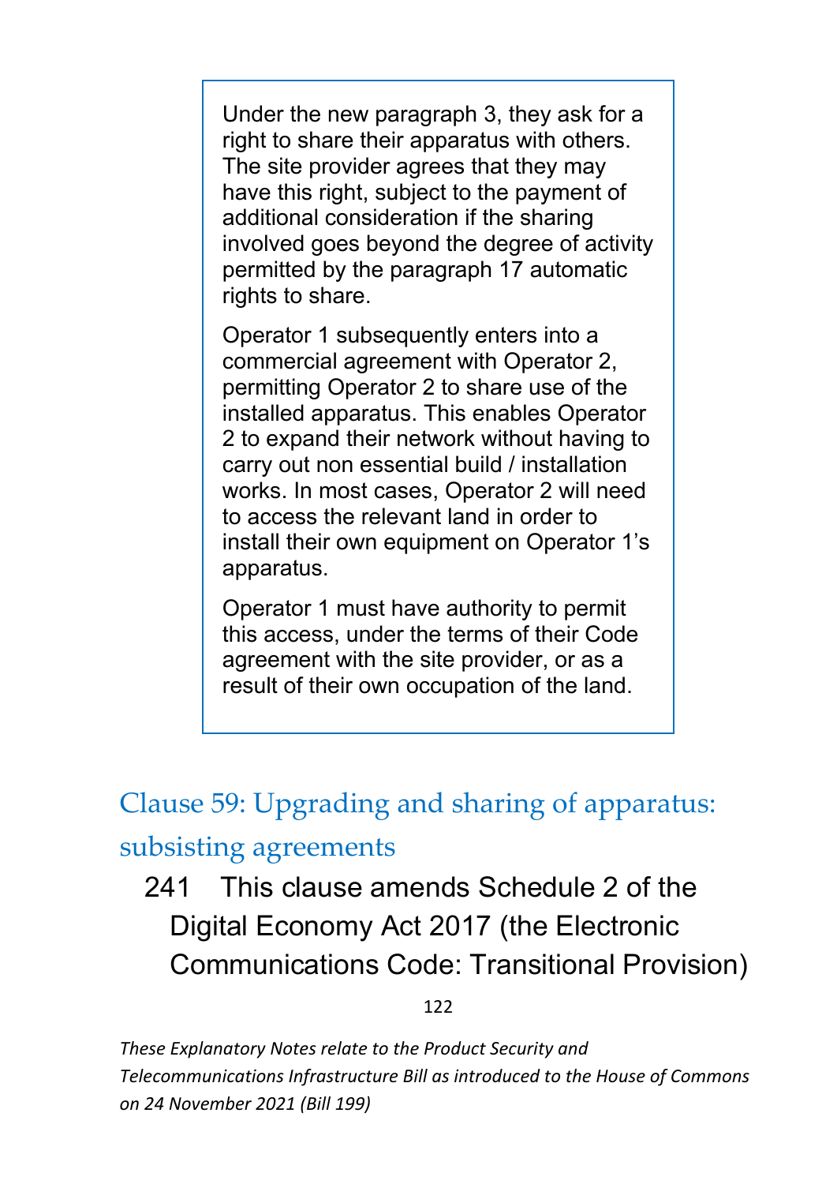> Under the new paragraph 3, they ask for a right to share their apparatus with others. The site provider agrees that they may have this right, subject to the payment of additional consideration if the sharing involved goes beyond the degree of activity permitted by the paragraph 17 automatic rights to share.
>
> Operator 1 subsequently enters into a commercial agreement with Operator 2, permitting Operator 2 to share use of the installed apparatus. This enables Operator 2 to expand their network without having to carry out non essential build / installation works. In most cases, Operator 2 will need to access the relevant land in order to install their own equipment on Operator 1's apparatus.
>
> Operator 1 must have authority to permit this access, under the terms of their Code agreement with the site provider, or as a result of their own occupation of the land.

## Clause 59: Upgrading and sharing of apparatus: subsisting agreements

241 This clause amends Schedule 2 of the Digital Economy Act 2017 (the Electronic Communications Code: Transitional Provision)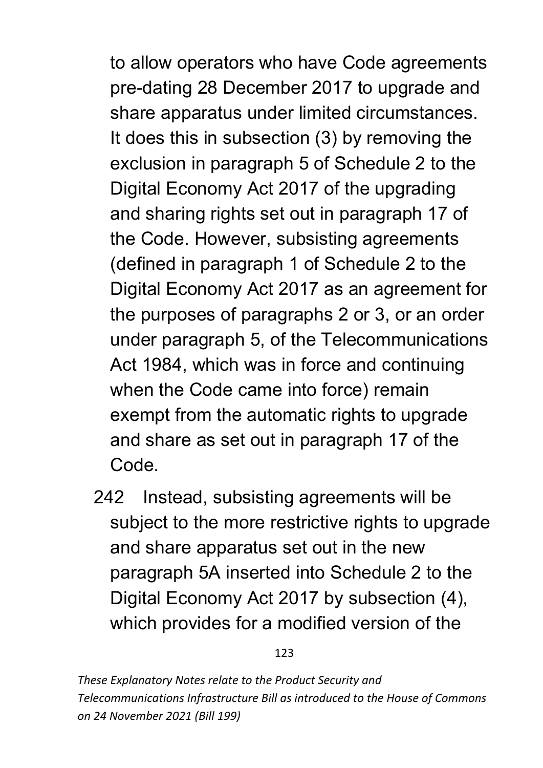to allow operators who have Code agreements pre-dating 28 December 2017 to upgrade and share apparatus under limited circumstances. It does this in subsection (3) by removing the exclusion in paragraph 5 of Schedule 2 to the Digital Economy Act 2017 of the upgrading and sharing rights set out in paragraph 17 of the Code. However, subsisting agreements (defined in paragraph 1 of Schedule 2 to the Digital Economy Act 2017 as an agreement for the purposes of paragraphs 2 or 3, or an order under paragraph 5, of the Telecommunications Act 1984, which was in force and continuing when the Code came into force) remain exempt from the automatic rights to upgrade and share as set out in paragraph 17 of the Code.

242 Instead, subsisting agreements will be subject to the more restrictive rights to upgrade and share apparatus set out in the new paragraph 5A inserted into Schedule 2 to the Digital Economy Act 2017 by subsection (4), which provides for a modified version of the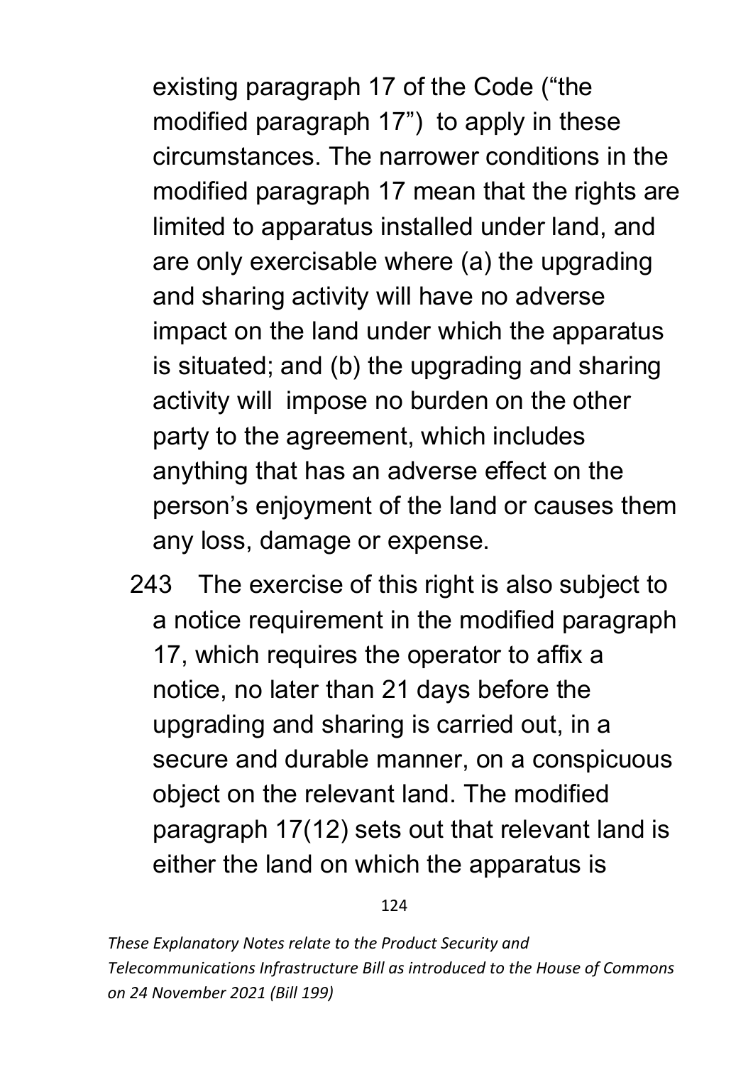existing paragraph 17 of the Code ("the modified paragraph 17") to apply in these circumstances. The narrower conditions in the modified paragraph 17 mean that the rights are limited to apparatus installed under land, and are only exercisable where (a) the upgrading and sharing activity will have no adverse impact on the land under which the apparatus is situated; and (b) the upgrading and sharing activity will impose no burden on the other party to the agreement, which includes anything that has an adverse effect on the person's enjoyment of the land or causes them any loss, damage or expense.

243 The exercise of this right is also subject to a notice requirement in the modified paragraph 17, which requires the operator to affix a notice, no later than 21 days before the upgrading and sharing is carried out, in a secure and durable manner, on a conspicuous object on the relevant land. The modified paragraph 17(12) sets out that relevant land is either the land on which the apparatus is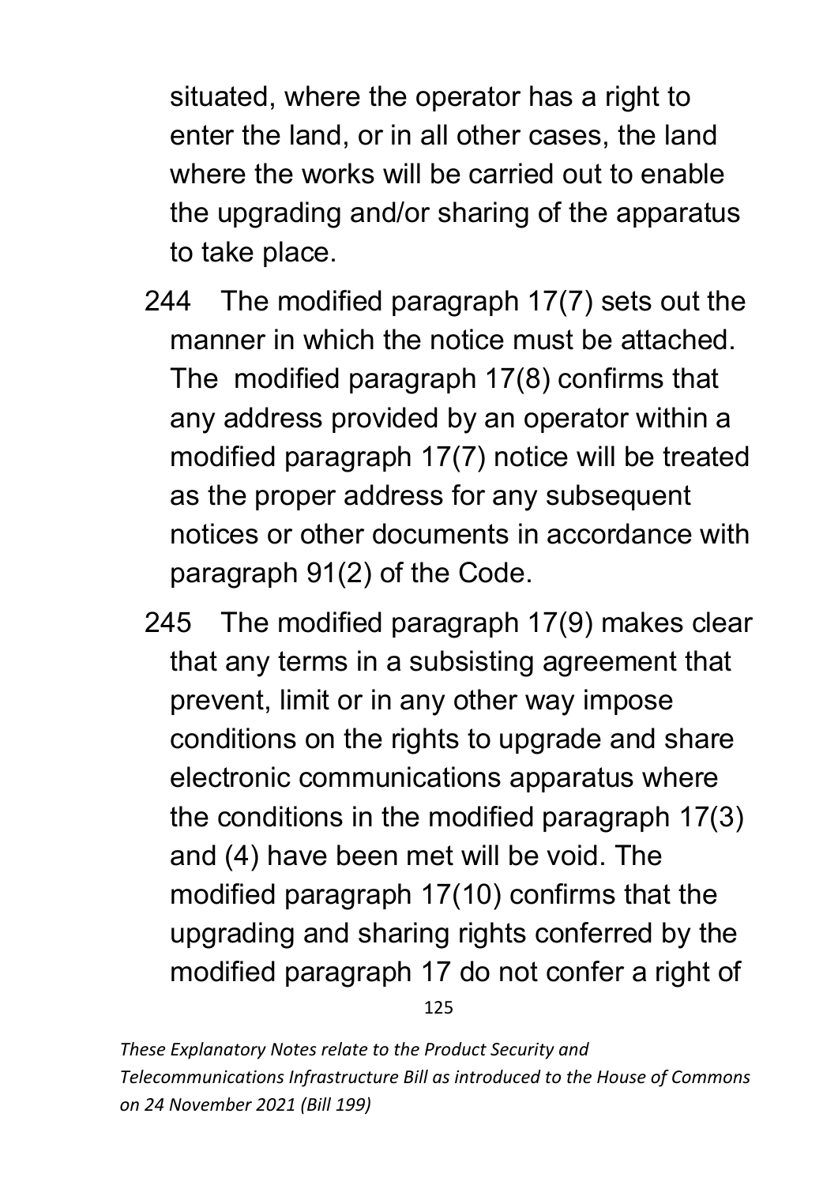situated, where the operator has a right to enter the land, or in all other cases, the land where the works will be carried out to enable the upgrading and/or sharing of the apparatus to take place.

244 The modified paragraph 17(7) sets out the manner in which the notice must be attached. The modified paragraph 17(8) confirms that any address provided by an operator within a modified paragraph 17(7) notice will be treated as the proper address for any subsequent notices or other documents in accordance with paragraph 91(2) of the Code.

245 The modified paragraph 17(9) makes clear that any terms in a subsisting agreement that prevent, limit or in any other way impose conditions on the rights to upgrade and share electronic communications apparatus where the conditions in the modified paragraph 17(3) and (4) have been met will be void. The modified paragraph 17(10) confirms that the upgrading and sharing rights conferred by the modified paragraph 17 do not confer a right of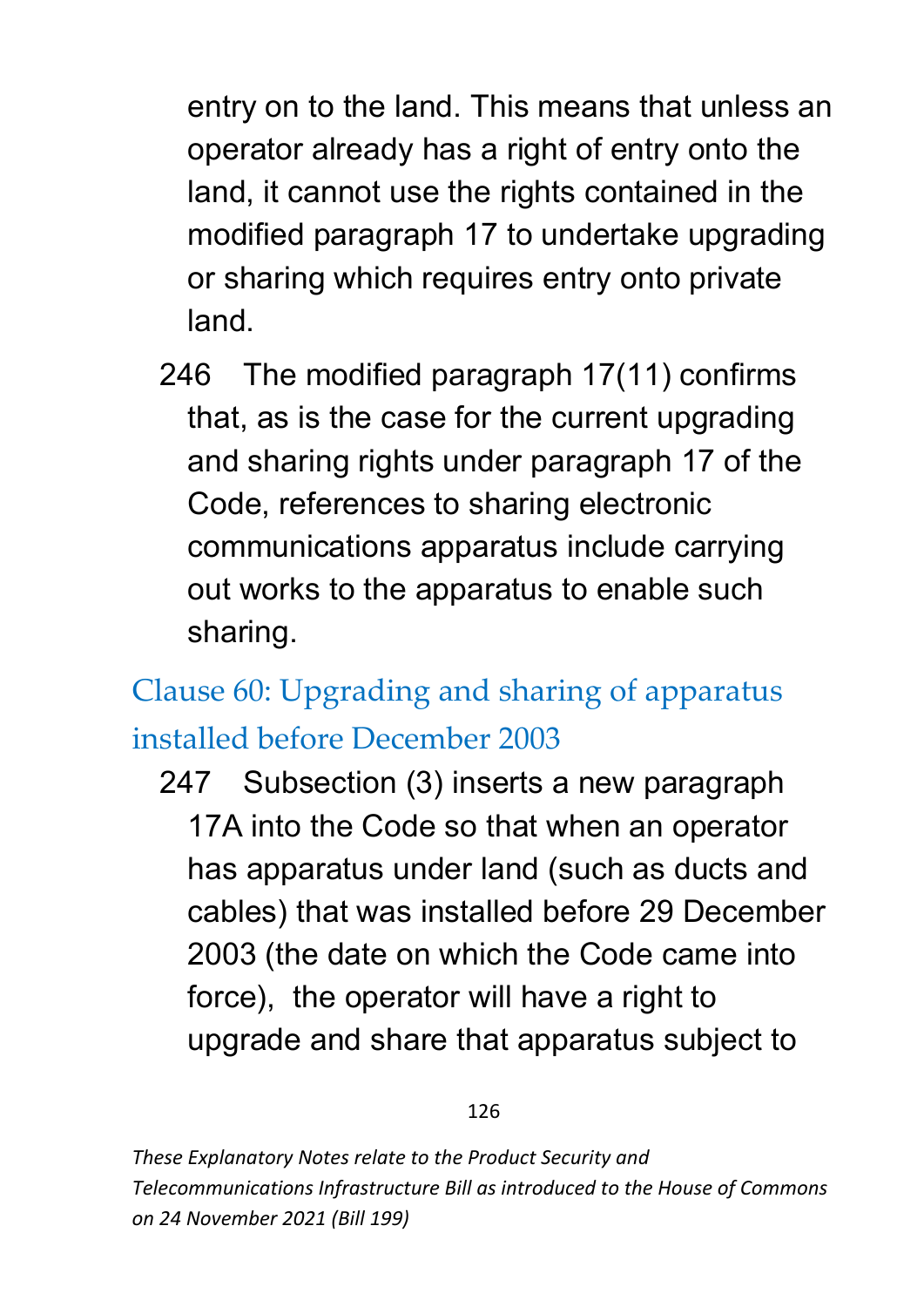entry on to the land. This means that unless an operator already has a right of entry onto the land, it cannot use the rights contained in the modified paragraph 17 to undertake upgrading or sharing which requires entry onto private land.

246 The modified paragraph 17(11) confirms that, as is the case for the current upgrading and sharing rights under paragraph 17 of the Code, references to sharing electronic communications apparatus include carrying out works to the apparatus to enable such sharing.

## Clause 60: Upgrading and sharing of apparatus installed before December 2003

247 Subsection (3) inserts a new paragraph 17A into the Code so that when an operator has apparatus under land (such as ducts and cables) that was installed before 29 December 2003 (the date on which the Code came into force), the operator will have a right to upgrade and share that apparatus subject to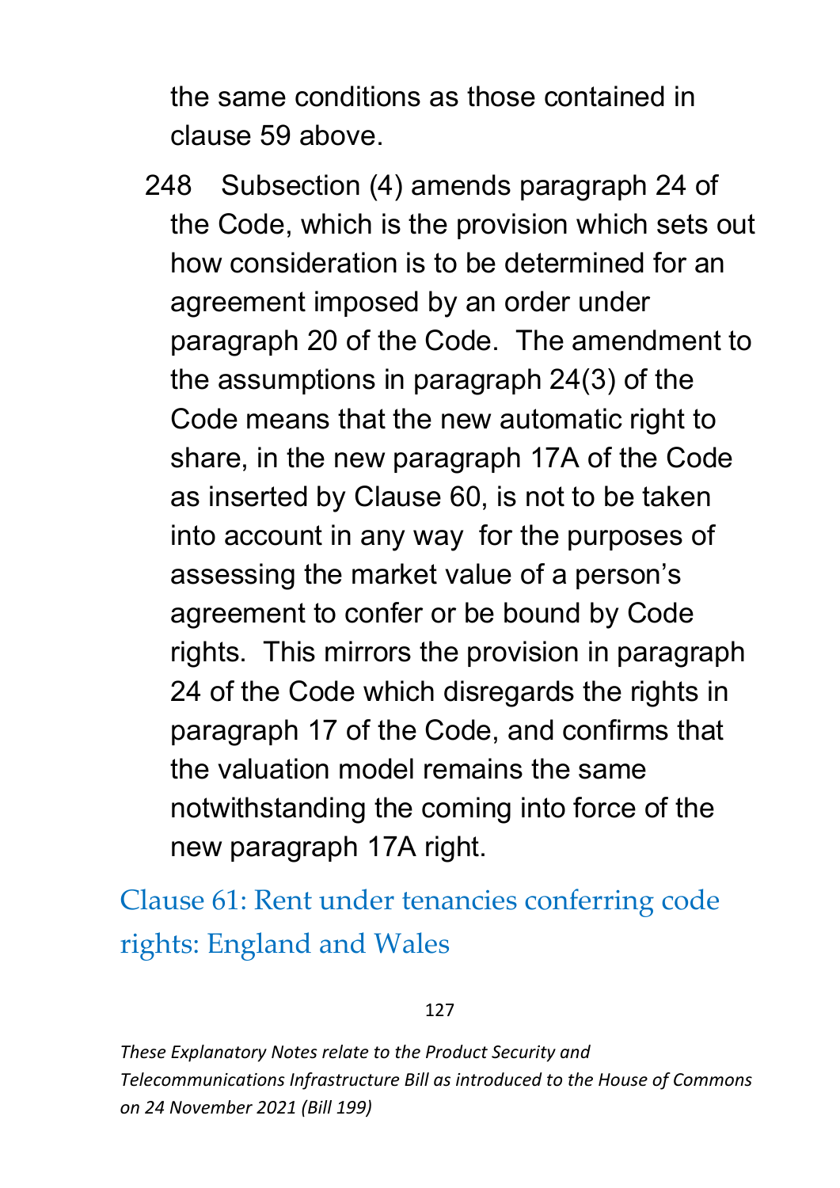the same conditions as those contained in clause 59 above.

248 Subsection (4) amends paragraph 24 of the Code, which is the provision which sets out how consideration is to be determined for an agreement imposed by an order under paragraph 20 of the Code. The amendment to the assumptions in paragraph 24(3) of the Code means that the new automatic right to share, in the new paragraph 17A of the Code as inserted by Clause 60, is not to be taken into account in any way for the purposes of assessing the market value of a person's agreement to confer or be bound by Code rights. This mirrors the provision in paragraph 24 of the Code which disregards the rights in paragraph 17 of the Code, and confirms that the valuation model remains the same notwithstanding the coming into force of the new paragraph 17A right.

## Clause 61: Rent under tenancies conferring code rights: England and Wales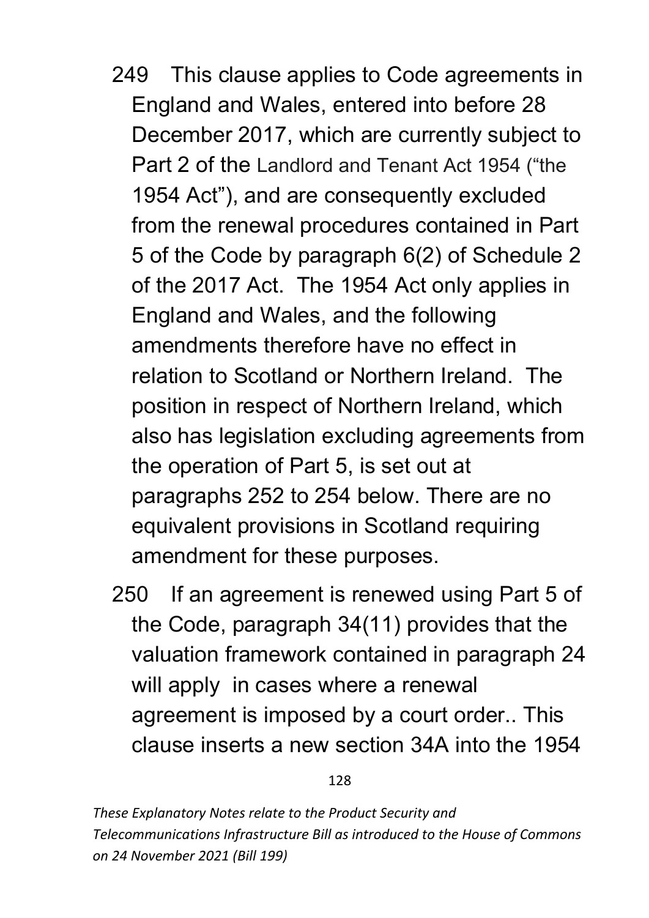249 This clause applies to Code agreements in England and Wales, entered into before 28 December 2017, which are currently subject to Part 2 of the Landlord and Tenant Act 1954 ("the 1954 Act"), and are consequently excluded from the renewal procedures contained in Part 5 of the Code by paragraph 6(2) of Schedule 2 of the 2017 Act. The 1954 Act only applies in England and Wales, and the following amendments therefore have no effect in relation to Scotland or Northern Ireland. The position in respect of Northern Ireland, which also has legislation excluding agreements from the operation of Part 5, is set out at paragraphs 252 to 254 below. There are no equivalent provisions in Scotland requiring amendment for these purposes.

250 If an agreement is renewed using Part 5 of the Code, paragraph 34(11) provides that the valuation framework contained in paragraph 24 will apply in cases where a renewal agreement is imposed by a court order.. This clause inserts a new section 34A into the 1954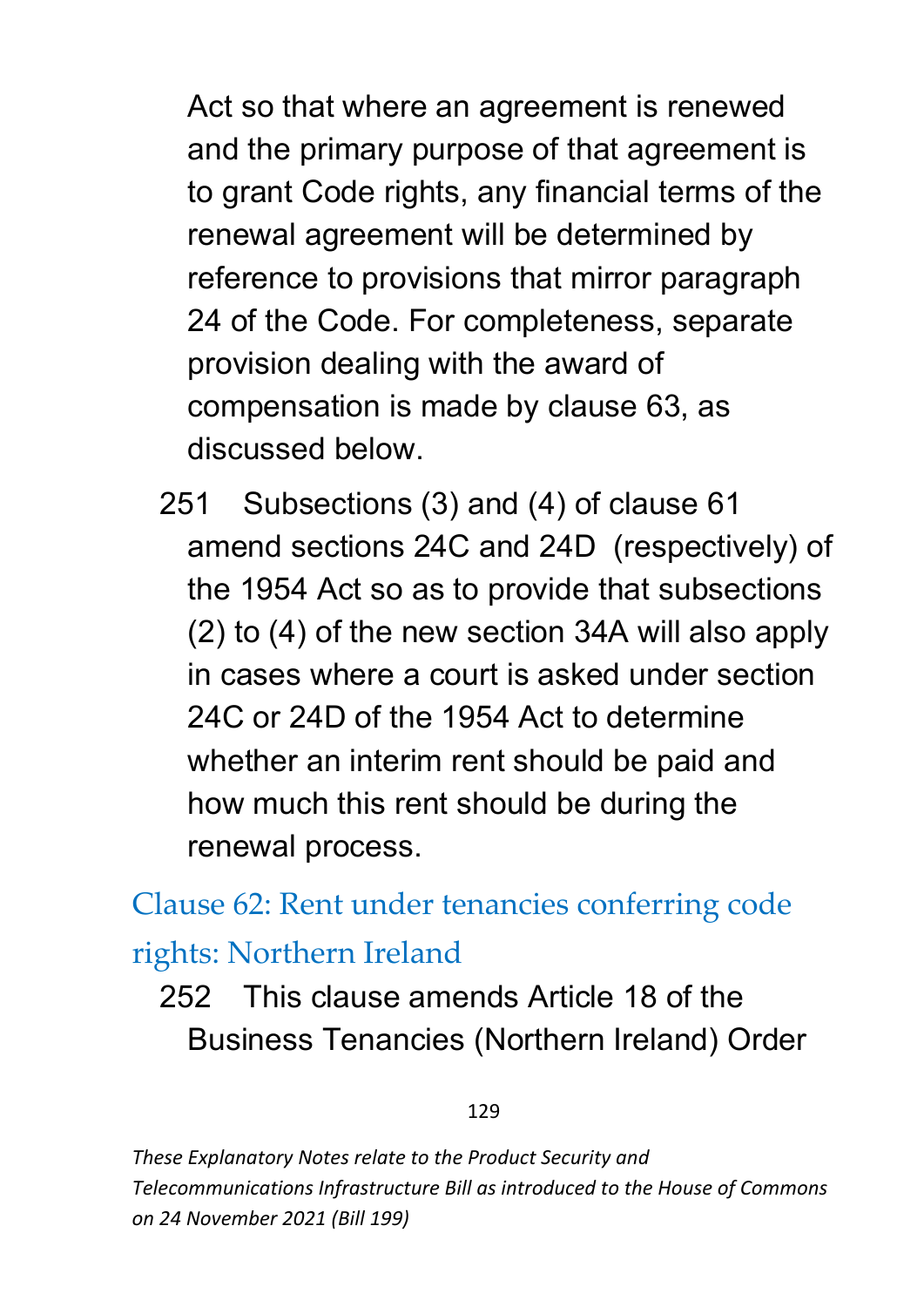Act so that where an agreement is renewed and the primary purpose of that agreement is to grant Code rights, any financial terms of the renewal agreement will be determined by reference to provisions that mirror paragraph 24 of the Code. For completeness, separate provision dealing with the award of compensation is made by clause 63, as discussed below.

251 Subsections (3) and (4) of clause 61 amend sections 24C and 24D (respectively) of the 1954 Act so as to provide that subsections (2) to (4) of the new section 34A will also apply in cases where a court is asked under section 24C or 24D of the 1954 Act to determine whether an interim rent should be paid and how much this rent should be during the renewal process.

## Clause 62: Rent under tenancies conferring code rights: Northern Ireland

252 This clause amends Article 18 of the Business Tenancies (Northern Ireland) Order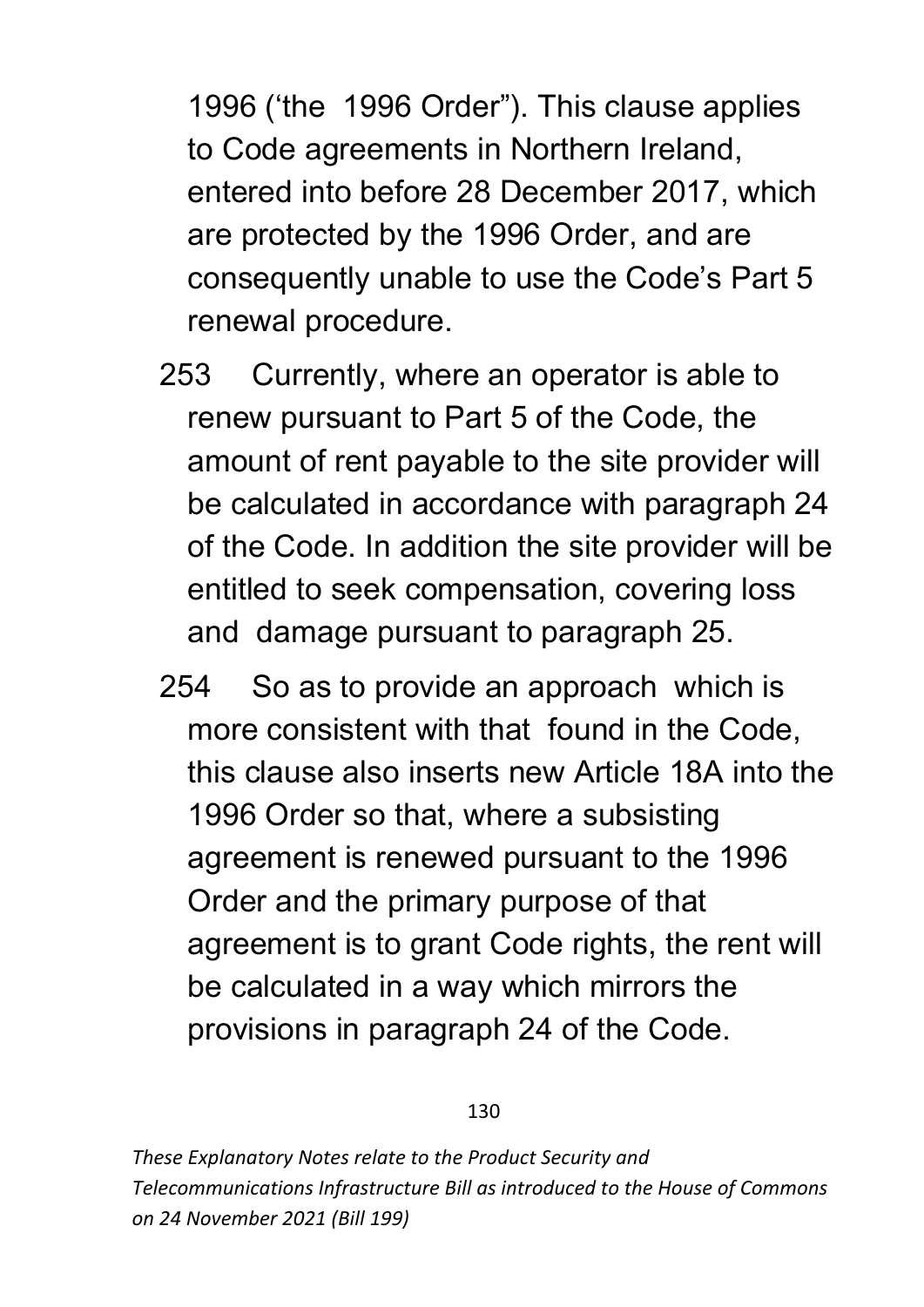1996 ('the 1996 Order"). This clause applies to Code agreements in Northern Ireland, entered into before 28 December 2017, which are protected by the 1996 Order, and are consequently unable to use the Code's Part 5 renewal procedure.

253 Currently, where an operator is able to renew pursuant to Part 5 of the Code, the amount of rent payable to the site provider will be calculated in accordance with paragraph 24 of the Code. In addition the site provider will be entitled to seek compensation, covering loss and damage pursuant to paragraph 25.

254 So as to provide an approach which is more consistent with that found in the Code, this clause also inserts new Article 18A into the 1996 Order so that, where a subsisting agreement is renewed pursuant to the 1996 Order and the primary purpose of that agreement is to grant Code rights, the rent will be calculated in a way which mirrors the provisions in paragraph 24 of the Code.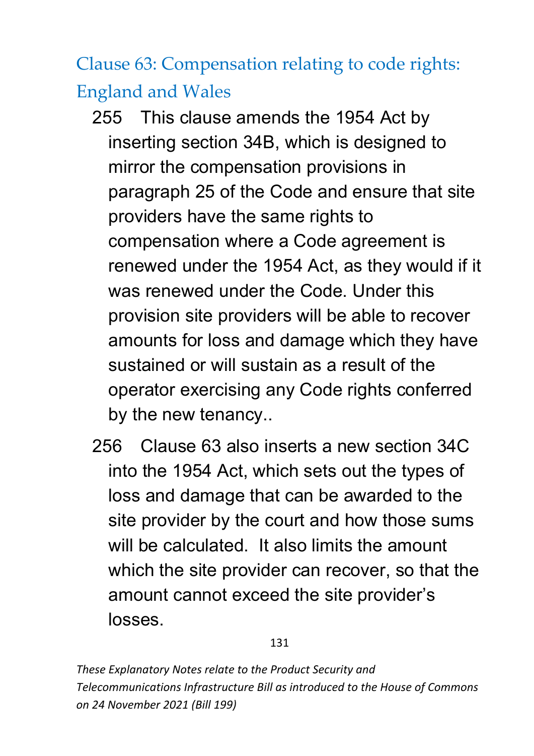## Clause 63: Compensation relating to code rights: England and Wales

255 This clause amends the 1954 Act by inserting section 34B, which is designed to mirror the compensation provisions in paragraph 25 of the Code and ensure that site providers have the same rights to compensation where a Code agreement is renewed under the 1954 Act, as they would if it was renewed under the Code. Under this provision site providers will be able to recover amounts for loss and damage which they have sustained or will sustain as a result of the operator exercising any Code rights conferred by the new tenancy..

256 Clause 63 also inserts a new section 34C into the 1954 Act, which sets out the types of loss and damage that can be awarded to the site provider by the court and how those sums will be calculated. It also limits the amount which the site provider can recover, so that the amount cannot exceed the site provider's losses.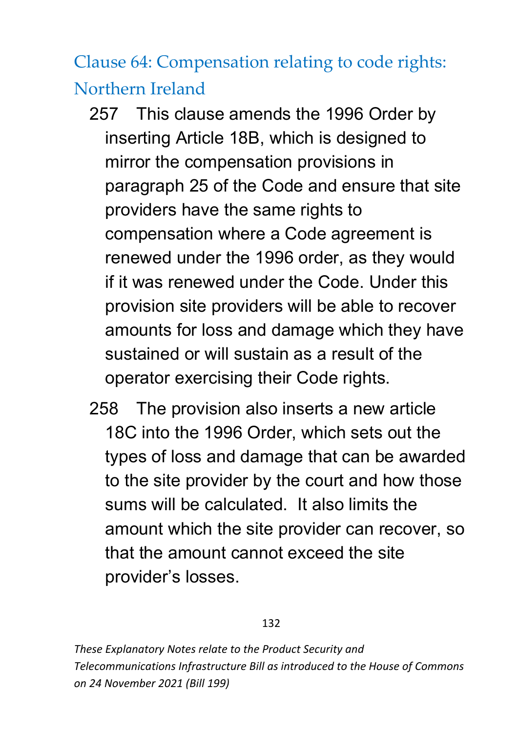## Clause 64: Compensation relating to code rights: Northern Ireland

257 This clause amends the 1996 Order by inserting Article 18B, which is designed to mirror the compensation provisions in paragraph 25 of the Code and ensure that site providers have the same rights to compensation where a Code agreement is renewed under the 1996 order, as they would if it was renewed under the Code. Under this provision site providers will be able to recover amounts for loss and damage which they have sustained or will sustain as a result of the operator exercising their Code rights.

258 The provision also inserts a new article 18C into the 1996 Order, which sets out the types of loss and damage that can be awarded to the site provider by the court and how those sums will be calculated. It also limits the amount which the site provider can recover, so that the amount cannot exceed the site provider's losses.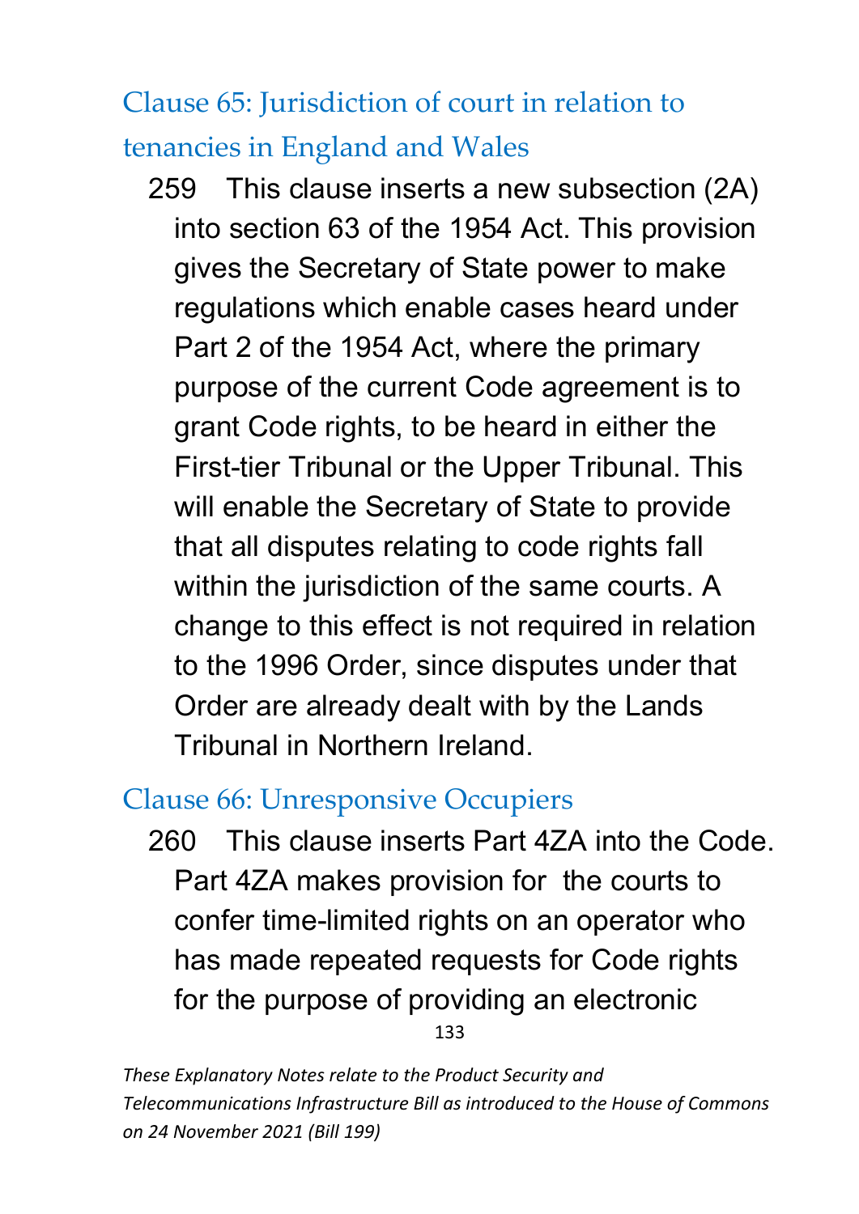## Clause 65: Jurisdiction of court in relation to tenancies in England and Wales

259 This clause inserts a new subsection (2A) into section 63 of the 1954 Act. This provision gives the Secretary of State power to make regulations which enable cases heard under Part 2 of the 1954 Act, where the primary purpose of the current Code agreement is to grant Code rights, to be heard in either the First-tier Tribunal or the Upper Tribunal. This will enable the Secretary of State to provide that all disputes relating to code rights fall within the jurisdiction of the same courts. A change to this effect is not required in relation to the 1996 Order, since disputes under that Order are already dealt with by the Lands Tribunal in Northern Ireland.

## Clause 66: Unresponsive Occupiers

260 This clause inserts Part 4ZA into the Code. Part 4ZA makes provision for the courts to confer time-limited rights on an operator who has made repeated requests for Code rights for the purpose of providing an electronic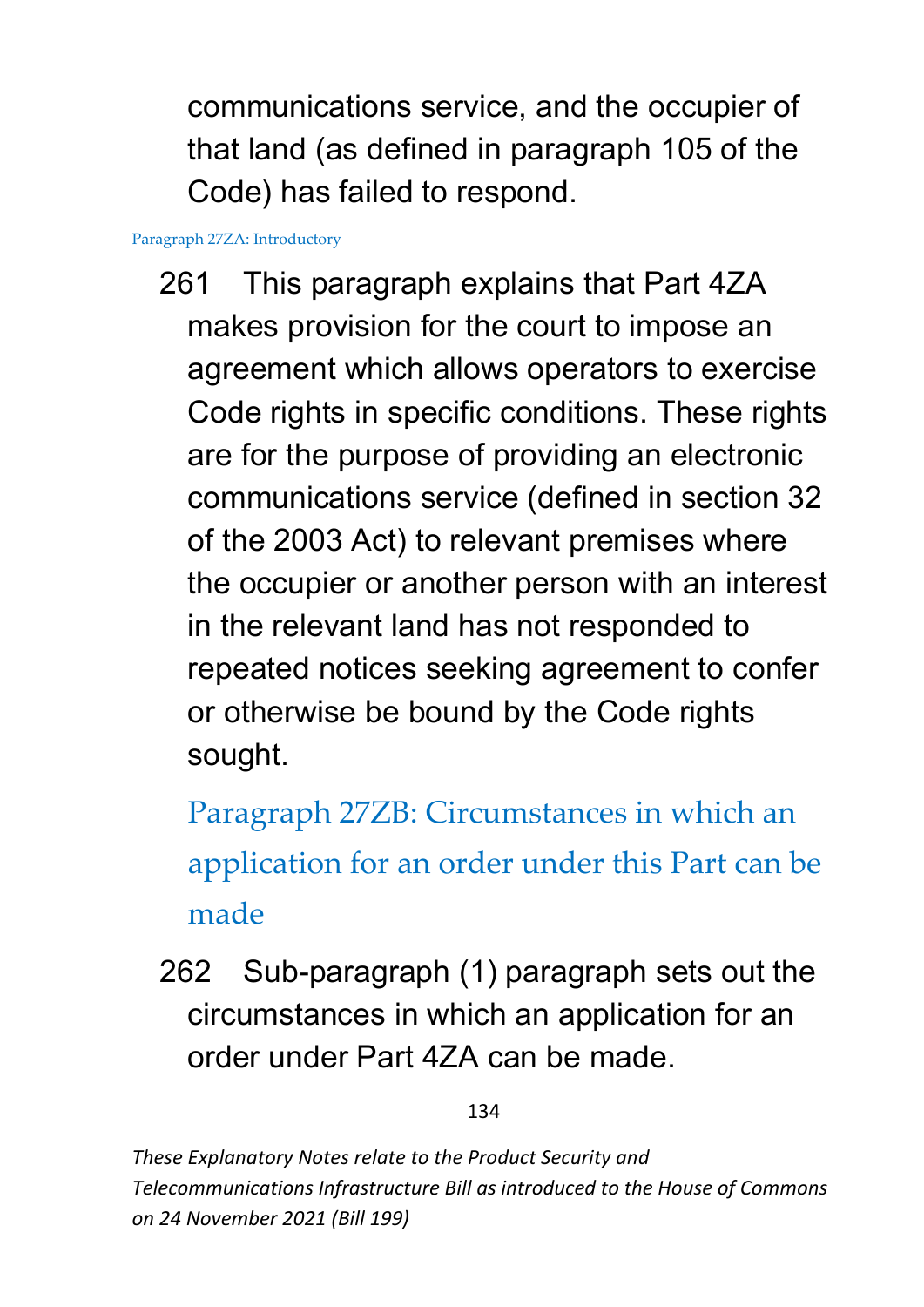communications service, and the occupier of that land (as defined in paragraph 105 of the Code) has failed to respond.

### Paragraph 27ZA: Introductory

261 This paragraph explains that Part 4ZA makes provision for the court to impose an agreement which allows operators to exercise Code rights in specific conditions. These rights are for the purpose of providing an electronic communications service (defined in section 32 of the 2003 Act) to relevant premises where the occupier or another person with an interest in the relevant land has not responded to repeated notices seeking agreement to confer or otherwise be bound by the Code rights sought.

### Paragraph 27ZB: Circumstances in which an application for an order under this Part can be made

262 Sub-paragraph (1) paragraph sets out the circumstances in which an application for an order under Part 4ZA can be made.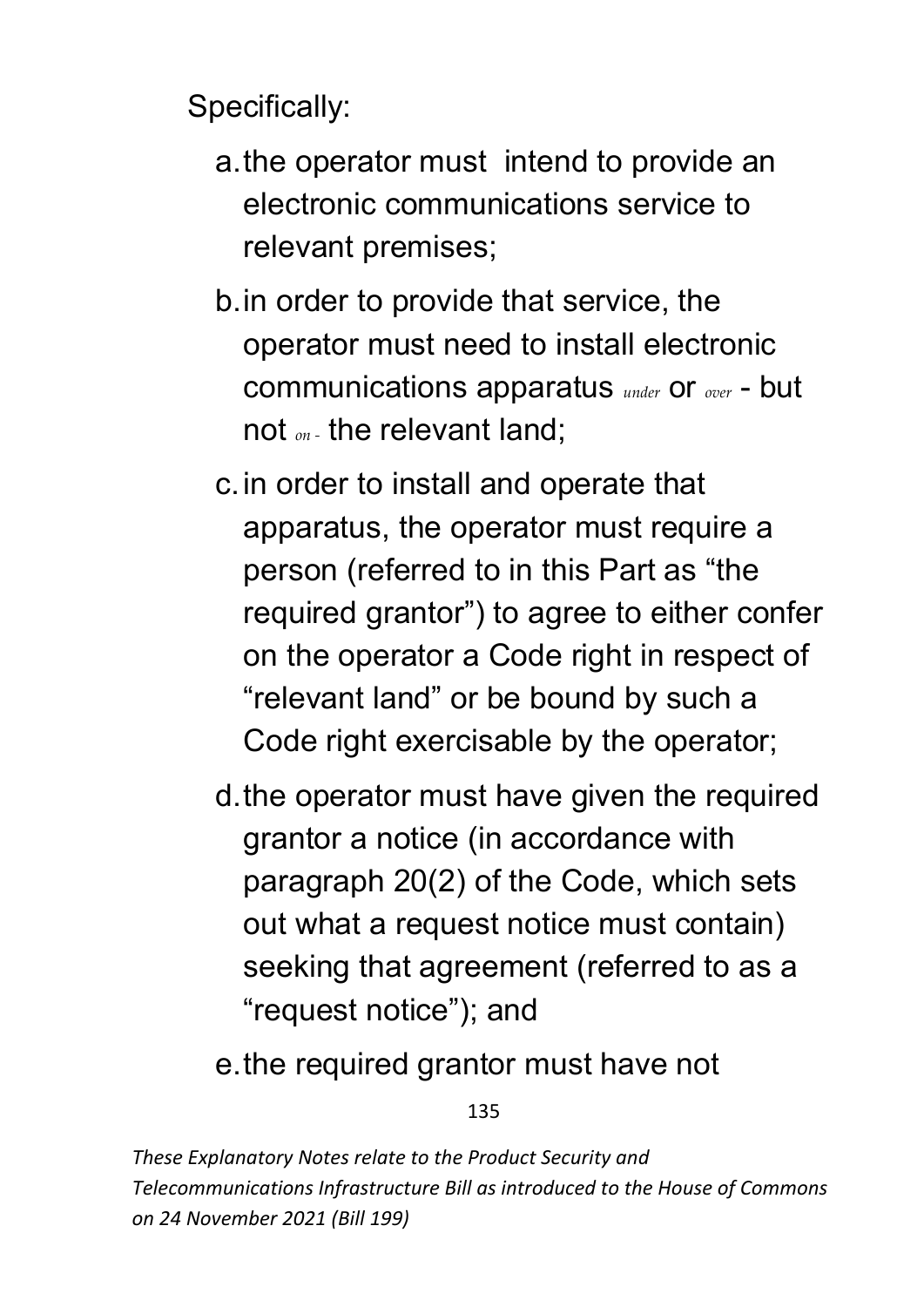Specifically:

a. the operator must  intend to provide an electronic communications service to relevant premises;

b. in order to provide that service, the operator must need to install electronic communications apparatus *under* or *over* - but not *on -* the relevant land;

c. in order to install and operate that apparatus, the operator must require a person (referred to in this Part as "the required grantor") to agree to either confer on the operator a Code right in respect of "relevant land" or be bound by such a Code right exercisable by the operator;

d. the operator must have given the required grantor a notice (in accordance with paragraph 20(2) of the Code, which sets out what a request notice must contain) seeking that agreement (referred to as a "request notice"); and

e. the required grantor must have not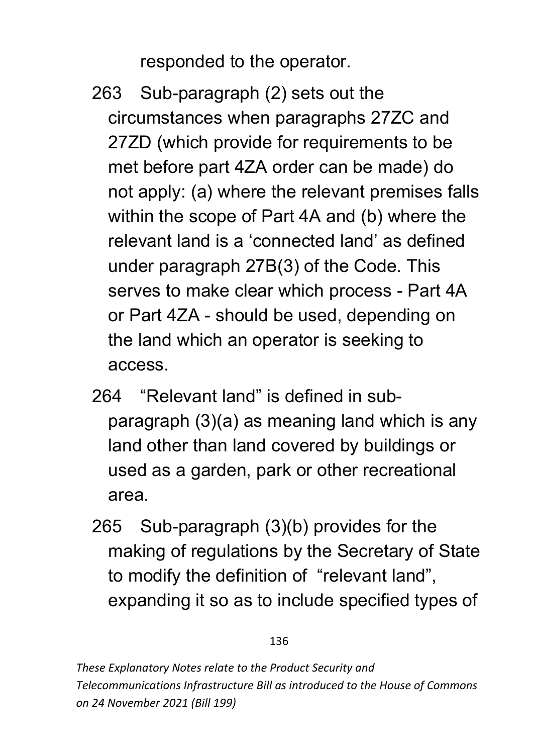responded to the operator.

263 Sub-paragraph (2) sets out the circumstances when paragraphs 27ZC and 27ZD (which provide for requirements to be met before part 4ZA order can be made) do not apply: (a) where the relevant premises falls within the scope of Part 4A and (b) where the relevant land is a 'connected land' as defined under paragraph 27B(3) of the Code. This serves to make clear which process - Part 4A or Part 4ZA - should be used, depending on the land which an operator is seeking to access.

264 "Relevant land" is defined in sub-paragraph (3)(a) as meaning land which is any land other than land covered by buildings or used as a garden, park or other recreational area.

265 Sub-paragraph (3)(b) provides for the making of regulations by the Secretary of State to modify the definition of "relevant land", expanding it so as to include specified types of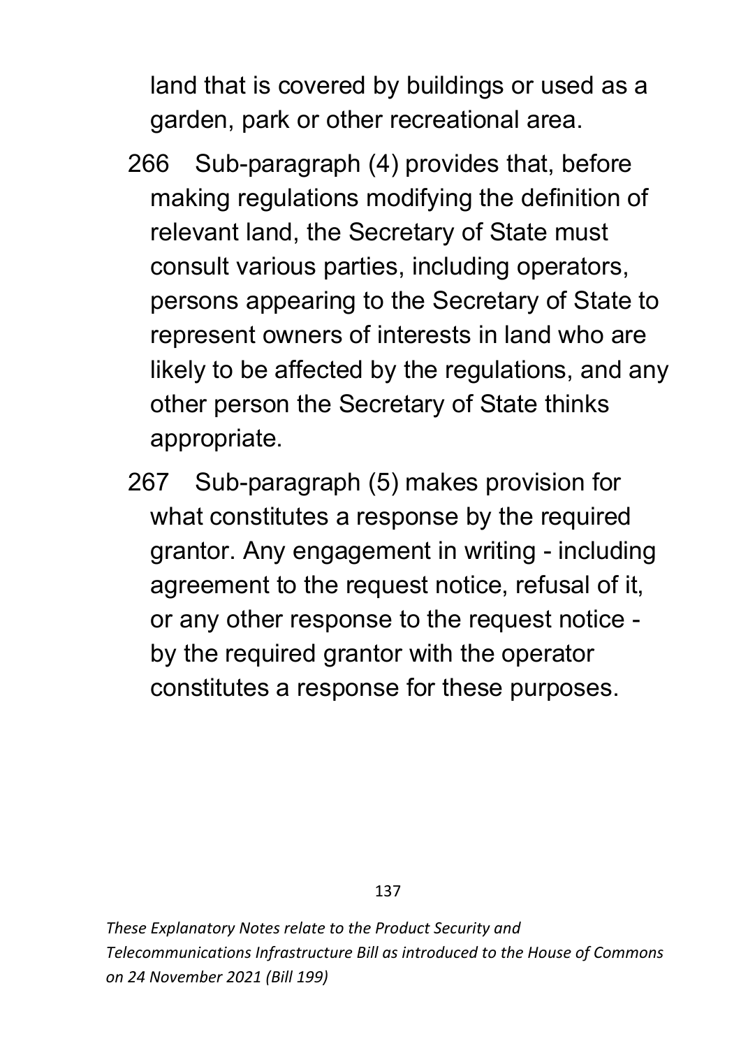land that is covered by buildings or used as a garden, park or other recreational area.

266 Sub-paragraph (4) provides that, before making regulations modifying the definition of relevant land, the Secretary of State must consult various parties, including operators, persons appearing to the Secretary of State to represent owners of interests in land who are likely to be affected by the regulations, and any other person the Secretary of State thinks appropriate.

267 Sub-paragraph (5) makes provision for what constitutes a response by the required grantor. Any engagement in writing - including agreement to the request notice, refusal of it, or any other response to the request notice - by the required grantor with the operator constitutes a response for these purposes.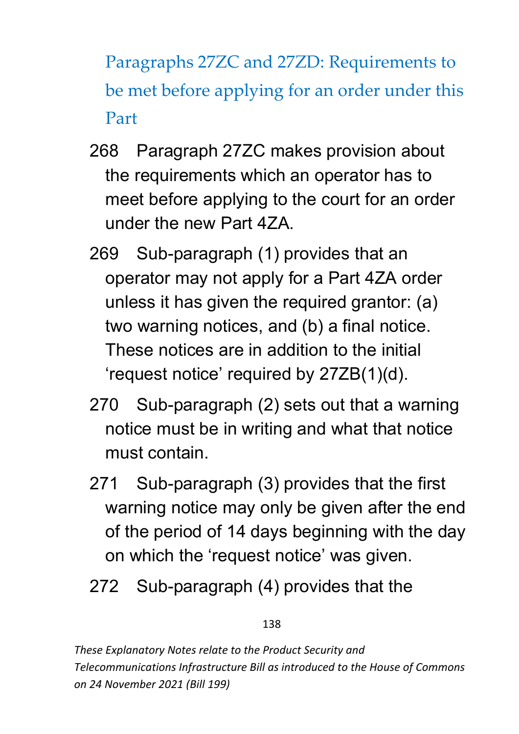### Paragraphs 27ZC and 27ZD: Requirements to be met before applying for an order under this Part

268 Paragraph 27ZC makes provision about the requirements which an operator has to meet before applying to the court for an order under the new Part 4ZA.

269 Sub-paragraph (1) provides that an operator may not apply for a Part 4ZA order unless it has given the required grantor: (a) two warning notices, and (b) a final notice. These notices are in addition to the initial 'request notice' required by 27ZB(1)(d).

270 Sub-paragraph (2) sets out that a warning notice must be in writing and what that notice must contain.

271 Sub-paragraph (3) provides that the first warning notice may only be given after the end of the period of 14 days beginning with the day on which the 'request notice' was given.

272 Sub-paragraph (4) provides that the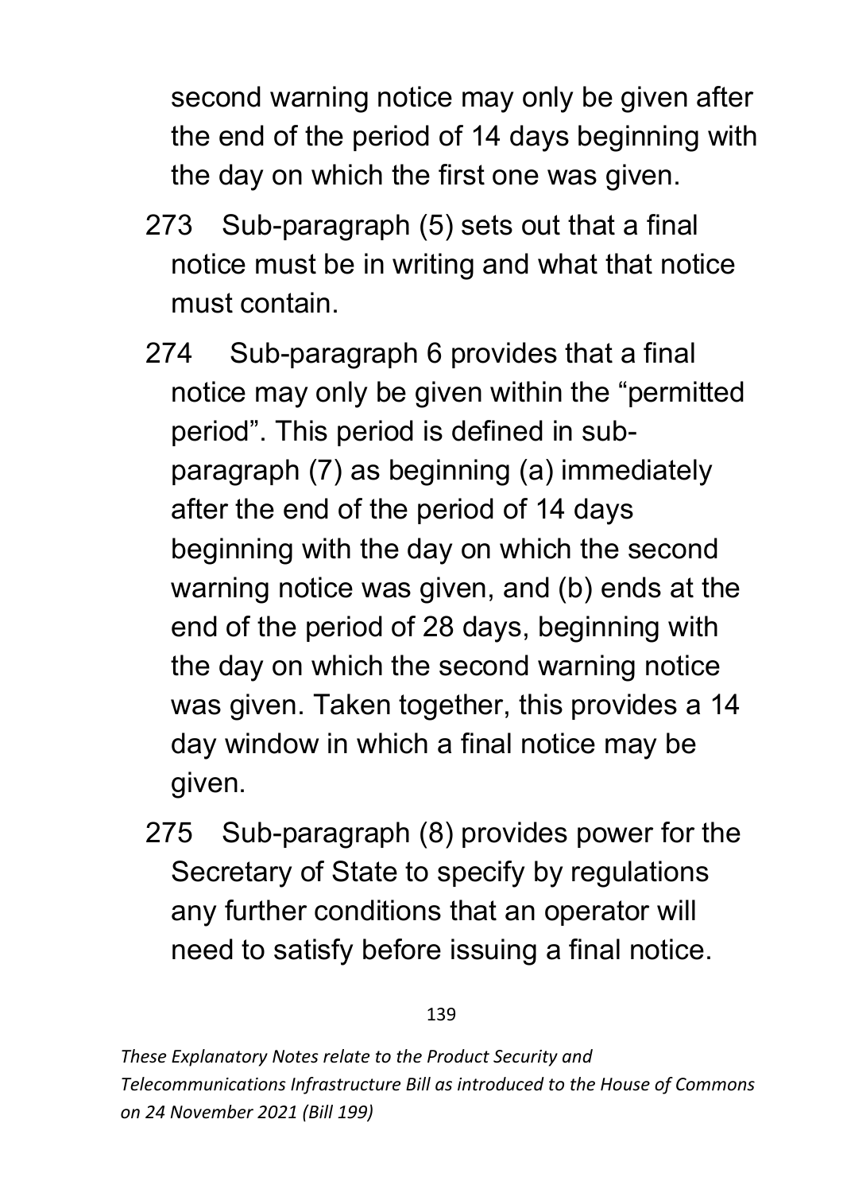second warning notice may only be given after the end of the period of 14 days beginning with the day on which the first one was given.

273 Sub-paragraph (5) sets out that a final notice must be in writing and what that notice must contain.

274 Sub-paragraph 6 provides that a final notice may only be given within the "permitted period". This period is defined in sub-paragraph (7) as beginning (a) immediately after the end of the period of 14 days beginning with the day on which the second warning notice was given, and (b) ends at the end of the period of 28 days, beginning with the day on which the second warning notice was given. Taken together, this provides a 14 day window in which a final notice may be given.

275 Sub-paragraph (8) provides power for the Secretary of State to specify by regulations any further conditions that an operator will need to satisfy before issuing a final notice.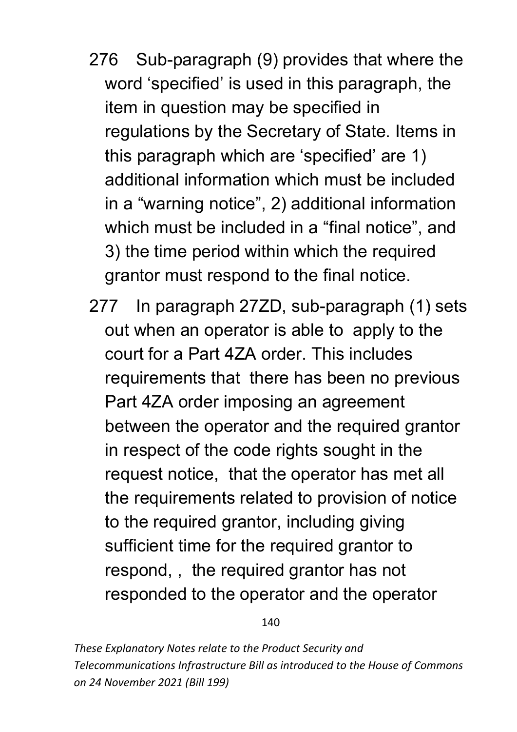276 Sub-paragraph (9) provides that where the word 'specified' is used in this paragraph, the item in question may be specified in regulations by the Secretary of State. Items in this paragraph which are 'specified' are 1) additional information which must be included in a "warning notice", 2) additional information which must be included in a "final notice", and 3) the time period within which the required grantor must respond to the final notice.

277 In paragraph 27ZD, sub-paragraph (1) sets out when an operator is able to apply to the court for a Part 4ZA order. This includes requirements that there has been no previous Part 4ZA order imposing an agreement between the operator and the required grantor in respect of the code rights sought in the request notice, that the operator has met all the requirements related to provision of notice to the required grantor, including giving sufficient time for the required grantor to respond, , the required grantor has not responded to the operator and the operator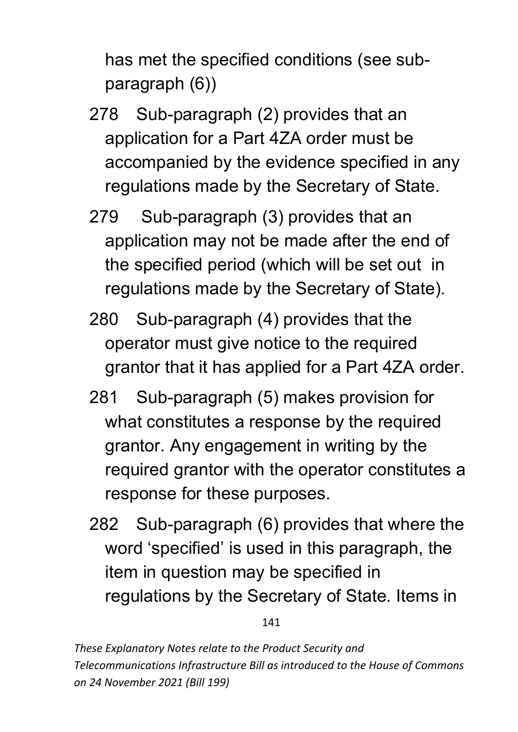has met the specified conditions (see sub-paragraph (6))

278 Sub-paragraph (2) provides that an application for a Part 4ZA order must be accompanied by the evidence specified in any regulations made by the Secretary of State.

279 Sub-paragraph (3) provides that an application may not be made after the end of the specified period (which will be set out in regulations made by the Secretary of State).

280 Sub-paragraph (4) provides that the operator must give notice to the required grantor that it has applied for a Part 4ZA order.

281 Sub-paragraph (5) makes provision for what constitutes a response by the required grantor. Any engagement in writing by the required grantor with the operator constitutes a response for these purposes.

282 Sub-paragraph (6) provides that where the word 'specified' is used in this paragraph, the item in question may be specified in regulations by the Secretary of State. Items in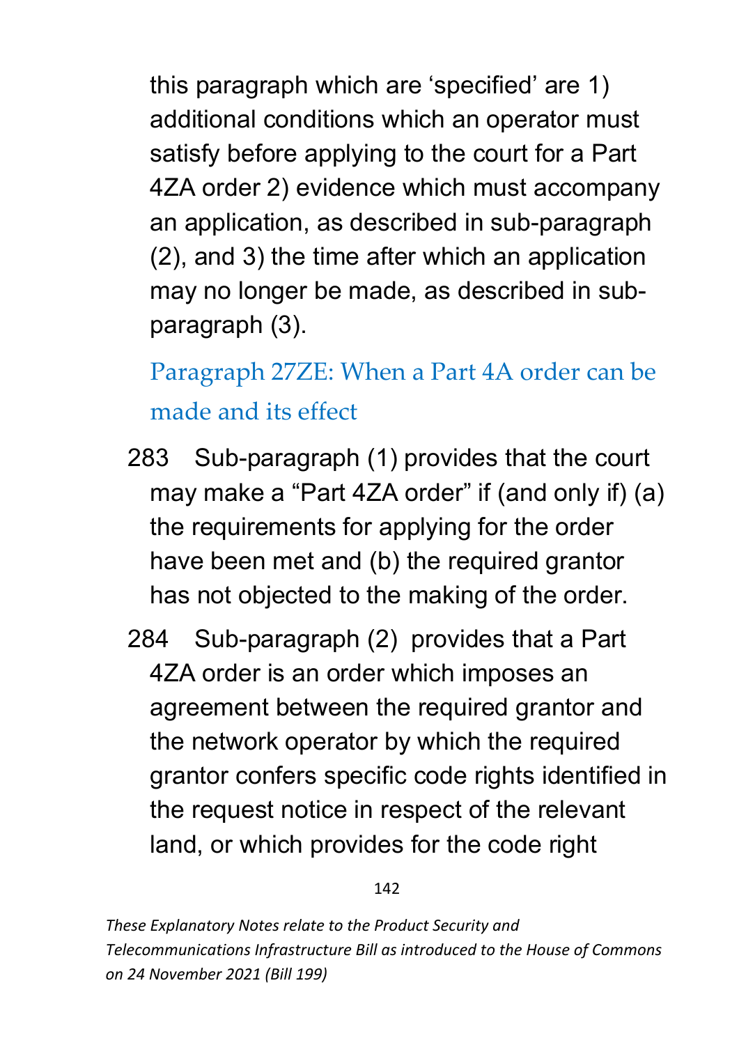this paragraph which are ‘specified’ are 1) additional conditions which an operator must satisfy before applying to the court for a Part 4ZA order 2) evidence which must accompany an application, as described in sub-paragraph (2), and 3) the time after which an application may no longer be made, as described in sub-paragraph (3).

### Paragraph 27ZE: When a Part 4A order can be made and its effect

283 Sub-paragraph (1) provides that the court may make a “Part 4ZA order” if (and only if) (a) the requirements for applying for the order have been met and (b) the required grantor has not objected to the making of the order.

284 Sub-paragraph (2) provides that a Part 4ZA order is an order which imposes an agreement between the required grantor and the network operator by which the required grantor confers specific code rights identified in the request notice in respect of the relevant land, or which provides for the code right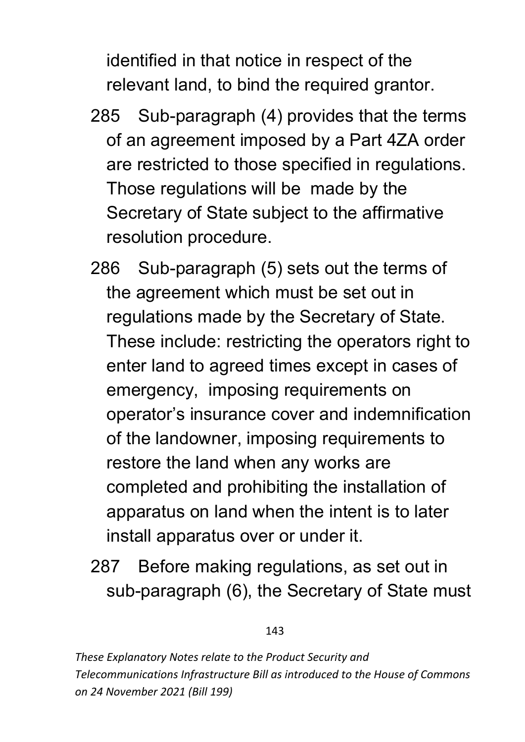identified in that notice in respect of the relevant land, to bind the required grantor.

285 Sub-paragraph (4) provides that the terms of an agreement imposed by a Part 4ZA order are restricted to those specified in regulations. Those regulations will be made by the Secretary of State subject to the affirmative resolution procedure.

286 Sub-paragraph (5) sets out the terms of the agreement which must be set out in regulations made by the Secretary of State. These include: restricting the operators right to enter land to agreed times except in cases of emergency, imposing requirements on operator's insurance cover and indemnification of the landowner, imposing requirements to restore the land when any works are completed and prohibiting the installation of apparatus on land when the intent is to later install apparatus over or under it.

287 Before making regulations, as set out in sub-paragraph (6), the Secretary of State must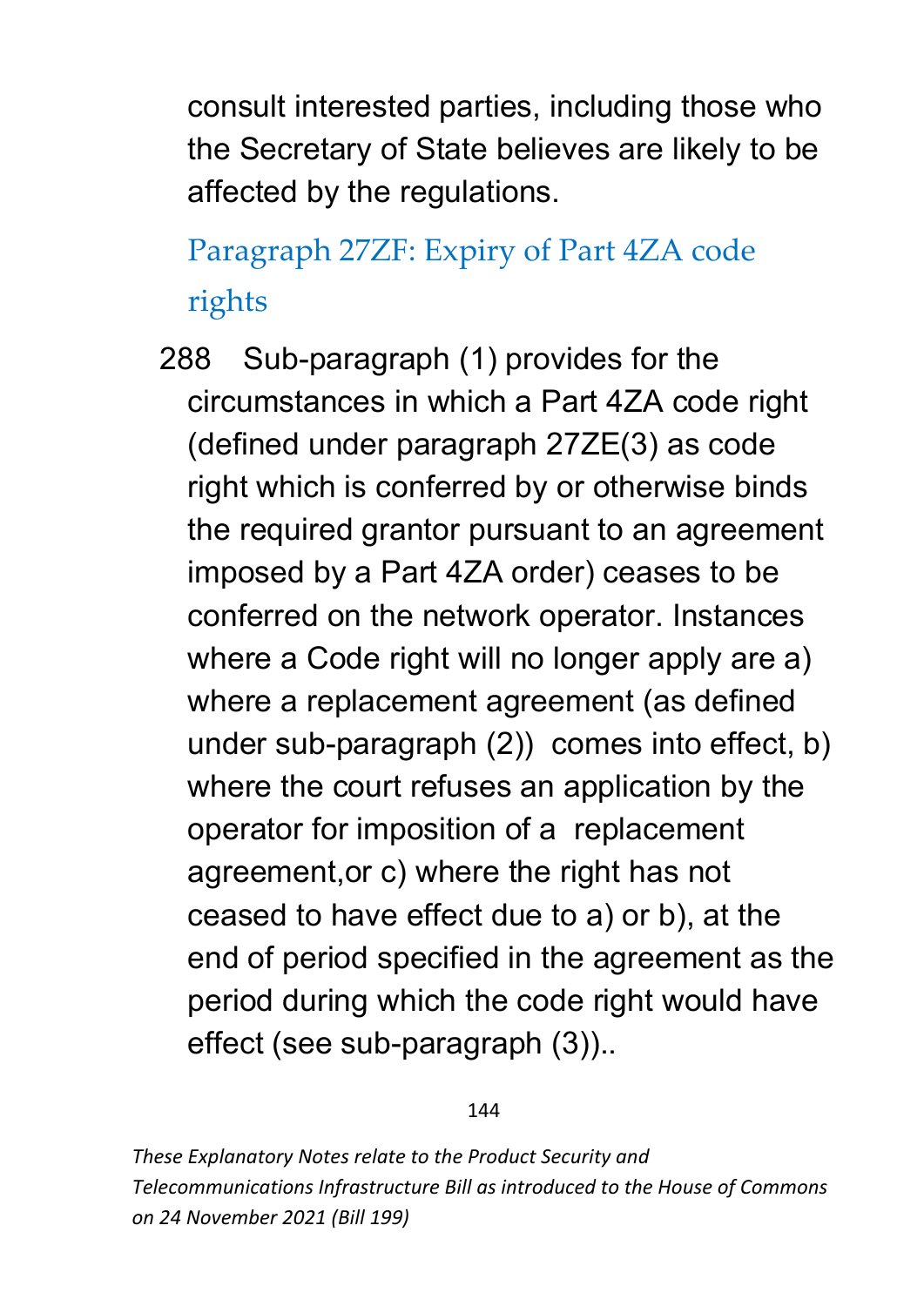consult interested parties, including those who the Secretary of State believes are likely to be affected by the regulations.

## Paragraph 27ZF: Expiry of Part 4ZA code rights

288 Sub-paragraph (1) provides for the circumstances in which a Part 4ZA code right (defined under paragraph 27ZE(3) as code right which is conferred by or otherwise binds the required grantor pursuant to an agreement imposed by a Part 4ZA order) ceases to be conferred on the network operator. Instances where a Code right will no longer apply are a) where a replacement agreement (as defined under sub-paragraph (2)) comes into effect, b) where the court refuses an application by the operator for imposition of a replacement agreement,or c) where the right has not ceased to have effect due to a) or b), at the end of period specified in the agreement as the period during which the code right would have effect (see sub-paragraph (3))..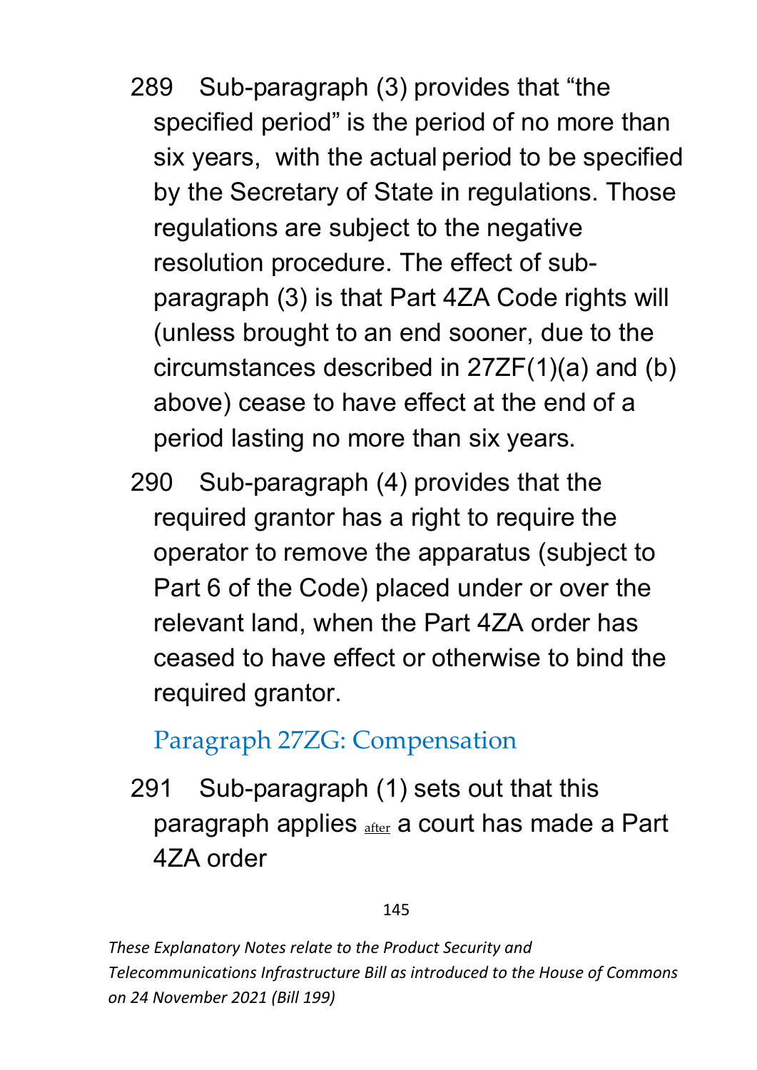289 Sub-paragraph (3) provides that "the specified period" is the period of no more than six years, with the actual period to be specified by the Secretary of State in regulations. Those regulations are subject to the negative resolution procedure. The effect of sub-paragraph (3) is that Part 4ZA Code rights will (unless brought to an end sooner, due to the circumstances described in 27ZF(1)(a) and (b) above) cease to have effect at the end of a period lasting no more than six years.

290 Sub-paragraph (4) provides that the required grantor has a right to require the operator to remove the apparatus (subject to Part 6 of the Code) placed under or over the relevant land, when the Part 4ZA order has ceased to have effect or otherwise to bind the required grantor.

### Paragraph 27ZG: Compensation

291 Sub-paragraph (1) sets out that this paragraph applies after a court has made a Part 4ZA order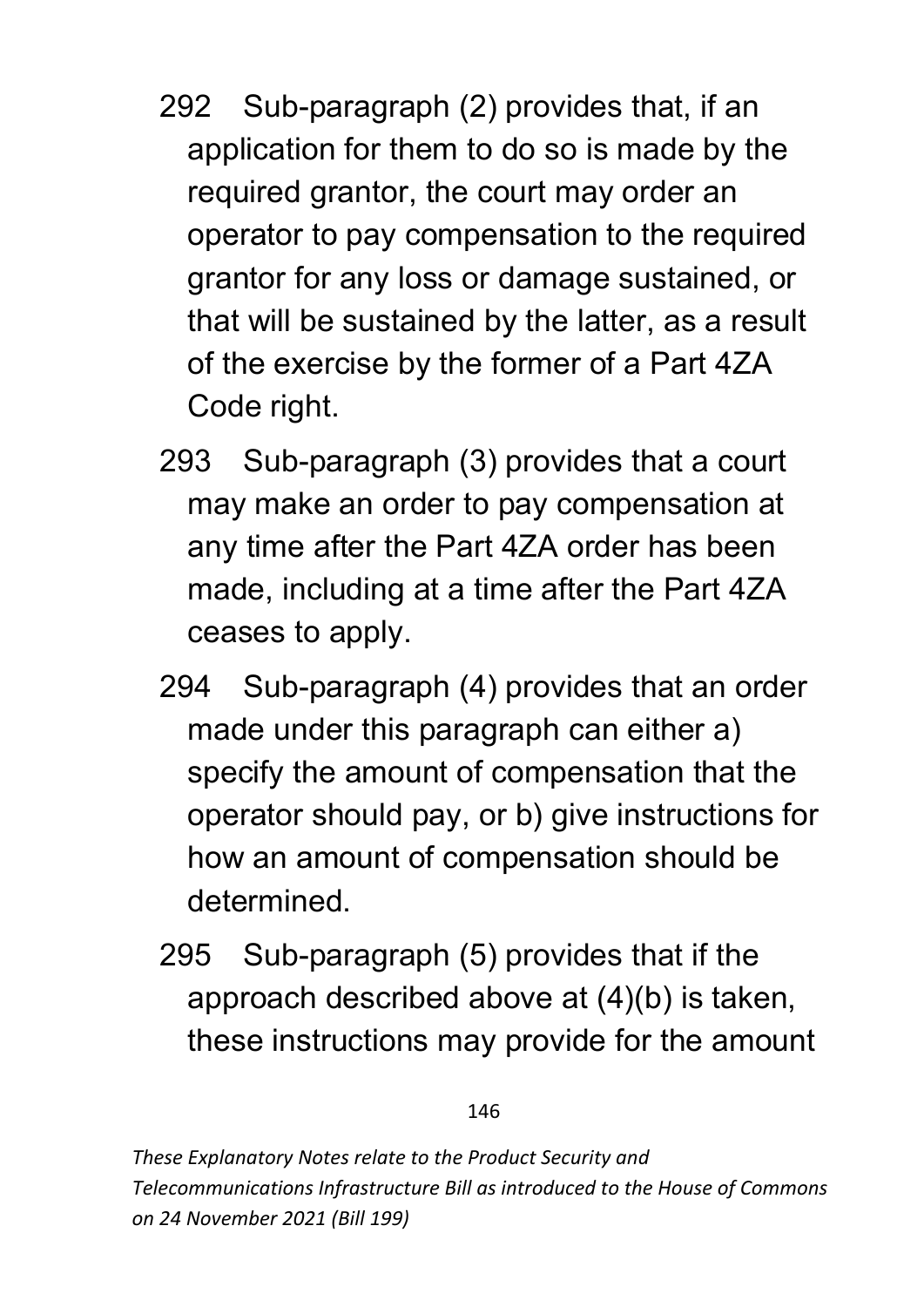292 Sub-paragraph (2) provides that, if an application for them to do so is made by the required grantor, the court may order an operator to pay compensation to the required grantor for any loss or damage sustained, or that will be sustained by the latter, as a result of the exercise by the former of a Part 4ZA Code right.

293 Sub-paragraph (3) provides that a court may make an order to pay compensation at any time after the Part 4ZA order has been made, including at a time after the Part 4ZA ceases to apply.

294 Sub-paragraph (4) provides that an order made under this paragraph can either a) specify the amount of compensation that the operator should pay, or b) give instructions for how an amount of compensation should be determined.

295 Sub-paragraph (5) provides that if the approach described above at (4)(b) is taken, these instructions may provide for the amount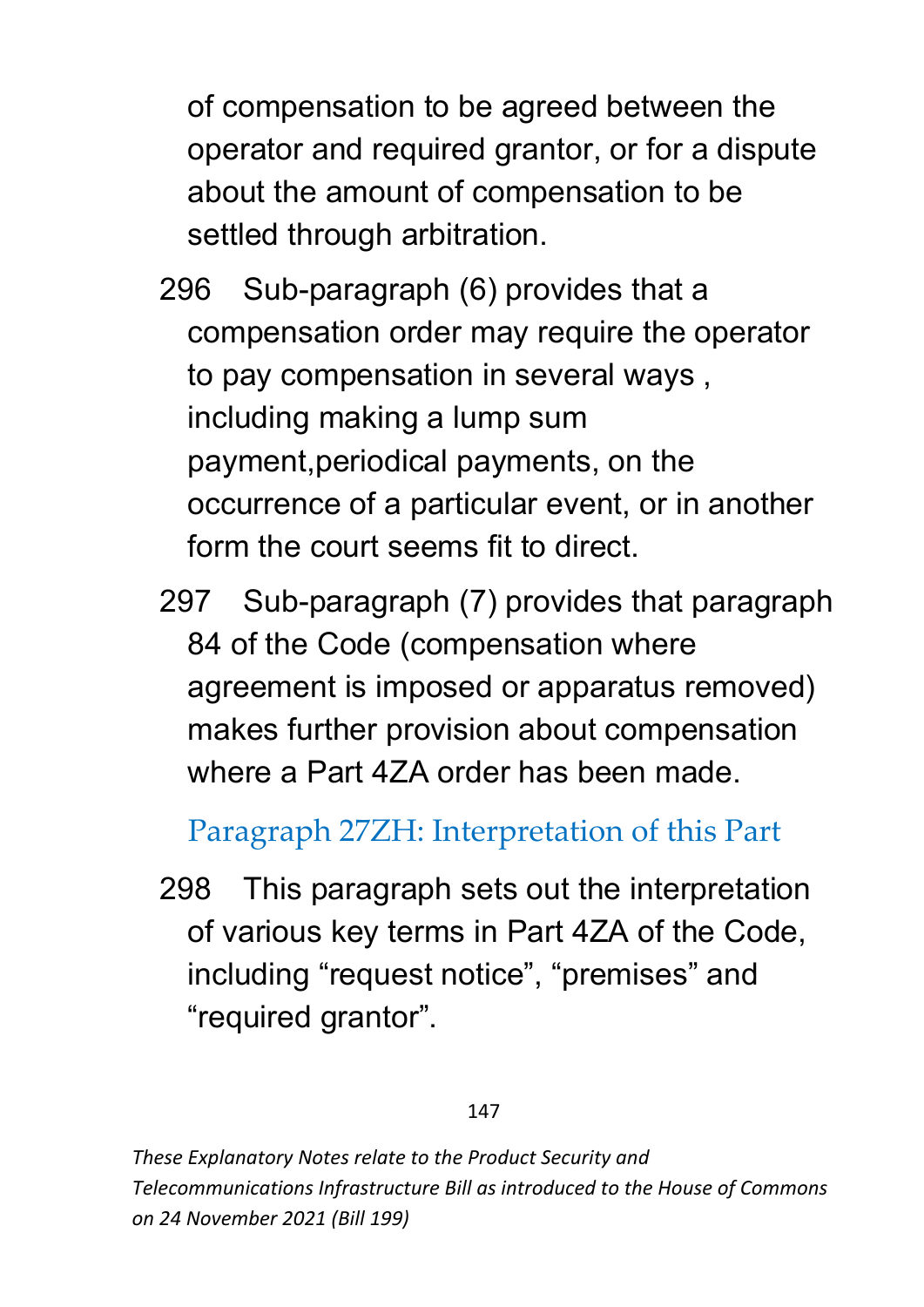of compensation to be agreed between the operator and required grantor, or for a dispute about the amount of compensation to be settled through arbitration.

296 Sub-paragraph (6) provides that a compensation order may require the operator to pay compensation in several ways , including making a lump sum payment,periodical payments, on the occurrence of a particular event, or in another form the court seems fit to direct.

297 Sub-paragraph (7) provides that paragraph 84 of the Code (compensation where agreement is imposed or apparatus removed) makes further provision about compensation where a Part 4ZA order has been made.

### Paragraph 27ZH: Interpretation of this Part

298 This paragraph sets out the interpretation of various key terms in Part 4ZA of the Code, including “request notice”, “premises” and “required grantor”.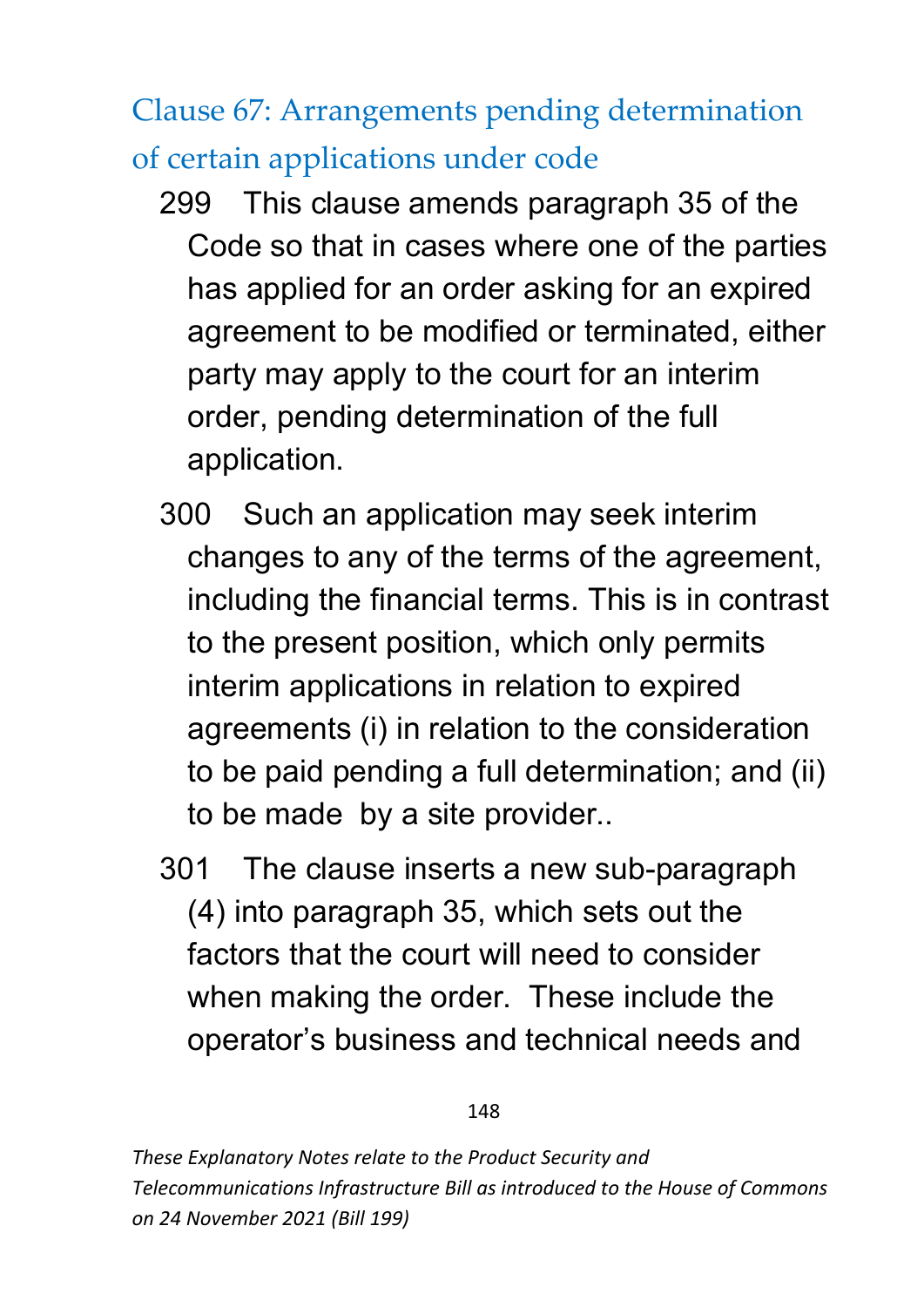## Clause 67: Arrangements pending determination of certain applications under code

299 This clause amends paragraph 35 of the Code so that in cases where one of the parties has applied for an order asking for an expired agreement to be modified or terminated, either party may apply to the court for an interim order, pending determination of the full application.

300 Such an application may seek interim changes to any of the terms of the agreement, including the financial terms. This is in contrast to the present position, which only permits interim applications in relation to expired agreements (i) in relation to the consideration to be paid pending a full determination; and (ii) to be made by a site provider..

301 The clause inserts a new sub-paragraph (4) into paragraph 35, which sets out the factors that the court will need to consider when making the order. These include the operator's business and technical needs and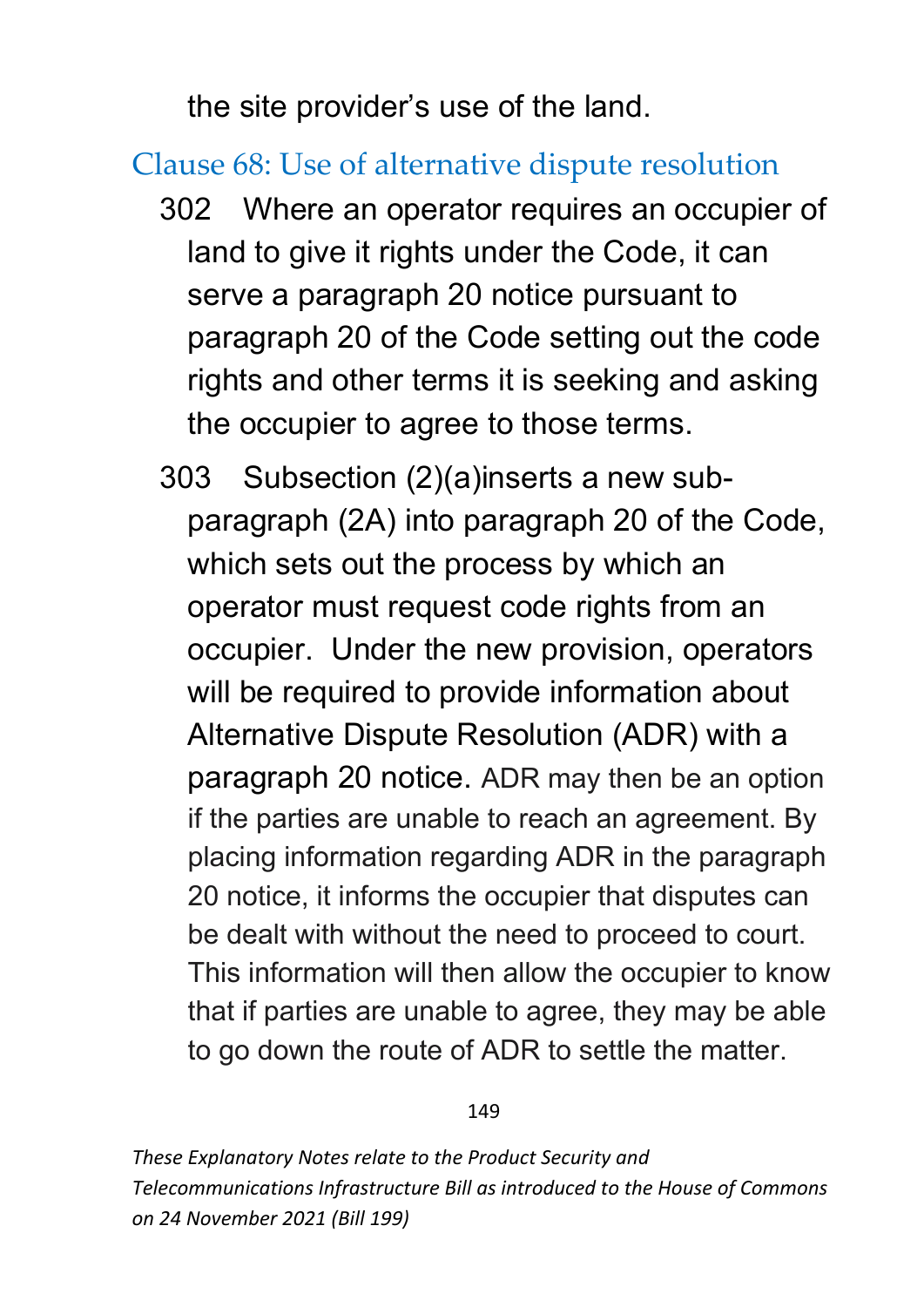the site provider's use of the land.

## Clause 68: Use of alternative dispute resolution

302 Where an operator requires an occupier of land to give it rights under the Code, it can serve a paragraph 20 notice pursuant to paragraph 20 of the Code setting out the code rights and other terms it is seeking and asking the occupier to agree to those terms.

303 Subsection (2)(a)inserts a new sub-paragraph (2A) into paragraph 20 of the Code, which sets out the process by which an operator must request code rights from an occupier. Under the new provision, operators will be required to provide information about Alternative Dispute Resolution (ADR) with a paragraph 20 notice. ADR may then be an option if the parties are unable to reach an agreement. By placing information regarding ADR in the paragraph 20 notice, it informs the occupier that disputes can be dealt with without the need to proceed to court. This information will then allow the occupier to know that if parties are unable to agree, they may be able to go down the route of ADR to settle the matter.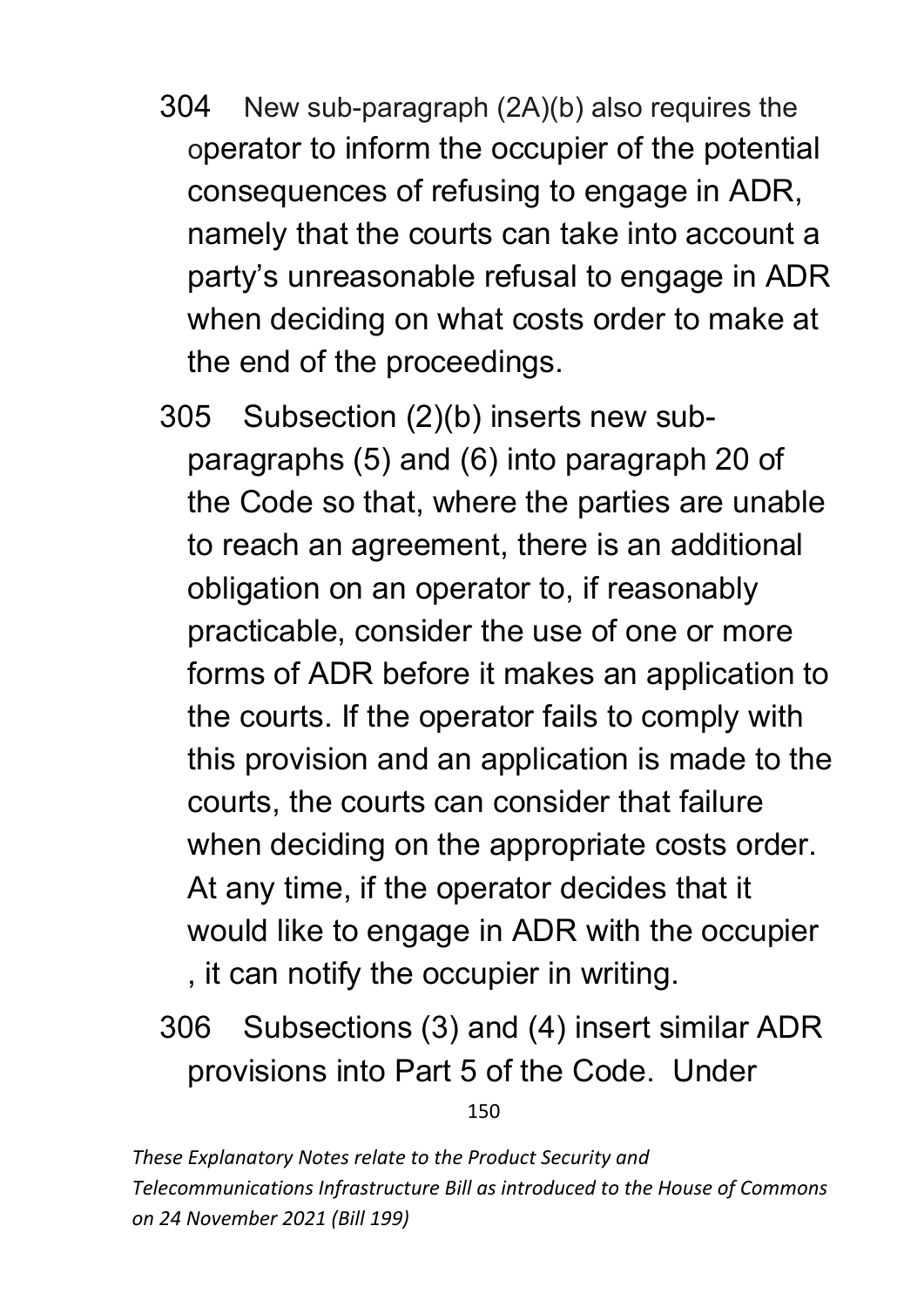304 New sub-paragraph (2A)(b) also requires the operator to inform the occupier of the potential consequences of refusing to engage in ADR, namely that the courts can take into account a party's unreasonable refusal to engage in ADR when deciding on what costs order to make at the end of the proceedings.

305 Subsection (2)(b) inserts new sub-paragraphs (5) and (6) into paragraph 20 of the Code so that, where the parties are unable to reach an agreement, there is an additional obligation on an operator to, if reasonably practicable, consider the use of one or more forms of ADR before it makes an application to the courts. If the operator fails to comply with this provision and an application is made to the courts, the courts can consider that failure when deciding on the appropriate costs order. At any time, if the operator decides that it would like to engage in ADR with the occupier , it can notify the occupier in writing.

306 Subsections (3) and (4) insert similar ADR provisions into Part 5 of the Code. Under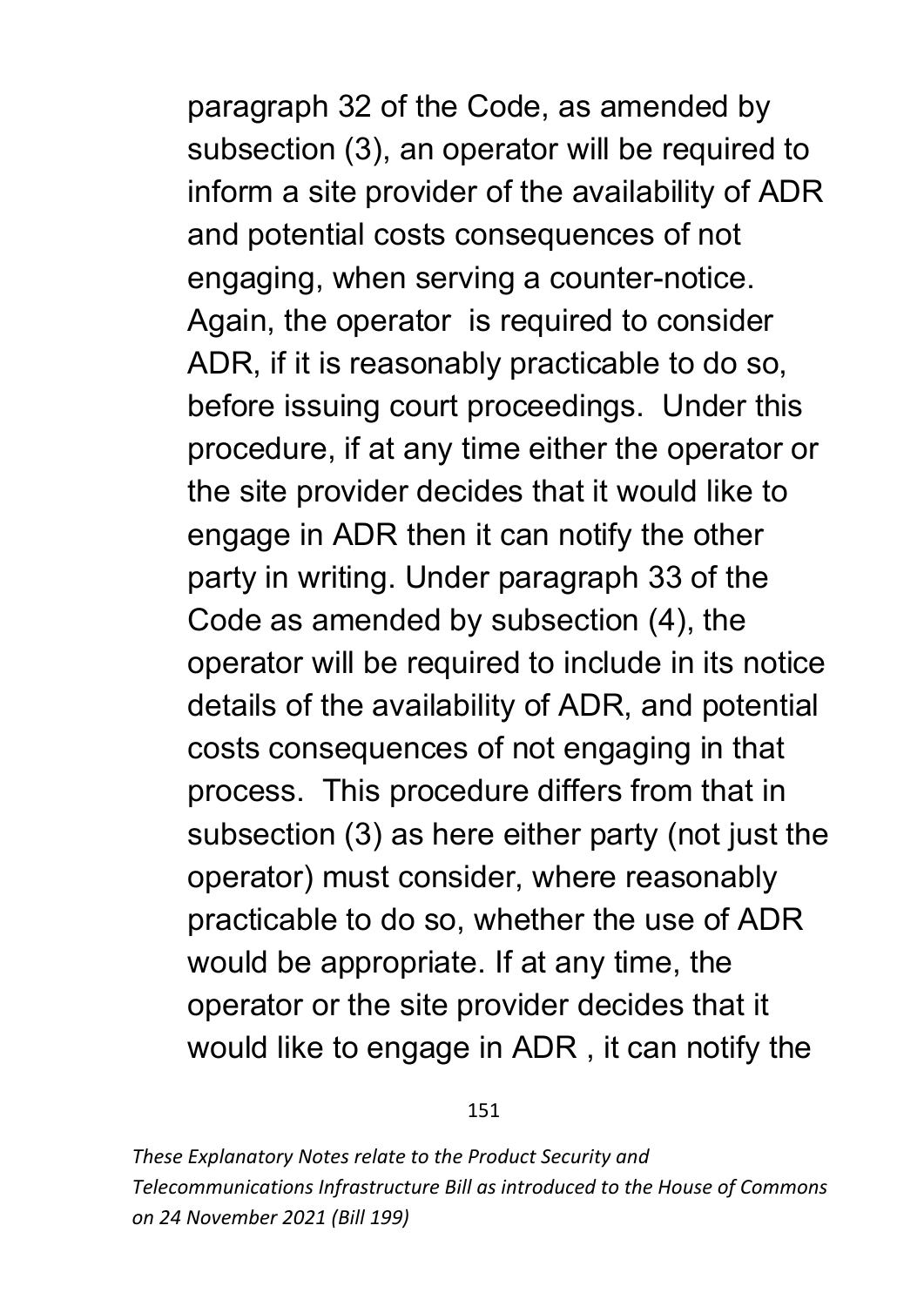paragraph 32 of the Code, as amended by subsection (3), an operator will be required to inform a site provider of the availability of ADR and potential costs consequences of not engaging, when serving a counter-notice. Again, the operator is required to consider ADR, if it is reasonably practicable to do so, before issuing court proceedings. Under this procedure, if at any time either the operator or the site provider decides that it would like to engage in ADR then it can notify the other party in writing. Under paragraph 33 of the Code as amended by subsection (4), the operator will be required to include in its notice details of the availability of ADR, and potential costs consequences of not engaging in that process. This procedure differs from that in subsection (3) as here either party (not just the operator) must consider, where reasonably practicable to do so, whether the use of ADR would be appropriate. If at any time, the operator or the site provider decides that it would like to engage in ADR , it can notify the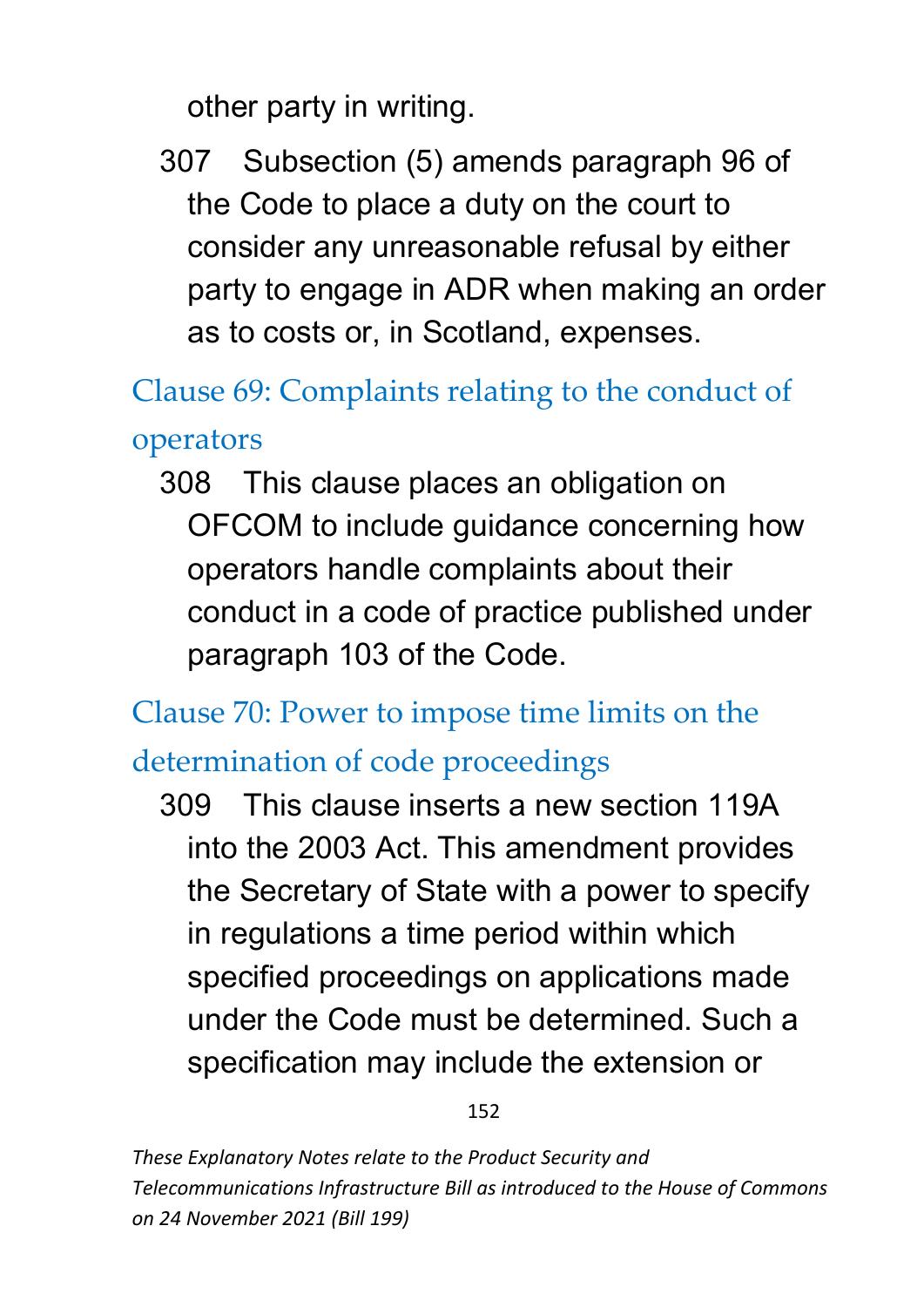other party in writing.

307 Subsection (5) amends paragraph 96 of the Code to place a duty on the court to consider any unreasonable refusal by either party to engage in ADR when making an order as to costs or, in Scotland, expenses.

## Clause 69: Complaints relating to the conduct of operators

308 This clause places an obligation on OFCOM to include guidance concerning how operators handle complaints about their conduct in a code of practice published under paragraph 103 of the Code.

## Clause 70: Power to impose time limits on the determination of code proceedings

309 This clause inserts a new section 119A into the 2003 Act. This amendment provides the Secretary of State with a power to specify in regulations a time period within which specified proceedings on applications made under the Code must be determined. Such a specification may include the extension or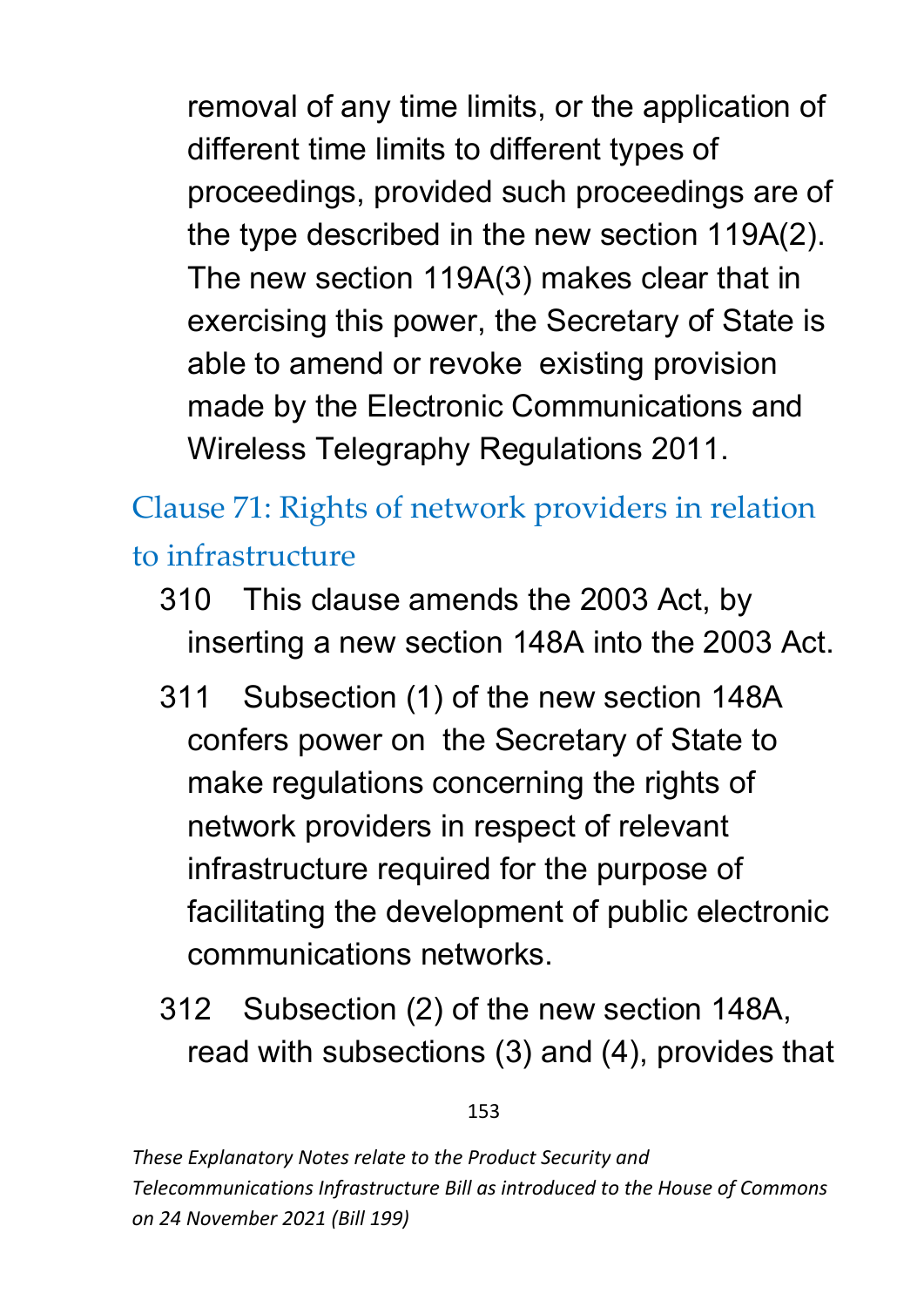removal of any time limits, or the application of different time limits to different types of proceedings, provided such proceedings are of the type described in the new section 119A(2). The new section 119A(3) makes clear that in exercising this power, the Secretary of State is able to amend or revoke existing provision made by the Electronic Communications and Wireless Telegraphy Regulations 2011.

## Clause 71: Rights of network providers in relation to infrastructure

310 This clause amends the 2003 Act, by inserting a new section 148A into the 2003 Act.

311 Subsection (1) of the new section 148A confers power on the Secretary of State to make regulations concerning the rights of network providers in respect of relevant infrastructure required for the purpose of facilitating the development of public electronic communications networks.

312 Subsection (2) of the new section 148A, read with subsections (3) and (4), provides that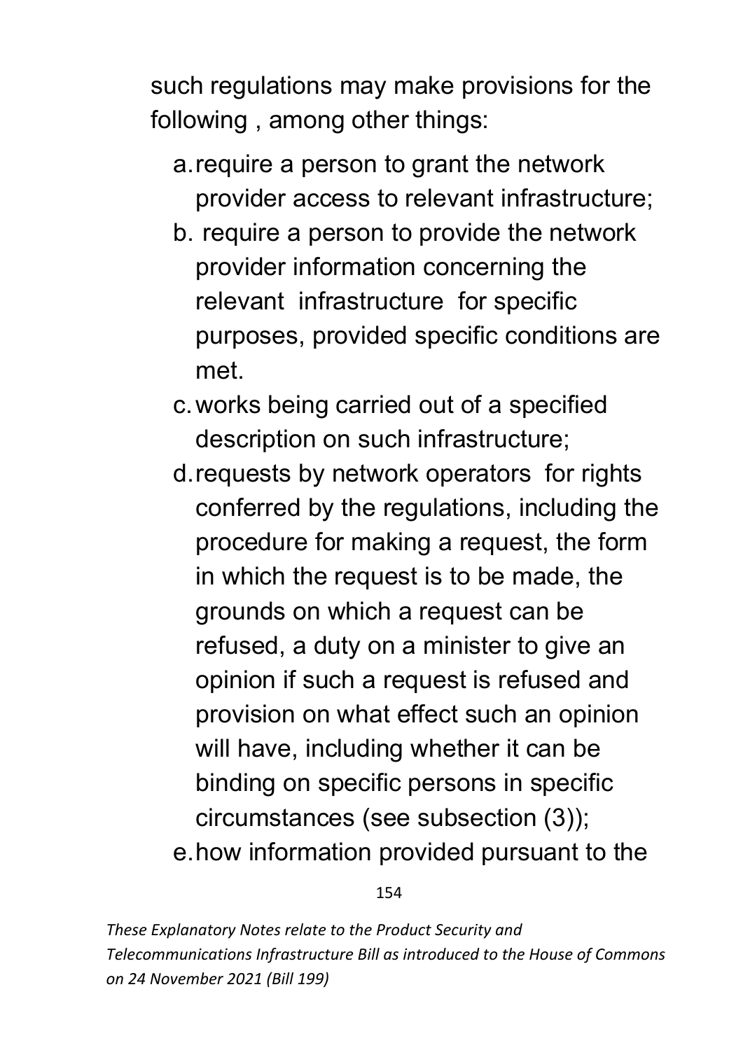such regulations may make provisions for the following , among other things:

a. require a person to grant the network provider access to relevant infrastructure;
b. require a person to provide the network provider information concerning the relevant infrastructure for specific purposes, provided specific conditions are met.
c. works being carried out of a specified description on such infrastructure;
d. requests by network operators for rights conferred by the regulations, including the procedure for making a request, the form in which the request is to be made, the grounds on which a request can be refused, a duty on a minister to give an opinion if such a request is refused and provision on what effect such an opinion will have, including whether it can be binding on specific persons in specific circumstances (see subsection (3));
e. how information provided pursuant to the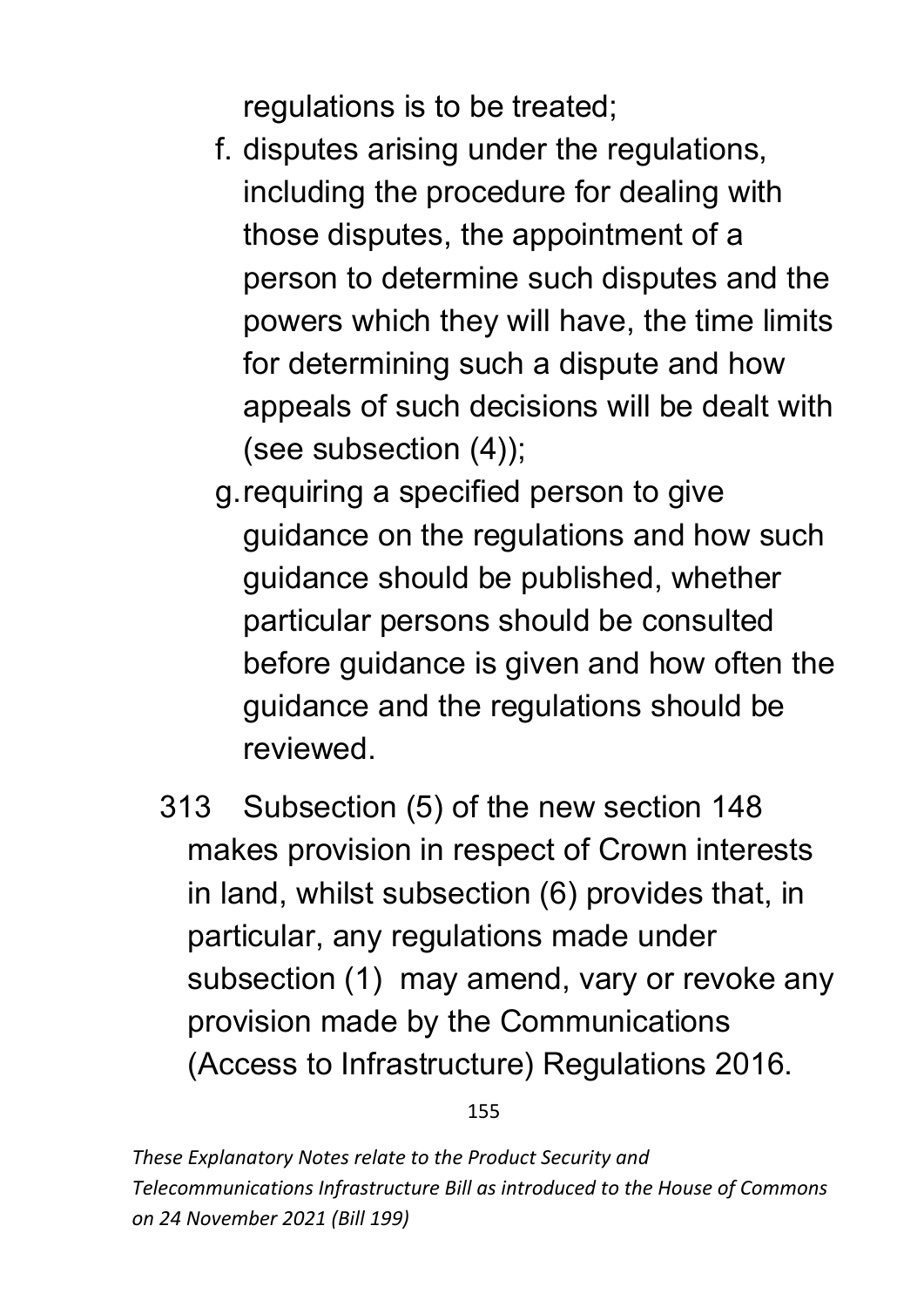regulations is to be treated;

f. disputes arising under the regulations, including the procedure for dealing with those disputes, the appointment of a person to determine such disputes and the powers which they will have, the time limits for determining such a dispute and how appeals of such decisions will be dealt with (see subsection (4));
g. requiring a specified person to give guidance on the regulations and how such guidance should be published, whether particular persons should be consulted before guidance is given and how often the guidance and the regulations should be reviewed.

313 Subsection (5) of the new section 148 makes provision in respect of Crown interests in land, whilst subsection (6) provides that, in particular, any regulations made under subsection (1) may amend, vary or revoke any provision made by the Communications (Access to Infrastructure) Regulations 2016.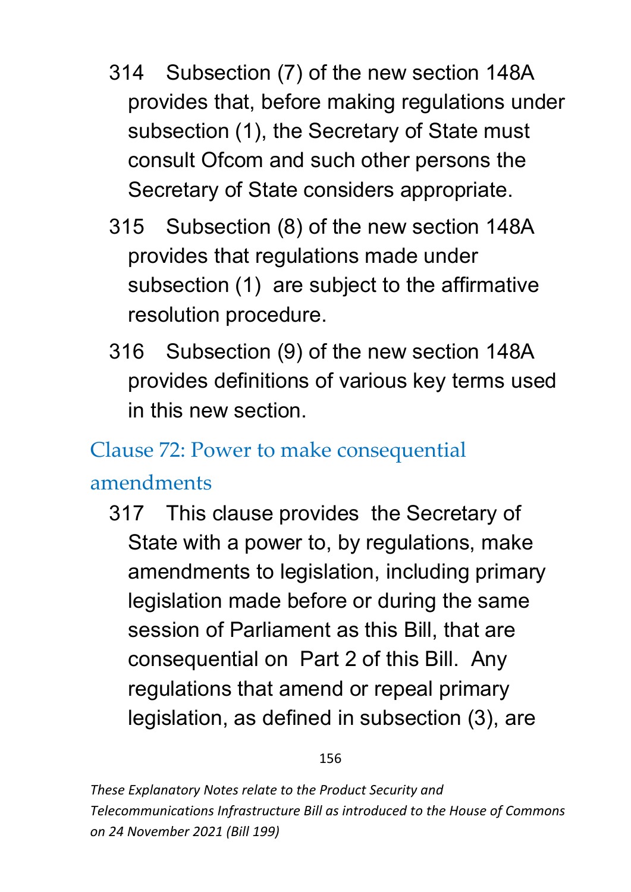314 Subsection (7) of the new section 148A provides that, before making regulations under subsection (1), the Secretary of State must consult Ofcom and such other persons the Secretary of State considers appropriate.

315 Subsection (8) of the new section 148A provides that regulations made under subsection (1) are subject to the affirmative resolution procedure.

316 Subsection (9) of the new section 148A provides definitions of various key terms used in this new section.

## Clause 72: Power to make consequential amendments

317 This clause provides the Secretary of State with a power to, by regulations, make amendments to legislation, including primary legislation made before or during the same session of Parliament as this Bill, that are consequential on Part 2 of this Bill. Any regulations that amend or repeal primary legislation, as defined in subsection (3), are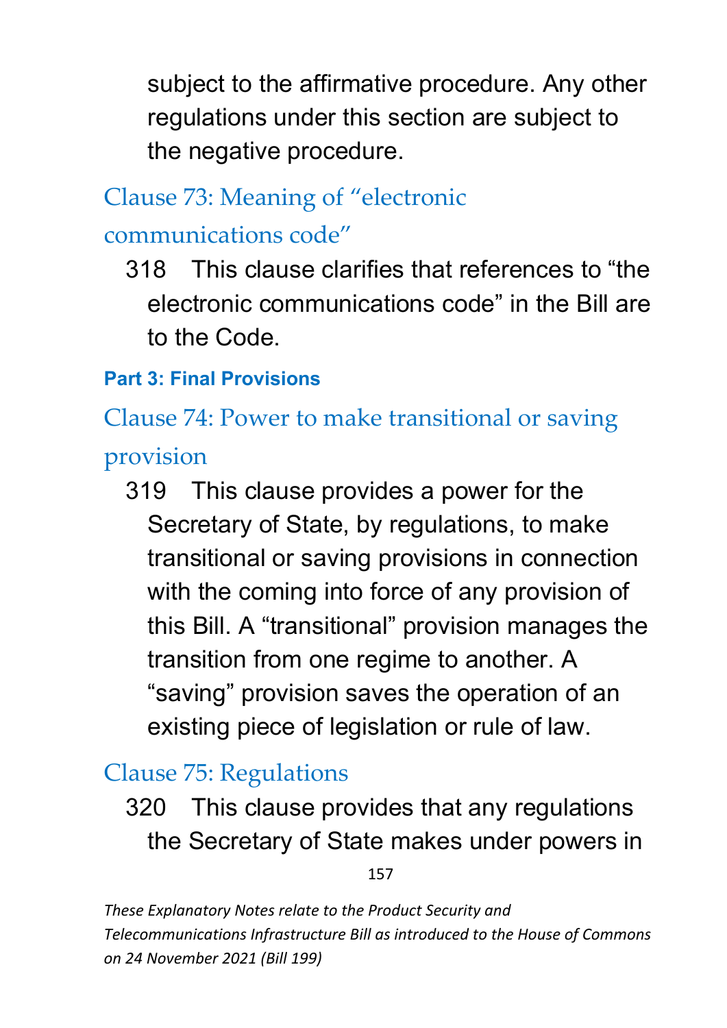subject to the affirmative procedure. Any other regulations under this section are subject to the negative procedure.

### Clause 73: Meaning of "electronic communications code"

318 This clause clarifies that references to "the electronic communications code" in the Bill are to the Code.

## Part 3: Final Provisions

### Clause 74: Power to make transitional or saving provision

319 This clause provides a power for the Secretary of State, by regulations, to make transitional or saving provisions in connection with the coming into force of any provision of this Bill. A "transitional" provision manages the transition from one regime to another. A "saving" provision saves the operation of an existing piece of legislation or rule of law.

### Clause 75: Regulations

320 This clause provides that any regulations the Secretary of State makes under powers in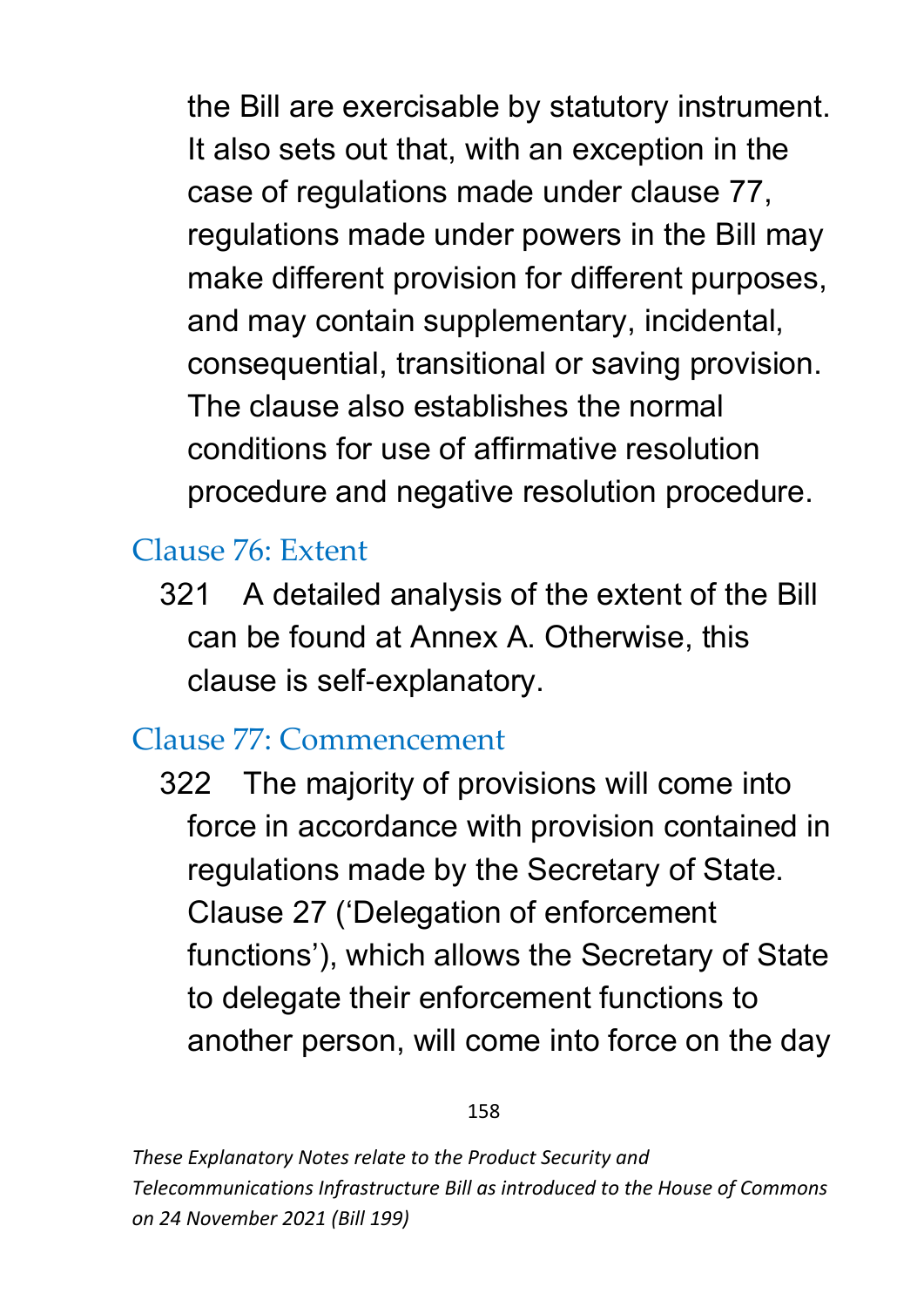the Bill are exercisable by statutory instrument. It also sets out that, with an exception in the case of regulations made under clause 77, regulations made under powers in the Bill may make different provision for different purposes, and may contain supplementary, incidental, consequential, transitional or saving provision. The clause also establishes the normal conditions for use of affirmative resolution procedure and negative resolution procedure.

## Clause 76: Extent

321 A detailed analysis of the extent of the Bill can be found at Annex A. Otherwise, this clause is self-explanatory.

## Clause 77: Commencement

322 The majority of provisions will come into force in accordance with provision contained in regulations made by the Secretary of State. Clause 27 ('Delegation of enforcement functions'), which allows the Secretary of State to delegate their enforcement functions to another person, will come into force on the day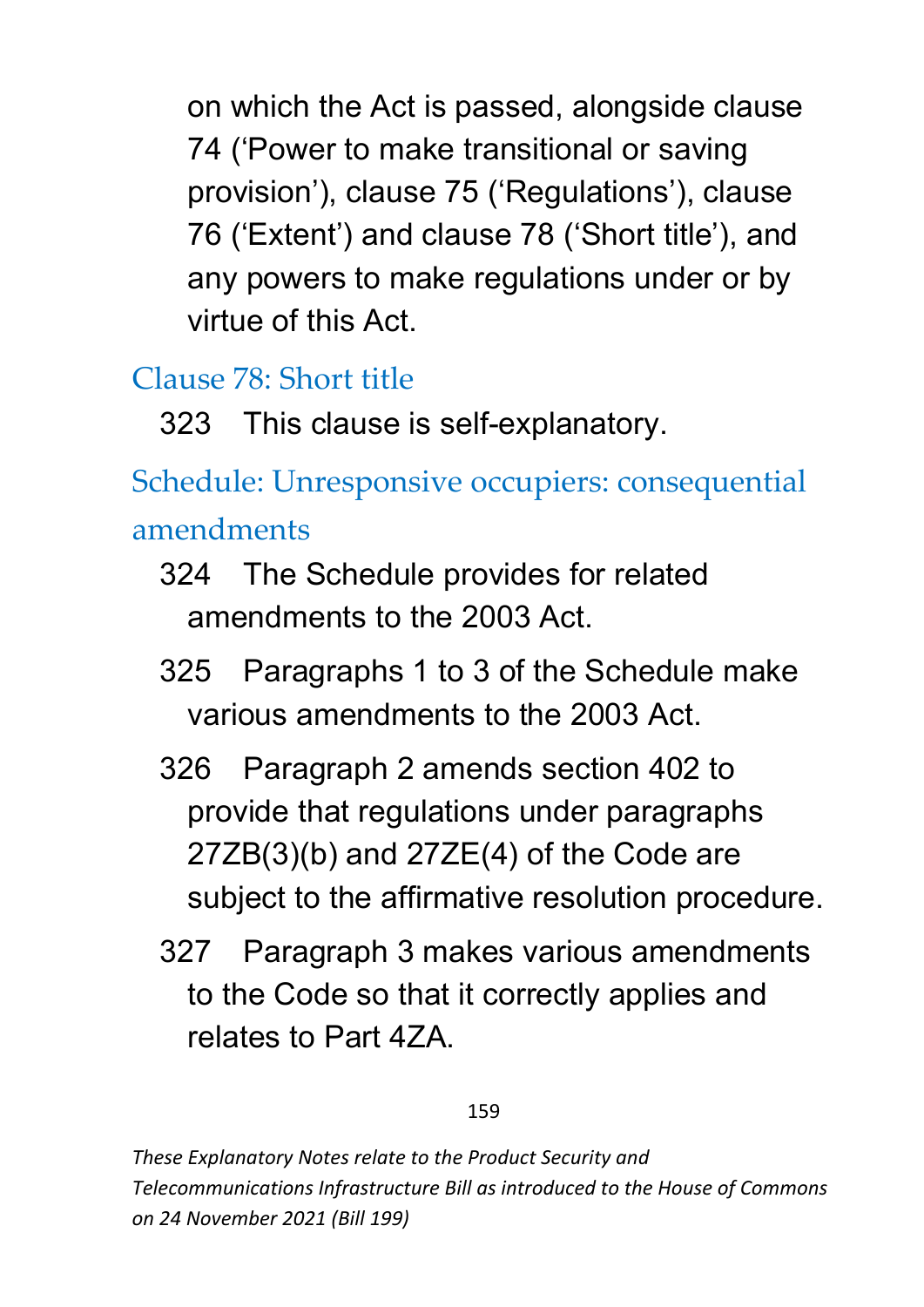on which the Act is passed, alongside clause 74 ('Power to make transitional or saving provision'), clause 75 ('Regulations'), clause 76 ('Extent') and clause 78 ('Short title'), and any powers to make regulations under or by virtue of this Act.

## Clause 78: Short title

323 This clause is self-explanatory.

## Schedule: Unresponsive occupiers: consequential amendments

324 The Schedule provides for related amendments to the 2003 Act.

325 Paragraphs 1 to 3 of the Schedule make various amendments to the 2003 Act.

326 Paragraph 2 amends section 402 to provide that regulations under paragraphs 27ZB(3)(b) and 27ZE(4) of the Code are subject to the affirmative resolution procedure.

327 Paragraph 3 makes various amendments to the Code so that it correctly applies and relates to Part 4ZA.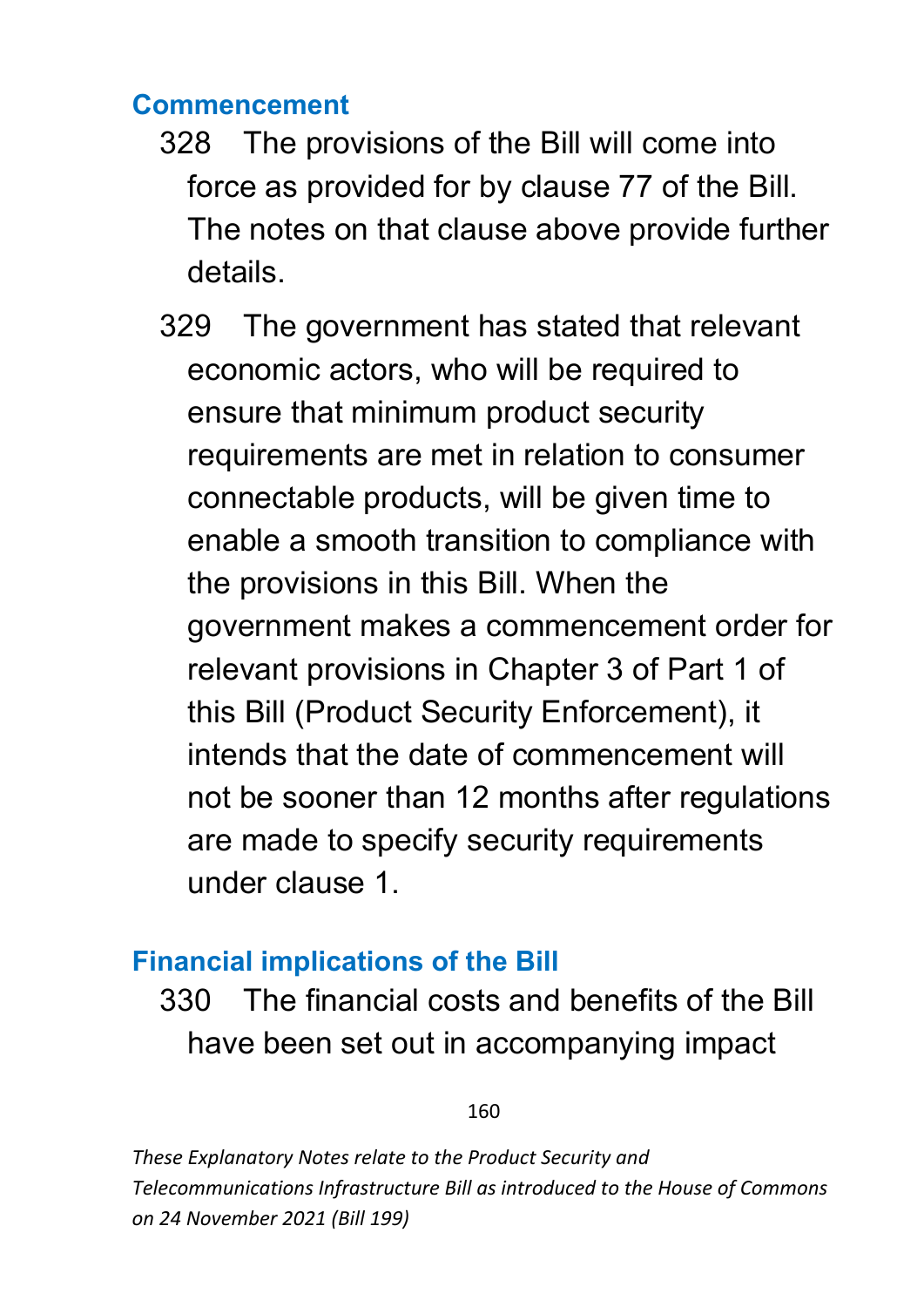## Commencement

328 The provisions of the Bill will come into force as provided for by clause 77 of the Bill. The notes on that clause above provide further details.

329 The government has stated that relevant economic actors, who will be required to ensure that minimum product security requirements are met in relation to consumer connectable products, will be given time to enable a smooth transition to compliance with the provisions in this Bill. When the government makes a commencement order for relevant provisions in Chapter 3 of Part 1 of this Bill (Product Security Enforcement), it intends that the date of commencement will not be sooner than 12 months after regulations are made to specify security requirements under clause 1.

## Financial implications of the Bill

330 The financial costs and benefits of the Bill have been set out in accompanying impact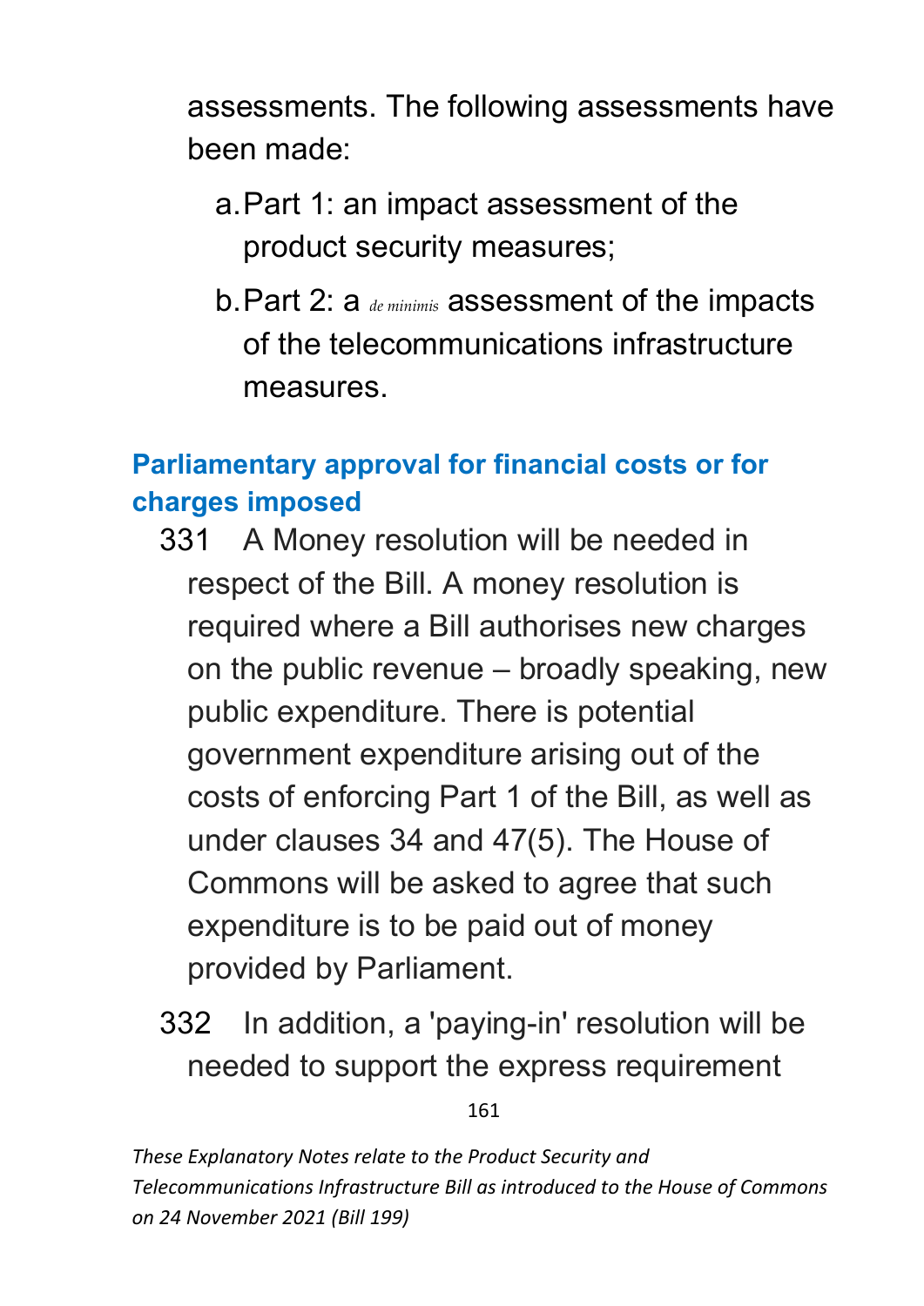assessments. The following assessments have been made:

a. Part 1: an impact assessment of the product security measures;

b. Part 2: a *de minimis* assessment of the impacts of the telecommunications infrastructure measures.

## Parliamentary approval for financial costs or for charges imposed

331 A Money resolution will be needed in respect of the Bill. A money resolution is required where a Bill authorises new charges on the public revenue – broadly speaking, new public expenditure. There is potential government expenditure arising out of the costs of enforcing Part 1 of the Bill, as well as under clauses 34 and 47(5). The House of Commons will be asked to agree that such expenditure is to be paid out of money provided by Parliament.

332 In addition, a 'paying-in' resolution will be needed to support the express requirement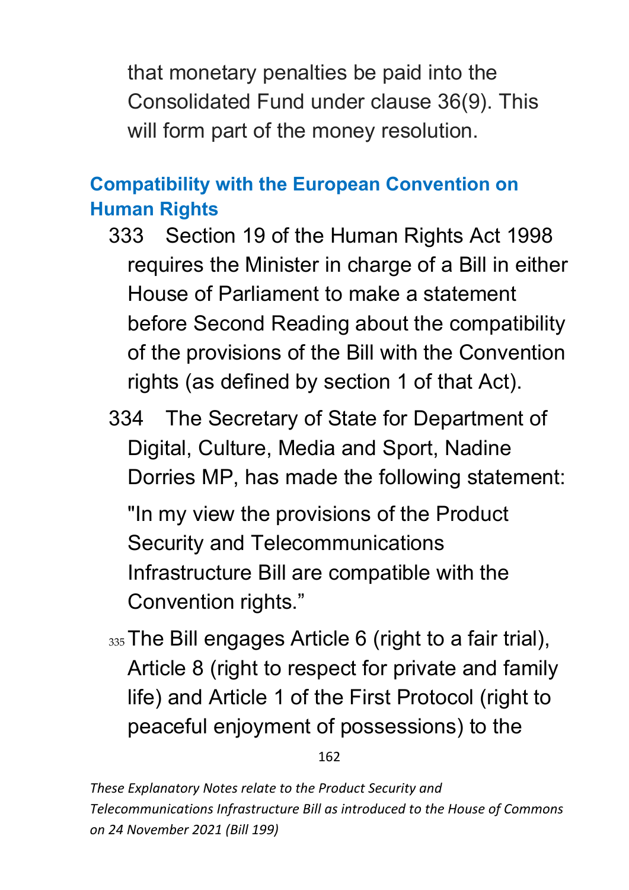that monetary penalties be paid into the Consolidated Fund under clause 36(9). This will form part of the money resolution.

## Compatibility with the European Convention on Human Rights

333 Section 19 of the Human Rights Act 1998 requires the Minister in charge of a Bill in either House of Parliament to make a statement before Second Reading about the compatibility of the provisions of the Bill with the Convention rights (as defined by section 1 of that Act).

334 The Secretary of State for Department of Digital, Culture, Media and Sport, Nadine Dorries MP, has made the following statement:

"In my view the provisions of the Product Security and Telecommunications Infrastructure Bill are compatible with the Convention rights."

335 The Bill engages Article 6 (right to a fair trial), Article 8 (right to respect for private and family life) and Article 1 of the First Protocol (right to peaceful enjoyment of possessions) to the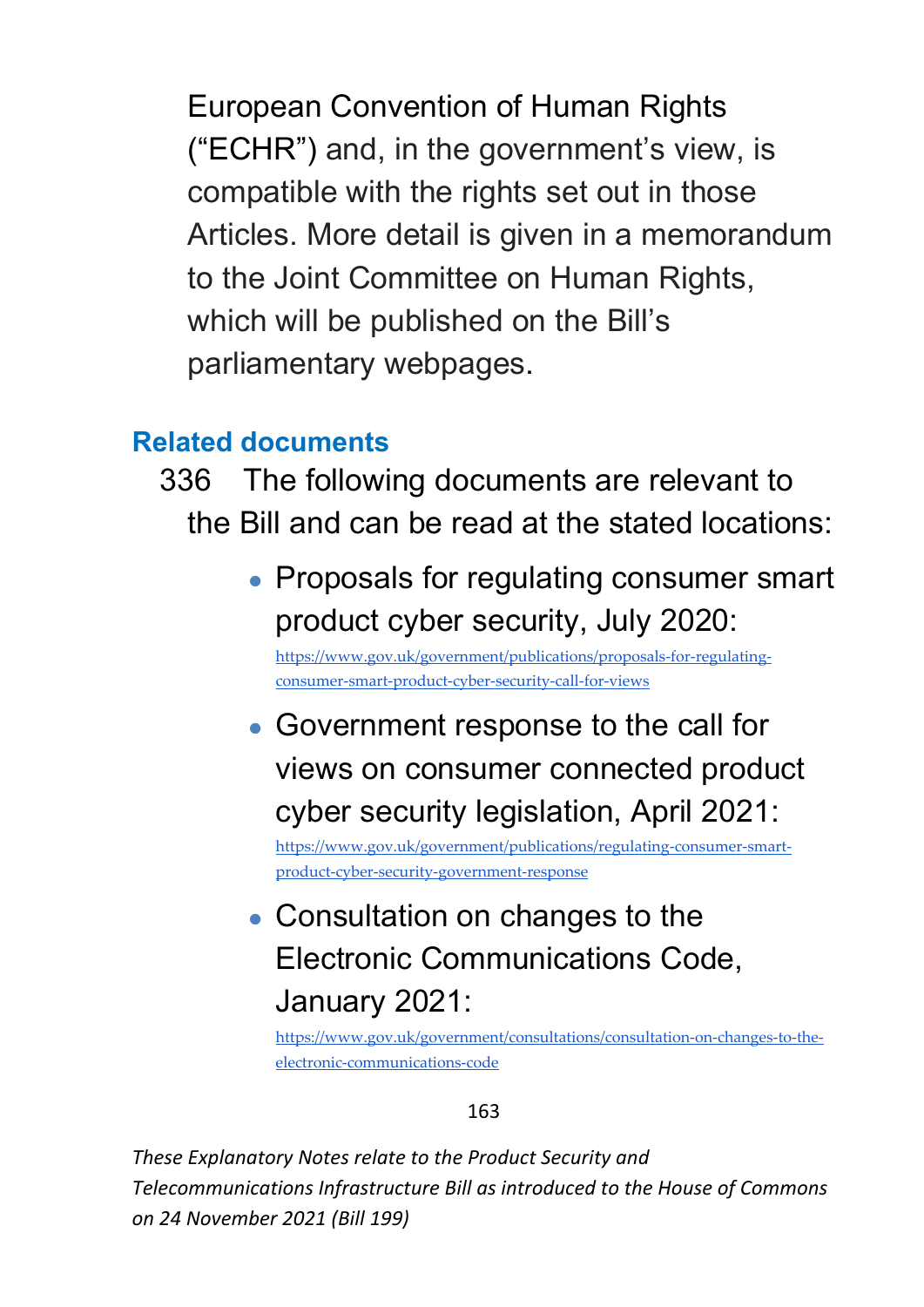European Convention of Human Rights ("ECHR") and, in the government's view, is compatible with the rights set out in those Articles. More detail is given in a memorandum to the Joint Committee on Human Rights, which will be published on the Bill's parliamentary webpages.

## Related documents

336 The following documents are relevant to the Bill and can be read at the stated locations:

- Proposals for regulating consumer smart product cyber security, July 2020: https://www.gov.uk/government/publications/proposals-for-regulating-consumer-smart-product-cyber-security-call-for-views
- Government response to the call for views on consumer connected product cyber security legislation, April 2021: https://www.gov.uk/government/publications/regulating-consumer-smart-product-cyber-security-government-response
- Consultation on changes to the Electronic Communications Code, January 2021: https://www.gov.uk/government/consultations/consultation-on-changes-to-the-electronic-communications-code

*These Explanatory Notes relate to the Product Security and Telecommunications Infrastructure Bill as introduced to the House of Commons on 24 November 2021 (Bill 199)*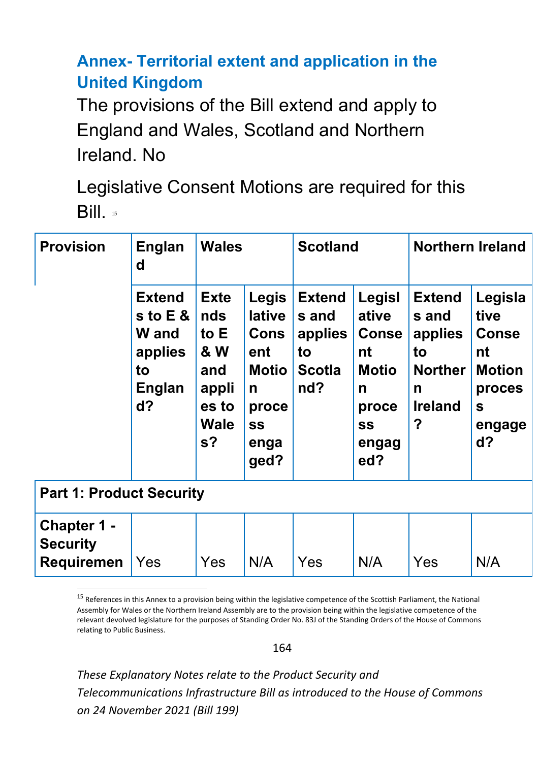## Annex- Territorial extent and application in the United Kingdom

The provisions of the Bill extend and apply to England and Wales, Scotland and Northern Ireland. No

Legislative Consent Motions are required for this Bill. [15]

| Provision | England | Wales | | Scotland | | Northern Ireland | |
|---|---|---|---|---|---|---|---|
| | Extends to E & W and applies to England? | Extends to E & W and applies to Wales? | Legislative Consent Motion process engaged? | Extends and applies to Scotland? | Legislative Consent Motion process engaged? | Extends and applies to Northern Ireland? | Legislative Consent Motion process engaged? |
| **Part 1: Product Security** | | | | | | | |
| **Chapter 1 - Security Requiremen** | Yes | Yes | N/A | Yes | N/A | Yes | N/A |

[15] References in this Annex to a provision being within the legislative competence of the Scottish Parliament, the National Assembly for Wales or the Northern Ireland Assembly are to the provision being within the legislative competence of the relevant devolved legislature for the purposes of Standing Order No. 83J of the Standing Orders of the House of Commons relating to Public Business.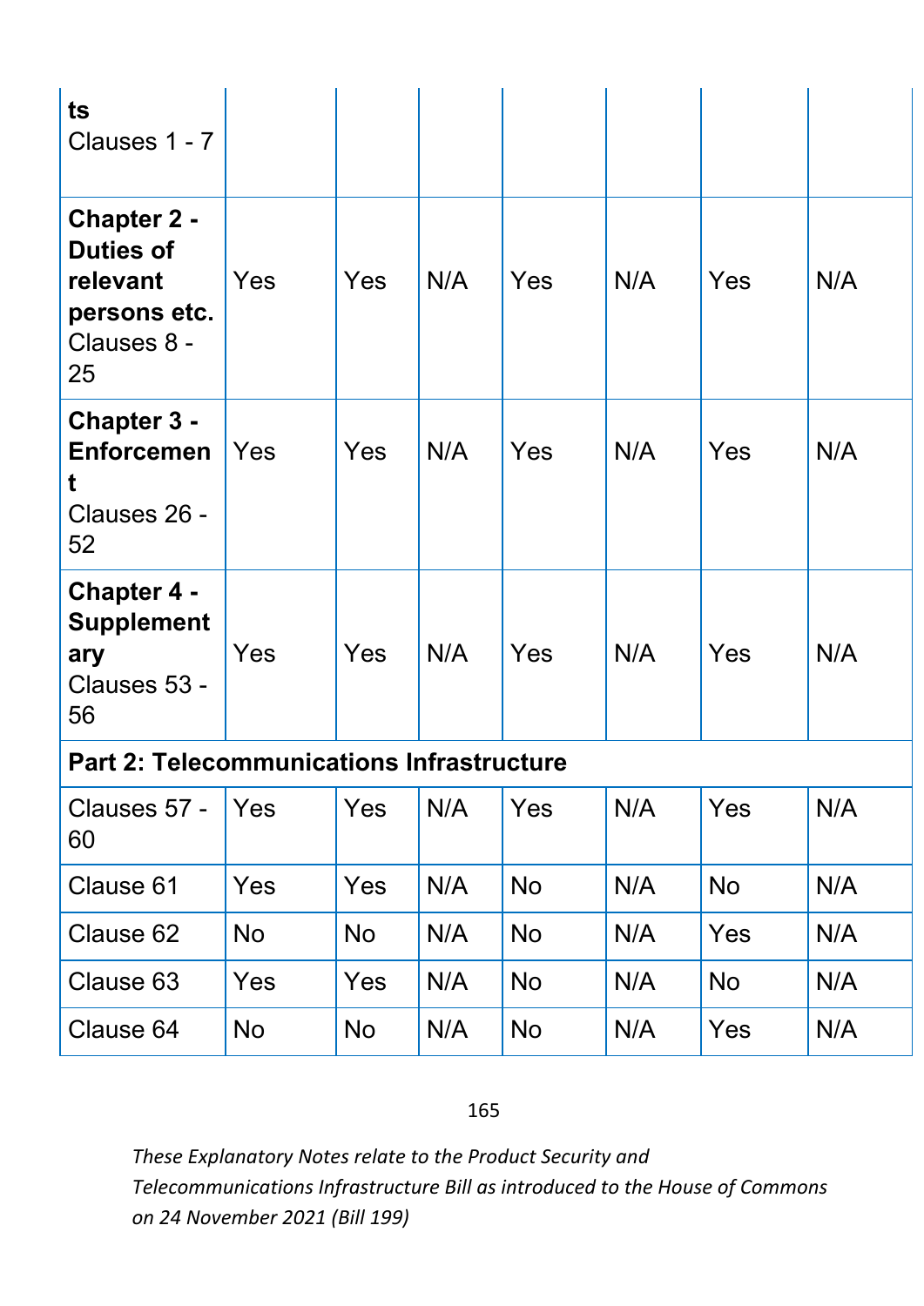| | | | | | | | |
|---|---|---|---|---|---|---|---|
| **ts** Clauses 1 - 7 | | | | | | | |
| **Chapter 2 - Duties of relevant persons etc.** Clauses 8 - 25 | Yes | Yes | N/A | Yes | N/A | Yes | N/A |
| **Chapter 3 - Enforcement** Clauses 26 - 52 | Yes | Yes | N/A | Yes | N/A | Yes | N/A |
| **Chapter 4 - Supplementary** Clauses 53 - 56 | Yes | Yes | N/A | Yes | N/A | Yes | N/A |
| **Part 2: Telecommunications Infrastructure** | | | | | | | |
| Clauses 57 - 60 | Yes | Yes | N/A | Yes | N/A | Yes | N/A |
| Clause 61 | Yes | Yes | N/A | No | N/A | No | N/A |
| Clause 62 | No | No | N/A | No | N/A | Yes | N/A |
| Clause 63 | Yes | Yes | N/A | No | N/A | No | N/A |
| Clause 64 | No | No | N/A | No | N/A | Yes | N/A |

*These Explanatory Notes relate to the Product Security and Telecommunications Infrastructure Bill as introduced to the House of Commons on 24 November 2021 (Bill 199)*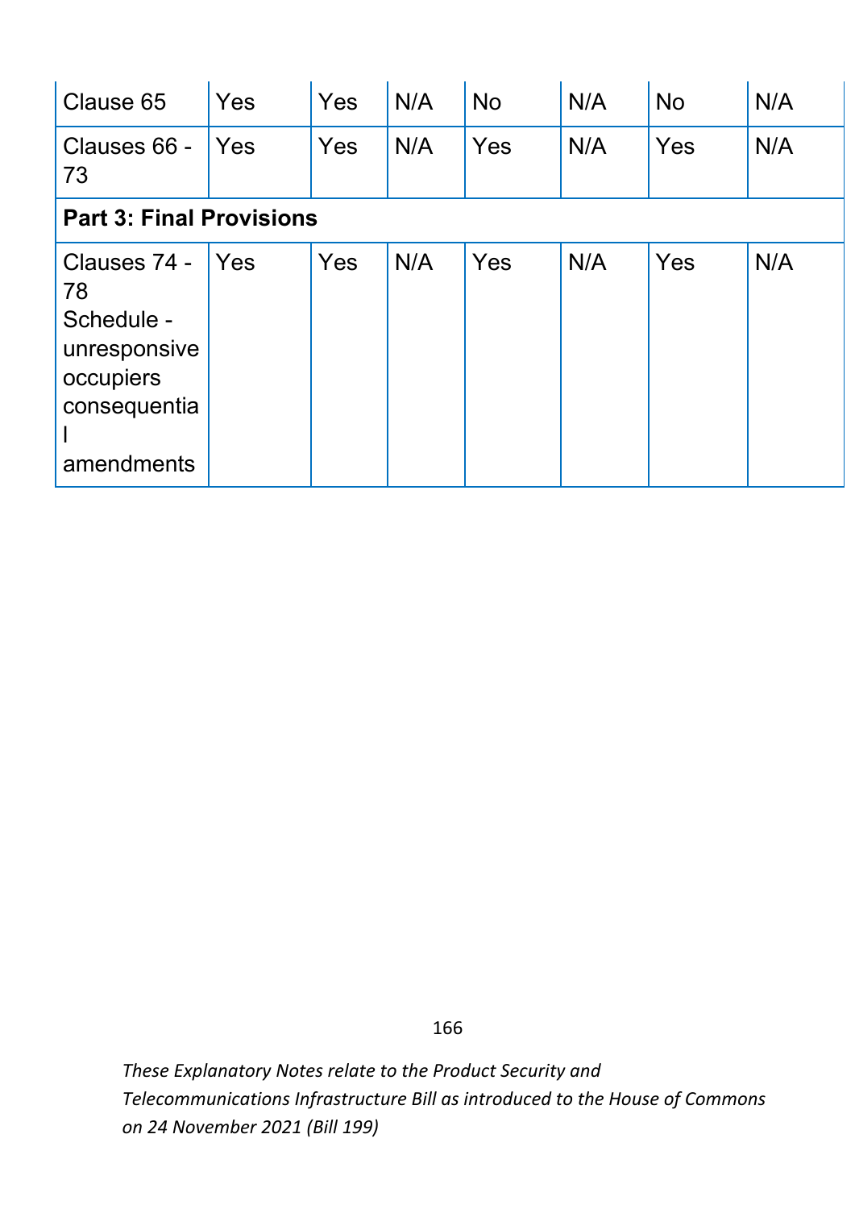| | | | | | | | |
|---|---|---|---|---|---|---|---|
| Clause 65 | Yes | Yes | N/A | No | N/A | No | N/A |
| Clauses 66 - 73 | Yes | Yes | N/A | Yes | N/A | Yes | N/A |
| **Part 3: Final Provisions** | | | | | | | |
| Clauses 74 - 78 Schedule - unresponsive occupiers consequential amendments | Yes | Yes | N/A | Yes | N/A | Yes | N/A |

*These Explanatory Notes relate to the Product Security and Telecommunications Infrastructure Bill as introduced to the House of Commons on 24 November 2021 (Bill 199)*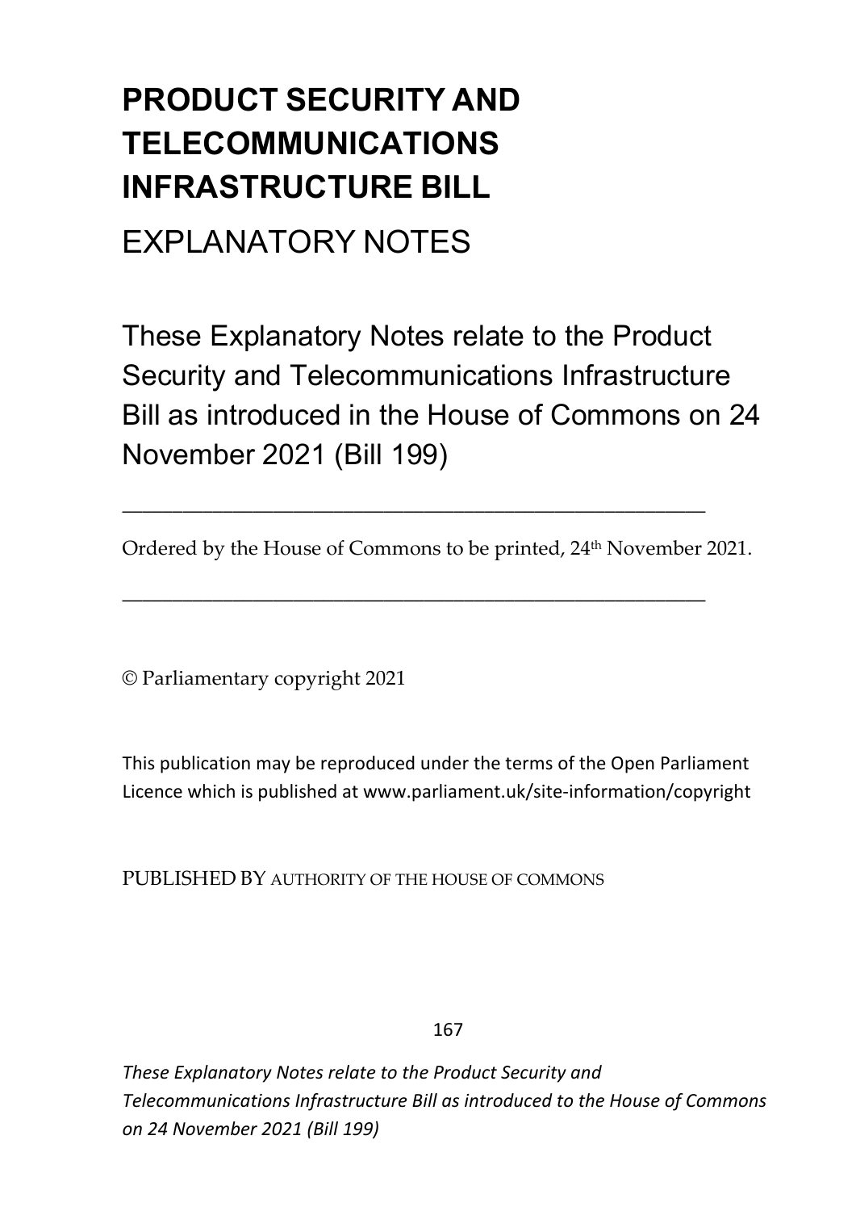# PRODUCT SECURITY AND TELECOMMUNICATIONS INFRASTRUCTURE BILL

## EXPLANATORY NOTES

These Explanatory Notes relate to the Product Security and Telecommunications Infrastructure Bill as introduced in the House of Commons on 24 November 2021 (Bill 199)

---

Ordered by the House of Commons to be printed, 24th November 2021.

---

© Parliamentary copyright 2021

This publication may be reproduced under the terms of the Open Parliament Licence which is published at www.parliament.uk/site-information/copyright

PUBLISHED BY AUTHORITY OF THE HOUSE OF COMMONS